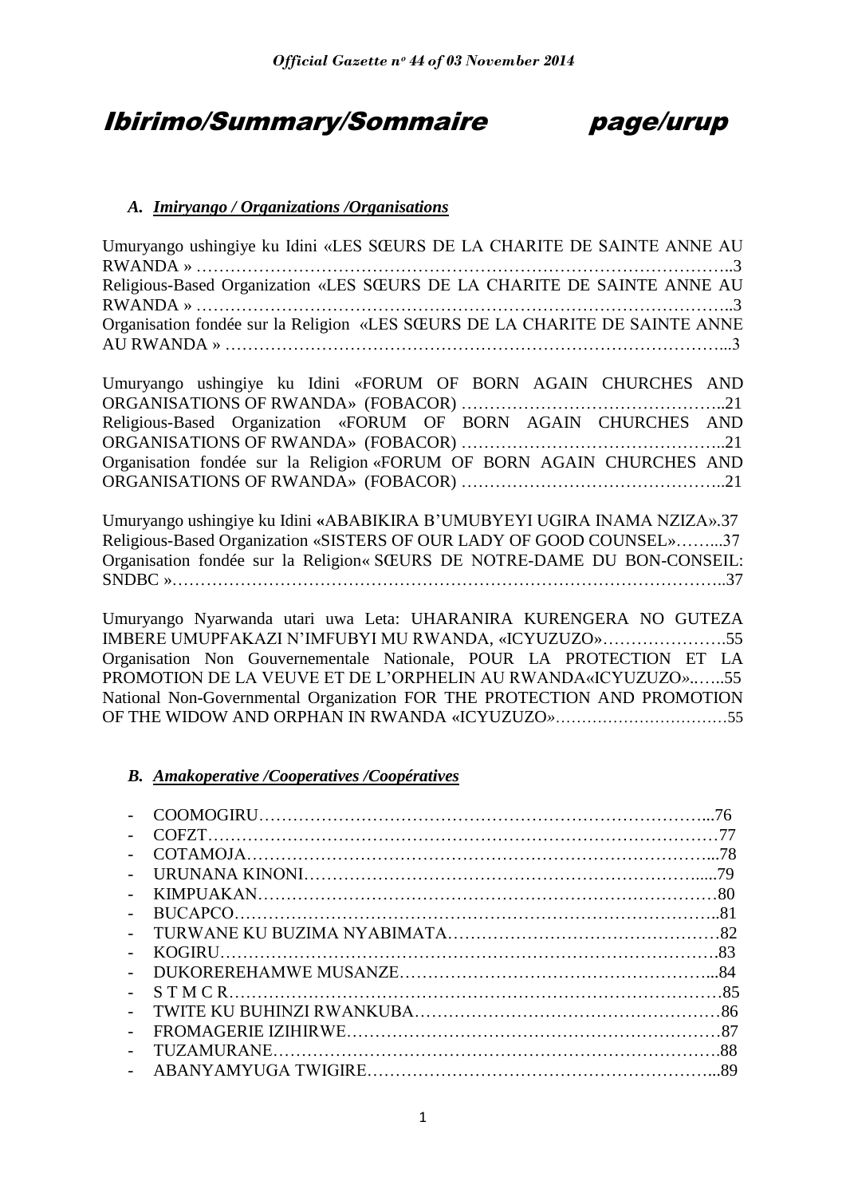# Ibirimo/Summary/Sommaire page/urup

### A. Imiryango / Organizations /Organisations

Umuryango ushingiye ku Idini «LES SŒURS DE LA CHARITE DE SAINTE ANNE AU RWANDA » ………………………………………………………………………………..3
Religious-Based Organization «LES SŒURS DE LA CHARITE DE SAINTE ANNE AU RWANDA » ………………………………………………………………………………..3
Organisation fondée sur la Religion «LES SŒURS DE LA CHARITE DE SAINTE ANNE AU RWANDA » …………………………………………………………………………...3

Umuryango ushingiye ku Idini «FORUM OF BORN AGAIN CHURCHES AND ORGANISATIONS OF RWANDA» (FOBACOR) ……………………………………..21
Religious-Based Organization «FORUM OF BORN AGAIN CHURCHES AND ORGANISATIONS OF RWANDA» (FOBACOR) ……………………………………..21
Organisation fondée sur la Religion «FORUM OF BORN AGAIN CHURCHES AND ORGANISATIONS OF RWANDA» (FOBACOR) ……………………………………..21

Umuryango ushingiye ku Idini «ABABIKIRA B'UMUBYEYI UGIRA INAMA NZIZA».37
Religious-Based Organization «SISTERS OF OUR LADY OF GOOD COUNSEL»……...37
Organisation fondée sur la Religion« SŒURS DE NOTRE-DAME DU BON-CONSEIL: SNDBC »……………………………………………………………………………………..37

Umuryango Nyarwanda utari uwa Leta: UHARANIRA KURENGERA NO GUTEZA IMBERE UMUPFAKAZI N'IMFUBYI MU RWANDA, «ICYUZUZO»………………….55
Organisation Non Gouvernementale Nationale, POUR LA PROTECTION ET LA PROMOTION DE LA VEUVE ET DE L'ORPHELIN AU RWANDA«ICYUZUZO».…...55
National Non-Governmental Organization FOR THE PROTECTION AND PROMOTION OF THE WIDOW AND ORPHAN IN RWANDA «ICYUZUZO»……………………………55

### B. Amakoperative /Cooperatives /Coopératives

- COOMOGIRU……………………………………………………………………...76
- COFZT……………………………………………………………………………77
- COTAMOJA………………………………………………………………………...78
- URUNANA KINONI……………………………………………………………......79
- KIMPUAKAN………………………………………………………………………80
- BUCAPCO…………………………………………………………………………..81
- TURWANE KU BUZIMA NYABIMATA…………………………………………82
- KOGIRU……………………………………………………………………………83
- DUKOREREHAMWE MUSANZE………………………………………………...84
- S T M C R…………………………………………………………………………85
- TWITE KU BUHINZI RWANKUBA……………………………………………86
- FROMAGERIE IZIHIRWE…………………………………………………………87
- TUZAMURANE……………………………………………………………………88
- ABANYAMYUGA TWIGIRE……………………………………………………...89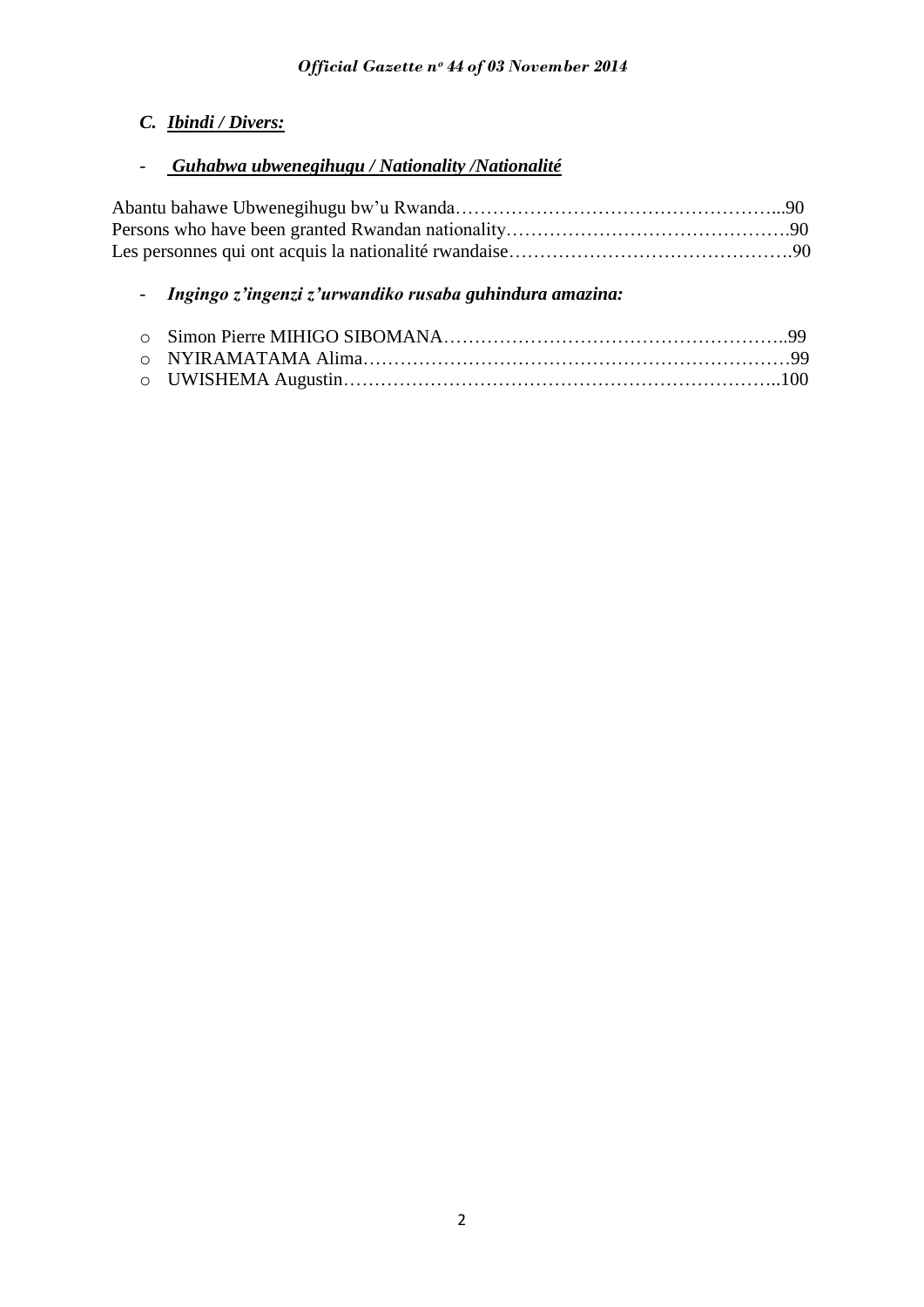### *C. Ibindi / Divers:*

- ***Guhabwa ubwenegihugu / Nationality /Nationalité***

Abantu bahawe Ubwenegihugu bw'u Rwanda……………………………………………...90
Persons who have been granted Rwandan nationality……………………………………….90
Les personnes qui ont acquis la nationalité rwandaise……………………………………….90

- ***Ingingo z'ingenzi z'urwandiko rusaba guhindura amazina:***

  - Simon Pierre MIHIGO SIBOMANA………………………………………………..99
  - NYIRAMATAMA Alima……………………………………………………………99
  - UWISHEMA Augustin……………………………………………………………..100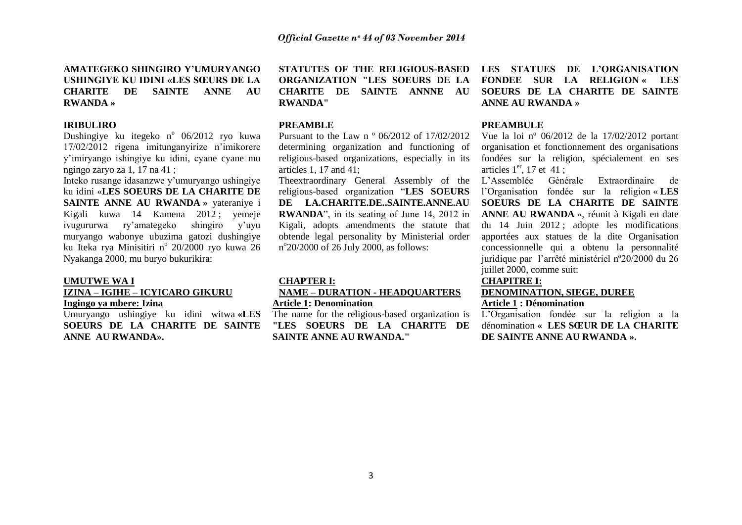**AMATEGEKO SHINGIRO Y'UMURYANGO USHINGIYE KU IDINI «LES SŒURS DE LA CHARITE DE SAINTE ANNE AU RWANDA »**

**IRIBULIRO**

Dushingiye ku itegeko n° 06/2012 ryo kuwa 17/02/2012 rigena imitunganyirize n'imikorere y'imiryango ishingiye ku idini, cyane cyane mu ngingo zaryo za 1, 17 na 41 ;

Inteko rusange idasanzwe y'umuryango ushingiye ku idini «**LES SOEURS DE LA CHARITE DE SAINTE ANNE AU RWANDA »** yateraniye i Kigali kuwa 14 Kamena 2012 ; yemeje ivugururwa ry'amategeko shingiro y'uyu muryango wabonye ubuzima gatozi dushingiye ku Iteka rya Minisitiri n° 20/2000 ryo kuwa 26 Nyakanga 2000, mu buryo bukurikira:

**UMUTWE WA I**

**IZINA – IGIHE – ICYICARO GIKURU**

**Ingingo ya mbere: Izina**

Umuryango ushingiye ku idini witwa **«LES SOEURS DE LA CHARITE DE SAINTE ANNE AU RWANDA».**

**STATUTES OF THE RELIGIOUS-BASED ORGANIZATION "LES SOEURS DE LA CHARITE DE SAINTE ANNNE AU RWANDA"**

**PREAMBLE**

Pursuant to the Law n º 06/2012 of 17/02/2012 determining organization and functioning of religious-based organizations, especially in its articles 1, 17 and 41;

Theextraordinary General Assembly of the religious-based organization "**LES SOEURS DE LA.CHARITE.DE..SAINTE.ANNE.AU RWANDA**", in its seating of June 14, 2012 in Kigali, adopts amendments the statute that obtende legal personality by Ministerial order n°20/2000 of 26 July 2000, as follows:

**CHAPTER I:**

**NAME – DURATION - HEADQUARTERS**

**Article 1: Denomination**

The name for the religious-based organization is **"LES SOEURS DE LA CHARITE DE SAINTE ANNE AU RWANDA."**

**LES STATUES DE L'ORGANISATION FONDEE SUR LA RELIGION « LES SOEURS DE LA CHARITE DE SAINTE ANNE AU RWANDA »**

**PREAMBULE**

Vue la loi nº 06/2012 de la 17/02/2012 portant organisation et fonctionnement des organisations fondées sur la religion, spécialement en ses articles 1er, 17 et 41 ;

L'Assemblée Générale Extraordinaire de l'Organisation fondée sur la religion « **LES SOEURS DE LA CHARITE DE SAINTE ANNE AU RWANDA** », réunit à Kigali en date du 14 Juin 2012 ; adopte les modifications apportées aux statues de la dite Organisation concessionnelle qui a obtenu la personnalité juridique par l'arrêté ministériel nº20/2000 du 26 juillet 2000, comme suit:

**CHAPITRE I:**

**DENOMINATION, SIEGE, DUREE**

**Article 1 : Dénomination**

L'Organisation fondée sur la religion a la dénomination **« LES SŒUR DE LA CHARITE DE SAINTE ANNE AU RWANDA ».**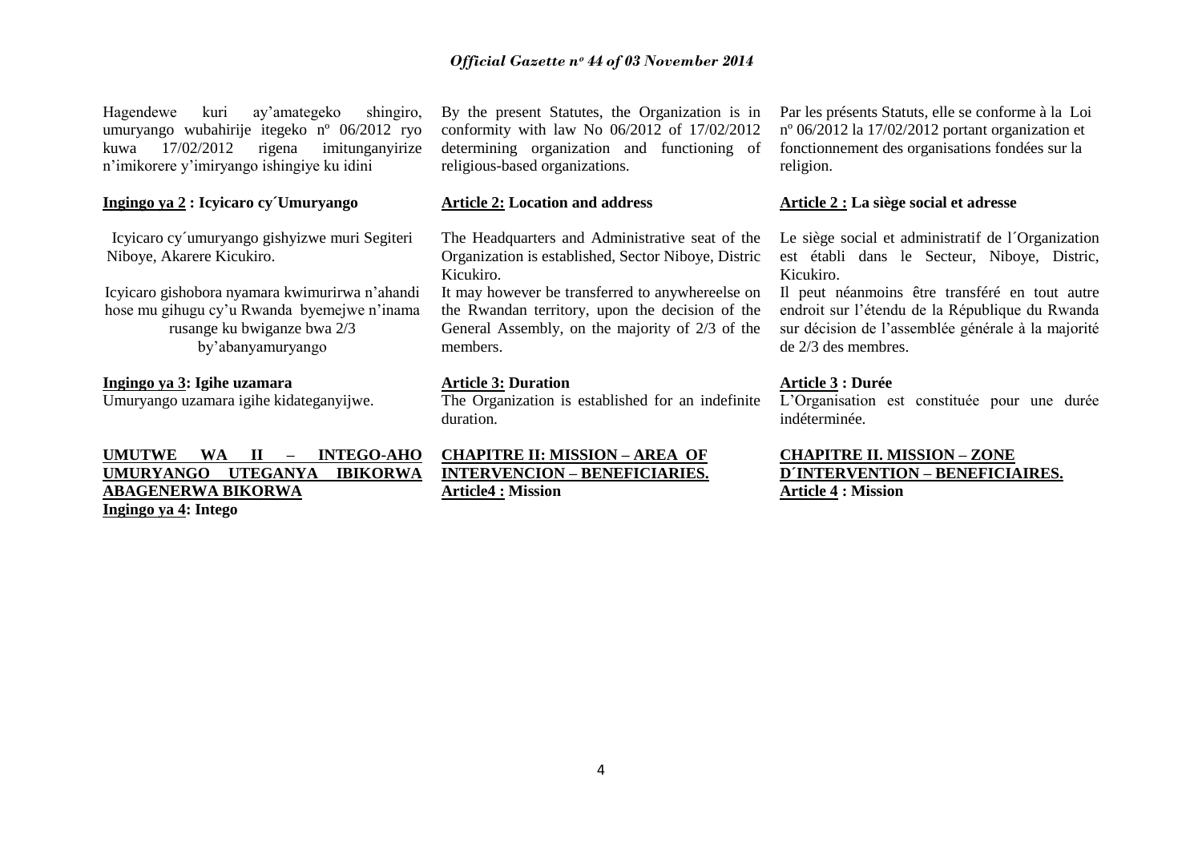Hagendewe kuri ay'amategeko shingiro, umuryango wubahirije itegeko nº 06/2012 ryo kuwa 17/02/2012 rigena imitunganyirize n'imikorere y'imiryango ishingiye ku idini

**Ingingo ya 2 : Icyicaro cy´Umuryango**

Icyicaro cy´umuryango gishyizwe muri Segiteri Niboye, Akarere Kicukiro.

Icyicaro gishobora nyamara kwimurirwa n'ahandi hose mu gihugu cy'u Rwanda byemejwe n'inama rusange ku bwiganze bwa 2/3 by'abanyamuryango

**Ingingo ya 3: Igihe uzamara**

Umuryango uzamara igihe kidateganyijwe.

**UMUTWE WA II – INTEGO-AHO UMURYANGO UTEGANYA IBIKORWA ABAGENERWA BIKORWA**

**Ingingo ya 4: Intego**

By the present Statutes, the Organization is in conformity with law No 06/2012 of 17/02/2012 determining organization and functioning of religious-based organizations.

**Article 2: Location and address**

The Headquarters and Administrative seat of the Organization is established, Sector Niboye, Distric Kicukiro.

It may however be transferred to anywhereelse on the Rwandan territory, upon the decision of the General Assembly, on the majority of 2/3 of the members.

**Article 3: Duration**

The Organization is established for an indefinite duration.

**CHAPITRE II: MISSION – AREA OF INTERVENCION – BENEFICIARIES.**

**Article4 : Mission**

Par les présents Statuts, elle se conforme à la Loi nº 06/2012 la 17/02/2012 portant organization et fonctionnement des organisations fondées sur la religion.

**Article 2 : La siège social et adresse**

Le siège social et administratif de l´Organization est établi dans le Secteur, Niboye, Distric, Kicukiro.

Il peut néanmoins être transféré en tout autre endroit sur l'étendu de la République du Rwanda sur décision de l'assemblée générale à la majorité de 2/3 des membres.

**Article 3 : Durée**

L'Organisation est constituée pour une durée indéterminée.

**CHAPITRE II. MISSION – ZONE D´INTERVENTION – BENEFICIAIRES.**

**Article 4 : Mission**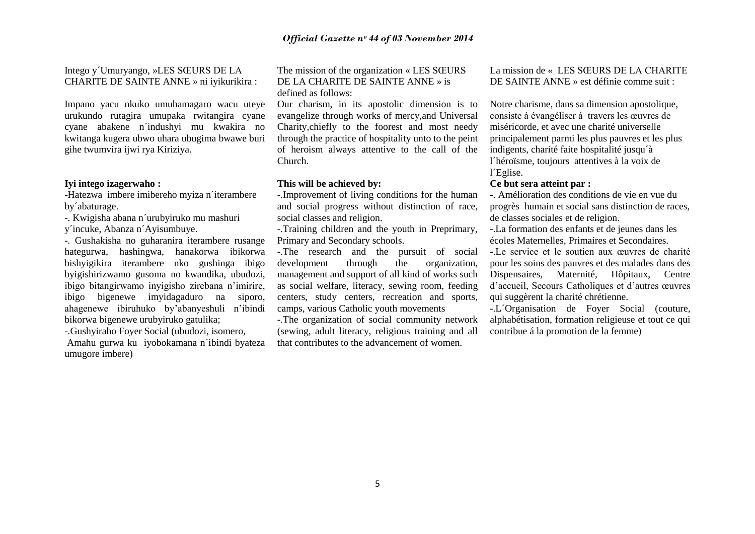Intego y´Umuryango, »LES SŒURS DE LA CHARITE DE SAINTE ANNE » ni iyikurikira :

Impano yacu nkuko umuhamagaro wacu uteye urukundo rutagira umupaka rwitangira cyane cyane abakene n´indushyi mu kwakira no kwitanga kugera ubwo uhara ubugima bwawe buri gihe twumvira ijwi rya Kiriziya.

**Iyi intego izagerwaho :**

-Hatezwa imbere imibereho myiza n´iterambere by´abaturage.

-. Kwigisha abana n´urubyiruko mu mashuri y´incuke, Abanza n´Ayisumbuye.

-. Gushakisha no guharanira iterambere rusange hategurwa, hashingwa, hanakorwa ibikorwa bishyigikira iterambere nko gushinga ibigo byigishirizwamo gusoma no kwandika, ubudozi, ibigo bitangirwamo inyigisho zirebana n'imirire, ibigo bigenewe imyidagaduro na siporo, ahagenewe ibiruhuko by'abanyeshuli n'ibindi bikorwa bigenewe urubyiruko gatulika;

-.Gushyiraho Foyer Social (ubudozi, isomero, Amahu gurwa ku iyobokamana n´ibindi byateza umugore imbere)

The mission of the organization « LES SŒURS DE LA CHARITE DE SAINTE ANNE » is defined as follows:

Our charism, in its apostolic dimension is to evangelize through works of mercy,and Universal Charity,chiefly to the foorest and most needy through the practice of hospitality unto to the peint of heroism always attentive to the call of the Church.

**This will be achieved by:**

-.Improvement of living conditions for the human and social progress without distinction of race, social classes and religion.

-.Training children and the youth in Preprimary, Primary and Secondary schools.

-.The research and the pursuit of social development through the organization, management and support of all kind of works such as social welfare, literacy, sewing room, feeding centers, study centers, recreation and sports, camps, various Catholic youth movements

-.The organization of social community network (sewing, adult literacy, religious training and all that contributes to the advancement of women.

La mission de « LES SŒURS DE LA CHARITE DE SAINTE ANNE » est définie comme suit :

Notre charisme, dans sa dimension apostolique, consiste á évangéliser á travers les œuvres de miséricorde, et avec une charité universelle principalement parmi les plus pauvres et les plus indigents, charité faite hospitalité jusqu´à l´héroïsme, toujours attentives à la voix de l´Eglise.

**Ce but sera atteint par :**

-. Amélioration des conditions de vie en vue du progrès humain et social sans distinction de races, de classes sociales et de religion.

-.La formation des enfants et de jeunes dans les écoles Maternelles, Primaires et Secondaires.

-.Le service et le soutien aux œuvres de charité pour les soins des pauvres et des malades dans des Dispensaires, Maternité, Hôpitaux, Centre d'accueil, Secours Catholiques et d'autres œuvres qui suggèrent la charité chrétienne.

-.L´Organisation de Foyer Social (couture, alphabétisation, formation religieuse et tout ce qui contribue á la promotion de la femme)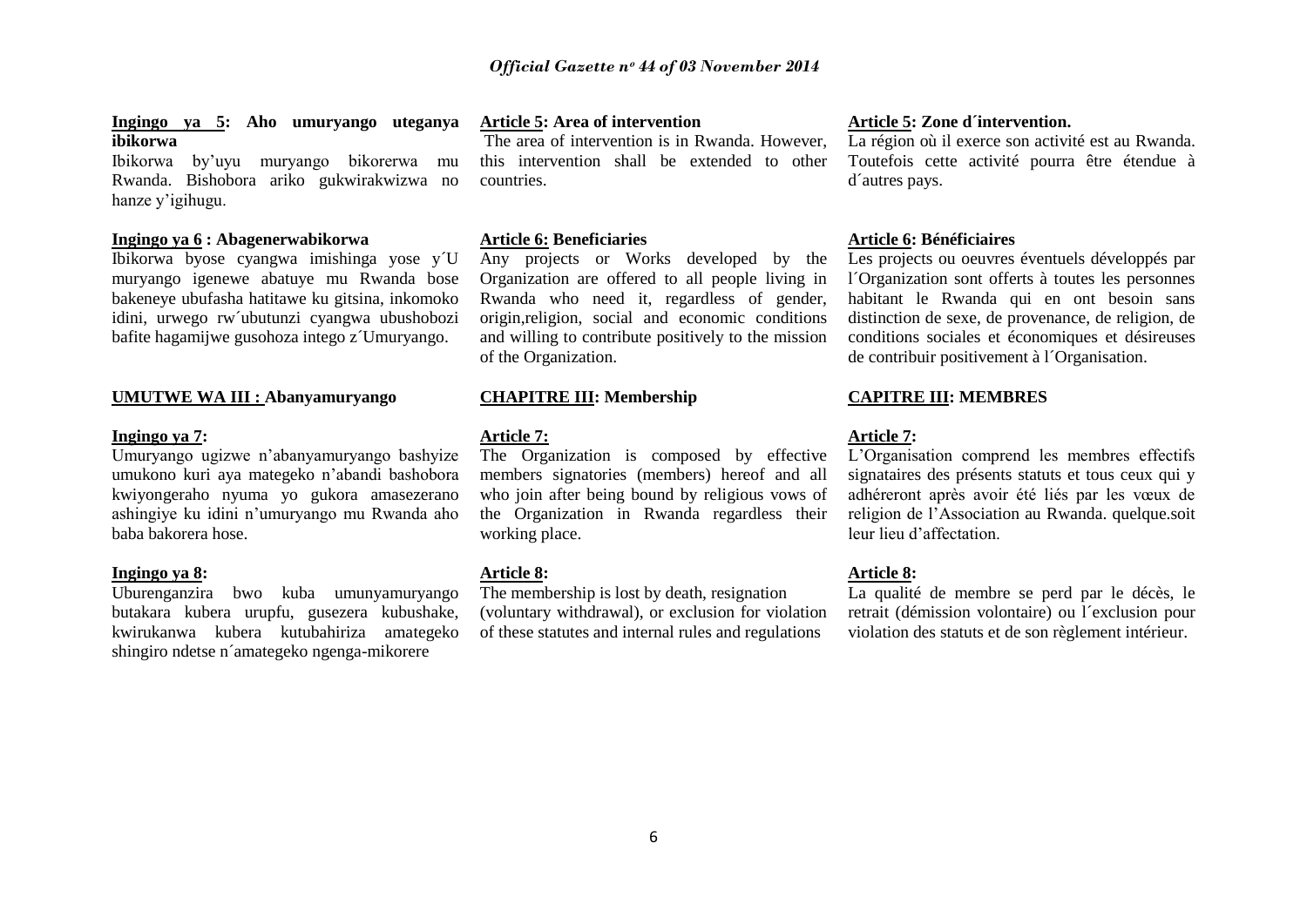**Ingingo ya 5: Aho umuryango uteganya ibikorwa**

Ibikorwa by'uyu muryango bikorerwa mu Rwanda. Bishobora ariko gukwirakwizwa no hanze y'igihugu.

**Ingingo ya 6 : Abagenerwabikorwa**

Ibikorwa byose cyangwa imishinga yose y´U muryango igenewe abatuye mu Rwanda bose bakeneye ubufasha hatitawe ku gitsina, inkomoko idini, urwego rw´ubutunzi cyangwa ubushobozi bafite hagamijwe gusohoza intego z´Umuryango.

**UMUTWE WA III : Abanyamuryango**

**Ingingo ya 7:**

Umuryango ugizwe n'abanyamuryango bashyize umukono kuri aya mategeko n'abandi bashobora kwiyongeraho nyuma yo gukora amasezerano ashingiye ku idini n'umuryango mu Rwanda aho baba bakorera hose.

**Ingingo ya 8:**

Uburenganzira bwo kuba umunyamuryango butakara kubera urupfu, gusezera kubushake, kwirukanwa kubera kutubahiriza amategeko shingiro ndetse n´amategeko ngenga-mikorere

**Article 5: Area of intervention**

The area of intervention is in Rwanda. However, this intervention shall be extended to other countries.

**Article 6: Beneficiaries**

Any projects or Works developed by the Organization are offered to all people living in Rwanda who need it, regardless of gender, origin,religion, social and economic conditions and willing to contribute positively to the mission of the Organization.

**CHAPITRE III: Membership**

**Article 7:**

The Organization is composed by effective members signatories (members) hereof and all who join after being bound by religious vows of the Organization in Rwanda regardless their working place.

**Article 8:**

The membership is lost by death, resignation (voluntary withdrawal), or exclusion for violation of these statutes and internal rules and regulations

**Article 5: Zone d´intervention.**

La région où il exerce son activité est au Rwanda. Toutefois cette activité pourra être étendue à d´autres pays.

**Article 6: Bénéficiaires**

Les projects ou oeuvres éventuels développés par l´Organization sont offerts à toutes les personnes habitant le Rwanda qui en ont besoin sans distinction de sexe, de provenance, de religion, de conditions sociales et économiques et désireuses de contribuir positivement à l´Organisation.

**CAPITRE III: MEMBRES**

**Article 7:**

L'Organisation comprend les membres effectifs signataires des présents statuts et tous ceux qui y adhéreront après avoir été liés par les vœux de religion de l'Association au Rwanda. quelque.soit leur lieu d'affectation.

**Article 8:**

La qualité de membre se perd par le décès, le retrait (démission volontaire) ou l´exclusion pour violation des statuts et de son règlement intérieur.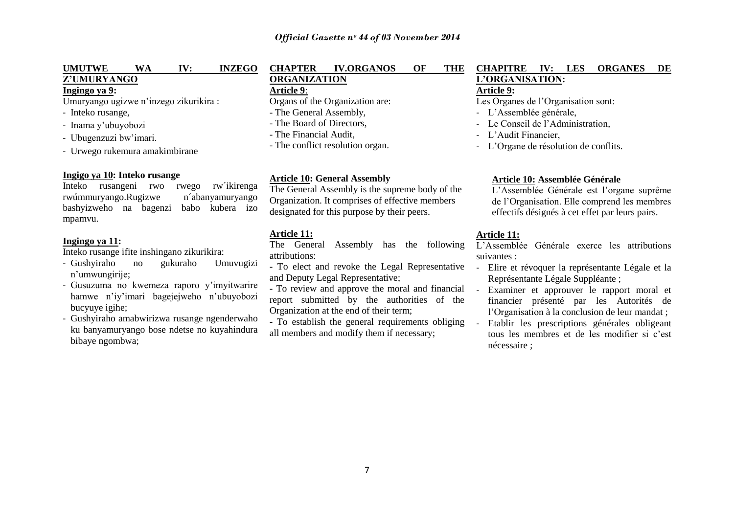**UMUTWE WA IV: INZEGO Z'UMURYANGO**

**Ingingo ya 9:**

Umuryango ugizwe n'inzego zikurikira :

- Inteko rusange,
- Inama y'ubuyobozi
- Ubugenzuzi bw'imari.
- Urwego rukemura amakimbirane

**Ingigo ya 10: Inteko rusange**

Inteko rusangeni rwo rwego rw´ikirenga rwúmmuryango.Rugizwe n´abanyamuryango bashyizweho na bagenzi babo kubera izo mpamvu.

**Ingingo ya 11:**

Inteko rusange ifite inshingano zikurikira:

- Gushyiraho no gukuraho Umuvugizi n'umwungirije;
- Gusuzuma no kwemeza raporo y'imyitwarire hamwe n'iy'imari bagejejweho n'ubuyobozi bucyuye igihe;
- Gushyiraho amabwirizwa rusange ngenderwaho ku banyamuryango bose ndetse no kuyahindura bibaye ngombwa;

**CHAPTER IV.ORGANOS OF THE ORGANIZATION**

**Article 9**:

Organs of the Organization are:

- The General Assembly,
- The Board of Directors,
- The Financial Audit,
- The conflict resolution organ.

**Article 10: General Assembly**

The General Assembly is the supreme body of the Organization. It comprises of effective members designated for this purpose by their peers.

**Article 11:**

The General Assembly has the following attributions:

- To elect and revoke the Legal Representative and Deputy Legal Representative;
- To review and approve the moral and financial report submitted by the authorities of the Organization at the end of their term;
- To establish the general requirements obliging all members and modify them if necessary;

**CHAPITRE IV: LES ORGANES DE L'ORGANISATION:**

**Article 9:**

Les Organes de l'Organisation sont:

- L'Assemblée générale,
- Le Conseil de l'Administration,
- L'Audit Financier,
- L'Organe de résolution de conflits.

**Article 10: Assemblée Générale**

L'Assemblée Générale est l'organe suprême de l'Organisation. Elle comprend les membres effectifs désignés à cet effet par leurs pairs.

**Article 11:**

L'Assemblée Générale exerce les attributions suivantes :

- Elire et révoquer la représentante Légale et la Représentante Légale Suppléante ;
- Examiner et approuver le rapport moral et financier présenté par les Autorités de l'Organisation à la conclusion de leur mandat ;
- Etablir les prescriptions générales obligeant tous les membres et de les modifier si c'est nécessaire ;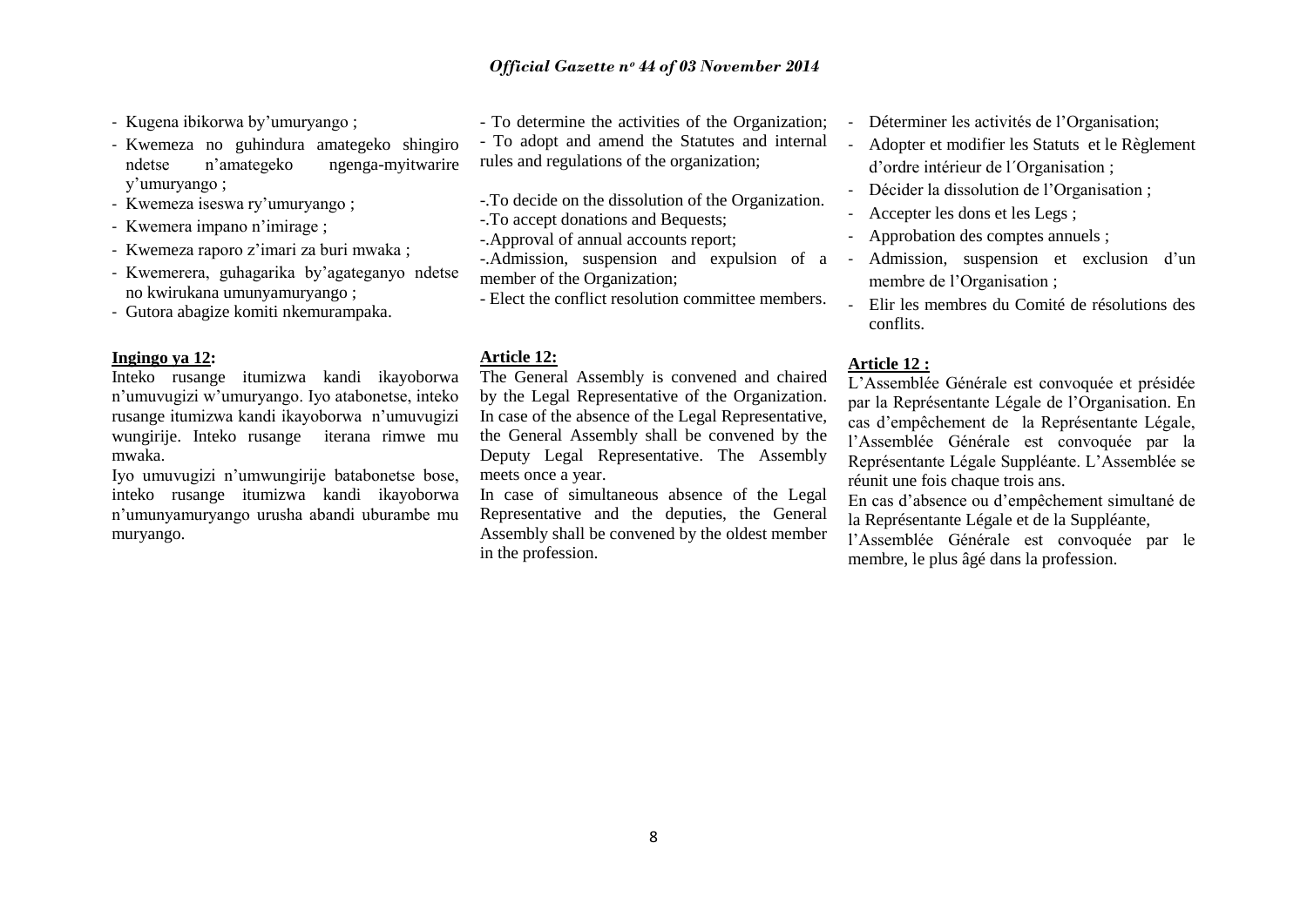- Kugena ibikorwa by'umuryango ;
- Kwemeza no guhindura amategeko shingiro ndetse n'amategeko ngenga-myitwarire y'umuryango ;
- Kwemeza iseswa ry'umuryango ;
- Kwemera impano n'imirage ;
- Kwemeza raporo z'imari za buri mwaka ;
- Kwemerera, guhagarika by'agateganyo ndetse no kwirukana umunyamuryango ;
- Gutora abagize komiti nkemurampaka.

**Ingingo ya 12:**

Inteko rusange itumizwa kandi ikayoborwa n'umuvugizi w'umuryango. Iyo atabonetse, inteko rusange itumizwa kandi ikayoborwa n'umuvugizi wungirije. Inteko rusange iterana rimwe mu mwaka.

Iyo umuvugizi n'umwungirije batabonetse bose, inteko rusange itumizwa kandi ikayoborwa n'umunyamuryango urusha abandi uburambe mu muryango.

- To determine the activities of the Organization;
- To adopt and amend the Statutes and internal rules and regulations of the organization;
-.To decide on the dissolution of the Organization.
-.To accept donations and Bequests;
-.Approval of annual accounts report;
-.Admission, suspension and expulsion of a member of the Organization;
- Elect the conflict resolution committee members.

**Article 12:**

The General Assembly is convened and chaired by the Legal Representative of the Organization. In case of the absence of the Legal Representative, the General Assembly shall be convened by the Deputy Legal Representative. The Assembly meets once a year.

In case of simultaneous absence of the Legal Representative and the deputies, the General Assembly shall be convened by the oldest member in the profession.

- Déterminer les activités de l'Organisation;
- Adopter et modifier les Statuts et le Règlement d'ordre intérieur de l´Organisation ;
- Décider la dissolution de l'Organisation ;
- Accepter les dons et les Legs ;
- Approbation des comptes annuels ;
- Admission, suspension et exclusion d'un membre de l'Organisation ;
- Elir les membres du Comité de résolutions des conflits.

**Article 12 :**

L'Assemblée Générale est convoquée et présidée par la Représentante Légale de l'Organisation. En cas d'empêchement de la Représentante Légale, l'Assemblée Générale est convoquée par la Représentante Légale Suppléante. L'Assemblée se réunit une fois chaque trois ans.

En cas d'absence ou d'empêchement simultané de la Représentante Légale et de la Suppléante,

l'Assemblée Générale est convoquée par le membre, le plus âgé dans la profession.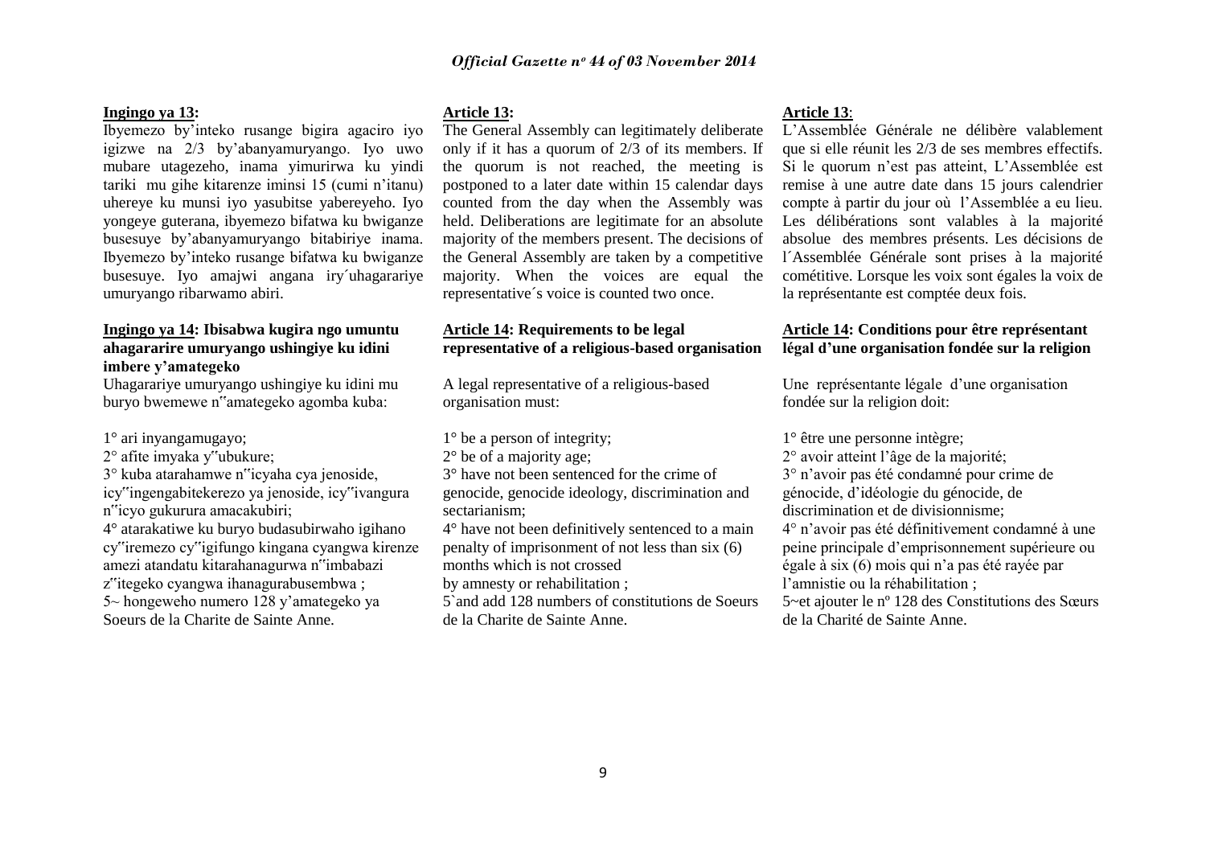**Ingingo ya 13:**

Ibyemezo by'inteko rusange bigira agaciro iyo igizwe na 2/3 by'abanyamuryango. Iyo uwo mubare utagezeho, inama yimurirwa ku yindi tariki mu gihe kitarenze iminsi 15 (cumi n'itanu) uhereye ku munsi iyo yasubitse yabereyeho. Iyo yongeye guterana, ibyemezo bifatwa ku bwiganze busesuye by'abanyamuryango bitabiriye inama. Ibyemezo by'inteko rusange bifatwa ku bwiganze busesuye. Iyo amajwi angana iry´uhagarariye umuryango ribarwamo abiri.

**Ingingo ya 14: Ibisabwa kugira ngo umuntu ahagararire umuryango ushingiye ku idini imbere y'amategeko**

Uhagarariye umuryango ushingiye ku idini mu buryo bwemewe n‟amategeko agomba kuba:

1° ari inyangamugayo;
2° afite imyaka y‟ubukure;
3° kuba atarahamwe n‟icyaha cya jenoside, icy‟ingengabitekerezo ya jenoside, icy‟ivangura n‟icyo gukurura amacakubiri;
4° atarakatiwe ku buryo budasubirwaho igihano cy‟iremezo cy‟igifungo kingana cyangwa kirenze amezi atandatu kitarahanagurwa n‟imbabazi z‟itegeko cyangwa ihanagurabusembwa ;
5~ hongeweho numero 128 y'amategeko ya Soeurs de la Charite de Sainte Anne.

**Article 13:**

The General Assembly can legitimately deliberate only if it has a quorum of 2/3 of its members. If the quorum is not reached, the meeting is postponed to a later date within 15 calendar days counted from the day when the Assembly was held. Deliberations are legitimate for an absolute majority of the members present. The decisions of the General Assembly are taken by a competitive majority. When the voices are equal the representative´s voice is counted two once.

**Article 14: Requirements to be legal representative of a religious-based organisation**

A legal representative of a religious-based organisation must:

1° be a person of integrity;
2° be of a majority age;
3° have not been sentenced for the crime of genocide, genocide ideology, discrimination and sectarianism;
4° have not been definitively sentenced to a main penalty of imprisonment of not less than six (6) months which is not crossed by amnesty or rehabilitation ;
5`and add 128 numbers of constitutions de Soeurs de la Charite de Sainte Anne.

**Article 13**:

L'Assemblée Générale ne délibère valablement que si elle réunit les 2/3 de ses membres effectifs. Si le quorum n'est pas atteint, L'Assemblée est remise à une autre date dans 15 jours calendrier compte à partir du jour où l'Assemblée a eu lieu. Les délibérations sont valables à la majorité absolue des membres présents. Les décisions de l´Assemblée Générale sont prises à la majorité cométitive. Lorsque les voix sont égales la voix de la représentante est comptée deux fois.

**Article 14: Conditions pour être représentant légal d'une organisation fondée sur la religion**

Une représentante légale d'une organisation fondée sur la religion doit:

1° être une personne intègre;
2° avoir atteint l'âge de la majorité;
3° n'avoir pas été condamné pour crime de génocide, d'idéologie du génocide, de discrimination et de divisionnisme;
4° n'avoir pas été définitivement condamné à une peine principale d'emprisonnement supérieure ou égale à six (6) mois qui n'a pas été rayée par l'amnistie ou la réhabilitation ;
5~et ajouter le nº 128 des Constitutions des Sœurs de la Charité de Sainte Anne.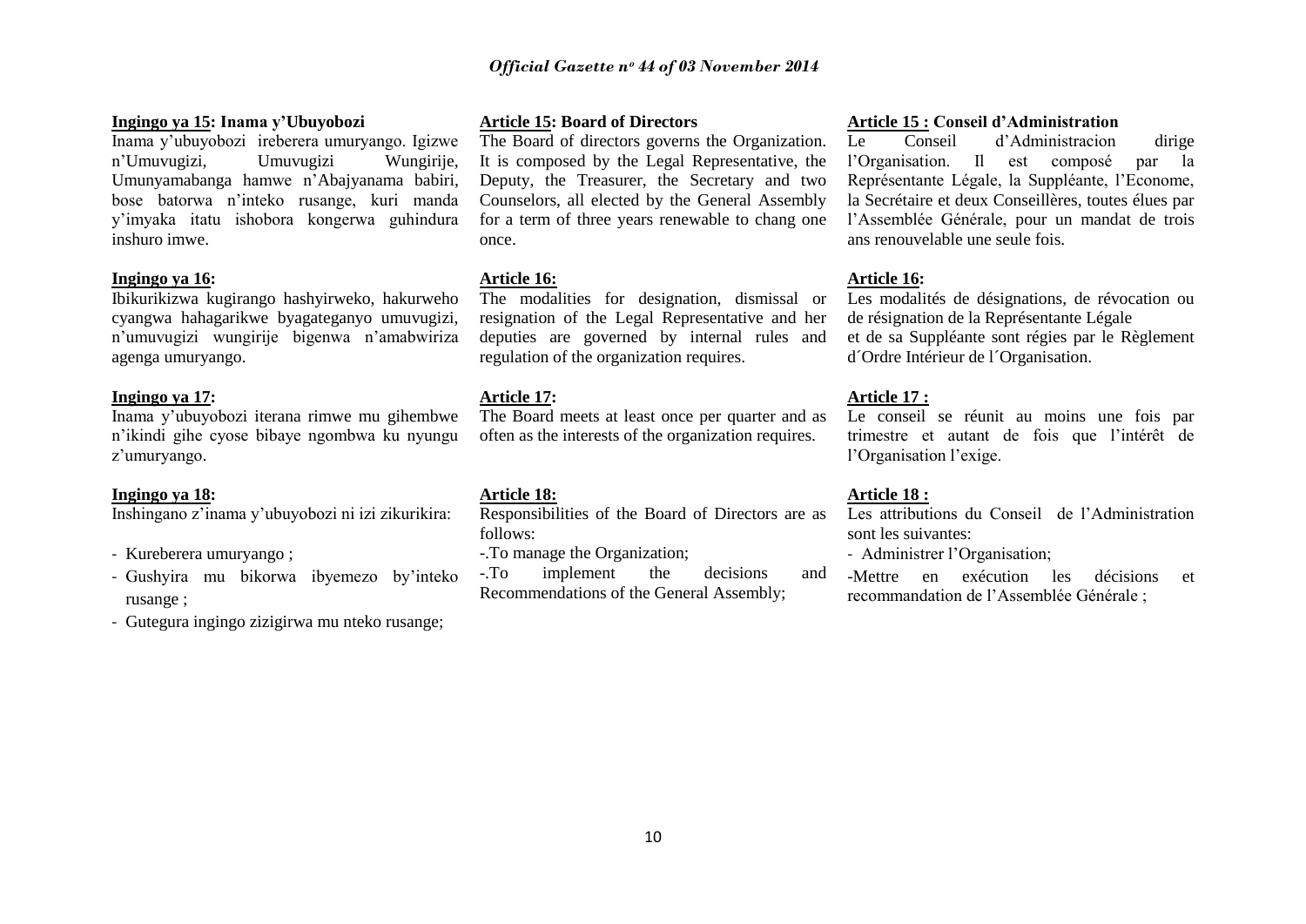**Ingingo ya 15: Inama y'Ubuyobozi**

Inama y'ubuyobozi ireberera umuryango. Igizwe n'Umuvugizi, Umuvugizi Wungirije, Umunyamabanga hamwe n'Abajyanama babiri, bose batorwa n'inteko rusange, kuri manda y'imyaka itatu ishobora kongerwa guhindura inshuro imwe.

**Ingingo ya 16:**

Ibikurikizwa kugirango hashyirweko, hakurweho cyangwa hahagarikwe byagateganyo umuvugizi, n'umuvugizi wungirije bigenwa n'amabwiriza agenga umuryango.

**Ingingo ya 17:**

Inama y'ubuyobozi iterana rimwe mu gihembwe n'ikindi gihe cyose bibaye ngombwa ku nyungu z'umuryango.

**Ingingo ya 18:**

Inshingano z'inama y'ubuyobozi ni izi zikurikira:

- Kureberera umuryango ;
- Gushyira mu bikorwa ibyemezo by'inteko rusange ;
- Gutegura ingingo zizigirwa mu nteko rusange;

**Article 15: Board of Directors**

The Board of directors governs the Organization. It is composed by the Legal Representative, the Deputy, the Treasurer, the Secretary and two Counselors, all elected by the General Assembly for a term of three years renewable to chang one once.

**Article 16:**

The modalities for designation, dismissal or resignation of the Legal Representative and her deputies are governed by internal rules and regulation of the organization requires.

**Article 17:**

The Board meets at least once per quarter and as often as the interests of the organization requires.

**Article 18:**

Responsibilities of the Board of Directors are as follows:

-.To manage the Organization;

-.To implement the decisions and Recommendations of the General Assembly;

**Article 15 : Conseil d'Administration**

Le Conseil d'Administracion dirige l'Organisation. Il est composé par la Représentante Légale, la Suppléante, l'Econome, la Secrétaire et deux Conseillères, toutes élues par l'Assemblée Générale, pour un mandat de trois ans renouvelable une seule fois.

**Article 16:**

Les modalités de désignations, de révocation ou de résignation de la Représentante Légale et de sa Suppléante sont régies par le Règlement d´Ordre Intérieur de l´Organisation.

**Article 17 :**

Le conseil se réunit au moins une fois par trimestre et autant de fois que l'intérêt de l'Organisation l'exige.

**Article 18 :**

Les attributions du Conseil de l'Administration sont les suivantes:

- Administrer l'Organisation;

-Mettre en exécution les décisions et recommandation de l'Assemblée Générale ;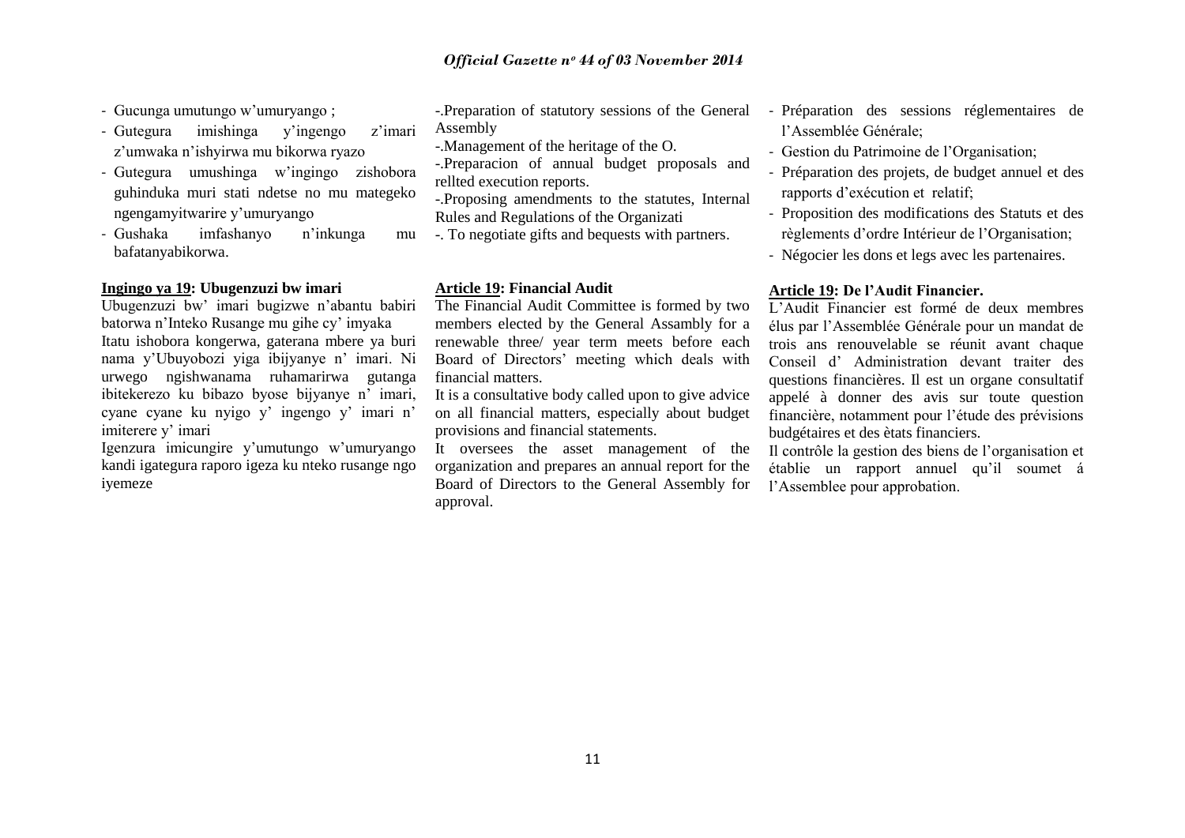- Gucunga umutungo w'umuryango ;
- Gutegura imishinga y'ingengo z'imari z'umwaka n'ishyirwa mu bikorwa ryazo
- Gutegura umushinga w'ingingo zishobora guhinduka muri stati ndetse no mu mategeko ngengamyitwarire y'umuryango
- Gushaka imfashanyo n'inkunga mu bafatanyabikorwa.

**Ingingo ya 19: Ubugenzuzi bw imari**

Ubugenzuzi bw' imari bugizwe n'abantu babiri batorwa n'Inteko Rusange mu gihe cy' imyaka

Itatu ishobora kongerwa, gaterana mbere ya buri nama y'Ubuyobozi yiga ibijyanye n' imari. Ni urwego ngishwanama ruhamarirwa gutanga ibitekerezo ku bibazo byose bijyanye n' imari, cyane cyane ku nyigo y' ingengo y' imari n' imiterere y' imari

Igenzura imicungire y'umutungo w'umuryango kandi igategura raporo igeza ku nteko rusange ngo iyemeze

-.Preparation of statutory sessions of the General Assembly

-.Management of the heritage of the O.

-.Preparacion of annual budget proposals and rellted execution reports.

-.Proposing amendments to the statutes, Internal Rules and Regulations of the Organizati

-. To negotiate gifts and bequests with partners.

**Article 19: Financial Audit**

The Financial Audit Committee is formed by two members elected by the General Assambly for a renewable three/ year term meets before each Board of Directors' meeting which deals with financial matters.

It is a consultative body called upon to give advice on all financial matters, especially about budget provisions and financial statements.

It oversees the asset management of the organization and prepares an annual report for the Board of Directors to the General Assembly for approval.

- Préparation des sessions réglementaires de l'Assemblée Générale;
- Gestion du Patrimoine de l'Organisation;
- Préparation des projets, de budget annuel et des rapports d'exécution et relatif;
- Proposition des modifications des Statuts et des règlements d'ordre Intérieur de l'Organisation;
- Négocier les dons et legs avec les partenaires.

**Article 19: De l'Audit Financier.**

L'Audit Financier est formé de deux membres élus par l'Assemblée Générale pour un mandat de trois ans renouvelable se réunit avant chaque Conseil d' Administration devant traiter des questions financières. Il est un organe consultatif appelé à donner des avis sur toute question financière, notamment pour l'étude des prévisions budgétaires et des ètats financiers.

Il contrôle la gestion des biens de l'organisation et établie un rapport annuel qu'il soumet á l'Assemblee pour approbation.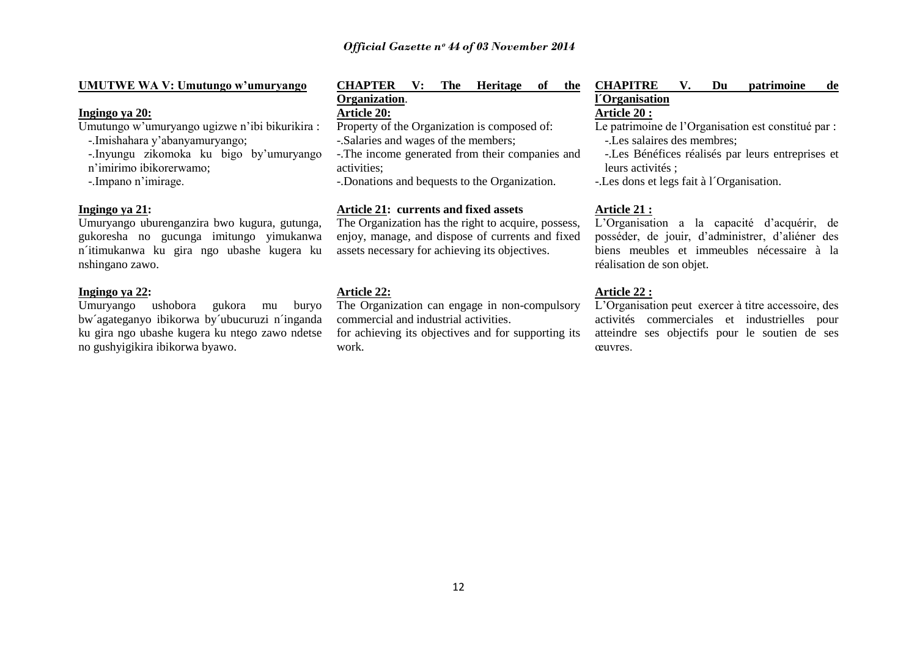**UMUTWE WA V: Umutungo w'umuryango**

**Ingingo ya 20:**

Umutungo w'umuryango ugizwe n'ibi bikurikira :

-.Imishahara y'abanyamuryango;

-.Inyungu zikomoka ku bigo by'umuryango n'imirimo ibikorerwamo;

-.Impano n'imirage.

**Ingingo ya 21:**

Umuryango uburenganzira bwo kugura, gutunga, gukoresha no gucunga imitungo yimukanwa n´itimukanwa ku gira ngo ubashe kugera ku nshingano zawo.

**Ingingo ya 22:**

Umuryango ushobora gukora mu buryo bw´agateganyo ibikorwa by´ubucuruzi n´inganda ku gira ngo ubashe kugera ku ntego zawo ndetse no gushyigikira ibikorwa byawo.

**CHAPTER V: The Heritage of the Organization.**

**Article 20:**

Property of the Organization is composed of:

-.Salaries and wages of the members;

-.The income generated from their companies and activities;

-.Donations and bequests to the Organization.

**Article 21: currents and fixed assets**

The Organization has the right to acquire, possess, enjoy, manage, and dispose of currents and fixed assets necessary for achieving its objectives.

**Article 22:**

The Organization can engage in non-compulsory commercial and industrial activities.

for achieving its objectives and for supporting its work.

**CHAPITRE V. Du patrimoine de l´Organisation**

**Article 20 :**

Le patrimoine de l'Organisation est constitué par :

-.Les salaires des membres;

-.Les Bénéfices réalisés par leurs entreprises et leurs activités ;

-.Les dons et legs fait à l´Organisation.

**Article 21 :**

L'Organisation a la capacité d'acquérir, de posséder, de jouir, d'administrer, d'aliéner des biens meubles et immeubles nécessaire à la réalisation de son objet.

**Article 22 :**

L'Organisation peut exercer à titre accessoire, des activités commerciales et industrielles pour atteindre ses objectifs pour le soutien de ses œuvres.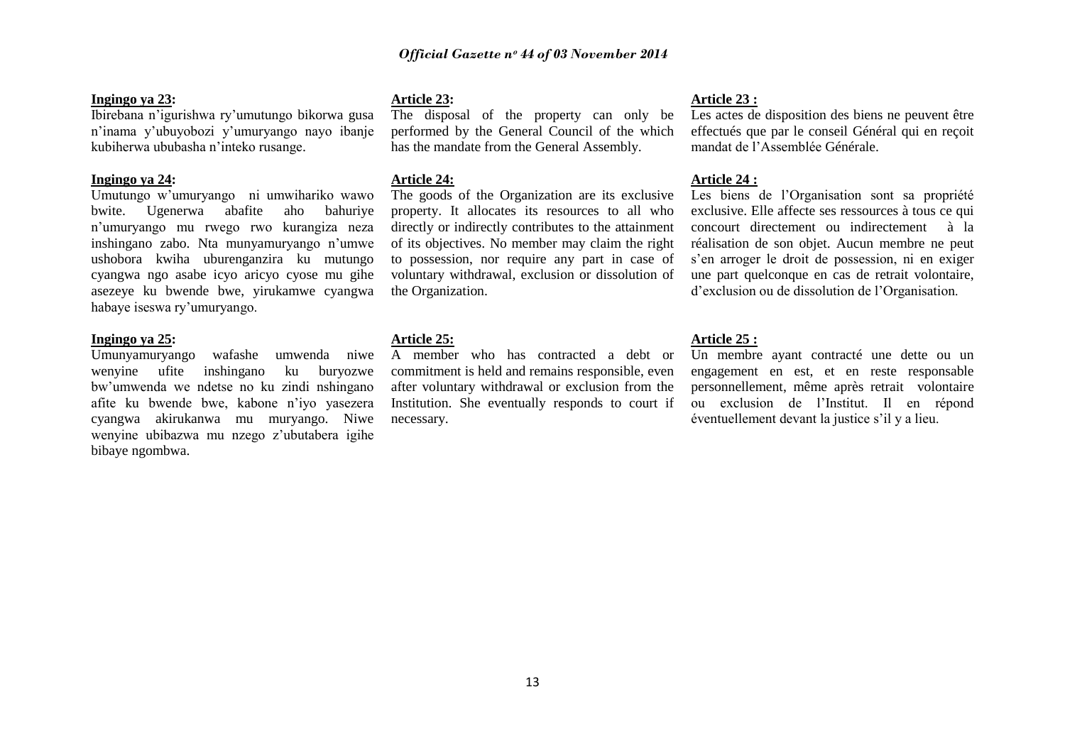**Ingingo ya 23:**

Ibirebana n'igurishwa ry'umutungo bikorwa gusa n'inama y'ubuyobozi y'umuryango nayo ibanje kubiherwa ububasha n'inteko rusange.

**Ingingo ya 24:**

Umutungo w'umuryango ni umwihariko wawo bwite. Ugenerwa abafite aho bahuriye n'umuryango mu rwego rwo kurangiza neza inshingano zabo. Nta munyamuryango n'umwe ushobora kwiha uburenganzira ku mutungo cyangwa ngo asabe icyo aricyo cyose mu gihe asezeye ku bwende bwe, yirukamwe cyangwa habaye iseswa ry'umuryango.

**Ingingo ya 25:**

Umunyamuryango wafashe umwenda niwe wenyine ufite inshingano ku buryozwe bw'umwenda we ndetse no ku zindi nshingano afite ku bwende bwe, kabone n'iyo yasezera cyangwa akirukanwa mu muryango. Niwe wenyine ubibazwa mu nzego z'ubutabera igihe bibaye ngombwa.

**Article 23:**

The disposal of the property can only be performed by the General Council of the which has the mandate from the General Assembly.

**Article 24:**

The goods of the Organization are its exclusive property. It allocates its resources to all who directly or indirectly contributes to the attainment of its objectives. No member may claim the right to possession, nor require any part in case of voluntary withdrawal, exclusion or dissolution of the Organization.

**Article 25:**

A member who has contracted a debt or commitment is held and remains responsible, even after voluntary withdrawal or exclusion from the Institution. She eventually responds to court if necessary.

**Article 23 :**

Les actes de disposition des biens ne peuvent être effectués que par le conseil Général qui en reçoit mandat de l'Assemblée Générale.

**Article 24 :**

Les biens de l'Organisation sont sa propriété exclusive. Elle affecte ses ressources à tous ce qui concourt directement ou indirectement à la réalisation de son objet. Aucun membre ne peut s'en arroger le droit de possession, ni en exiger une part quelconque en cas de retrait volontaire, d'exclusion ou de dissolution de l'Organisation.

**Article 25 :**

Un membre ayant contracté une dette ou un engagement en est, et en reste responsable personnellement, même après retrait volontaire ou exclusion de l'Institut. Il en répond éventuellement devant la justice s'il y a lieu.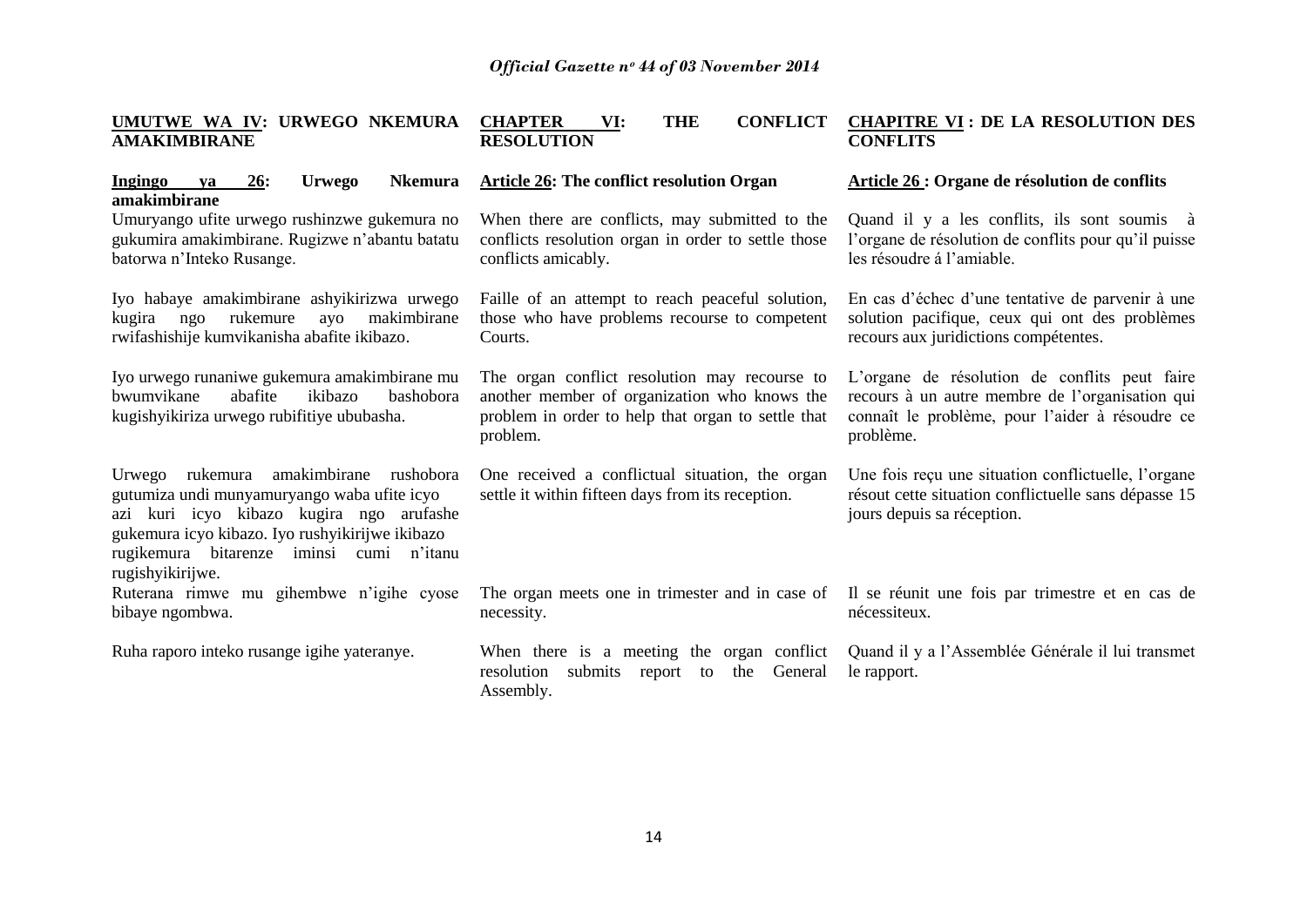**UMUTWE WA IV: URWEGO NKEMURA AMAKIMBIRANE**

**Ingingo ya 26: Urwego Nkemura amakimbirane**

Umuryango ufite urwego rushinzwe gukemura no gukumira amakimbirane. Rugizwe n'abantu batatu batorwa n'Inteko Rusange.

Iyo habaye amakimbirane ashyikirizwa urwego kugira ngo rukemure ayo makimbirane rwifashishije kumvikanisha abafite ikibazo.

Iyo urwego runaniwe gukemura amakimbirane mu bwumvikane abafite ikibazo bashobora kugishyikiriza urwego rubifitiye ububasha.

Urwego rukemura amakimbirane rushobora gutumiza undi munyamuryango waba ufite icyo azi kuri icyo kibazo kugira ngo arufashe gukemura icyo kibazo. Iyo rushyikirijwe ikibazo rugikemura bitarenze iminsi cumi n'itanu rugishyikirijwe.

Ruterana rimwe mu gihembwe n'igihe cyose bibaye ngombwa.

Ruha raporo inteko rusange igihe yateranye.

**CHAPTER VI: THE CONFLICT RESOLUTION**

**Article 26: The conflict resolution Organ**

When there are conflicts, may submitted to the conflicts resolution organ in order to settle those conflicts amicably.

Faille of an attempt to reach peaceful solution, those who have problems recourse to competent Courts.

The organ conflict resolution may recourse to another member of organization who knows the problem in order to help that organ to settle that problem.

One received a conflictual situation, the organ settle it within fifteen days from its reception.

The organ meets one in trimester and in case of necessity.

When there is a meeting the organ conflict resolution submits report to the General Assembly.

**CHAPITRE VI : DE LA RESOLUTION DES CONFLITS**

**Article 26 : Organe de résolution de conflits**

Quand il y a les conflits, ils sont soumis à l'organe de résolution de conflits pour qu'il puisse les résoudre á l'amiable.

En cas d'échec d'une tentative de parvenir à une solution pacifique, ceux qui ont des problèmes recours aux juridictions compétentes.

L'organe de résolution de conflits peut faire recours à un autre membre de l'organisation qui connaît le problème, pour l'aider à résoudre ce problème.

Une fois reçu une situation conflictuelle, l'organe résout cette situation conflictuelle sans dépasse 15 jours depuis sa réception.

Il se réunit une fois par trimestre et en cas de nécessiteux.

Quand il y a l'Assemblée Générale il lui transmet le rapport.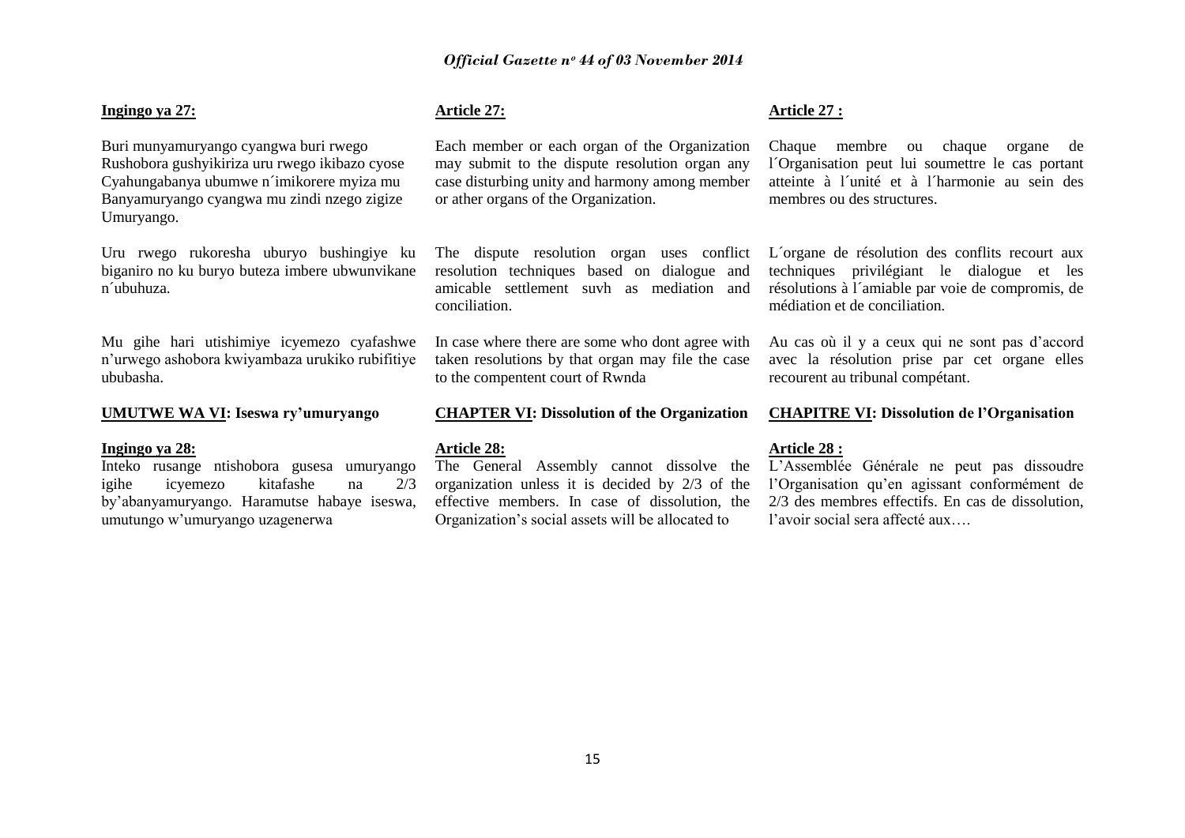**Ingingo ya 27:**

Buri munyamuryango cyangwa buri rwego Rushobora gushyikiriza uru rwego ikibazo cyose Cyahungabanya ubumwe n´imikorere myiza mu Banyamuryango cyangwa mu zindi nzego zigize Umuryango.

Uru rwego rukoresha uburyo bushingiye ku biganiro no ku buryo buteza imbere ubwunvikane n´ubuhuza.

Mu gihe hari utishimiye icyemezo cyafashwe n'urwego ashobora kwiyambaza urukiko rubifitiye ububasha.

**UMUTWE WA VI: Iseswa ry'umuryango**

**Ingingo ya 28:**

Inteko rusange ntishobora gusesa umuryango igihe icyemezo kitafashe na 2/3 by'abanyamuryango. Haramutse habaye iseswa, umutungo w'umuryango uzagenerwa

**Article 27:**

Each member or each organ of the Organization may submit to the dispute resolution organ any case disturbing unity and harmony among member or ather organs of the Organization.

The dispute resolution organ uses conflict resolution techniques based on dialogue and amicable settlement suvh as mediation and conciliation.

In case where there are some who dont agree with taken resolutions by that organ may file the case to the compentent court of Rwnda

**CHAPTER VI: Dissolution of the Organization**

**Article 28:**

The General Assembly cannot dissolve the organization unless it is decided by 2/3 of the effective members. In case of dissolution, the Organization's social assets will be allocated to

**Article 27 :**

Chaque membre ou chaque organe de l´Organisation peut lui soumettre le cas portant atteinte à l´unité et à l´harmonie au sein des membres ou des structures.

L´organe de résolution des conflits recourt aux techniques privilégiant le dialogue et les résolutions à l´amiable par voie de compromis, de médiation et de conciliation.

Au cas où il y a ceux qui ne sont pas d'accord avec la résolution prise par cet organe elles recourent au tribunal compétant.

**CHAPITRE VI: Dissolution de l'Organisation**

**Article 28 :**

L'Assemblée Générale ne peut pas dissoudre l'Organisation qu'en agissant conformément de 2/3 des membres effectifs. En cas de dissolution, l'avoir social sera affecté aux….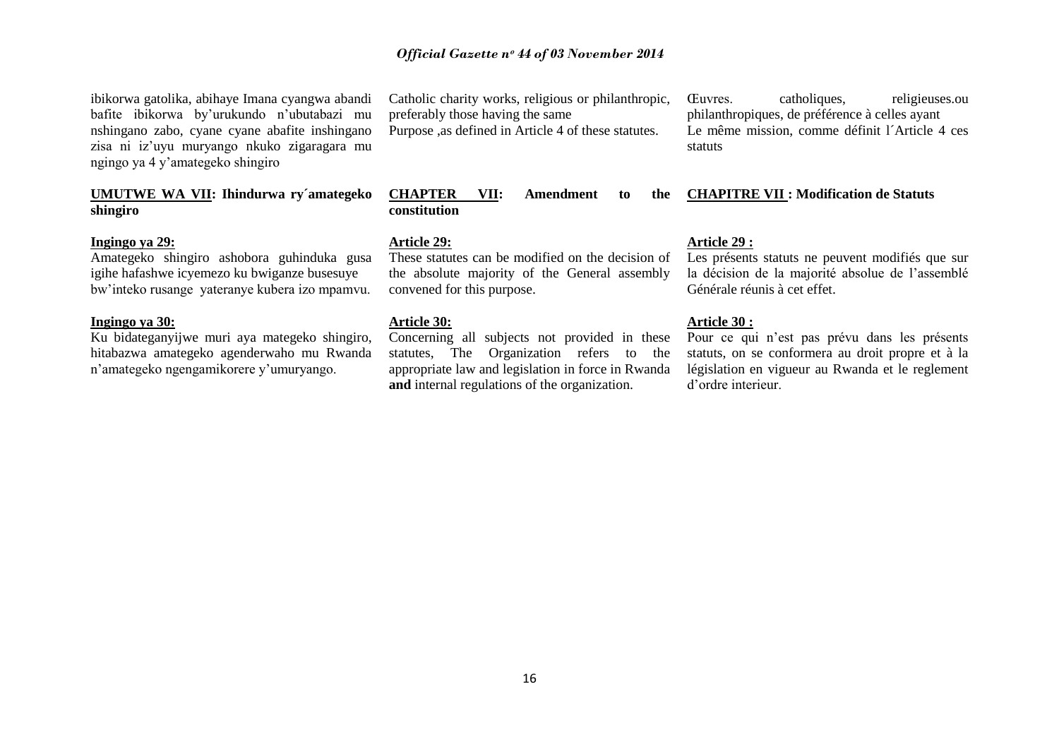ibikorwa gatolika, abihaye Imana cyangwa abandi bafite ibikorwa by'urukundo n'ubutabazi mu nshingano zabo, cyane cyane abafite inshingano zisa ni iz'uyu muryango nkuko zigaragara mu ngingo ya 4 y'amategeko shingiro

Catholic charity works, religious or philanthropic, preferably those having the same Purpose ,as defined in Article 4 of these statutes.

Œuvres. catholiques, religieuses.ou philanthropiques, de préférence à celles ayant Le même mission, comme définit l´Article 4 ces statuts

**UMUTWE WA VII: Ihindurwa ry´amategeko shingiro**

**Ingingo ya 29:**

Amategeko shingiro ashobora guhinduka gusa igihe hafashwe icyemezo ku bwiganze busesuye bw'inteko rusange yateranye kubera izo mpamvu.

**Ingingo ya 30:**

Ku bidateganyijwe muri aya mategeko shingiro, hitabazwa amategeko agenderwaho mu Rwanda n'amategeko ngengamikorere y'umuryango.

**CHAPTER VII: Amendment to the constitution**

**Article 29:**

These statutes can be modified on the decision of the absolute majority of the General assembly convened for this purpose.

**Article 30:**

Concerning all subjects not provided in these statutes, The Organization refers to the appropriate law and legislation in force in Rwanda **and** internal regulations of the organization.

**CHAPITRE VII : Modification de Statuts**

**Article 29 :**

Les présents statuts ne peuvent modifiés que sur la décision de la majorité absolue de l'assemblé Générale réunis à cet effet.

**Article 30 :**

Pour ce qui n'est pas prévu dans les présents statuts, on se conformera au droit propre et à la législation en vigueur au Rwanda et le reglement d'ordre interieur.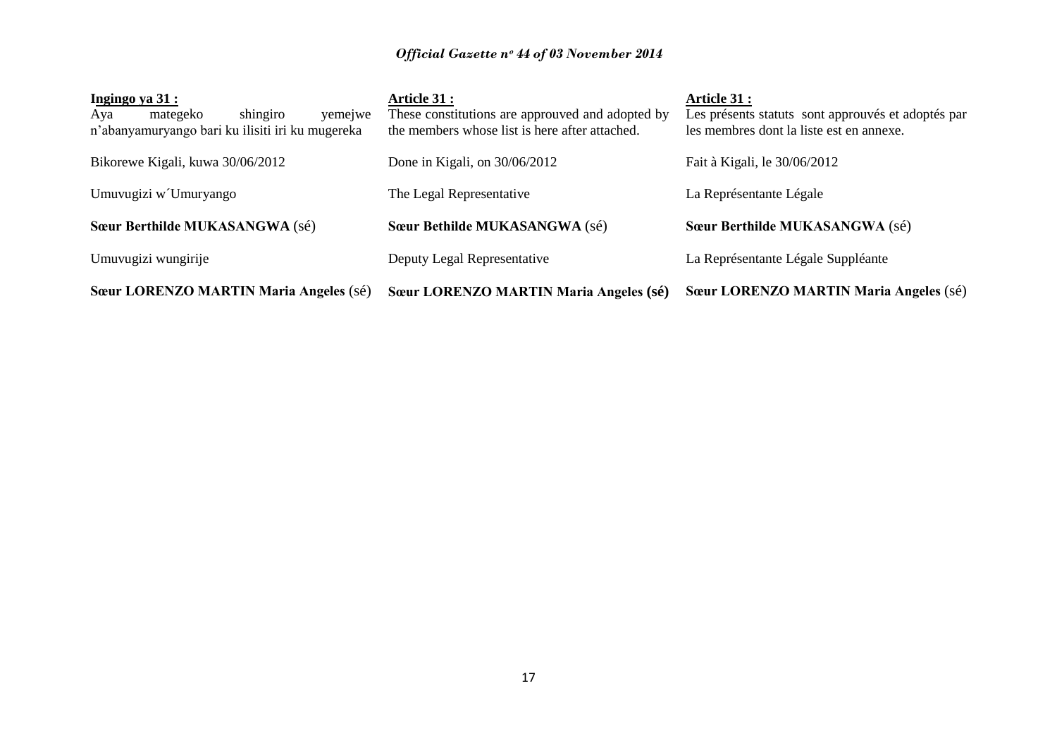**Ingingo ya 31 :**
Aya mategeko shingiro yemejwe n'abanyamuryango bari ku ilisiti iri ku mugereka

Bikorewe Kigali, kuwa 30/06/2012

Umuvugizi w´Umuryango

**Sœur Berthilde MUKASANGWA** (sé)

Umuvugizi wungirije

**Sœur LORENZO MARTIN Maria Angeles** (sé)

**Article 31 :**
These constitutions are approuved and adopted by the members whose list is here after attached.

Done in Kigali, on 30/06/2012

The Legal Representative

**Sœur Bethilde MUKASANGWA** (sé)

Deputy Legal Representative

**Sœur LORENZO MARTIN Maria Angeles (sé)**

**Article 31 :**
Les présents statuts sont approuvés et adoptés par les membres dont la liste est en annexe.

Fait à Kigali, le 30/06/2012

La Représentante Légale

**Sœur Berthilde MUKASANGWA** (sé)

La Représentante Légale Suppléante

**Sœur LORENZO MARTIN Maria Angeles** (sé)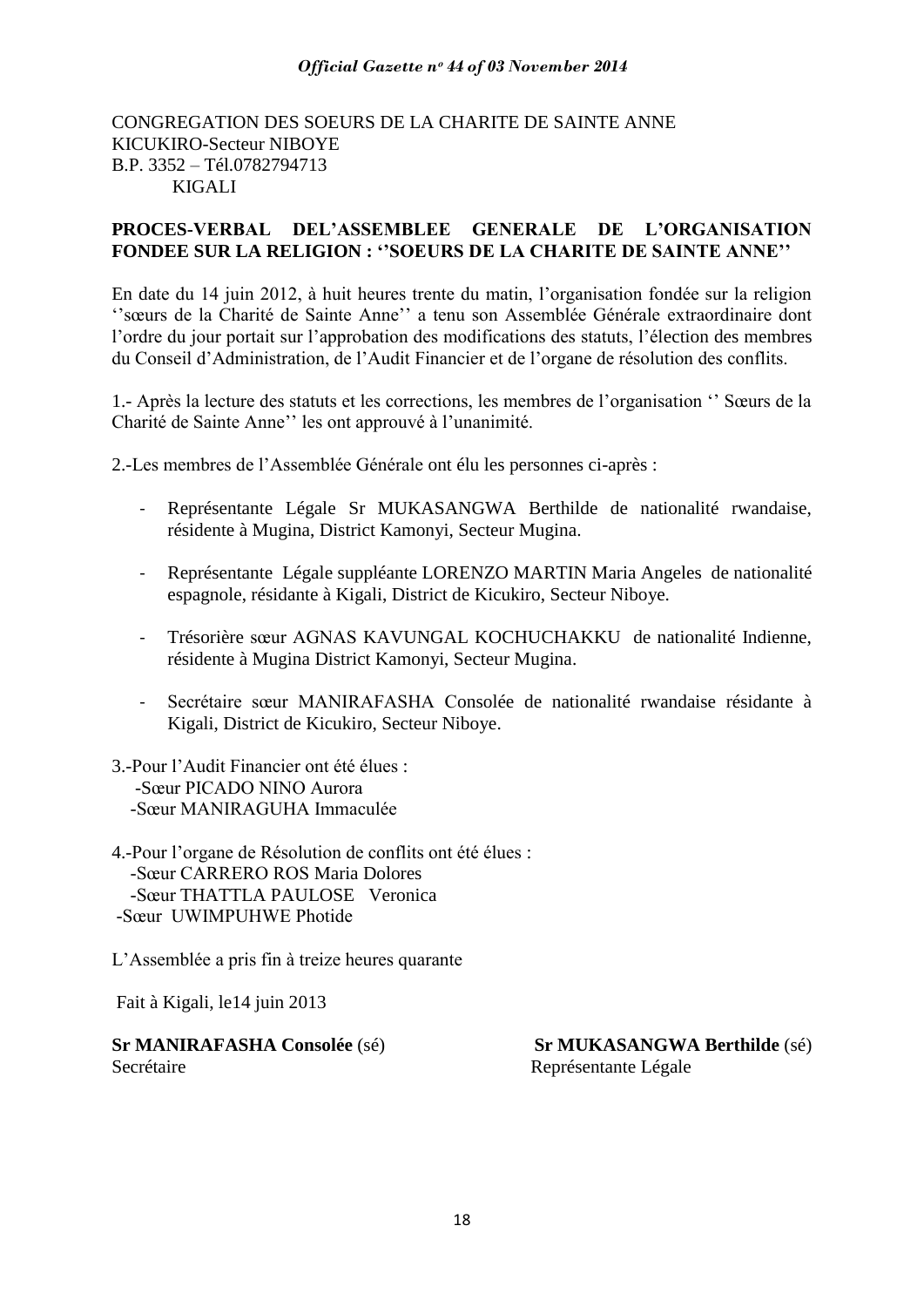CONGREGATION DES SOEURS DE LA CHARITE DE SAINTE ANNE
KICUKIRO-Secteur NIBOYE
B.P. 3352 – Tél.0782794713
KIGALI

**PROCES-VERBAL DEL'ASSEMBLEE GENERALE DE L'ORGANISATION FONDEE SUR LA RELIGION : ''SOEURS DE LA CHARITE DE SAINTE ANNE''**

En date du 14 juin 2012, à huit heures trente du matin, l'organisation fondée sur la religion ''sœurs de la Charité de Sainte Anne'' a tenu son Assemblée Générale extraordinaire dont l'ordre du jour portait sur l'approbation des modifications des statuts, l'élection des membres du Conseil d'Administration, de l'Audit Financier et de l'organe de résolution des conflits.

1.- Après la lecture des statuts et les corrections, les membres de l'organisation '' Sœurs de la Charité de Sainte Anne'' les ont approuvé à l'unanimité.

2.-Les membres de l'Assemblée Générale ont élu les personnes ci-après :

- Représentante Légale Sr MUKASANGWA Berthilde de nationalité rwandaise, résidente à Mugina, District Kamonyi, Secteur Mugina.
- Représentante Légale suppléante LORENZO MARTIN Maria Angeles de nationalité espagnole, résidante à Kigali, District de Kicukiro, Secteur Niboye.
- Trésorière sœur AGNAS KAVUNGAL KOCHUCHAKKU de nationalité Indienne, résidente à Mugina District Kamonyi, Secteur Mugina.
- Secrétaire sœur MANIRAFASHA Consolée de nationalité rwandaise résidante à Kigali, District de Kicukiro, Secteur Niboye.

3.-Pour l'Audit Financier ont été élues :
-Sœur PICADO NINO Aurora
-Sœur MANIRAGUHA Immaculée

4.-Pour l'organe de Résolution de conflits ont été élues :
-Sœur CARRERO ROS Maria Dolores
-Sœur THATTLA PAULOSE Veronica
-Sœur UWIMPUHWE Photide

L'Assemblée a pris fin à treize heures quarante

Fait à Kigali, le14 juin 2013

**Sr MANIRAFASHA Consolée** (sé)
Secrétaire

**Sr MUKASANGWA Berthilde** (sé)
Représentante Légale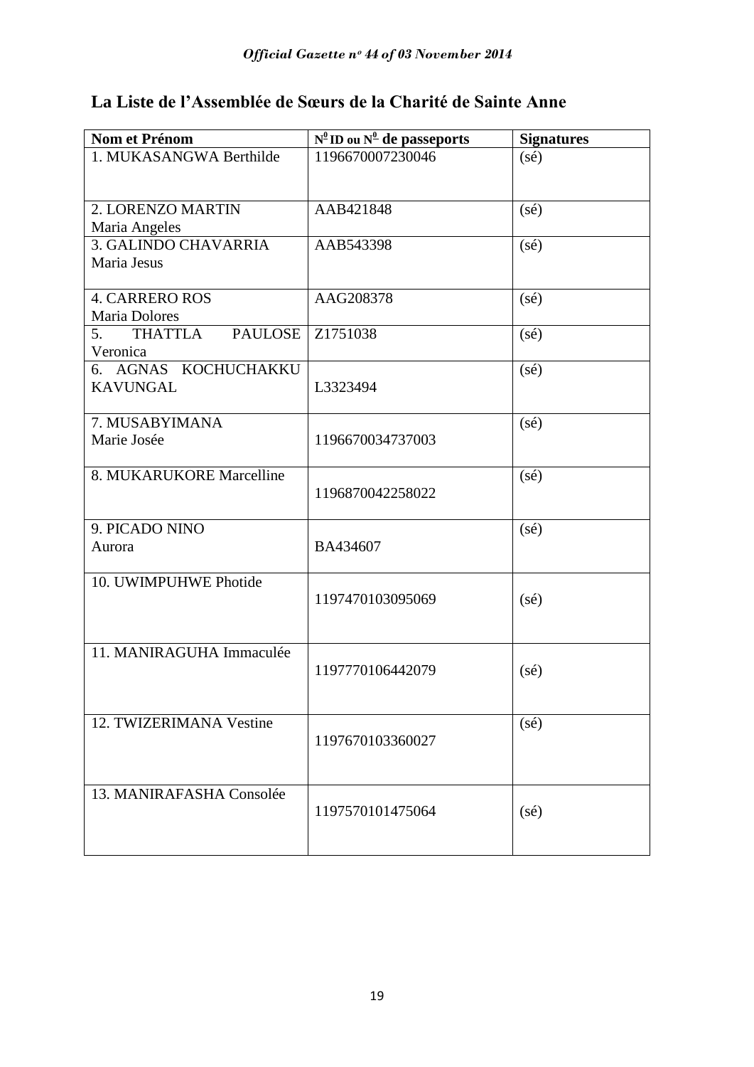## La Liste de l'Assemblée de Sœurs de la Charité de Sainte Anne

| Nom et Prénom | N⁰ ID ou N⁰ de passeports | Signatures |
|---|---|---|
| 1. MUKASANGWA Berthilde | 1196670007230046 | (sé) |
| 2. LORENZO MARTIN Maria Angeles | AAB421848 | (sé) |
| 3. GALINDO CHAVARRIA Maria Jesus | AAB543398 | (sé) |
| 4. CARRERO ROS Maria Dolores | AAG208378 | (sé) |
| 5. THATTLA PAULOSE Veronica | Z1751038 | (sé) |
| 6. AGNAS KOCHUCHAKKU KAVUNGAL | L3323494 | (sé) |
| 7. MUSABYIMANA Marie Josée | 1196670034737003 | (sé) |
| 8. MUKARUKORE Marcelline | 1196870042258022 | (sé) |
| 9. PICADO NINO Aurora | BA434607 | (sé) |
| 10. UWIMPUHWE Photide | 1197470103095069 | (sé) |
| 11. MANIRAGUHA Immaculée | 1197770106442079 | (sé) |
| 12. TWIZERIMANA Vestine | 1197670103360027 | (sé) |
| 13. MANIRAFASHA Consolée | 1197570101475064 | (sé) |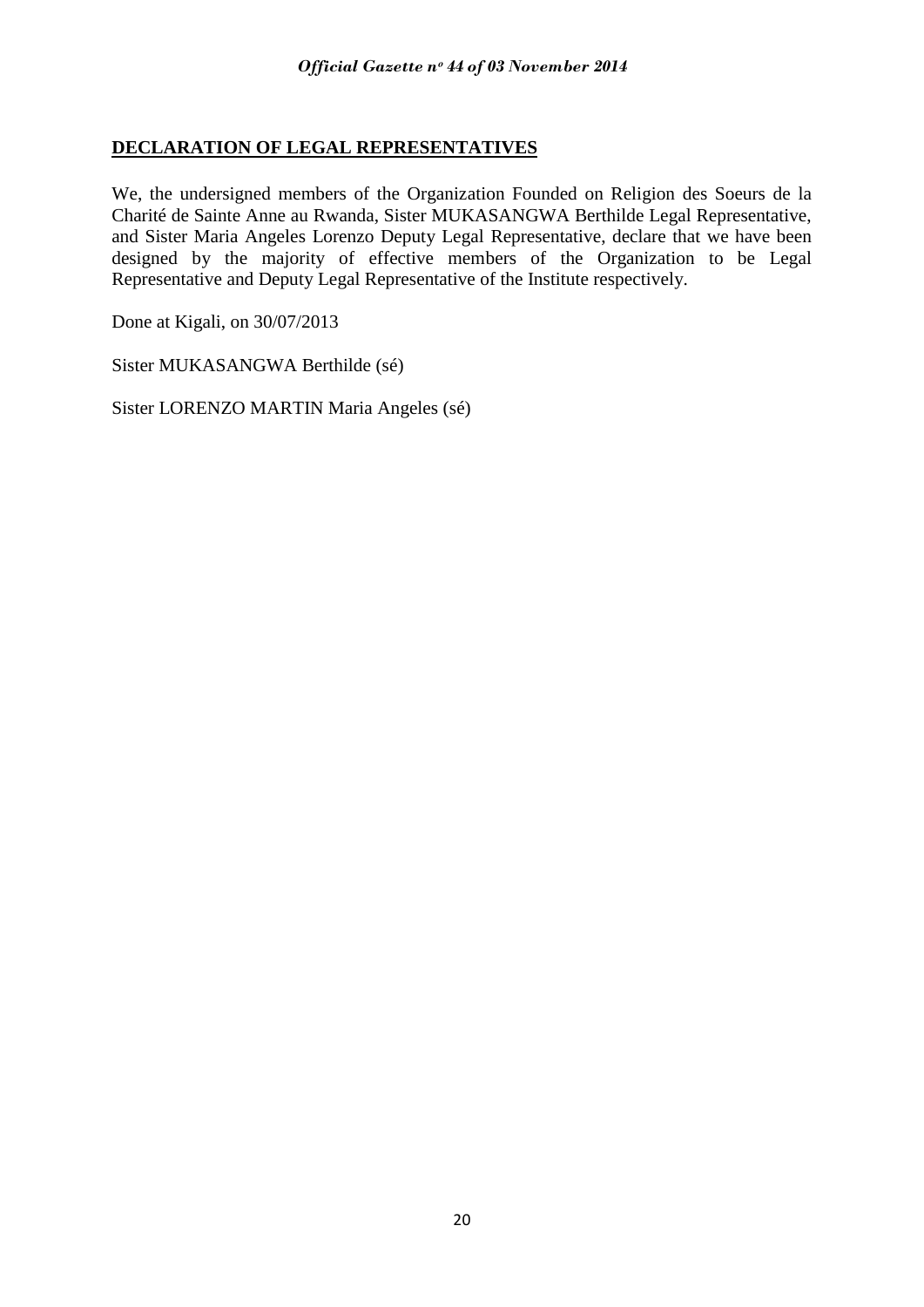**DECLARATION OF LEGAL REPRESENTATIVES**

We, the undersigned members of the Organization Founded on Religion des Soeurs de la Charité de Sainte Anne au Rwanda, Sister MUKASANGWA Berthilde Legal Representative, and Sister Maria Angeles Lorenzo Deputy Legal Representative, declare that we have been designed by the majority of effective members of the Organization to be Legal Representative and Deputy Legal Representative of the Institute respectively.

Done at Kigali, on 30/07/2013

Sister MUKASANGWA Berthilde (sé)

Sister LORENZO MARTIN Maria Angeles (sé)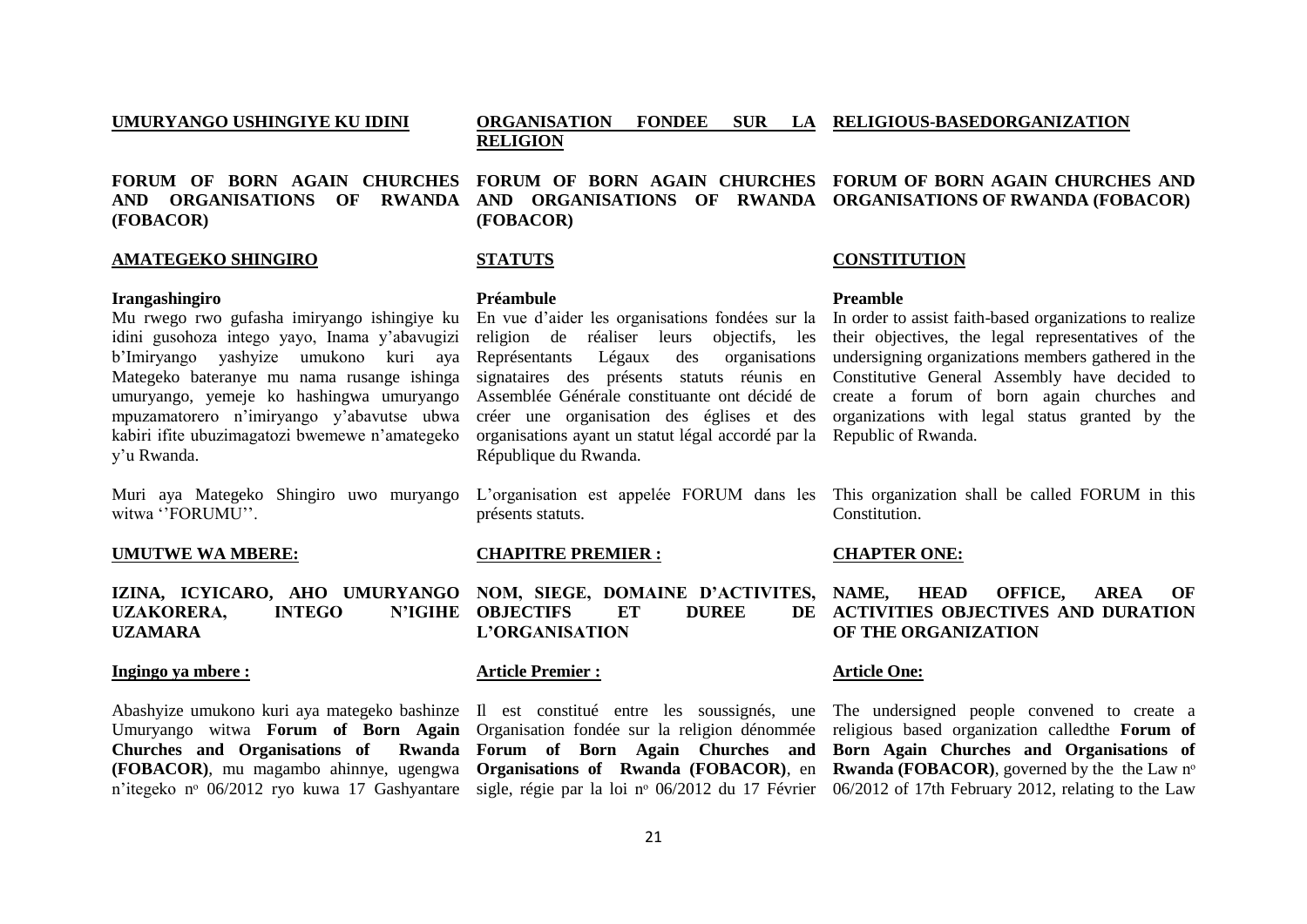**UMURYANGO USHINGIYE KU IDINI**

**FORUM OF BORN AGAIN CHURCHES AND ORGANISATIONS OF RWANDA (FOBACOR)**

**AMATEGEKO SHINGIRO**

**Irangashingiro**

Mu rwego rwo gufasha imiryango ishingiye ku idini gusohoza intego yayo, Inama y'abavugizi b'Imiryango yashyize umukono kuri aya Mategeko bateranye mu nama rusange ishinga umuryango, yemeje ko hashingwa umuryango mpuzamatorero n'imiryango y'abavutse ubwa kabiri ifite ubuzimagatozi bwemewe n'amategeko y'u Rwanda.

Muri aya Mategeko Shingiro uwo muryango witwa ''FORUMU''.

**UMUTWE WA MBERE:**

**IZINA, ICYICARO, AHO UMURYANGO UZAKORERA, INTEGO N'IGIHE UZAMARA**

**Ingingo ya mbere :**

Abashyize umukono kuri aya mategeko bashinze Umuryango witwa **Forum of Born Again Churches and Organisations of Rwanda (FOBACOR)**, mu magambo ahinnye, ugengwa n'itegeko n° 06/2012 ryo kuwa 17 Gashyantare

**ORGANISATION FONDEE SUR LA RELIGION**

**FORUM OF BORN AGAIN CHURCHES AND ORGANISATIONS OF RWANDA (FOBACOR)**

**STATUTS**

**Préambule**

En vue d'aider les organisations fondées sur la religion de réaliser leurs objectifs, les Représentants Légaux des organisations signataires des présents statuts réunis en Assemblée Générale constituante ont décidé de créer une organisation des églises et des organisations ayant un statut légal accordé par la République du Rwanda.

L'organisation est appelée FORUM dans les présents statuts.

**CHAPITRE PREMIER :**

**NOM, SIEGE, DOMAINE D'ACTIVITES, OBJECTIFS ET DUREE DE L'ORGANISATION**

**Article Premier :**

Il est constitué entre les soussignés, une Organisation fondée sur la religion dénommée **Forum of Born Again Churches and Organisations of Rwanda (FOBACOR)**, en sigle, régie par la loi n° 06/2012 du 17 Février

**RELIGIOUS-BASEDORGANIZATION**

**FORUM OF BORN AGAIN CHURCHES AND ORGANISATIONS OF RWANDA (FOBACOR)**

**CONSTITUTION**

**Preamble**

In order to assist faith-based organizations to realize their objectives, the legal representatives of the undersigning organizations members gathered in the Constitutive General Assembly have decided to create a forum of born again churches and organizations with legal status granted by the Republic of Rwanda.

This organization shall be called FORUM in this Constitution.

**CHAPTER ONE:**

**NAME, HEAD OFFICE, AREA OF ACTIVITIES OBJECTIVES AND DURATION OF THE ORGANIZATION**

**Article One:**

The undersigned people convened to create a religious based organization calledthe **Forum of Born Again Churches and Organisations of Rwanda (FOBACOR)**, governed by the the Law n° 06/2012 of 17th February 2012, relating to the Law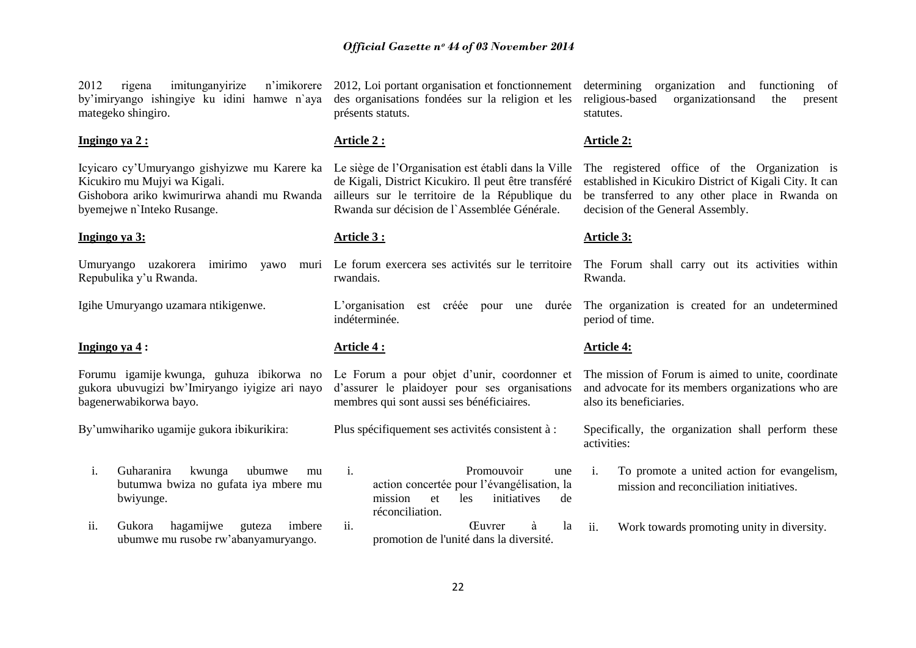2012 rigena imitunganyirize n'imikorere by'imiryango ishingiye ku idini hamwe n`aya mategeko shingiro.

**Ingingo ya 2 :**

Icyicaro cy'Umuryango gishyizwe mu Karere ka Kicukiro mu Mujyi wa Kigali.
Gishobora ariko kwimurirwa ahandi mu Rwanda byemejwe n`Inteko Rusange.

**Ingingo ya 3:**

Umuryango uzakorera imirimo yawo muri Repubulika y'u Rwanda.

Igihe Umuryango uzamara ntikigenwe.

**Ingingo ya 4 :**

Forumu igamije kwunga, guhuza ibikorwa no gukora ubuvugizi bw'Imiryango iyigize ari nayo bagenerwabikorwa bayo.

By'umwihariko ugamije gukora ibikurikira:

i. Guharanira kwunga ubumwe mu butumwa bwiza no gufata iya mbere mu bwiyunge.
ii. Gukora hagamijwe guteza imbere ubumwe mu rusobe rw'abanyamuryango.

2012, Loi portant organisation et fonctionnement des organisations fondées sur la religion et les présents statuts.

**Article 2 :**

Le siège de l'Organisation est établi dans la Ville de Kigali, District Kicukiro. Il peut être transféré ailleurs sur le territoire de la République du Rwanda sur décision de l`Assemblée Générale.

**Article 3 :**

Le forum exercera ses activités sur le territoire rwandais.

L'organisation est créée pour une durée indéterminée.

**Article 4 :**

Le Forum a pour objet d'unir, coordonner et d'assurer le plaidoyer pour ses organisations membres qui sont aussi ses bénéficiaires.

Plus spécifiquement ses activités consistent à :

i. Promouvoir une action concertée pour l'évangélisation, la mission et les initiatives de réconciliation.
ii. Œuvrer à la promotion de l'unité dans la diversité.

determining organization and functioning of religious-based organizationsand the present statutes.

**Article 2:**

The registered office of the Organization is established in Kicukiro District of Kigali City. It can be transferred to any other place in Rwanda on decision of the General Assembly.

**Article 3:**

The Forum shall carry out its activities within Rwanda.

The organization is created for an undetermined period of time.

**Article 4:**

The mission of Forum is aimed to unite, coordinate and advocate for its members organizations who are also its beneficiaries.

Specifically, the organization shall perform these activities:

i. To promote a united action for evangelism, mission and reconciliation initiatives.
ii. Work towards promoting unity in diversity.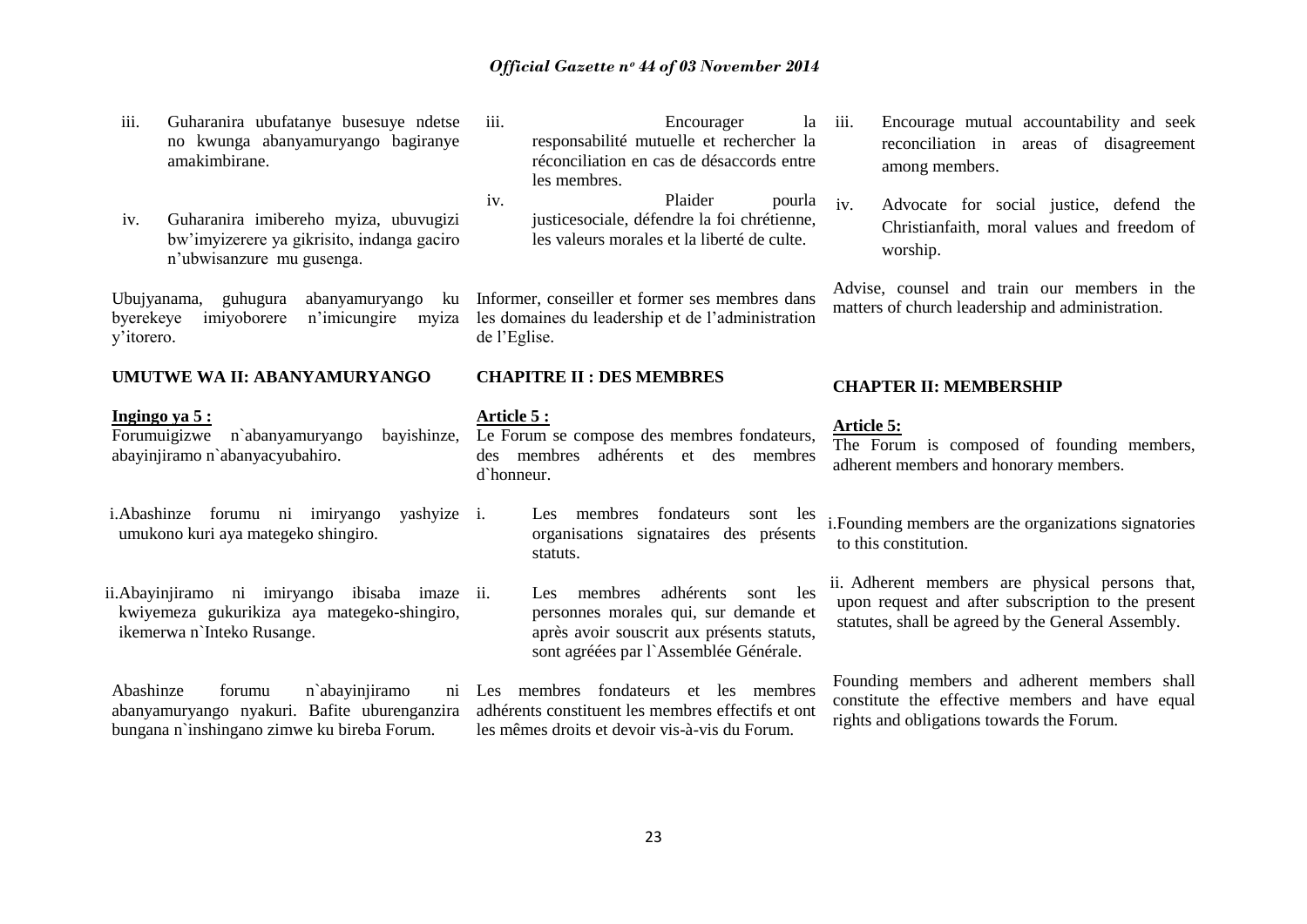iii. Guharanira ubufatanye busesuye ndetse no kwunga abanyamuryango bagiranye amakimbirane.

iv. Guharanira imibereho myiza, ubuvugizi bw'imyizerere ya gikrisito, indanga gaciro n'ubwisanzure mu gusenga.

Ubujyanama, guhugura abanyamuryango ku byerekeye imiyoborere n'imicungire myiza y'itorero.

## UMUTWE WA II: ABANYAMURYANGO

**Ingingo ya 5 :**

Forumuigizwe n`abanyamuryango bayishinze, abayinjiramo n`abanyacyubahiro.

i. Abashinze forumu ni imiryango yashyize umukono kuri aya mategeko shingiro.

ii. Abayinjiramo ni imiryango ibisaba imaze kwiyemeza gukurikiza aya mategeko-shingiro, ikemerwa n`Inteko Rusange.

Abashinze forumu n`abayinjiramo ni abanyamuryango nyakuri. Bafite uburenganzira bungana n`inshingano zimwe ku bireba Forum.

iii. Encourager la responsabilité mutuelle et rechercher la réconciliation en cas de désaccords entre les membres.

iv. Plaider pourla justicesociale, défendre la foi chrétienne, les valeurs morales et la liberté de culte.

Informer, conseiller et former ses membres dans les domaines du leadership et de l'administration de l'Eglise.

## CHAPITRE II : DES MEMBRES

**Article 5 :**

Le Forum se compose des membres fondateurs, des membres adhérents et des membres d`honneur.

i. Les membres fondateurs sont les organisations signataires des présents statuts.

ii. Les membres adhérents sont les personnes morales qui, sur demande et après avoir souscrit aux présents statuts, sont agréées par l`Assemblée Générale.

Les membres fondateurs et les membres adhérents constituent les membres effectifs et ont les mêmes droits et devoir vis-à-vis du Forum.

iii. Encourage mutual accountability and seek reconciliation in areas of disagreement among members.

iv. Advocate for social justice, defend the Christianfaith, moral values and freedom of worship.

Advise, counsel and train our members in the matters of church leadership and administration.

## CHAPTER II: MEMBERSHIP

**Article 5:**

The Forum is composed of founding members, adherent members and honorary members.

i. Founding members are the organizations signatories to this constitution.

ii. Adherent members are physical persons that, upon request and after subscription to the present statutes, shall be agreed by the General Assembly.

Founding members and adherent members shall constitute the effective members and have equal rights and obligations towards the Forum.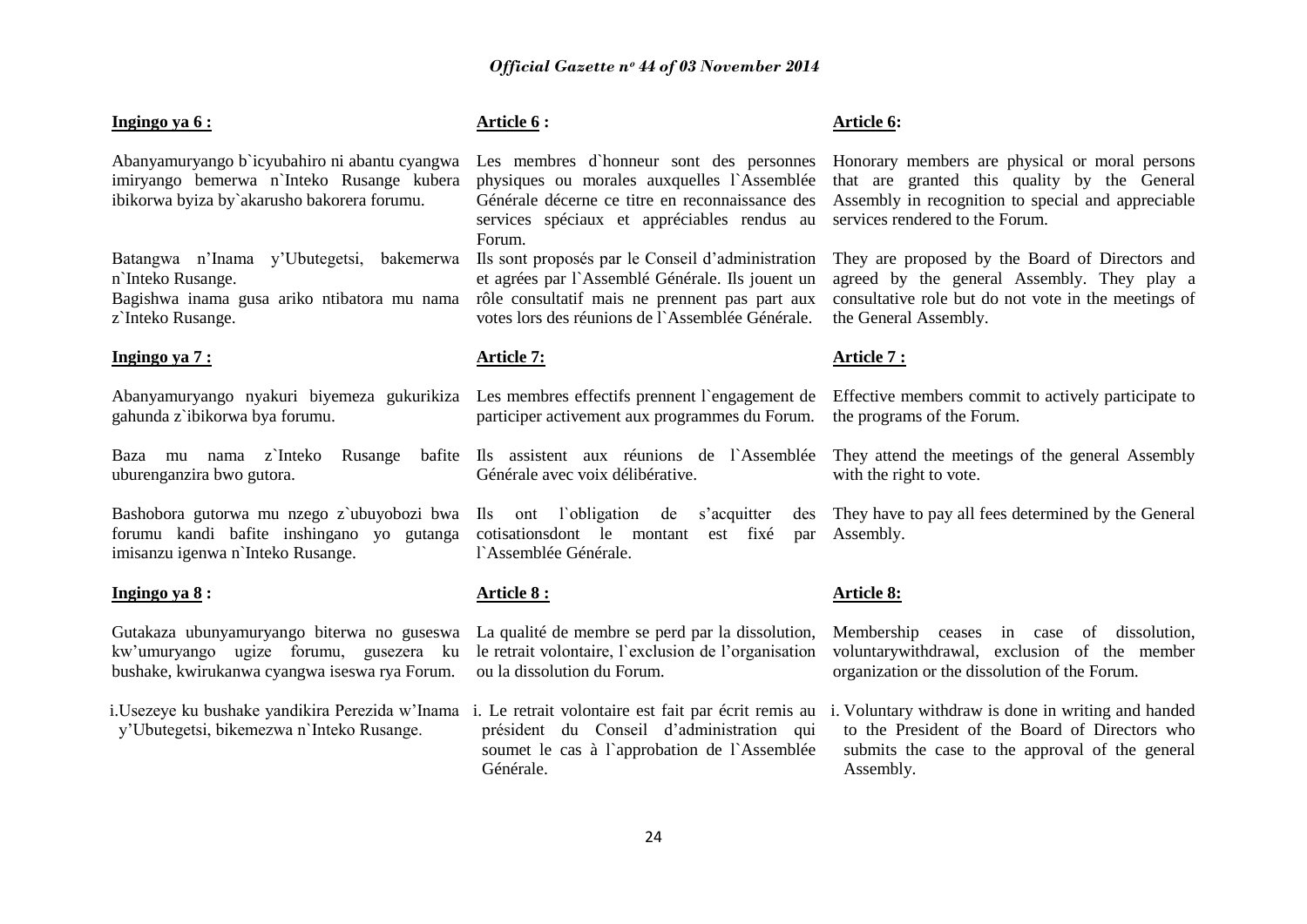**Ingingo ya 6 :**

Abanyamuryango b`icyubahiro ni abantu cyangwa imiryango bemerwa n`Inteko Rusange kubera ibikorwa byiza by`akarusho bakorera forumu.

Batangwa n'Inama y'Ubutegetsi, bakemerwa n`Inteko Rusange.

Bagishwa inama gusa ariko ntibatora mu nama z`Inteko Rusange.

**Ingingo ya 7 :**

Abanyamuryango nyakuri biyemeza gukurikiza gahunda z`ibikorwa bya forumu.

Baza mu nama z`Inteko Rusange bafite uburenganzira bwo gutora.

Bashobora gutorwa mu nzego z`ubuyobozi bwa forumu kandi bafite inshingano yo gutanga imisanzu igenwa n`Inteko Rusange.

**Ingingo ya 8 :**

Gutakaza ubunyamuryango biterwa no guseswa kw'umuryango ugize forumu, gusezera ku bushake, kwirukanwa cyangwa iseswa rya Forum.

i. Usezeye ku bushake yandikira Perezida w'Inama y'Ubutegetsi, bikemezwa n`Inteko Rusange.

**Article 6 :**

Les membres d`honneur sont des personnes physiques ou morales auxquelles l`Assemblée Générale décerne ce titre en reconnaissance des services spéciaux et appréciables rendus au Forum.

Ils sont proposés par le Conseil d'administration et agrées par l`Assemblé Générale. Ils jouent un rôle consultatif mais ne prennent pas part aux votes lors des réunions de l`Assemblée Générale.

**Article 7:**

Les membres effectifs prennent l`engagement de participer activement aux programmes du Forum.

Ils assistent aux réunions de l`Assemblée Générale avec voix délibérative.

Ils ont l`obligation de s'acquitter des cotisationsdont le montant est fixé par l`Assemblée Générale.

**Article 8 :**

La qualité de membre se perd par la dissolution, le retrait volontaire, l`exclusion de l'organisation ou la dissolution du Forum.

i. Le retrait volontaire est fait par écrit remis au président du Conseil d'administration qui soumet le cas à l`approbation de l`Assemblée Générale.

**Article 6:**

Honorary members are physical or moral persons that are granted this quality by the General Assembly in recognition to special and appreciable services rendered to the Forum.

They are proposed by the Board of Directors and agreed by the general Assembly. They play a consultative role but do not vote in the meetings of the General Assembly.

**Article 7 :**

Effective members commit to actively participate to the programs of the Forum.

They attend the meetings of the general Assembly with the right to vote.

They have to pay all fees determined by the General Assembly.

**Article 8:**

Membership ceases in case of dissolution, voluntarywithdrawal, exclusion of the member organization or the dissolution of the Forum.

i. Voluntary withdraw is done in writing and handed to the President of the Board of Directors who submits the case to the approval of the general Assembly.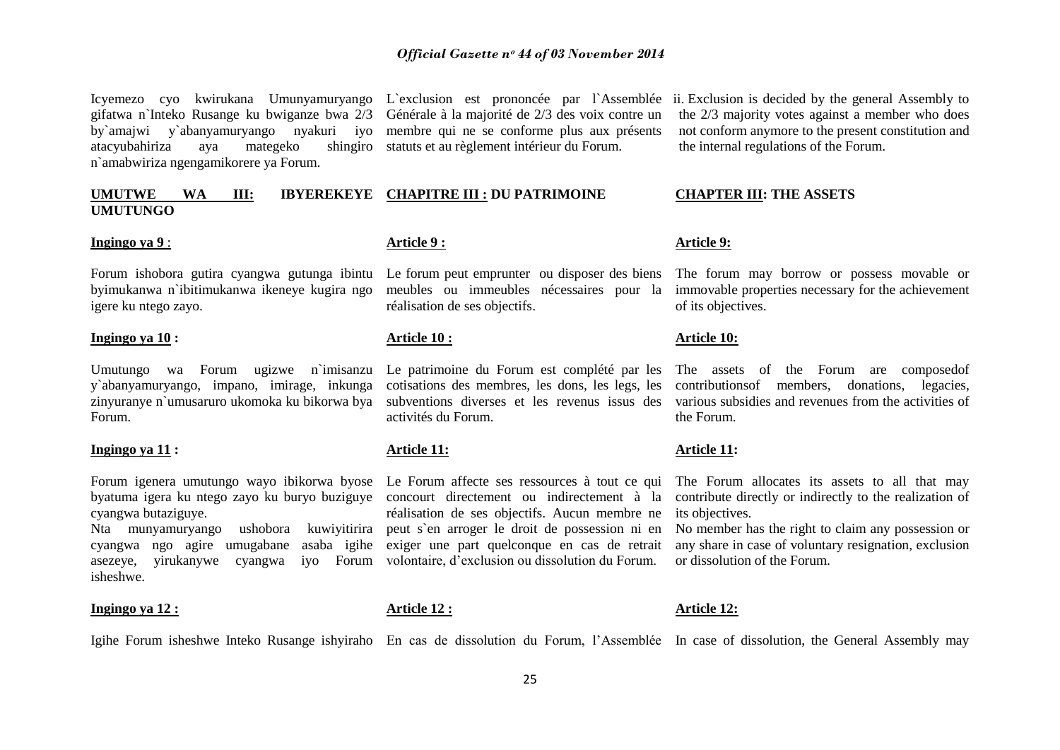Icyemezo cyo kwirukana Umunyamuryango gifatwa n`Inteko Rusange ku bwiganze bwa 2/3 by`amajwi y`abanyamuryango nyakuri iyo atacyubahiriza aya mategeko shingiro n`amabwiriza ngengamikorere ya Forum.

L`exclusion est prononcée par l`Assemblée Générale à la majorité de 2/3 des voix contre un membre qui ne se conforme plus aux présents statuts et au règlement intérieur du Forum.

ii. Exclusion is decided by the general Assembly to the 2/3 majority votes against a member who does not conform anymore to the present constitution and the internal regulations of the Forum.

**UMUTWE WA III: IBYEREKEYE UMUTUNGO**

**CHAPITRE III : DU PATRIMOINE**

**CHAPTER III: THE ASSETS**

**Ingingo ya 9 :**

Forum ishobora gutira cyangwa gutunga ibintu byimukanwa n`ibitimukanwa ikeneye kugira ngo igere ku ntego zayo.

**Article 9 :**

Le forum peut emprunter ou disposer des biens meubles ou immeubles nécessaires pour la réalisation de ses objectifs.

**Article 9:**

The forum may borrow or possess movable or immovable properties necessary for the achievement of its objectives.

**Ingingo ya 10 :**

Umutungo wa Forum ugizwe n`imisanzu y`abanyamuryango, impano, imirage, inkunga zinyuranye n`umusaruro ukomoka ku bikorwa bya Forum.

**Article 10 :**

Le patrimoine du Forum est complété par les cotisations des membres, les dons, les legs, les subventions diverses et les revenus issus des activités du Forum.

**Article 10:**

The assets of the Forum are composedof contributionsof members, donations, legacies, various subsidies and revenues from the activities of the Forum.

**Ingingo ya 11 :**

Forum igenera umutungo wayo ibikorwa byose byatuma igera ku ntego zayo ku buryo buziguye cyangwa butaziguye.

Nta munyamuryango ushobora kuwiyitirira cyangwa ngo agire umugabane asaba igihe asezeye, yirukanywe cyangwa iyo Forum isheshwe.

**Article 11:**

Le Forum affecte ses ressources à tout ce qui concourt directement ou indirectement à la réalisation de ses objectifs. Aucun membre ne peut s`en arroger le droit de possession ni en exiger une part quelconque en cas de retrait volontaire, d'exclusion ou dissolution du Forum.

**Article 11:**

The Forum allocates its assets to all that may contribute directly or indirectly to the realization of its objectives.

No member has the right to claim any possession or any share in case of voluntary resignation, exclusion or dissolution of the Forum.

**Ingingo ya 12 :**

Igihe Forum isheshwe Inteko Rusange ishyiraho

**Article 12 :**

En cas de dissolution du Forum, l'Assemblée

**Article 12:**

In case of dissolution, the General Assembly may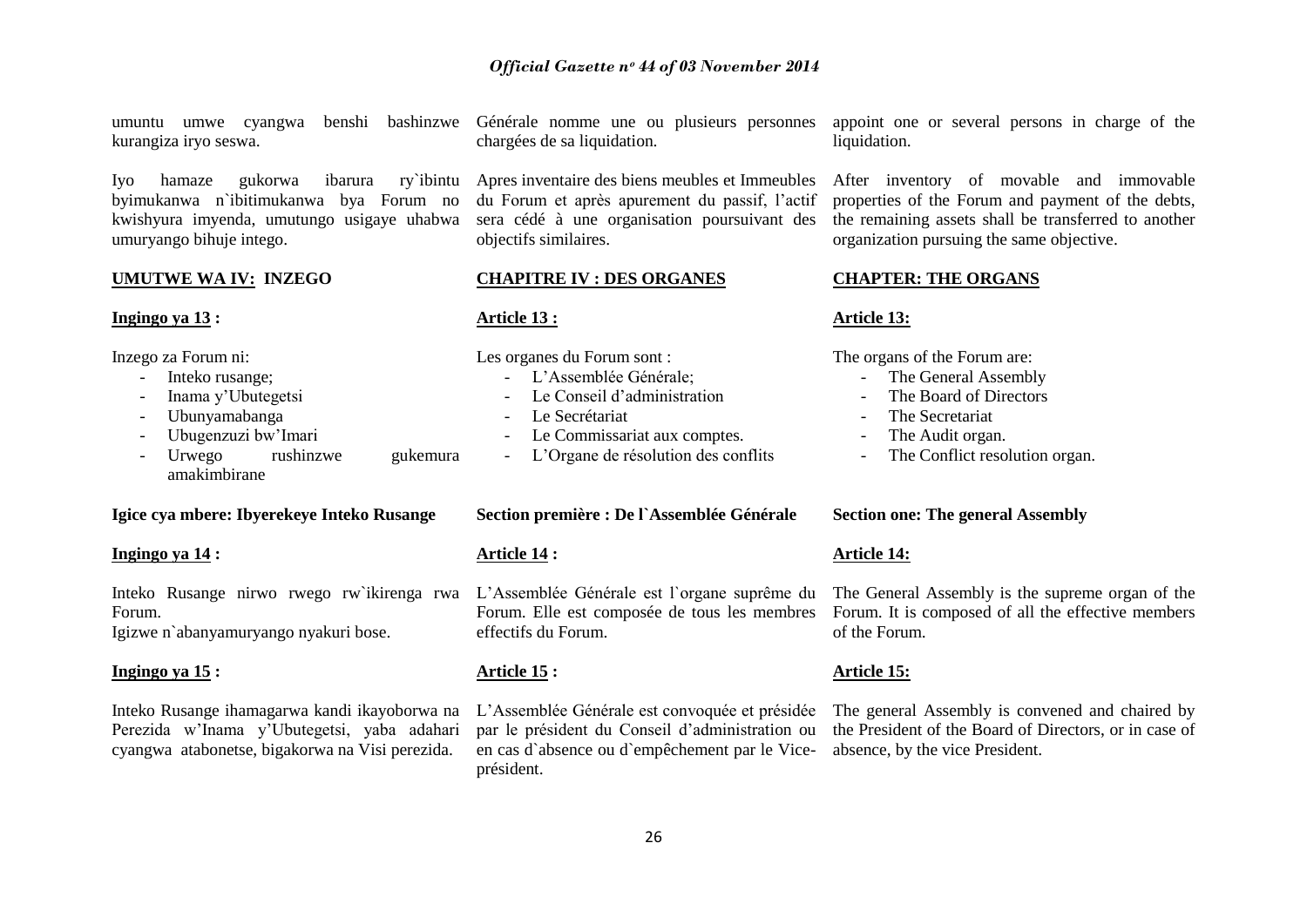umuntu umwe cyangwa benshi bashinzwe kurangiza iryo seswa.

Iyo hamaze gukorwa ibarura ry`ibintu byimukanwa n`ibitimukanwa bya Forum no kwishyura imyenda, umutungo usigaye uhabwa umuryango bihuje intego.

## UMUTWE WA IV: INZEGO

### Ingingo ya 13 :

Inzego za Forum ni:

- Inteko rusange;
- Inama y'Ubutegetsi
- Ubunyamabanga
- Ubugenzuzi bw'Imari
- Urwego rushinzwe gukemura amakimbirane

### Igice cya mbere: Ibyerekeye Inteko Rusange

### Ingingo ya 14 :

Inteko Rusange nirwo rwego rw`ikirenga rwa Forum.
Igizwe n`abanyamuryango nyakuri bose.

### Ingingo ya 15 :

Inteko Rusange ihamagarwa kandi ikayoborwa na Perezida w'Inama y'Ubutegetsi, yaba adahari cyangwa atabonetse, bigakorwa na Visi perezida.

Générale nomme une ou plusieurs personnes chargées de sa liquidation.

Apres inventaire des biens meubles et Immeubles du Forum et après apurement du passif, l'actif sera cédé à une organisation poursuivant des objectifs similaires.

## CHAPITRE IV : DES ORGANES

### Article 13 :

Les organes du Forum sont :

- L'Assemblée Générale;
- Le Conseil d'administration
- Le Secrétariat
- Le Commissariat aux comptes.
- L'Organe de résolution des conflits

### Section première : De l`Assemblée Générale

### Article 14 :

L'Assemblée Générale est l`organe suprême du Forum. Elle est composée de tous les membres effectifs du Forum.

### Article 15 :

L'Assemblée Générale est convoquée et présidée par le président du Conseil d'administration ou en cas d`absence ou d`empêchement par le Vice-président.

appoint one or several persons in charge of the liquidation.

After inventory of movable and immovable properties of the Forum and payment of the debts, the remaining assets shall be transferred to another organization pursuing the same objective.

## CHAPTER: THE ORGANS

### Article 13:

The organs of the Forum are:

- The General Assembly
- The Board of Directors
- The Secretariat
- The Audit organ.
- The Conflict resolution organ.

### Section one: The general Assembly

### Article 14:

The General Assembly is the supreme organ of the Forum. It is composed of all the effective members of the Forum.

### Article 15:

The general Assembly is convened and chaired by the President of the Board of Directors, or in case of absence, by the vice President.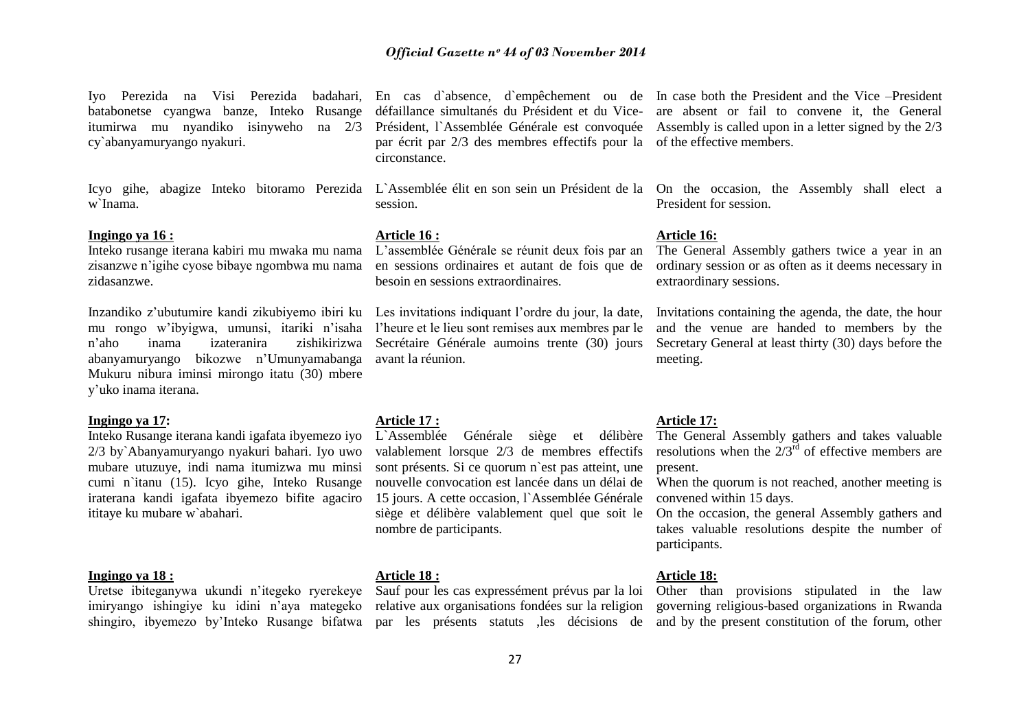Iyo Perezida na Visi Perezida badahari, batabonetse cyangwa banze, Inteko Rusange itumirwa mu nyandiko isinyweho na 2/3 cy`abanyamuryango nyakuri.

Icyo gihe, abagize Inteko bitoramo Perezida w`Inama.

**Ingingo ya 16 :**

Inteko rusange iterana kabiri mu mwaka mu nama zisanzwe n'igihe cyose bibaye ngombwa mu nama zidasanzwe.

Inzandiko z'ubutumire kandi zikubiyemo ibiri ku mu rongo w'ibyigwa, umunsi, itariki n'isaha n'aho inama izateranira zishikirizwa abanyamuryango bikozwe n'Umunyamabanga Mukuru nibura iminsi mirongo itatu (30) mbere y'uko inama iterana.

**Ingingo ya 17:**

Inteko Rusange iterana kandi igafata ibyemezo iyo 2/3 by`Abanyamuryango nyakuri bahari. Iyo uwo mubare utuzuye, indi nama itumizwa mu minsi cumi n`itanu (15). Icyo gihe, Inteko Rusange iraterana kandi igafata ibyemezo bifite agaciro ititaye ku mubare w`abahari.

**Ingingo ya 18 :**

Uretse ibiteganywa ukundi n'itegeko ryerekeye imiryango ishingiye ku idini n'aya mategeko shingiro, ibyemezo by'Inteko Rusange bifatwa

En cas d`absence, d`empêchement ou de défaillance simultanés du Président et du Vice-Président, l`Assemblée Générale est convoquée par écrit par 2/3 des membres effectifs pour la circonstance.

L`Assemblée élit en son sein un Président de la session.

**Article 16 :**

L'assemblée Générale se réunit deux fois par an en sessions ordinaires et autant de fois que de besoin en sessions extraordinaires.

Les invitations indiquant l'ordre du jour, la date, l'heure et le lieu sont remises aux membres par le Secrétaire Générale aumoins trente (30) jours avant la réunion.

**Article 17 :**

L`Assemblée Générale siège et délibère valablement lorsque 2/3 de membres effectifs sont présents. Si ce quorum n`est pas atteint, une nouvelle convocation est lancée dans un délai de 15 jours. A cette occasion, l`Assemblée Générale siège et délibère valablement quel que soit le nombre de participants.

**Article 18 :**

Sauf pour les cas expressément prévus par la loi relative aux organisations fondées sur la religion par les présents statuts ,les décisions de

In case both the President and the Vice –President are absent or fail to convene it, the General Assembly is called upon in a letter signed by the 2/3 of the effective members.

On the occasion, the Assembly shall elect a President for session.

**Article 16:**

The General Assembly gathers twice a year in an ordinary session or as often as it deems necessary in extraordinary sessions.

Invitations containing the agenda, the date, the hour and the venue are handed to members by the Secretary General at least thirty (30) days before the meeting.

**Article 17:**

The General Assembly gathers and takes valuable resolutions when the 2/3rd of effective members are present.

When the quorum is not reached, another meeting is convened within 15 days.

On the occasion, the general Assembly gathers and takes valuable resolutions despite the number of participants.

**Article 18:**

Other than provisions stipulated in the law governing religious-based organizations in Rwanda and by the present constitution of the forum, other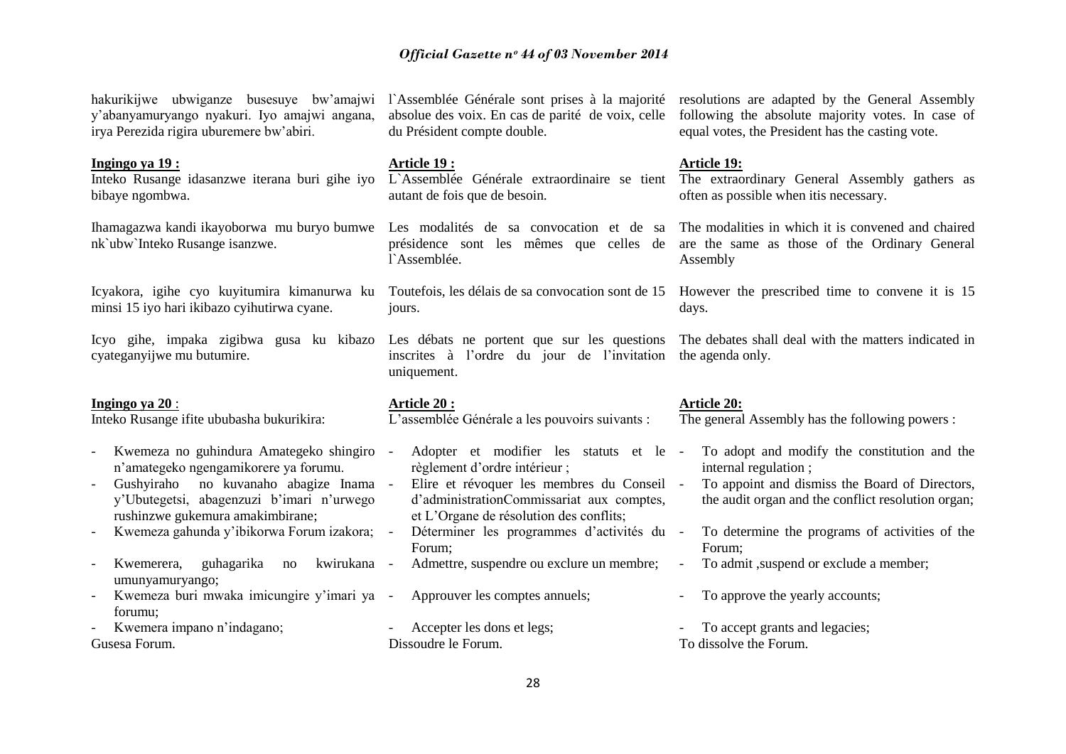hakurikijwe ubwiganze busesuye bw'amajwi y'abanyamuryango nyakuri. Iyo amajwi angana, irya Perezida rigira uburemere bw'abiri.

**Ingingo ya 19 :**

Inteko Rusange idasanzwe iterana buri gihe iyo bibaye ngombwa.

Ihamagazwa kandi ikayoborwa mu buryo bumwe nk`ubw`Inteko Rusange isanzwe.

Icyakora, igihe cyo kuyitumira kimanurwa ku minsi 15 iyo hari ikibazo cyihutirwa cyane.

Icyo gihe, impaka zigibwa gusa ku kibazo cyateganyijwe mu butumire.

**Ingingo ya 20** :

Inteko Rusange ifite ububasha bukurikira:

- Kwemeza no guhindura Amategeko shingiro n'amategeko ngengamikorere ya forumu.
- Gushyiraho no kuvanaho abagize Inama y'Ubutegetsi, abagenzuzi b'imari n'urwego rushinzwe gukemura amakimbirane;
- Kwemeza gahunda y'ibikorwa Forum izakora;
- Kwemerera, guhagarika no kwirukana umunyamuryango;
- Kwemeza buri mwaka imicungire y'imari ya forumu;
- Kwemera impano n'indagano;

Gusesa Forum.

l`Assemblée Générale sont prises à la majorité absolue des voix. En cas de parité de voix, celle du Président compte double.

**Article 19 :**

L`Assemblée Générale extraordinaire se tient autant de fois que de besoin.

Les modalités de sa convocation et de sa présidence sont les mêmes que celles de l`Assemblée.

Toutefois, les délais de sa convocation sont de 15 jours.

Les débats ne portent que sur les questions inscrites à l'ordre du jour de l'invitation uniquement.

**Article 20 :**

L'assemblée Générale a les pouvoirs suivants :

- Adopter et modifier les statuts et le règlement d'ordre intérieur ;
- Elire et révoquer les membres du Conseil d'administrationCommissariat aux comptes, et L'Organe de résolution des conflits;
- Déterminer les programmes d'activités du Forum;
- Admettre, suspendre ou exclure un membre;
- Approuver les comptes annuels;
- Accepter les dons et legs;

Dissoudre le Forum.

resolutions are adapted by the General Assembly following the absolute majority votes. In case of equal votes, the President has the casting vote.

**Article 19:**

The extraordinary General Assembly gathers as often as possible when itis necessary.

The modalities in which it is convened and chaired are the same as those of the Ordinary General Assembly

However the prescribed time to convene it is 15 days.

The debates shall deal with the matters indicated in the agenda only.

**Article 20:**

The general Assembly has the following powers :

- To adopt and modify the constitution and the internal regulation ;
- To appoint and dismiss the Board of Directors, the audit organ and the conflict resolution organ;
- To determine the programs of activities of the Forum;
- To admit ,suspend or exclude a member;
- To approve the yearly accounts;
- To accept grants and legacies;

To dissolve the Forum.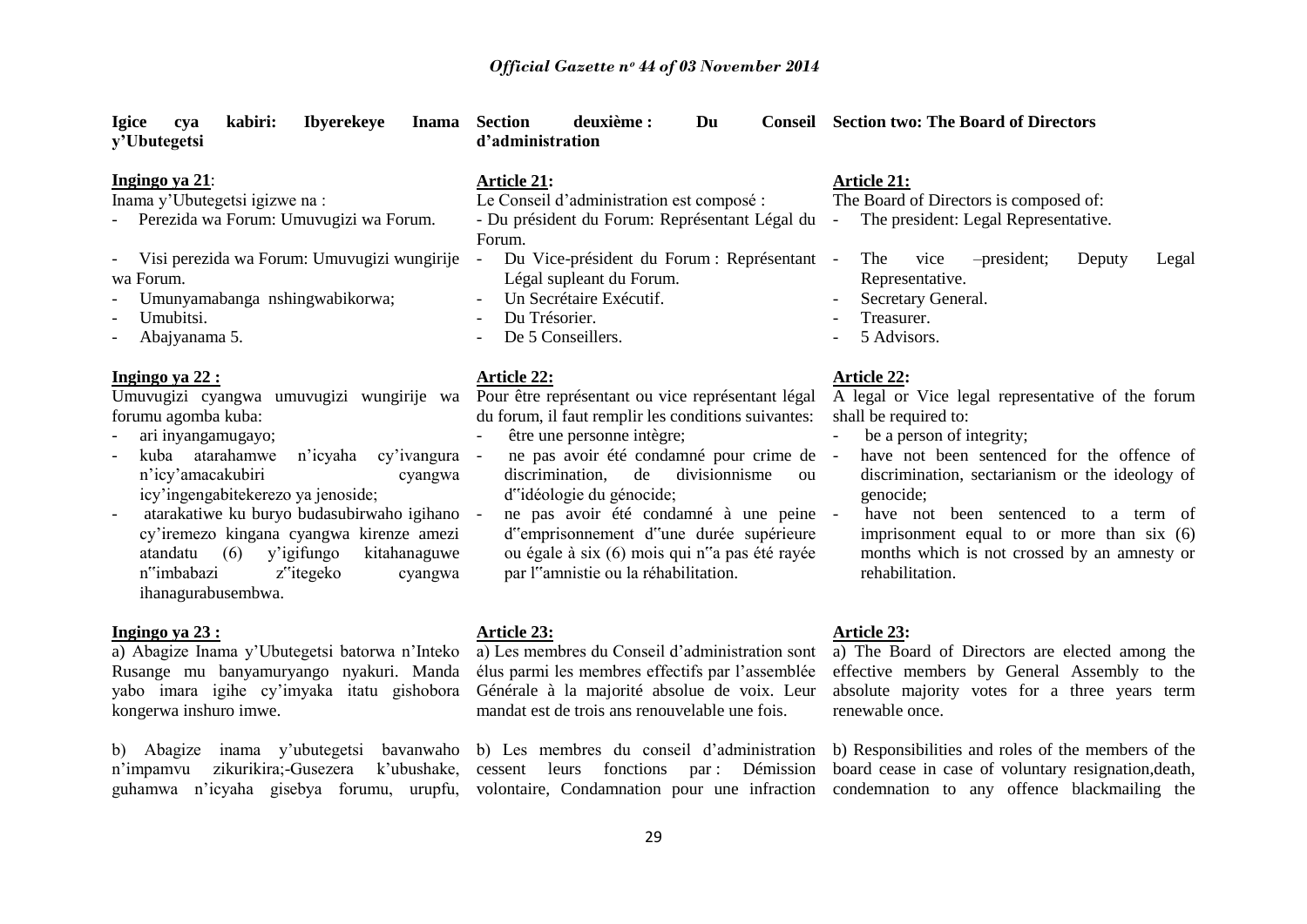**Igice cya kabiri: Ibyerekeye Inama y'Ubutegetsi**

**Ingingo ya 21**:

Inama y'Ubutegetsi igizwe na :

- Perezida wa Forum: Umuvugizi wa Forum.
- Visi perezida wa Forum: Umuvugizi wungirije wa Forum.
- Umunyamabanga nshingwabikorwa;
- Umubitsi.
- Abajyanama 5.

**Ingingo ya 22 :**

Umuvugizi cyangwa umuvugizi wungirije wa forumu agomba kuba:

- ari inyangamugayo;
- kuba atarahamwe n'icyaha cy'ivangura n'icy'amacakubiri cyangwa icy'ingengabitekerezo ya jenoside;
- atarakatiwe ku buryo budasubirwaho igihano cy'iremezo kingana cyangwa kirenze amezi atandatu (6) y'igifungo kitahanaguwe n‟imbabazi z‟itegeko cyangwa ihanagurabusembwa.

**Ingingo ya 23 :**

a) Abagize Inama y'Ubutegetsi batorwa n'Inteko Rusange mu banyamuryango nyakuri. Manda yabo imara igihe cy'imyaka itatu gishobora kongerwa inshuro imwe.

b) Abagize inama y'ubutegetsi bavanwaho n'impamvu zikurikira;-Gusezera k'ubushake, guhamwa n'icyaha gisebya forumu, urupfu,

**Section deuxième : Du Conseil d'administration**

**Article 21:**

Le Conseil d'administration est composé :

- Du président du Forum: Représentant Légal du Forum.
- Du Vice-président du Forum : Représentant Légal supleant du Forum.
- Un Secrétaire Exécutif.
- Du Trésorier.
- De 5 Conseillers.

**Article 22:**

Pour être représentant ou vice représentant légal du forum, il faut remplir les conditions suivantes:

- être une personne intègre;
- ne pas avoir été condamné pour crime de discrimination, de divisionnisme ou d‟idéologie du génocide;
- ne pas avoir été condamné à une peine d‟emprisonnement d‟une durée supérieure ou égale à six (6) mois qui n‟a pas été rayée par l‟amnistie ou la réhabilitation.

**Article 23:**

a) Les membres du Conseil d'administration sont élus parmi les membres effectifs par l'assemblée Générale à la majorité absolue de voix. Leur mandat est de trois ans renouvelable une fois.

b) Les membres du conseil d'administration cessent leurs fonctions par : Démission volontaire, Condamnation pour une infraction

**Section two: The Board of Directors**

**Article 21:**

The Board of Directors is composed of:

- The president: Legal Representative.
- The vice –president; Deputy Legal Representative.
- Secretary General.
- Treasurer.
- 5 Advisors.

**Article 22:**

A legal or Vice legal representative of the forum shall be required to:

- be a person of integrity;
- have not been sentenced for the offence of discrimination, sectarianism or the ideology of genocide;
- have not been sentenced to a term of imprisonment equal to or more than six (6) months which is not crossed by an amnesty or rehabilitation.

**Article 23:**

a) The Board of Directors are elected among the effective members by General Assembly to the absolute majority votes for a three years term renewable once.

b) Responsibilities and roles of the members of the board cease in case of voluntary resignation,death, condemnation to any offence blackmailing the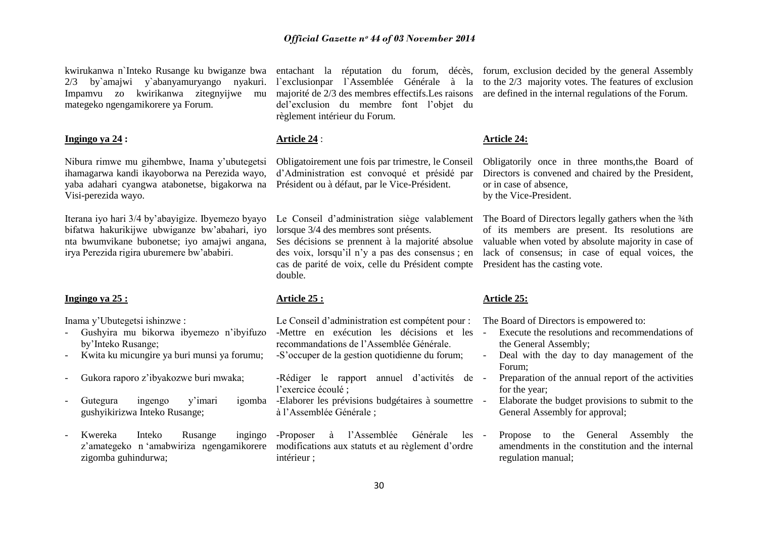kwirukanwa n`Inteko Rusange ku bwiganze bwa 2/3 by`amajwi y`abanyamuryango nyakuri. Impamvu zo kwirikanwa zitegnyijwe mu mategeko ngengamikorere ya Forum.

**Ingingo ya 24 :**

Nibura rimwe mu gihembwe, Inama y'ubutegetsi ihamagarwa kandi ikayoborwa na Perezida wayo, yaba adahari cyangwa atabonetse, bigakorwa na Visi-perezida wayo.

Iterana iyo hari 3/4 by'abayigize. Ibyemezo byayo bifatwa hakurikijwe ubwiganze bw'abahari, iyo nta bwumvikane bubonetse; iyo amajwi angana, irya Perezida rigira uburemere bw'ababiri.

**Ingingo ya 25 :**

Inama y'Ubutegetsi ishinzwe :

- Gushyira mu bikorwa ibyemezo n'ibyifuzo by'Inteko Rusange;
- Kwita ku micungire ya buri munsi ya forumu;
- Gukora raporo z'ibyakozwe buri mwaka;
- Gutegura ingengo y'imari igomba gushyikirizwa Inteko Rusange;
- Kwereka Inteko Rusange ingingo z'amategeko n 'amabwiriza ngengamikorere zigomba guhindurwa;

entachant la réputation du forum, décès, l`exclusionpar l`Assemblée Générale à la majorité de 2/3 des membres effectifs.Les raisons del'exclusion du membre font l'objet du règlement intérieur du Forum.

**Article 24** :

Obligatoirement une fois par trimestre, le Conseil d'Administration est convoqué et présidé par Président ou à défaut, par le Vice-Président.

Le Conseil d'administration siège valablement lorsque 3/4 des membres sont présents.
Ses décisions se prennent à la majorité absolue des voix, lorsqu'il n'y a pas des consensus ; en cas de parité de voix, celle du Président compte double.

**Article 25 :**

Le Conseil d'administration est compétent pour :
-Mettre en exécution les décisions et les recommandations de l'Assemblée Générale.
-S'occuper de la gestion quotidienne du forum;
-Rédiger le rapport annuel d'activités de l'exercice écoulé ;
-Elaborer les prévisions budgétaires à soumettre à l'Assemblée Générale ;
-Proposer à l'Assemblée Générale les modifications aux statuts et au règlement d'ordre intérieur ;

forum, exclusion decided by the general Assembly to the 2/3 majority votes. The features of exclusion are defined in the internal regulations of the Forum.

**Article 24:**

Obligatorily once in three months,the Board of Directors is convened and chaired by the President, or in case of absence,
by the Vice-President.

The Board of Directors legally gathers when the ¾th of its members are present. Its resolutions are valuable when voted by absolute majority in case of lack of consensus; in case of equal voices, the President has the casting vote.

**Article 25:**

The Board of Directors is empowered to:

- Execute the resolutions and recommendations of the General Assembly;
- Deal with the day to day management of the Forum;
- Preparation of the annual report of the activities for the year;
- Elaborate the budget provisions to submit to the General Assembly for approval;
- Propose to the General Assembly the amendments in the constitution and the internal regulation manual;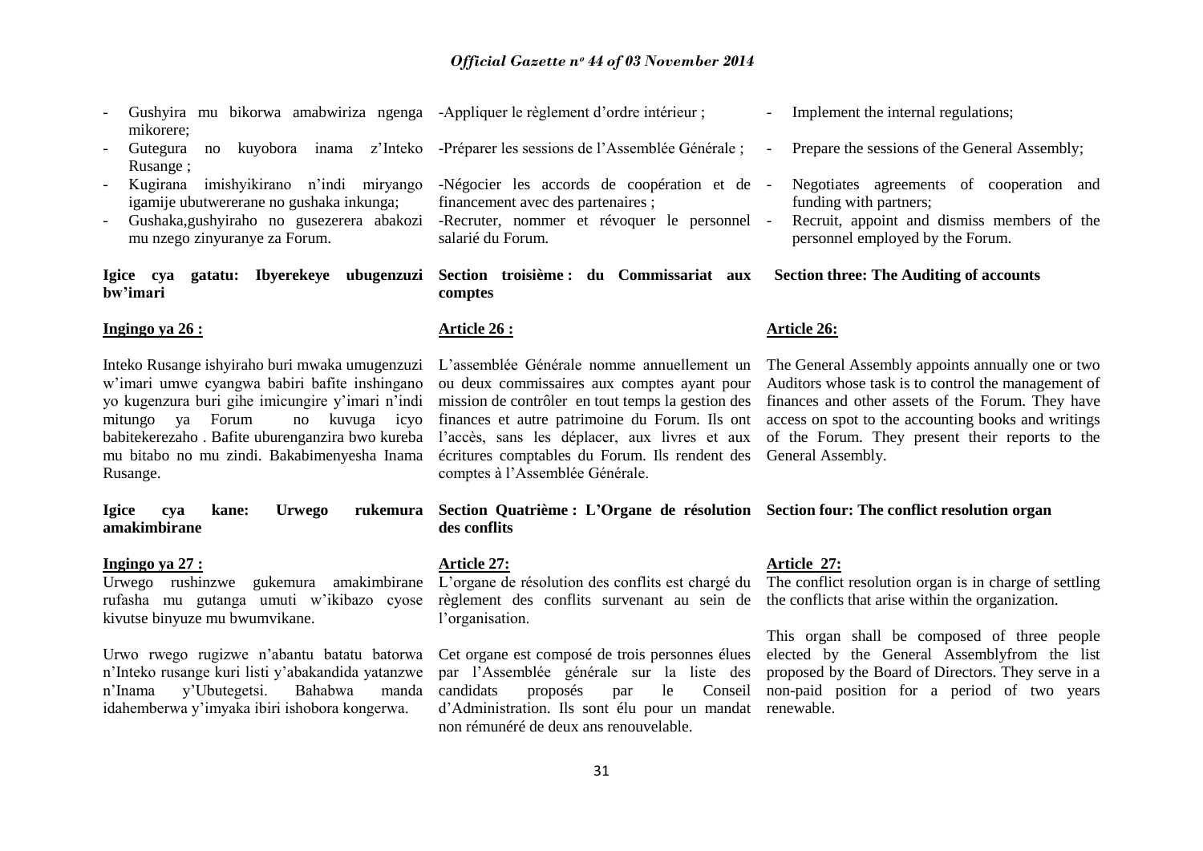- Gushyira mu bikorwa amabwiriza ngenga mikorere;
- Gutegura no kuyobora inama z'Inteko Rusange ;
- Kugirana imishyikirano n'indi miryango igamije ubutwererane no gushaka inkunga;
- Gushaka,gushyiraho no gusezerera abakozi mu nzego zinyuranye za Forum.

**Igice cya gatatu: Ibyerekeye ubugenzuzi bw'imari**

**Ingingo ya 26 :**

Inteko Rusange ishyiraho buri mwaka umugenzuzi w'imari umwe cyangwa babiri bafite inshingano yo kugenzura buri gihe imicungire y'imari n'indi mitungo ya Forum no kuvuga icyo babitekerezaho . Bafite uburenganzira bwo kureba mu bitabo no mu zindi. Bakabimenyesha Inama Rusange.

**Igice cya kane: Urwego rukemura amakimbirane**

**Ingingo ya 27 :**

Urwego rushinzwe gukemura amakimbirane rufasha mu gutanga umuti w'ikibazo cyose kivutse binyuze mu bwumvikane.

Urwo rwego rugizwe n'abantu batatu batorwa n'Inteko rusange kuri listi y'abakandida yatanzwe n'Inama y'Ubutegetsi. Bahabwa manda idahemberwa y'imyaka ibiri ishobora kongerwa.

-Appliquer le règlement d'ordre intérieur ;

-Préparer les sessions de l'Assemblée Générale ;

-Négocier les accords de coopération et de financement avec des partenaires ;

-Recruter, nommer et révoquer le personnel salarié du Forum.

**Section troisième : du Commissariat aux comptes**

**Article 26 :**

L'assemblée Générale nomme annuellement un ou deux commissaires aux comptes ayant pour mission de contrôler en tout temps la gestion des finances et autre patrimoine du Forum. Ils ont l'accès, sans les déplacer, aux livres et aux écritures comptables du Forum. Ils rendent des comptes à l'Assemblée Générale.

**Section Quatrième : L'Organe de résolution des conflits**

**Article 27:**

L'organe de résolution des conflits est chargé du règlement des conflits survenant au sein de l'organisation.

Cet organe est composé de trois personnes élues par l'Assemblée générale sur la liste des candidats proposés par le Conseil d'Administration. Ils sont élu pour un mandat non rémunéré de deux ans renouvelable.

- Implement the internal regulations;
- Prepare the sessions of the General Assembly;
- Negotiates agreements of cooperation and funding with partners;
- Recruit, appoint and dismiss members of the personnel employed by the Forum.

**Section three: The Auditing of accounts**

**Article 26:**

The General Assembly appoints annually one or two Auditors whose task is to control the management of finances and other assets of the Forum. They have access on spot to the accounting books and writings of the Forum. They present their reports to the General Assembly.

**Section four: The conflict resolution organ**

**Article 27:**

The conflict resolution organ is in charge of settling the conflicts that arise within the organization.

This organ shall be composed of three people elected by the General Assemblyfrom the list proposed by the Board of Directors. They serve in a non-paid position for a period of two years renewable.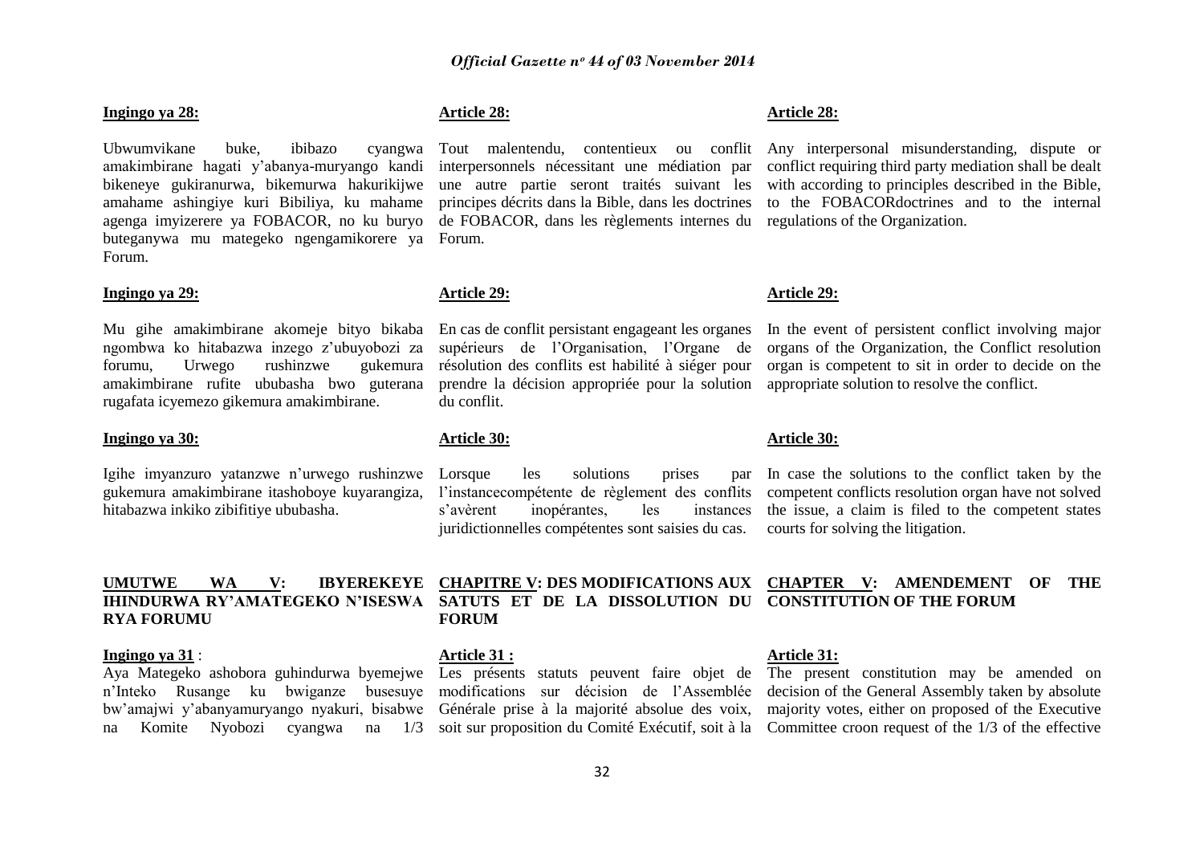**Ingingo ya 28:**

Ubwumvikane buke, ibibazo cyangwa amakimbirane hagati y'abanya-muryango kandi bikeneye gukiranurwa, bikemurwa hakurikijwe amahame ashingiye kuri Bibiliya, ku mahame agenga imyizerere ya FOBACOR, no ku buryo buteganywa mu mategeko ngengamikorere ya Forum.

**Ingingo ya 29:**

Mu gihe amakimbirane akomeje bityo bikaba ngombwa ko hitabazwa inzego z'ubuyobozi za forumu, Urwego rushinzwe gukemura amakimbirane rufite ububasha bwo guterana rugafata icyemezo gikemura amakimbirane.

**Ingingo ya 30:**

Igihe imyanzuro yatanzwe n'urwego rushinzwe gukemura amakimbirane itashoboye kuyarangiza, hitabazwa inkiko zibifitiye ububasha.

**UMUTWE WA V: IBYEREKEYE IHINDURWA RY'AMATEGEKO N'ISESWA RYA FORUMU**

**Ingingo ya 31** :

Aya Mategeko ashobora guhindurwa byemejwe n'Inteko Rusange ku bwiganze busesuye bw'amajwi y'abanyamuryango nyakuri, bisabwe na Komite Nyobozi cyangwa na 1/3

**Article 28:**

Tout malentendu, contentieux ou conflit interpersonnels nécessitant une médiation par une autre partie seront traités suivant les principes décrits dans la Bible, dans les doctrines de FOBACOR, dans les règlements internes du Forum.

**Article 29:**

En cas de conflit persistant engageant les organes supérieurs de l'Organisation, l'Organe de résolution des conflits est habilité à siéger pour prendre la décision appropriée pour la solution du conflit.

**Article 30:**

Lorsque les solutions prises par l'instancecompétente de règlement des conflits s'avèrent inopérantes, les instances juridictionnelles compétentes sont saisies du cas.

**CHAPITRE V: DES MODIFICATIONS AUX SATUTS ET DE LA DISSOLUTION DU FORUM**

**Article 31 :**

Les présents statuts peuvent faire objet de modifications sur décision de l'Assemblée Générale prise à la majorité absolue des voix, soit sur proposition du Comité Exécutif, soit à la

**Article 28:**

Any interpersonal misunderstanding, dispute or conflict requiring third party mediation shall be dealt with according to principles described in the Bible, to the FOBACORdoctrines and to the internal regulations of the Organization.

**Article 29:**

In the event of persistent conflict involving major organs of the Organization, the Conflict resolution organ is competent to sit in order to decide on the appropriate solution to resolve the conflict.

**Article 30:**

In case the solutions to the conflict taken by the competent conflicts resolution organ have not solved the issue, a claim is filed to the competent states courts for solving the litigation.

**CHAPTER V: AMENDEMENT OF THE CONSTITUTION OF THE FORUM**

**Article 31:**

The present constitution may be amended on decision of the General Assembly taken by absolute majority votes, either on proposed of the Executive Committee croon request of the 1/3 of the effective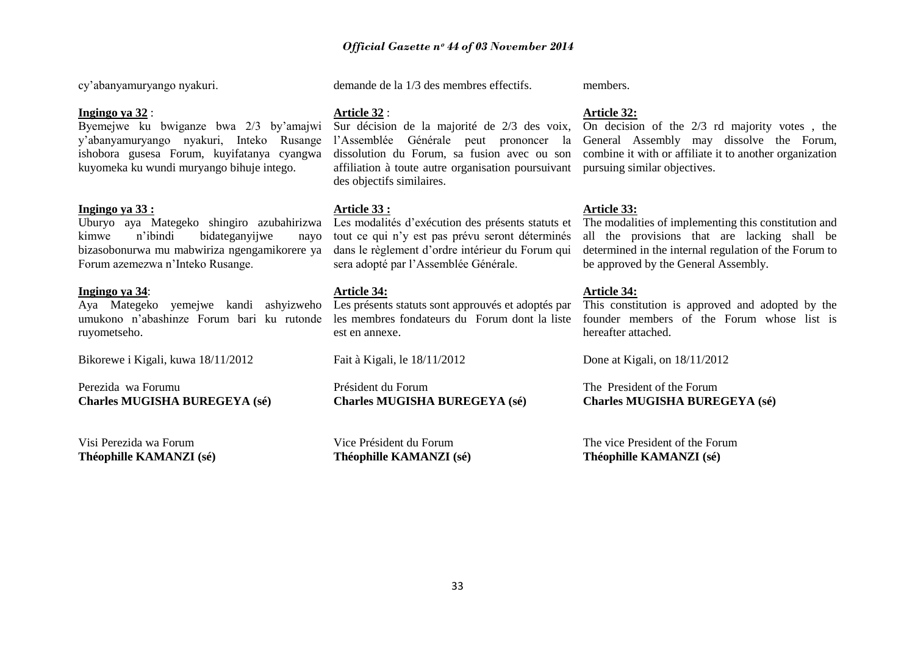cy'abanyamuryango nyakuri.

**Ingingo ya 32** :

Byemejwe ku bwiganze bwa 2/3 by'amajwi y'abanyamuryango nyakuri, Inteko Rusange ishobora gusesa Forum, kuyifatanya cyangwa kuyomeka ku wundi muryango bihuje intego.

**Ingingo ya 33 :**

Uburyo aya Mategeko shingiro azubahirizwa kimwe n'ibindi bidateganyijwe nayo bizasobonurwa mu mabwiriza ngengamikorere ya Forum azemezwa n'Inteko Rusange.

**Ingingo ya 34**:

Aya Mategeko yemejwe kandi ashyizweho umukono n'abashinze Forum bari ku rutonde ruyometseho.

Bikorewe i Kigali, kuwa 18/11/2012

Perezida wa Forumu
**Charles MUGISHA BUREGEYA (sé)**

Visi Perezida wa Forum
**Théophille KAMANZI (sé)**

demande de la 1/3 des membres effectifs.

**Article 32** :

Sur décision de la majorité de 2/3 des voix, l'Assemblée Générale peut prononcer la dissolution du Forum, sa fusion avec ou son affiliation à toute autre organisation poursuivant des objectifs similaires.

**Article 33 :**

Les modalités d'exécution des présents statuts et tout ce qui n'y est pas prévu seront déterminés dans le règlement d'ordre intérieur du Forum qui sera adopté par l'Assemblée Générale.

**Article 34:**

Les présents statuts sont approuvés et adoptés par les membres fondateurs du Forum dont la liste est en annexe.

Fait à Kigali, le 18/11/2012

Président du Forum
**Charles MUGISHA BUREGEYA (sé)**

Vice Président du Forum
**Théophille KAMANZI (sé)**

members.

**Article 32:**

On decision of the 2/3 rd majority votes , the General Assembly may dissolve the Forum, combine it with or affiliate it to another organization pursuing similar objectives.

**Article 33:**

The modalities of implementing this constitution and all the provisions that are lacking shall be determined in the internal regulation of the Forum to be approved by the General Assembly.

**Article 34:**

This constitution is approved and adopted by the founder members of the Forum whose list is hereafter attached.

Done at Kigali, on 18/11/2012

The President of the Forum
**Charles MUGISHA BUREGEYA (sé)**

The vice President of the Forum
**Théophille KAMANZI (sé)**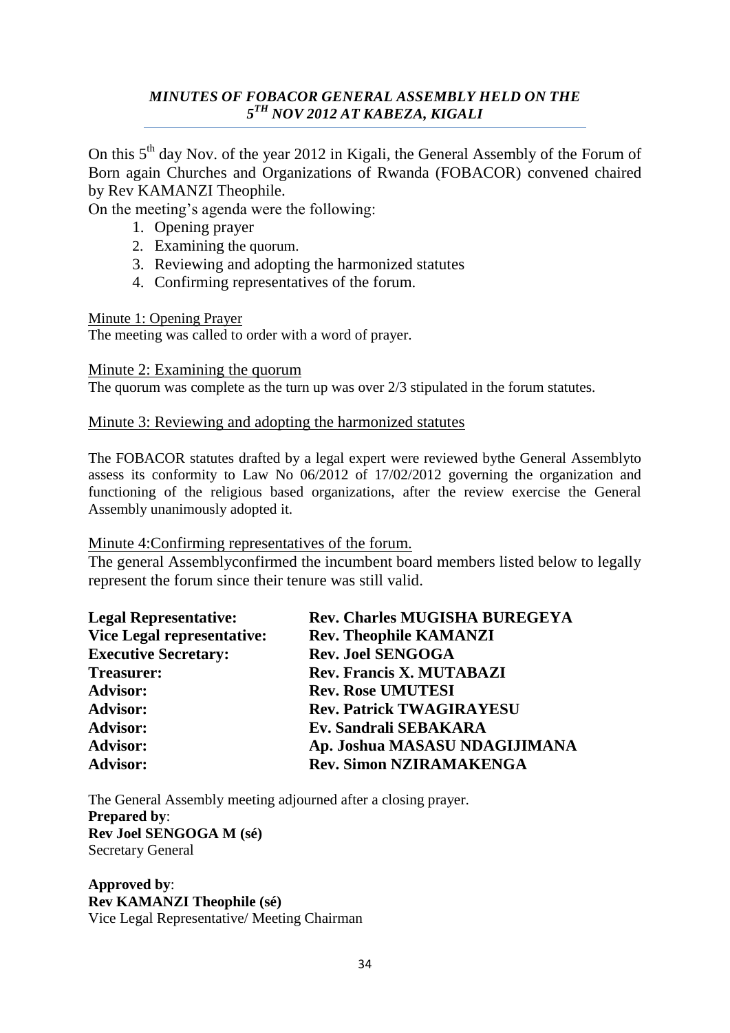### *MINUTES OF FOBACOR GENERAL ASSEMBLY HELD ON THE 5TH NOV 2012 AT KABEZA, KIGALI*

On this 5th day Nov. of the year 2012 in Kigali, the General Assembly of the Forum of Born again Churches and Organizations of Rwanda (FOBACOR) convened chaired by Rev KAMANZI Theophile.

On the meeting's agenda were the following:

1. Opening prayer
2. Examining the quorum.
3. Reviewing and adopting the harmonized statutes
4. Confirming representatives of the forum.

Minute 1: Opening Prayer

The meeting was called to order with a word of prayer.

Minute 2: Examining the quorum

The quorum was complete as the turn up was over 2/3 stipulated in the forum statutes.

Minute 3: Reviewing and adopting the harmonized statutes

The FOBACOR statutes drafted by a legal expert were reviewed bythe General Assemblyto assess its conformity to Law No 06/2012 of 17/02/2012 governing the organization and functioning of the religious based organizations, after the review exercise the General Assembly unanimously adopted it.

Minute 4:Confirming representatives of the forum.

The general Assemblyconfirmed the incumbent board members listed below to legally represent the forum since their tenure was still valid.

| | |
|---|---|
| **Legal Representative:** | **Rev. Charles MUGISHA BUREGEYA** |
| **Vice Legal representative:** | **Rev. Theophile KAMANZI** |
| **Executive Secretary:** | **Rev. Joel SENGOGA** |
| **Treasurer:** | **Rev. Francis X. MUTABAZI** |
| **Advisor:** | **Rev. Rose UMUTESI** |
| **Advisor:** | **Rev. Patrick TWAGIRAYESU** |
| **Advisor:** | **Ev. Sandrali SEBAKARA** |
| **Advisor:** | **Ap. Joshua MASASU NDAGIJIMANA** |
| **Advisor:** | **Rev. Simon NZIRAMAKENGA** |

The General Assembly meeting adjourned after a closing prayer.

**Prepared by**:
**Rev Joel SENGOGA M (sé)**
Secretary General

**Approved by**:
**Rev KAMANZI Theophile (sé)**
Vice Legal Representative/ Meeting Chairman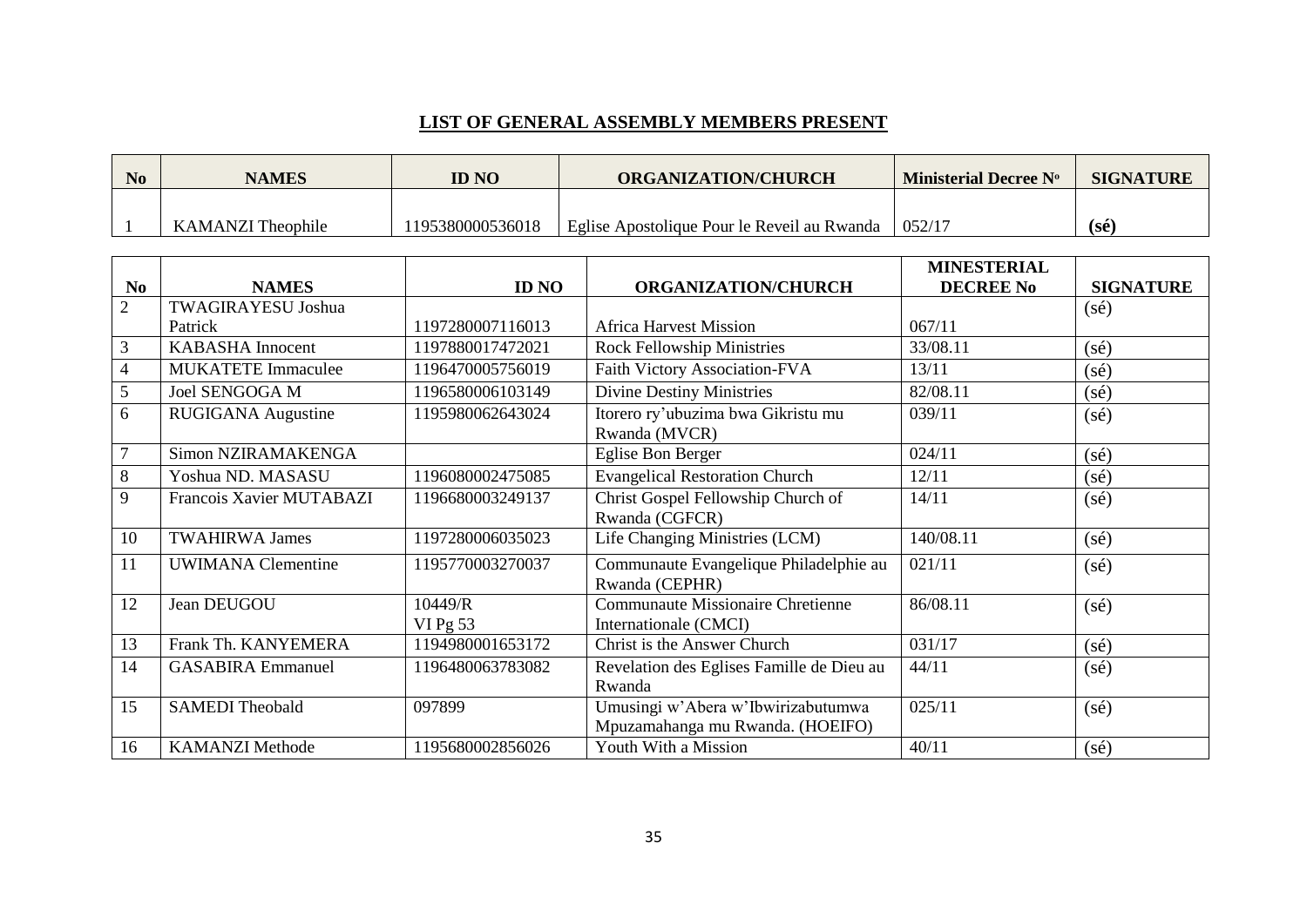## LIST OF GENERAL ASSEMBLY MEMBERS PRESENT

| No | NAMES | ID NO | ORGANIZATION/CHURCH | Ministerial Decree N° | SIGNATURE |
|---|---|---|---|---|---|
| 1 | KAMANZI Theophile | 1195380000536018 | Eglise Apostolique Pour le Reveil au Rwanda | 052/17 | **(sé)** |

| No | NAMES | ID NO | ORGANIZATION/CHURCH | MINESTERIAL DECREE No | SIGNATURE |
|---|---|---|---|---|---|
| 2 | TWAGIRAYESU Joshua Patrick | 1197280007116013 | Africa Harvest Mission | 067/11 | (sé) |
| 3 | KABASHA Innocent | 1197880017472021 | Rock Fellowship Ministries | 33/08.11 | (sé) |
| 4 | MUKATETE Immaculee | 1196470005756019 | Faith Victory Association-FVA | 13/11 | (sé) |
| 5 | Joel SENGOGA M | 1196580006103149 | Divine Destiny Ministries | 82/08.11 | (sé) |
| 6 | RUGIGANA Augustine | 1195980062643024 | Itorero ry'ubuzima bwa Gikristu mu Rwanda (MVCR) | 039/11 | (sé) |
| 7 | Simon NZIRAMAKENGA | | Eglise Bon Berger | 024/11 | (sé) |
| 8 | Yoshua ND. MASASU | 1196080002475085 | Evangelical Restoration Church | 12/11 | (sé) |
| 9 | Francois Xavier MUTABAZI | 1196680003249137 | Christ Gospel Fellowship Church of Rwanda (CGFCR) | 14/11 | (sé) |
| 10 | TWAHIRWA James | 1197280006035023 | Life Changing Ministries (LCM) | 140/08.11 | (sé) |
| 11 | UWIMANA Clementine | 1195770003270037 | Communaute Evangelique Philadelphie au Rwanda (CEPHR) | 021/11 | (sé) |
| 12 | Jean DEUGOU | 10449/R VI Pg 53 | Communaute Missionaire Chretienne Internationale (CMCI) | 86/08.11 | (sé) |
| 13 | Frank Th. KANYEMERA | 1194980001653172 | Christ is the Answer Church | 031/17 | (sé) |
| 14 | GASABIRA Emmanuel | 1196480063783082 | Revelation des Eglises Famille de Dieu au Rwanda | 44/11 | (sé) |
| 15 | SAMEDI Theobald | 097899 | Umusingi w'Abera w'Ibwirizabutumwa Mpuzamahanga mu Rwanda. (HOEIFO) | 025/11 | (sé) |
| 16 | KAMANZI Methode | 1195680002856026 | Youth With a Mission | 40/11 | (sé) |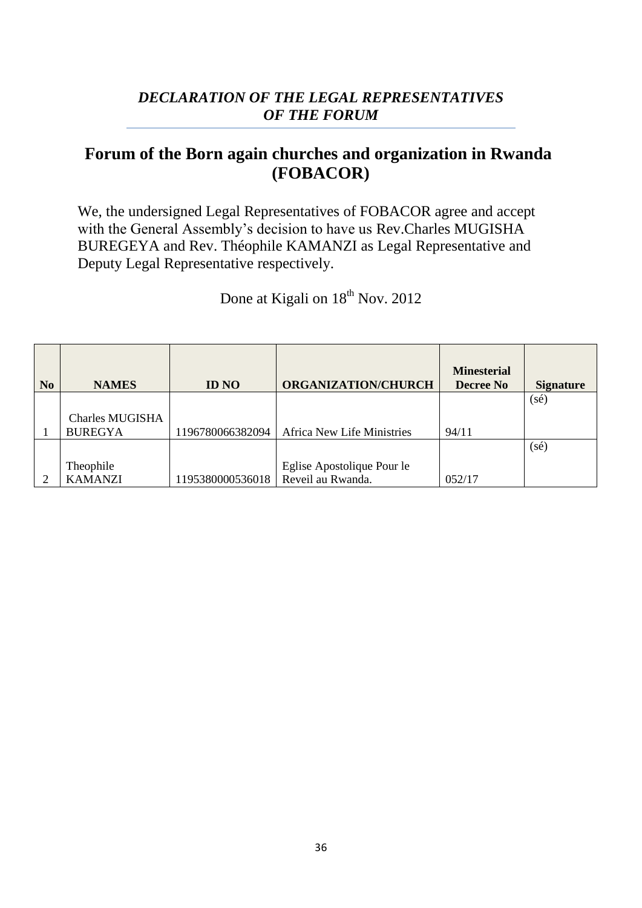***DECLARATION OF THE LEGAL REPRESENTATIVES OF THE FORUM***

## Forum of the Born again churches and organization in Rwanda (FOBACOR)

We, the undersigned Legal Representatives of FOBACOR agree and accept with the General Assembly's decision to have us Rev.Charles MUGISHA BUREGEYA and Rev. Théophile KAMANZI as Legal Representative and Deputy Legal Representative respectively.

Done at Kigali on 18th Nov. 2012

| No | NAMES | ID NO | ORGANIZATION/CHURCH | Minesterial Decree No | Signature |
|---|---|---|---|---|---|
| 1 | Charles MUGISHA BUREGYA | 1196780066382094 | Africa New Life Ministries | 94/11 | (sé) |
| 2 | Theophile KAMANZI | 1195380000536018 | Eglise Apostolique Pour le Reveil au Rwanda. | 052/17 | (sé) |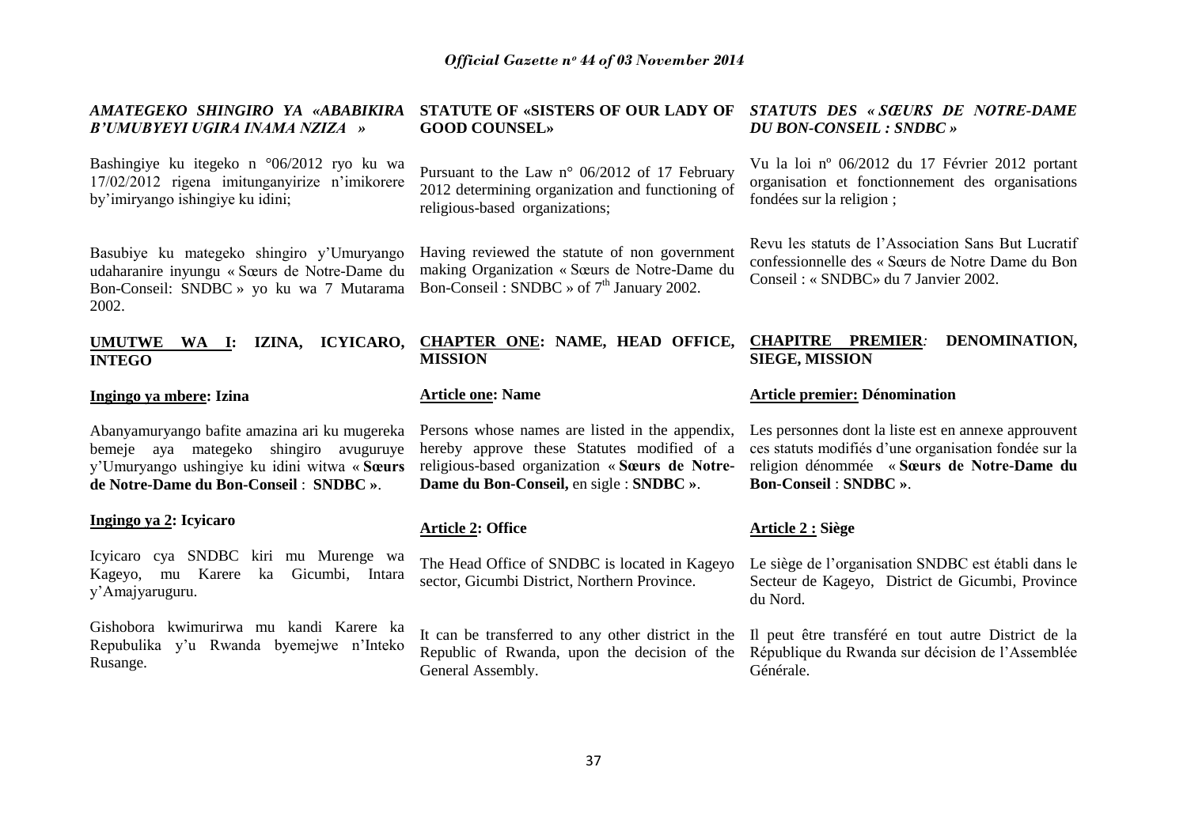*AMATEGEKO SHINGIRO YA «ABABIKIRA B'UMUBYEYI UGIRA INAMA NZIZA »*

Bashingiye ku itegeko n °06/2012 ryo ku wa 17/02/2012 rigena imitunganyirize n'imikorere by'imiryango ishingiye ku idini;

Basubiye ku mategeko shingiro y'Umuryango udaharanire inyungu « Sœurs de Notre-Dame du Bon-Conseil: SNDBC » yo ku wa 7 Mutarama 2002.

**UMUTWE WA I: IZINA, ICYICARO, INTEGO**

**Ingingo ya mbere: Izina**

Abanyamuryango bafite amazina ari ku mugereka bemeje aya mategeko shingiro avuguruye y'Umuryango ushingiye ku idini witwa « **Sœurs de Notre-Dame du Bon-Conseil** : **SNDBC »**.

**Ingingo ya 2: Icyicaro**

Icyicaro cya SNDBC kiri mu Murenge wa Kageyo, mu Karere ka Gicumbi, Intara y'Amajyaruguru.

Gishobora kwimurirwa mu kandi Karere ka Repubulika y'u Rwanda byemejwe n'Inteko Rusange.

**STATUTE OF «SISTERS OF OUR LADY OF GOOD COUNSEL»**

Pursuant to the Law n° 06/2012 of 17 February 2012 determining organization and functioning of religious-based organizations;

Having reviewed the statute of non government making Organization « Sœurs de Notre-Dame du Bon-Conseil : SNDBC » of 7th January 2002.

**CHAPTER ONE: NAME, HEAD OFFICE, MISSION**

**Article one: Name**

Persons whose names are listed in the appendix, hereby approve these Statutes modified of a religious-based organization « **Sœurs de Notre-Dame du Bon-Conseil,** en sigle : **SNDBC »**.

**Article 2: Office**

The Head Office of SNDBC is located in Kageyo sector, Gicumbi District, Northern Province.

It can be transferred to any other district in the Republic of Rwanda, upon the decision of the General Assembly.

*STATUTS DES « SŒURS DE NOTRE-DAME DU BON-CONSEIL : SNDBC »*

Vu la loi nº 06/2012 du 17 Février 2012 portant organisation et fonctionnement des organisations fondées sur la religion ;

Revu les statuts de l'Association Sans But Lucratif confessionnelle des « Sœurs de Notre Dame du Bon Conseil : « SNDBC» du 7 Janvier 2002.

**CHAPITRE PREMIER: DENOMINATION, SIEGE, MISSION**

**Article premier: Dénomination**

Les personnes dont la liste est en annexe approuvent ces statuts modifiés d'une organisation fondée sur la religion dénommée « **Sœurs de Notre-Dame du Bon-Conseil** : **SNDBC »**.

**Article 2 : Siège**

Le siège de l'organisation SNDBC est établi dans le Secteur de Kageyo, District de Gicumbi, Province du Nord.

Il peut être transféré en tout autre District de la République du Rwanda sur décision de l'Assemblée Générale.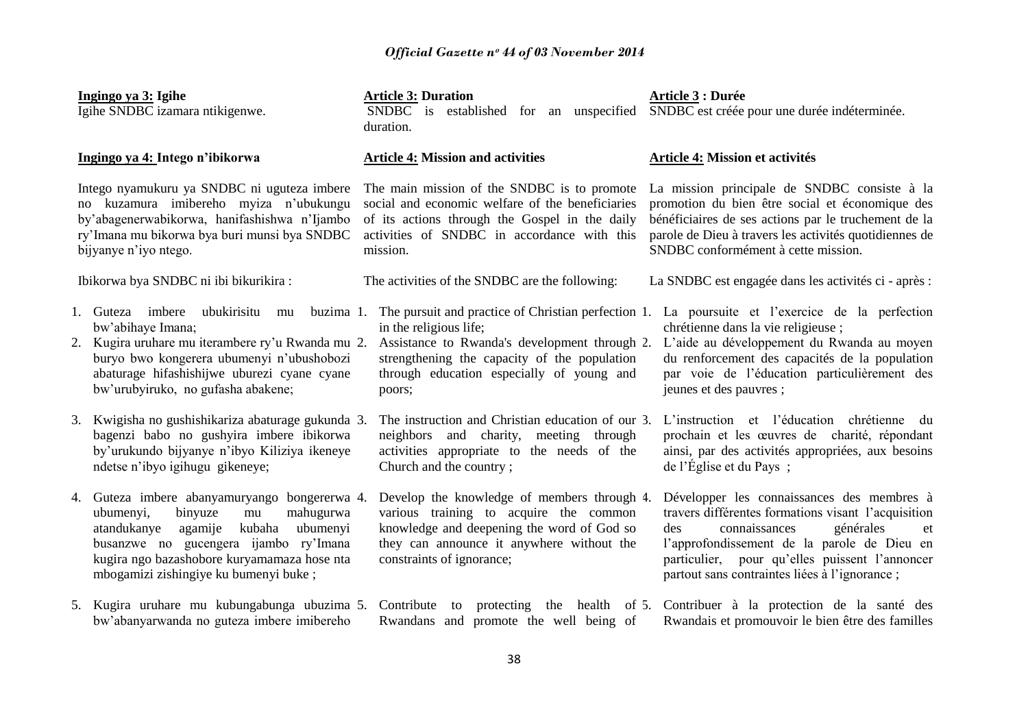**Ingingo ya 3: Igihe**

Igihe SNDBC izamara ntikigenwe.

**Ingingo ya 4: Intego n'ibikorwa**

Intego nyamukuru ya SNDBC ni uguteza imbere no kuzamura imibereho myiza n'ubukungu by'abagenerwabikorwa, hanifashishwa n'Ijambo ry'Imana mu bikorwa bya buri munsi bya SNDBC bijyanye n'iyo ntego.

Ibikorwa bya SNDBC ni ibi bikurikira :

1. Guteza imbere ubukirisitu mu buzima bw'abihaye Imana;
2. Kugira uruhare mu iterambere ry'u Rwanda mu buryo bwo kongerera ubumenyi n'ubushobozi abaturage hifashishijwe uburezi cyane cyane bw'urubyiruko, no gufasha abakene;
3. Kwigisha no gushishikariza abaturage gukunda bagenzi babo no gushyira imbere ibikorwa by'urukundo bijyanye n'ibyo Kiliziya ikeneye ndetse n'ibyo igihugu gikeneye;
4. Guteza imbere abanyamuryango bongererwa ubumenyi, binyuze mu mahugurwa atandukanye agamije kubaha ubumenyi busanzwe no gucengera ijambo ry'Imana kugira ngo bazashobore kuryamamaza hose nta mbogamizi zishingiye ku bumenyi buke ;
5. Kugira uruhare mu kubungabunga ubuzima bw'abanyarwanda no guteza imbere imibereho

**Article 3: Duration**

SNDBC is established for an unspecified duration.

**Article 4: Mission and activities**

The main mission of the SNDBC is to promote social and economic welfare of the beneficiaries of its actions through the Gospel in the daily activities of SNDBC in accordance with this mission.

The activities of the SNDBC are the following:

1. The pursuit and practice of Christian perfection in the religious life;
2. Assistance to Rwanda's development through strengthening the capacity of the population through education especially of young and poors;
3. The instruction and Christian education of our neighbors and charity, meeting through activities appropriate to the needs of the Church and the country ;
4. Develop the knowledge of members through various training to acquire the common knowledge and deepening the word of God so they can announce it anywhere without the constraints of ignorance;
5. Contribute to protecting the health of Rwandans and promote the well being of

**Article 3 : Durée**

SNDBC est créée pour une durée indéterminée.

**Article 4: Mission et activités**

La mission principale de SNDBC consiste à la promotion du bien être social et économique des bénéficiaires de ses actions par le truchement de la parole de Dieu à travers les activités quotidiennes de SNDBC conformément à cette mission.

La SNDBC est engagée dans les activités ci - après :

1. La poursuite et l'exercice de la perfection chrétienne dans la vie religieuse ;
2. L'aide au développement du Rwanda au moyen du renforcement des capacités de la population par voie de l'éducation particulièrement des jeunes et des pauvres ;
3. L'instruction et l'éducation chrétienne du prochain et les œuvres de charité, répondant ainsi, par des activités appropriées, aux besoins de l'Église et du Pays ;
4. Développer les connaissances des membres à travers différentes formations visant l'acquisition des connaissances générales et l'approfondissement de la parole de Dieu en particulier, pour qu'elles puissent l'annoncer partout sans contraintes liées à l'ignorance ;
5. Contribuer à la protection de la santé des Rwandais et promouvoir le bien être des familles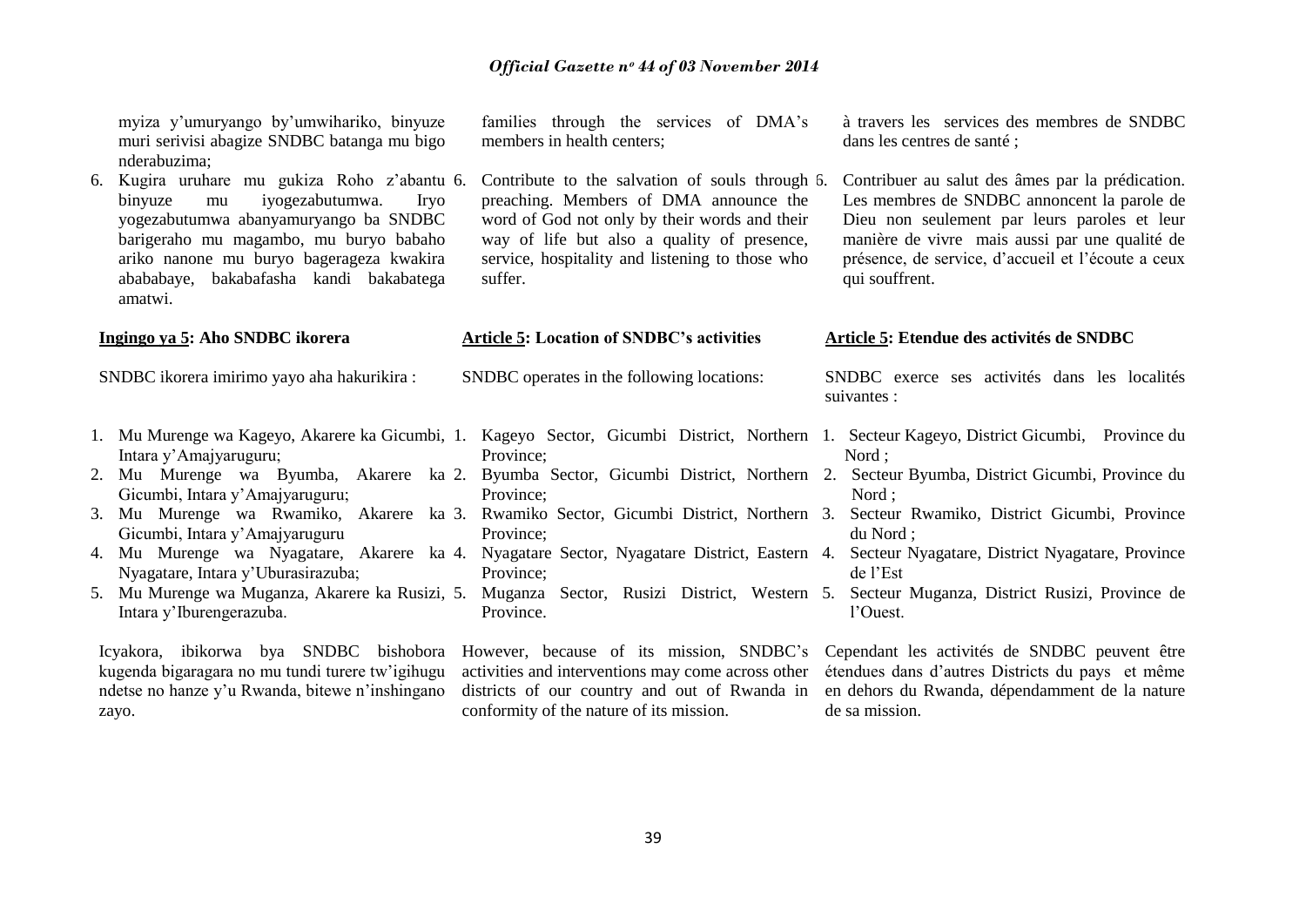myiza y'umuryango by'umwihariko, binyuze muri serivisi abagize SNDBC batanga mu bigo nderabuzima;

6. Kugira uruhare mu gukiza Roho z'abantu binyuze mu iyogezabutumwa. Iryo yogezabutumwa abanyamuryango ba SNDBC barigeraho mu magambo, mu buryo babaho ariko nanone mu buryo bagerageza kwakira ababababaye, bakabafasha kandi bakabatega amatwi.

**Ingingo ya 5: Aho SNDBC ikorera**

SNDBC ikorera imirimo yayo aha hakurikira :

1. Mu Murenge wa Kageyo, Akarere ka Gicumbi, Intara y'Amajyaruguru;
2. Mu Murenge wa Byumba, Akarere ka Gicumbi, Intara y'Amajyaruguru;
3. Mu Murenge wa Rwamiko, Akarere ka Gicumbi, Intara y'Amajyaruguru
4. Mu Murenge wa Nyagatare, Akarere ka Nyagatare, Intara y'Uburasirazuba;
5. Mu Murenge wa Muganza, Akarere ka Rusizi, Intara y'Iburengerazuba.

Icyakora, ibikorwa bya SNDBC bishobora kugenda bigaragara no mu tundi turere tw'igihugu ndetse no hanze y'u Rwanda, bitewe n'inshingano zayo.

families through the services of DMA's members in health centers;

6. Contribute to the salvation of souls through preaching. Members of DMA announce the word of God not only by their words and their way of life but also a quality of presence, service, hospitality and listening to those who suffer.

**Article 5: Location of SNDBC's activities**

SNDBC operates in the following locations:

1. Kageyo Sector, Gicumbi District, Northern Province;
2. Byumba Sector, Gicumbi District, Northern Province;
3. Rwamiko Sector, Gicumbi District, Northern Province;
4. Nyagatare Sector, Nyagatare District, Eastern Province;
5. Muganza Sector, Rusizi District, Western Province.

However, because of its mission, SNDBC's activities and interventions may come across other districts of our country and out of Rwanda in conformity of the nature of its mission.

à travers les services des membres de SNDBC dans les centres de santé ;

6. Contribuer au salut des âmes par la prédication. Les membres de SNDBC annoncent la parole de Dieu non seulement par leurs paroles et leur manière de vivre mais aussi par une qualité de présence, de service, d'accueil et l'écoute a ceux qui souffrent.

**Article 5: Etendue des activités de SNDBC**

SNDBC exerce ses activités dans les localités suivantes :

1. Secteur Kageyo, District Gicumbi, Province du Nord ;
2. Secteur Byumba, District Gicumbi, Province du Nord ;
3. Secteur Rwamiko, District Gicumbi, Province du Nord ;
4. Secteur Nyagatare, District Nyagatare, Province de l'Est
5. Secteur Muganza, District Rusizi, Province de l'Ouest.

Cependant les activités de SNDBC peuvent être étendues dans d'autres Districts du pays et même en dehors du Rwanda, dépendamment de la nature de sa mission.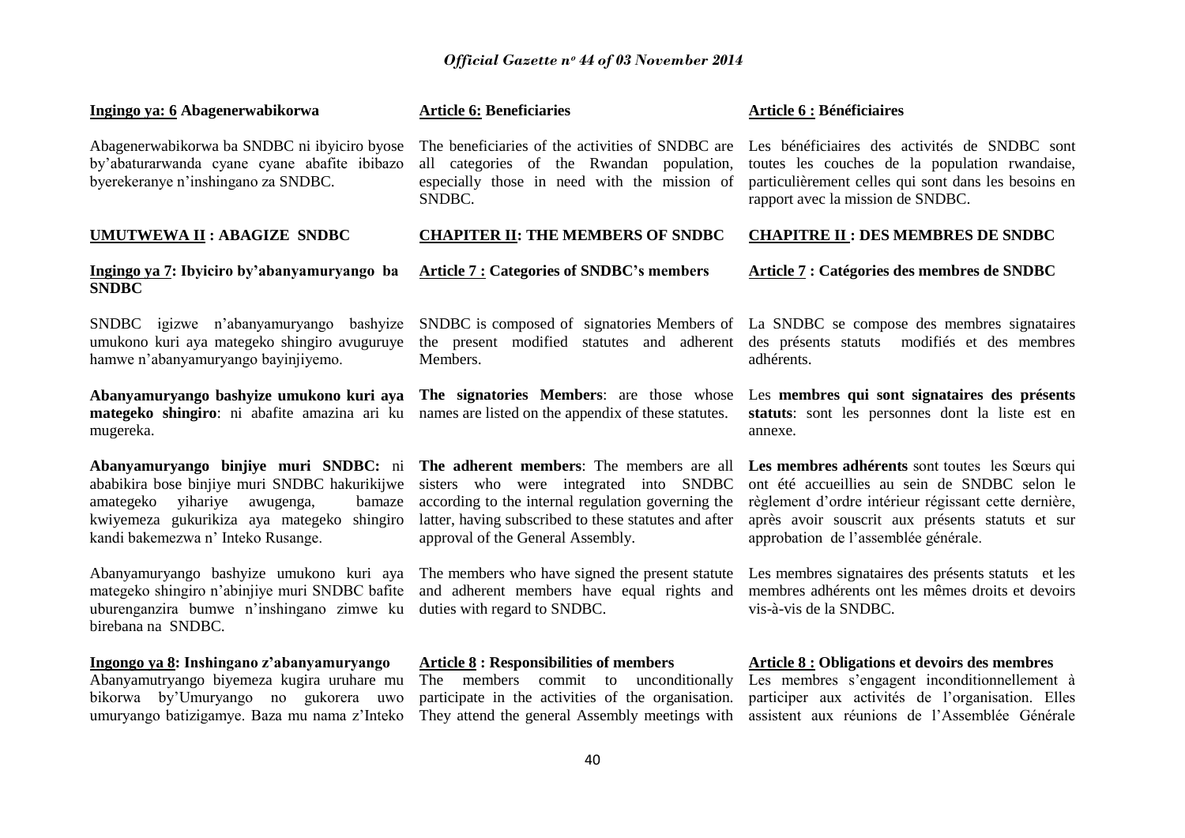**Ingingo ya: 6 Abagenerwabikorwa**

Abagenerwabikorwa ba SNDBC ni ibyiciro byose by'abaturarwanda cyane cyane abafite ibibazo byerekeranye n'inshingano za SNDBC.

**UMUTWEWA II : ABAGIZE SNDBC**

**Ingingo ya 7: Ibyiciro by'abanyamuryango ba SNDBC**

SNDBC igizwe n'abanyamuryango bashyize umukono kuri aya mategeko shingiro avuguruye hamwe n'abanyamuryango bayinjiyemo.

**Abanyamuryango bashyize umukono kuri aya mategeko shingiro**: ni abafite amazina ari ku mugereka.

**Abanyamuryango binjiye muri SNDBC:** ni ababikira bose binjiye muri SNDBC hakurikijwe amategeko yihariye awugenga, bamaze kwiyemeza gukurikiza aya mategeko shingiro kandi bakemezwa n' Inteko Rusange.

Abanyamuryango bashyize umukono kuri aya mategeko shingiro n'abinjiye muri SNDBC bafite uburenganzira bumwe n'inshingano zimwe ku birebana na SNDBC.

**Ingongo ya 8: Inshingano z'abanyamuryango**

Abanyamutryango biyemeza kugira uruhare mu bikorwa by'Umuryango no gukorera uwo umuryango batizigamye. Baza mu nama z'Inteko

**Article 6: Beneficiaries**

The beneficiaries of the activities of SNDBC are all categories of the Rwandan population, especially those in need with the mission of SNDBC.

**CHAPITER II: THE MEMBERS OF SNDBC**

**Article 7 : Categories of SNDBC's members**

SNDBC is composed of signatories Members of the present modified statutes and adherent Members.

**The signatories Members**: are those whose names are listed on the appendix of these statutes.

**The adherent members**: The members are all sisters who were integrated into SNDBC according to the internal regulation governing the latter, having subscribed to these statutes and after approval of the General Assembly.

The members who have signed the present statute and adherent members have equal rights and duties with regard to SNDBC.

**Article 8 : Responsibilities of members**

The members commit to unconditionally participate in the activities of the organisation. They attend the general Assembly meetings with

**Article 6 : Bénéficiaires**

Les bénéficiaires des activités de SNDBC sont toutes les couches de la population rwandaise, particulièrement celles qui sont dans les besoins en rapport avec la mission de SNDBC.

**CHAPITRE II : DES MEMBRES DE SNDBC**

**Article 7 : Catégories des membres de SNDBC**

La SNDBC se compose des membres signataires des présents statuts modifiés et des membres adhérents.

Les **membres qui sont signataires des présents statuts**: sont les personnes dont la liste est en annexe.

**Les membres adhérents** sont toutes les Sœurs qui ont été accueillies au sein de SNDBC selon le règlement d'ordre intérieur régissant cette dernière, après avoir souscrit aux présents statuts et sur approbation de l'assemblée générale.

Les membres signataires des présents statuts et les membres adhérents ont les mêmes droits et devoirs vis-à-vis de la SNDBC.

**Article 8 : Obligations et devoirs des membres**

Les membres s'engagent inconditionnellement à participer aux activités de l'organisation. Elles assistent aux réunions de l'Assemblée Générale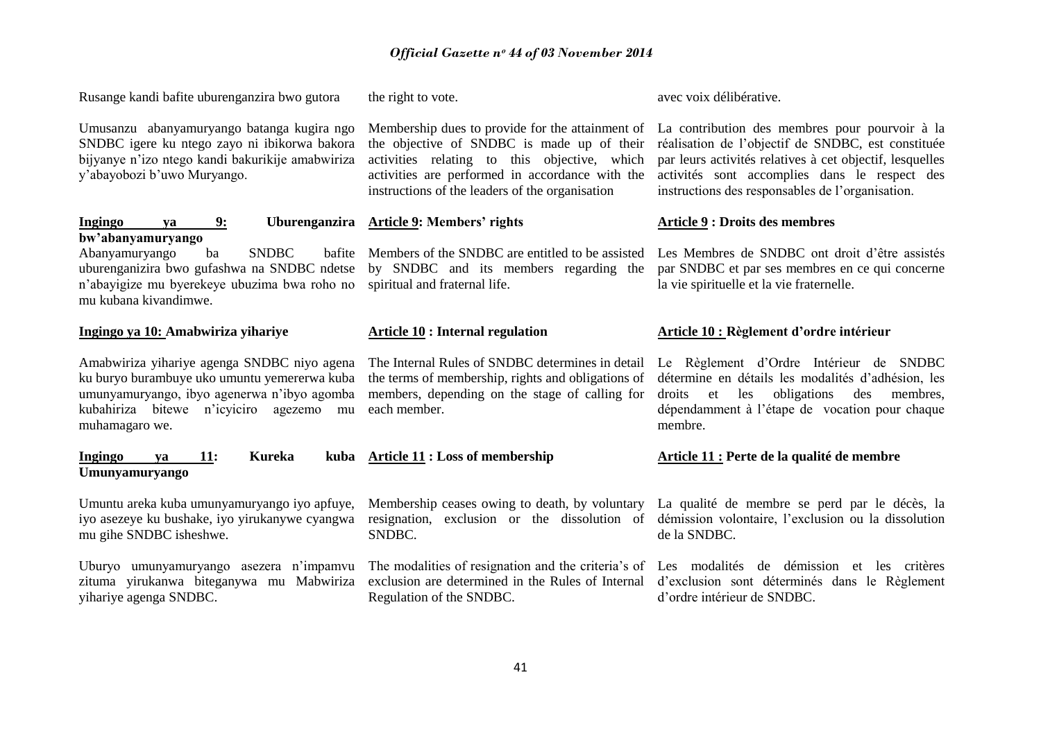Rusange kandi bafite uburenganzira bwo gutora

Umusanzu abanyamuryango batanga kugira ngo SNDBC igere ku ntego zayo ni ibikorwa bakora bijyanye n'izo ntego kandi bakurikije amabwiriza y'abayobozi b'uwo Muryango.

**Ingingo ya 9: Uburenganzira bw'abanyamuryango**

Abanyamuryango ba SNDBC bafite uburenganizira bwo gufashwa na SNDBC ndetse n'abayigize mu byerekeye ubuzima bwa roho no mu kubana kivandimwe.

**Ingingo ya 10: Amabwiriza yihariye**

Amabwiriza yihariye agenga SNDBC niyo agena ku buryo burambuye uko umuntu yemererwa kuba umunyamuryango, ibyo agenerwa n'ibyo agomba kubahiriza bitewe n'icyiciro agezemo mu muhamagaro we.

**Ingingo ya 11: Kureka kuba Umunyamuryango**

Umuntu areka kuba umunyamuryango iyo apfuye, iyo asezeye ku bushake, iyo yirukanywe cyangwa mu gihe SNDBC isheshwe.

Uburyo umunyamuryango asezera n'impamvu zituma yirukanwa biteganywa mu Mabwiriza yihariye agenga SNDBC.

the right to vote.

Membership dues to provide for the attainment of the objective of SNDBC is made up of their activities relating to this objective, which activities are performed in accordance with the instructions of the leaders of the organisation

**Article 9: Members' rights**

Members of the SNDBC are entitled to be assisted by SNDBC and its members regarding the spiritual and fraternal life.

**Article 10 : Internal regulation**

The Internal Rules of SNDBC determines in detail the terms of membership, rights and obligations of members, depending on the stage of calling for each member.

**Article 11 : Loss of membership**

Membership ceases owing to death, by voluntary resignation, exclusion or the dissolution of SNDBC.

The modalities of resignation and the criteria's of exclusion are determined in the Rules of Internal Regulation of the SNDBC.

avec voix délibérative.

La contribution des membres pour pourvoir à la réalisation de l'objectif de SNDBC, est constituée par leurs activités relatives à cet objectif, lesquelles activités sont accomplies dans le respect des instructions des responsables de l'organisation.

**Article 9 : Droits des membres**

Les Membres de SNDBC ont droit d'être assistés par SNDBC et par ses membres en ce qui concerne la vie spirituelle et la vie fraternelle.

**Article 10 : Règlement d'ordre intérieur**

Le Règlement d'Ordre Intérieur de SNDBC détermine en détails les modalités d'adhésion, les droits et les obligations des membres, dépendamment à l'étape de vocation pour chaque membre.

**Article 11 : Perte de la qualité de membre**

La qualité de membre se perd par le décès, la démission volontaire, l'exclusion ou la dissolution de la SNDBC.

Les modalités de démission et les critères d'exclusion sont déterminés dans le Règlement d'ordre intérieur de SNDBC.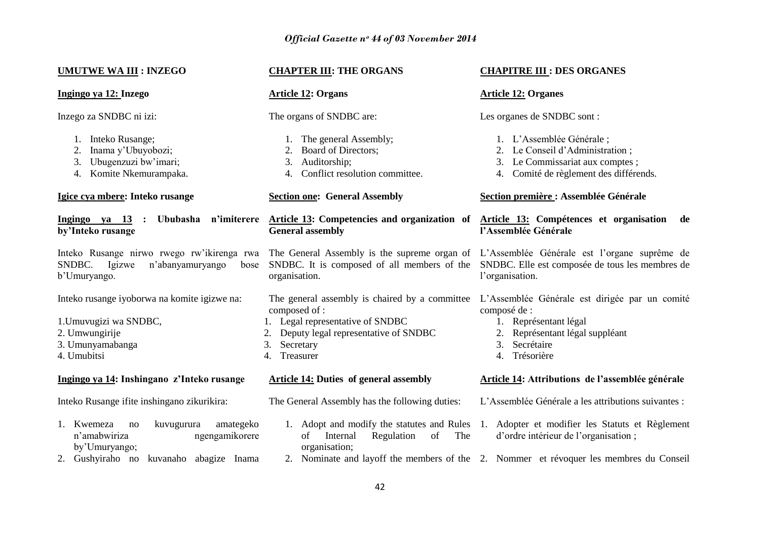**UMUTWE WA III : INZEGO**

**Ingingo ya 12: Inzego**

Inzego za SNDBC ni izi:

1. Inteko Rusange;
2. Inama y'Ubuyobozi;
3. Ubugenzuzi bw'imari;
4. Komite Nkemurampaka.

**Igice cya mbere: Inteko rusange**

**Ingingo ya 13 : Ububasha n'imiterere by'Inteko rusange**

Inteko Rusange nirwo rwego rw'ikirenga rwa SNDBC. Igizwe n'abanyamuryango bose b'Umuryango.

Inteko rusange iyoborwa na komite igizwe na:

1. Umuvugizi wa SNDBC,
2. Umwungirije
3. Umunyamabanga
4. Umubitsi

**Ingingo ya 14: Inshingano z'Inteko rusange**

Inteko Rusange ifite inshingano zikurikira:

1. Kwemeza no kuvugurura amategeko n'amabwiriza ngengamikorere by'Umuryango;
2. Gushyiraho no kuvanaho abagize Inama

**CHAPTER III: THE ORGANS**

**Article 12: Organs**

The organs of SNDBC are:

1. The general Assembly;
2. Board of Directors;
3. Auditorship;
4. Conflict resolution committee.

**Section one: General Assembly**

**Article 13: Competencies and organization of General assembly**

The General Assembly is the supreme organ of SNDBC. It is composed of all members of the organisation.

The general assembly is chaired by a committee composed of :

1. Legal representative of SNDBC
2. Deputy legal representative of SNDBC
3. Secretary
4. Treasurer

**Article 14: Duties of general assembly**

The General Assembly has the following duties:

1. Adopt and modify the statutes and Rules of Internal Regulation of The organisation;
2. Nominate and layoff the members of the

**CHAPITRE III : DES ORGANES**

**Article 12: Organes**

Les organes de SNDBC sont :

1. L'Assemblée Générale ;
2. Le Conseil d'Administration ;
3. Le Commissariat aux comptes ;
4. Comité de règlement des différends.

**Section première : Assemblée Générale**

**Article 13: Compétences et organisation de l'Assemblée Générale**

L'Assemblée Générale est l'organe suprême de SNDBC. Elle est composée de tous les membres de l'organisation.

L'Assemblée Générale est dirigée par un comité composé de :

1. Représentant légal
2. Représentant légal suppléant
3. Secrétaire
4. Trésorière

**Article 14: Attributions de l'assemblée générale**

L'Assemblée Générale a les attributions suivantes :

1. Adopter et modifier les Statuts et Règlement d'ordre intérieur de l'organisation ;
2. Nommer et révoquer les membres du Conseil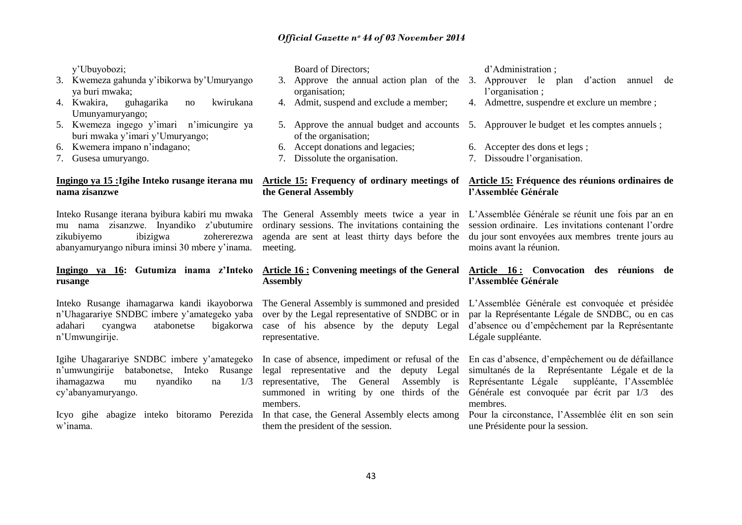y'Ubuyobozi;

3. Kwemeza gahunda y'ibikorwa by'Umuryango ya buri mwaka;
4. Kwakira, guhagarika no kwirukana Umunyamuryango;
5. Kwemeza ingego y'imari n'imicungire ya buri mwaka y'imari y'Umuryango;
6. Kwemera impano n'indagano;
7. Gusesa umuryango.

**Ingingo ya 15 :Igihe Inteko rusange iterana mu nama zisanzwe**

Inteko Rusange iterana byibura kabiri mu mwaka mu nama zisanzwe. Inyandiko z'ubutumire zikubiyemo ibizigwa zohererezwa abanyamuryango nibura iminsi 30 mbere y'inama.

**Ingingo ya 16: Gutumiza inama z'Inteko rusange**

Inteko Rusange ihamagarwa kandi ikayoborwa n'Uhagarariye SNDBC imbere y'amategeko yaba adahari cyangwa atabonetse bigakorwa n'Umwungirije.

Igihe Uhagarariye SNDBC imbere y'amategeko n'umwungirije batabonetse, Inteko Rusange ihamagazwa mu nyandiko na 1/3 cy'abanyamuryango.

Icyo gihe abagize inteko bitoramo Perezida w'inama.

Board of Directors;

3. Approve the annual action plan of the organisation;
4. Admit, suspend and exclude a member;
5. Approve the annual budget and accounts of the organisation;
6. Accept donations and legacies;
7. Dissolute the organisation.

**Article 15: Frequency of ordinary meetings of the General Assembly**

The General Assembly meets twice a year in ordinary sessions. The invitations containing the agenda are sent at least thirty days before the meeting.

**Article 16 : Convening meetings of the General Assembly**

The General Assembly is summoned and presided over by the Legal representative of SNDBC or in case of his absence by the deputy Legal representative.

In case of absence, impediment or refusal of the legal representative and the deputy Legal representative, The General Assembly is summoned in writing by one thirds of the members.

In that case, the General Assembly elects among them the president of the session.

d'Administration ;

3. Approuver le plan d'action annuel de l'organisation ;
4. Admettre, suspendre et exclure un membre ;
5. Approuver le budget et les comptes annuels ;
6. Accepter des dons et legs ;
7. Dissoudre l'organisation.

**Article 15: Fréquence des réunions ordinaires de l'Assemblée Générale**

L'Assemblée Générale se réunit une fois par an en session ordinaire. Les invitations contenant l'ordre du jour sont envoyées aux membres trente jours au moins avant la réunion.

**Article 16 : Convocation des réunions de l'Assemblée Générale**

L'Assemblée Générale est convoquée et présidée par la Représentante Légale de SNDBC, ou en cas d'absence ou d'empêchement par la Représentante Légale suppléante.

En cas d'absence, d'empêchement ou de défaillance simultanés de la Représentante Légale et de la Représentante Légale suppléante, l'Assemblée Générale est convoquée par écrit par 1/3 des membres.

Pour la circonstance, l'Assemblée élit en son sein une Présidente pour la session.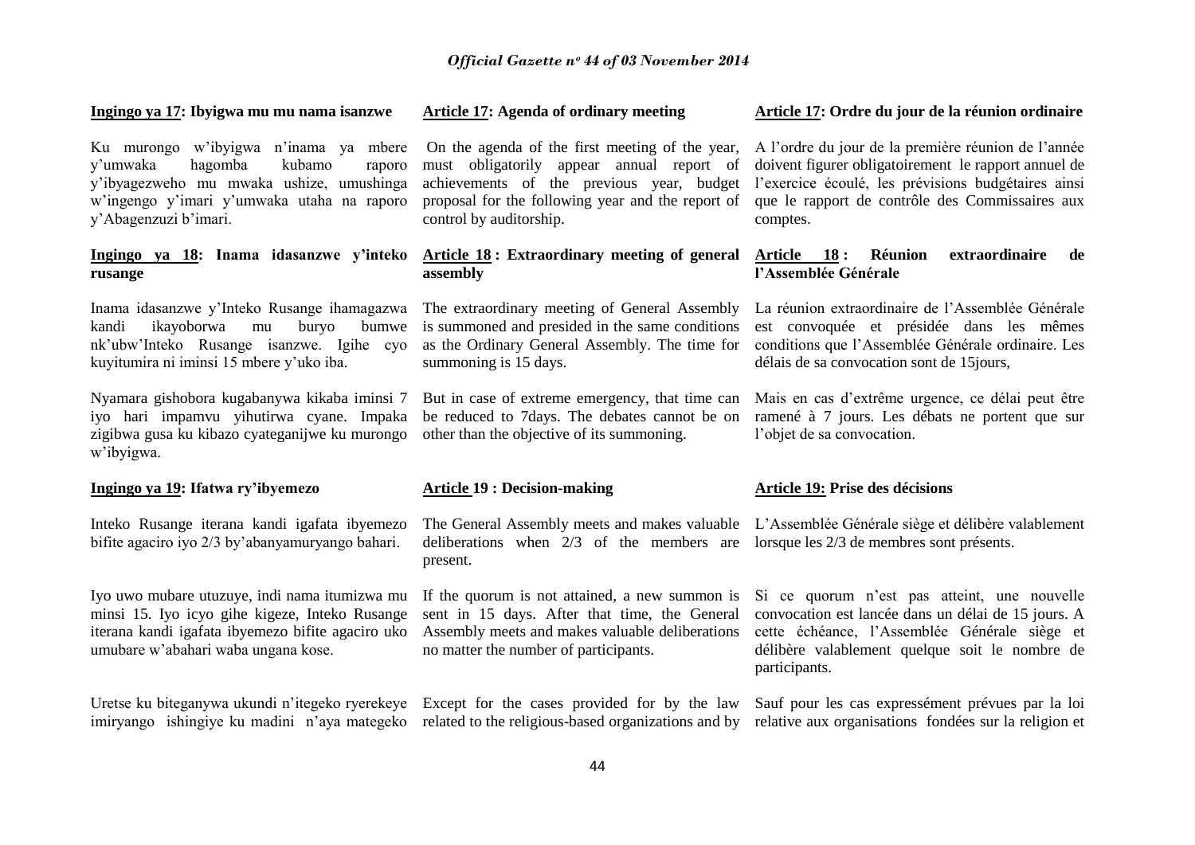**Ingingo ya 17: Ibyigwa mu mu nama isanzwe**

Ku murongo w'ibyigwa n'inama ya mbere y'umwaka hagomba kubamo raporo y'ibyagezweho mu mwaka ushize, umushinga w'ingengo y'imari y'umwaka utaha na raporo y'Abagenzuzi b'imari.

**Ingingo ya 18: Inama idasanzwe y'inteko rusange**

Inama idasanzwe y'Inteko Rusange ihamagazwa kandi ikayoborwa mu buryo bumwe nk'ubw'Inteko Rusange isanzwe. Igihe cyo kuyitumira ni iminsi 15 mbere y'uko iba.

Nyamara gishobora kugabanywa kikaba iminsi 7 iyo hari impamvu yihutirwa cyane. Impaka zigibwa gusa ku kibazo cyateganijwe ku murongo w'ibyigwa.

**Ingingo ya 19: Ifatwa ry'ibyemezo**

Inteko Rusange iterana kandi igafata ibyemezo bifite agaciro iyo 2/3 by'abanyamuryango bahari.

Iyo uwo mubare utuzuye, indi nama itumizwa mu minsi 15. Iyo icyo gihe kigeze, Inteko Rusange iterana kandi igafata ibyemezo bifite agaciro uko umubare w'abahari waba ungana kose.

Uretse ku biteganywa ukundi n'itegeko ryerekeye imiryango ishingiye ku madini n'aya mategeko

**Article 17: Agenda of ordinary meeting**

On the agenda of the first meeting of the year, must obligatorily appear annual report of achievements of the previous year, budget proposal for the following year and the report of control by auditorship.

**Article 18 : Extraordinary meeting of general assembly**

The extraordinary meeting of General Assembly is summoned and presided in the same conditions as the Ordinary General Assembly. The time for summoning is 15 days.

But in case of extreme emergency, that time can be reduced to 7days. The debates cannot be on other than the objective of its summoning.

**Article 19 : Decision-making**

The General Assembly meets and makes valuable deliberations when 2/3 of the members are present.

If the quorum is not attained, a new summon is sent in 15 days. After that time, the General Assembly meets and makes valuable deliberations no matter the number of participants.

Except for the cases provided for by the law related to the religious-based organizations and by

**Article 17: Ordre du jour de la réunion ordinaire**

A l'ordre du jour de la première réunion de l'année doivent figurer obligatoirement le rapport annuel de l'exercice écoulé, les prévisions budgétaires ainsi que le rapport de contrôle des Commissaires aux comptes.

**Article 18 : Réunion extraordinaire de l'Assemblée Générale**

La réunion extraordinaire de l'Assemblée Générale est convoquée et présidée dans les mêmes conditions que l'Assemblée Générale ordinaire. Les délais de sa convocation sont de 15jours,

Mais en cas d'extrême urgence, ce délai peut être ramené à 7 jours. Les débats ne portent que sur l'objet de sa convocation.

**Article 19: Prise des décisions**

L'Assemblée Générale siège et délibère valablement lorsque les 2/3 de membres sont présents.

Si ce quorum n'est pas atteint, une nouvelle convocation est lancée dans un délai de 15 jours. A cette échéance, l'Assemblée Générale siège et délibère valablement quelque soit le nombre de participants.

Sauf pour les cas expressément prévues par la loi relative aux organisations fondées sur la religion et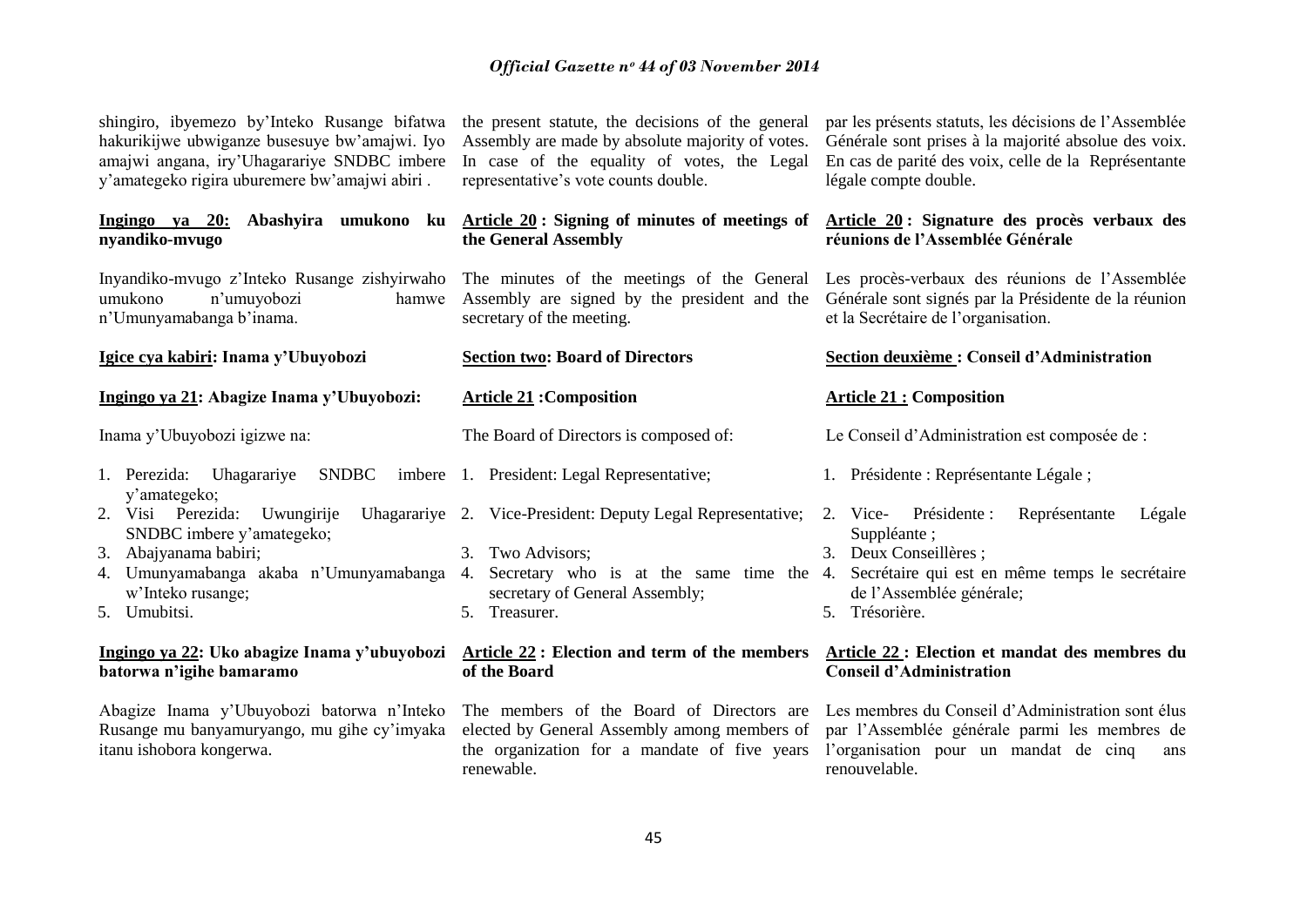shingiro, ibyemezo by'Inteko Rusange bifatwa hakurikijwe ubwiganze busesuye bw'amajwi. Iyo amajwi angana, iry'Uhagarariye SNDBC imbere y'amategeko rigira uburemere bw'amajwi abiri .

**Ingingo ya 20: Abashyira umukono ku nyandiko-mvugo**

Inyandiko-mvugo z'Inteko Rusange zishyirwaho umukono n'umuyobozi hamwe n'Umunyamabanga b'inama.

**Igice cya kabiri: Inama y'Ubuyobozi**

**Ingingo ya 21: Abagize Inama y'Ubuyobozi:**

Inama y'Ubuyobozi igizwe na:

1. Perezida: Uhagarariye SNDBC imbere y'amategeko;
2. Visi Perezida: Uwungirije Uhagarariye SNDBC imbere y'amategeko;
3. Abajyanama babiri;
4. Umunyamabanga akaba n'Umunyamabanga w'Inteko rusange;
5. Umubitsi.

**Ingingo ya 22: Uko abagize Inama y'ubuyobozi batorwa n'igihe bamaramo**

Abagize Inama y'Ubuyobozi batorwa n'Inteko Rusange mu banyamuryango, mu gihe cy'imyaka itanu ishobora kongerwa.

the present statute, the decisions of the general Assembly are made by absolute majority of votes. In case of the equality of votes, the Legal representative's vote counts double.

**Article 20 : Signing of minutes of meetings of the General Assembly**

The minutes of the meetings of the General Assembly are signed by the president and the secretary of the meeting.

**Section two: Board of Directors**

**Article 21 :Composition**

The Board of Directors is composed of:

1. President: Legal Representative;
2. Vice-President: Deputy Legal Representative;
3. Two Advisors;
4. Secretary who is at the same time the secretary of General Assembly;
5. Treasurer.

**Article 22 : Election and term of the members of the Board**

The members of the Board of Directors are elected by General Assembly among members of the organization for a mandate of five years renewable.

par les présents statuts, les décisions de l'Assemblée Générale sont prises à la majorité absolue des voix. En cas de parité des voix, celle de la Représentante légale compte double.

**Article 20 : Signature des procès verbaux des réunions de l'Assemblée Générale**

Les procès-verbaux des réunions de l'Assemblée Générale sont signés par la Présidente de la réunion et la Secrétaire de l'organisation.

**Section deuxième : Conseil d'Administration**

**Article 21 : Composition**

Le Conseil d'Administration est composée de :

1. Présidente : Représentante Légale ;
2. Vice- Présidente : Représentante Légale Suppléante ;
3. Deux Conseillères ;
4. Secrétaire qui est en même temps le secrétaire de l'Assemblée générale;
5. Trésorière.

**Article 22 : Election et mandat des membres du Conseil d'Administration**

Les membres du Conseil d'Administration sont élus par l'Assemblée générale parmi les membres de l'organisation pour un mandat de cinq ans renouvelable.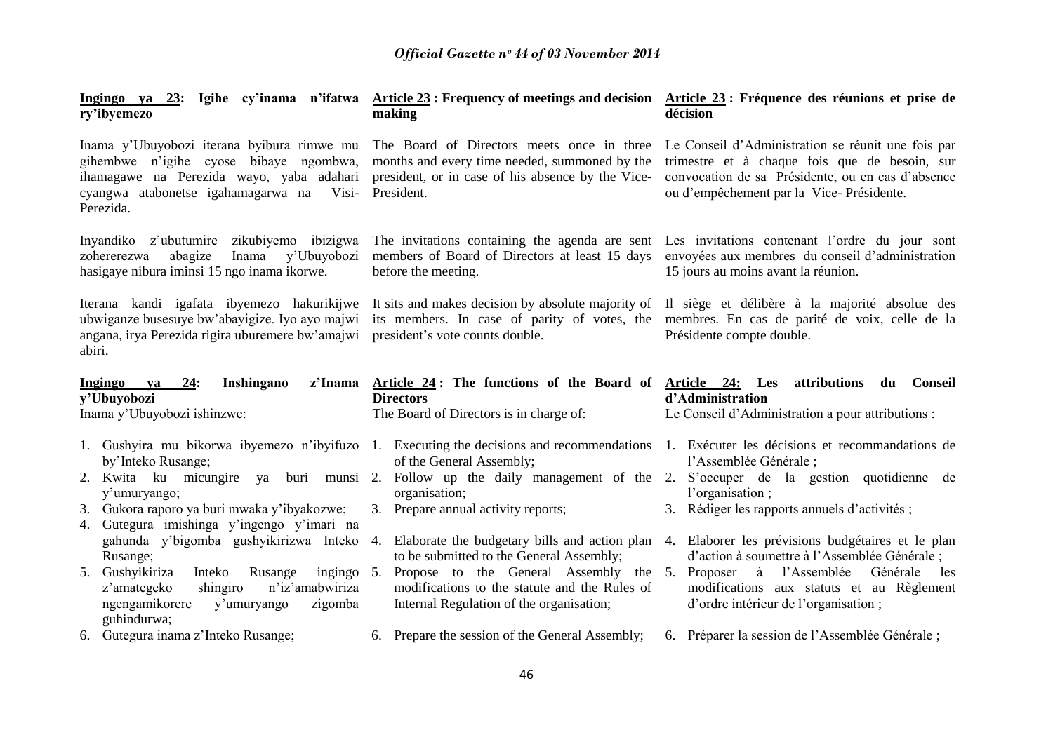**Ingingo ya 23: Igihe cy'inama n'ifatwa ry'ibyemezo**

Inama y'Ubuyobozi iterana byibura rimwe mu gihembwe n'igihe cyose bibaye ngombwa, ihamagawe na Perezida wayo, yaba adahari cyangwa atabonetse igahamagarwa na Visi-Perezida.

Inyandiko z'ubutumire zikubiyemo ibizigwa zohererezwa abagize Inama y'Ubuyobozi hasigaye nibura iminsi 15 ngo inama ikorwe.

Iterana kandi igafata ibyemezo hakurikijwe ubwiganze busesuye bw'abayigize. Iyo ayo majwi angana, irya Perezida rigira uburemere bw'amajwi abiri.

**Ingingo ya 24: Inshingano z'Inama y'Ubuyobozi**

Inama y'Ubuyobozi ishinzwe:

1. Gushyira mu bikorwa ibyemezo n'ibyifuzo by'Inteko Rusange;
2. Kwita ku micungire ya buri munsi y'umuryango;
3. Gukora raporo ya buri mwaka y'ibyakozwe;
4. Gutegura imishinga y'ingengo y'imari na gahunda y'ibigomba gushyikirizwa Inteko Rusange;
5. Gushyikiriza Inteko Rusange ingingo z'amategeko shingiro n'iz'amabwiriza ngengamikorere y'umuryango zigomba guhindurwa;
6. Gutegura inama z'Inteko Rusange;

**Article 23 : Frequency of meetings and decision making**

The Board of Directors meets once in three months and every time needed, summoned by the president, or in case of his absence by the Vice-President.

The invitations containing the agenda are sent members of Board of Directors at least 15 days before the meeting.

It sits and makes decision by absolute majority of its members. In case of parity of votes, the president's vote counts double.

**Article 24 : The functions of the Board of Directors**

The Board of Directors is in charge of:

1. Executing the decisions and recommendations of the General Assembly;
2. Follow up the daily management of the organisation;
3. Prepare annual activity reports;
4. Elaborate the budgetary bills and action plan to be submitted to the General Assembly;
5. Propose to the General Assembly the modifications to the statute and the Rules of Internal Regulation of the organisation;
6. Prepare the session of the General Assembly;

**Article 23 : Fréquence des réunions et prise de décision**

Le Conseil d'Administration se réunit une fois par trimestre et à chaque fois que de besoin, sur convocation de sa Présidente, ou en cas d'absence ou d'empêchement par la Vice- Présidente.

Les invitations contenant l'ordre du jour sont envoyées aux membres du conseil d'administration 15 jours au moins avant la réunion.

Il siège et délibère à la majorité absolue des membres. En cas de parité de voix, celle de la Présidente compte double.

**Article 24: Les attributions du Conseil d'Administration**

Le Conseil d'Administration a pour attributions :

1. Exécuter les décisions et recommandations de l'Assemblée Générale ;
2. S'occuper de la gestion quotidienne de l'organisation ;
3. Rédiger les rapports annuels d'activités ;
4. Elaborer les prévisions budgétaires et le plan d'action à soumettre à l'Assemblée Générale ;
5. Proposer à l'Assemblée Générale les modifications aux statuts et au Règlement d'ordre intérieur de l'organisation ;
6. Préparer la session de l'Assemblée Générale ;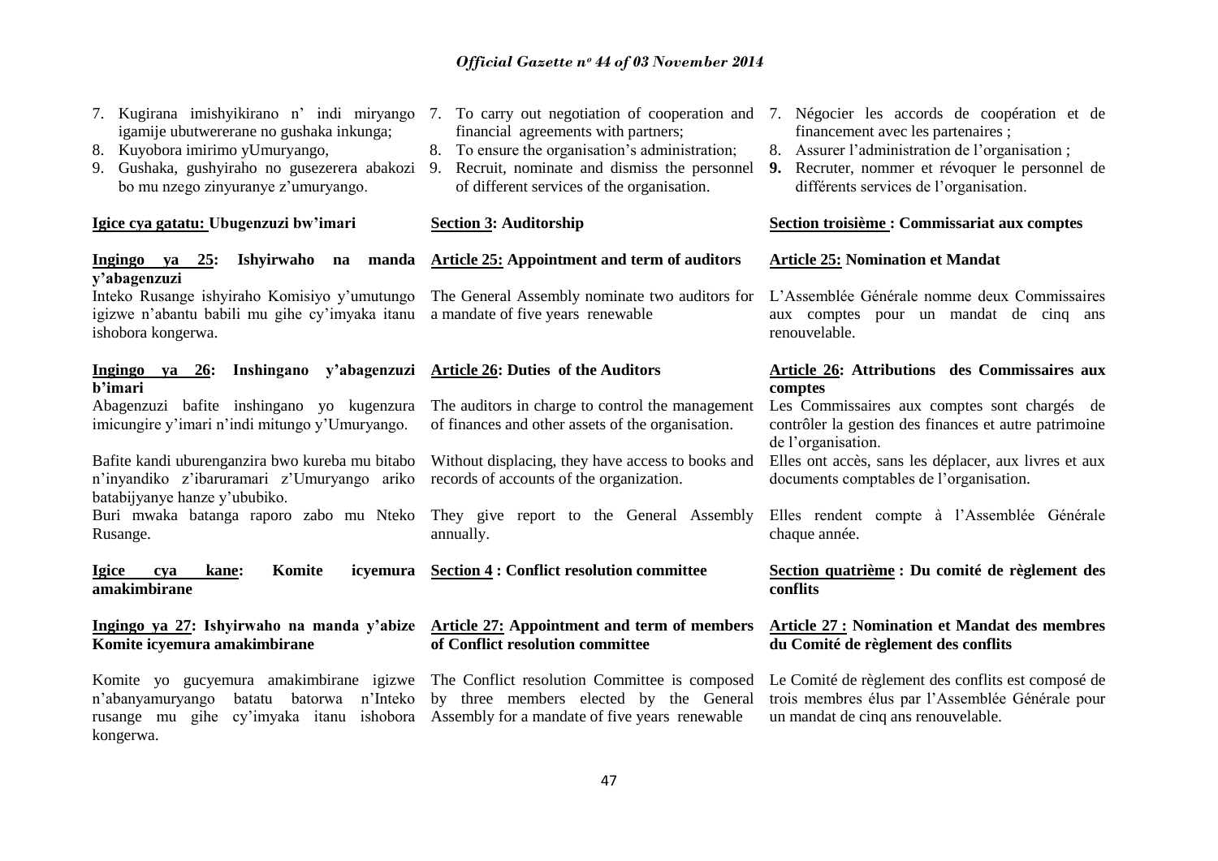7. Kugirana imishyikirano n' indi miryango igamije ubutwererane no gushaka inkunga;
8. Kuyobora imirimo yUmuryango,
9. Gushaka, gushyiraho no gusezerera abakozi bo mu nzego zinyuranye z'umuryango.

**Igice cya gatatu: Ubugenzuzi bw'imari**

**Ingingo ya 25: Ishyirwaho na manda y'abagenzuzi**

Inteko Rusange ishyiraho Komisiyo y'umutungo igizwe n'abantu babili mu gihe cy'imyaka itanu ishobora kongerwa.

**Ingingo ya 26: Inshingano y'abagenzuzi b'imari**

Abagenzuzi bafite inshingano yo kugenzura imicungire y'imari n'indi mitungo y'Umuryango.

Bafite kandi uburenganzira bwo kureba mu bitabo n'inyandiko z'ibaruramari z'Umuryango ariko batabijyanye hanze y'ububiko.

Buri mwaka batanga raporo zabo mu Nteko Rusange.

**Igice cya kane: Komite icyemura amakimbirane**

**Ingingo ya 27: Ishyirwaho na manda y'abize Komite icyemura amakimbirane**

Komite yo gucyemura amakimbirane igizwe n'abanyamuryango batatu batorwa n'Inteko rusange mu gihe cy'imyaka itanu ishobora kongerwa.

7. To carry out negotiation of cooperation and financial agreements with partners;
8. To ensure the organisation's administration;
9. Recruit, nominate and dismiss the personnel of different services of the organisation.

**Section 3: Auditorship**

**Article 25: Appointment and term of auditors**

The General Assembly nominate two auditors for a mandate of five years renewable

**Article 26: Duties of the Auditors**

The auditors in charge to control the management of finances and other assets of the organisation.

Without displacing, they have access to books and records of accounts of the organization.

They give report to the General Assembly annually.

**Section 4 : Conflict resolution committee**

**Article 27: Appointment and term of members of Conflict resolution committee**

The Conflict resolution Committee is composed by three members elected by the General Assembly for a mandate of five years renewable

7. Négocier les accords de coopération et de financement avec les partenaires ;
8. Assurer l'administration de l'organisation ;
9. Recruter, nommer et révoquer le personnel de différents services de l'organisation.

**Section troisième : Commissariat aux comptes**

**Article 25: Nomination et Mandat**

L'Assemblée Générale nomme deux Commissaires aux comptes pour un mandat de cinq ans renouvelable.

**Article 26: Attributions des Commissaires aux comptes**

Les Commissaires aux comptes sont chargés de contrôler la gestion des finances et autre patrimoine de l'organisation.

Elles ont accès, sans les déplacer, aux livres et aux documents comptables de l'organisation.

Elles rendent compte à l'Assemblée Générale chaque année.

**Section quatrième : Du comité de règlement des conflits**

**Article 27 : Nomination et Mandat des membres du Comité de règlement des conflits**

Le Comité de règlement des conflits est composé de trois membres élus par l'Assemblée Générale pour un mandat de cinq ans renouvelable.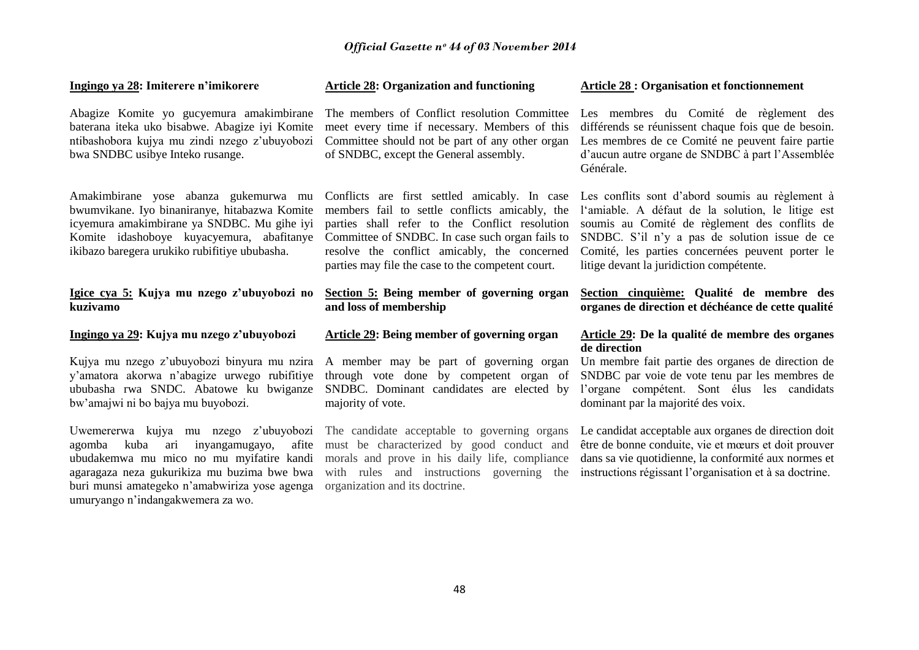**Ingingo ya 28: Imiterere n'imikorere**

Abagize Komite yo gucyemura amakimbirane baterana iteka uko bisabwe. Abagize iyi Komite ntibashobora kujya mu zindi nzego z'ubuyobozi bwa SNDBC usibye Inteko rusange.

Amakimbirane yose abanza gukemurwa mu bwumvikane. Iyo binaniranye, hitabazwa Komite icyemura amakimbirane ya SNDBC. Mu gihe iyi Komite idashoboye kuyacyemura, abafitanye ikibazo baregera urukiko rubifitiye ububasha.

**Igice cya 5: Kujya mu nzego z'ubuyobozi no kuzivamo**

**Ingingo ya 29: Kujya mu nzego z'ubuyobozi**

Kujya mu nzego z'ubuyobozi binyura mu nzira y'amatora akorwa n'abagize urwego rubifitiye ububasha rwa SNDC. Abatowe ku bwiganze bw'amajwi ni bo bajya mu buyobozi.

Uwemererwa kujya mu nzego z'ubuyobozi agomba kuba ari inyangamugayo, afite ubudakemwa mu mico no mu myifatire kandi agaragaza neza gukurikiza mu buzima bwe bwa buri munsi amategeko n'amabwiriza yose agenga umuryango n'indangakwemera za wo.

**Article 28: Organization and functioning**

The members of Conflict resolution Committee meet every time if necessary. Members of this Committee should not be part of any other organ of SNDBC, except the General assembly.

Conflicts are first settled amicably. In case members fail to settle conflicts amicably, the parties shall refer to the Conflict resolution Committee of SNDBC. In case such organ fails to resolve the conflict amicably, the concerned parties may file the case to the competent court.

**Section 5: Being member of governing organ and loss of membership**

**Article 29: Being member of governing organ**

A member may be part of governing organ through vote done by competent organ of SNDBC. Dominant candidates are elected by majority of vote.

The candidate acceptable to governing organs must be characterized by good conduct and morals and prove in his daily life, compliance with rules and instructions governing the organization and its doctrine.

**Article 28 : Organisation et fonctionnement**

Les membres du Comité de règlement des différends se réunissent chaque fois que de besoin. Les membres de ce Comité ne peuvent faire partie d'aucun autre organe de SNDBC à part l'Assemblée Générale.

Les conflits sont d'abord soumis au règlement à l'amiable. A défaut de la solution, le litige est soumis au Comité de règlement des conflits de SNDBC. S'il n'y a pas de solution issue de ce Comité, les parties concernées peuvent porter le litige devant la juridiction compétente.

**Section cinquième: Qualité de membre des organes de direction et déchéance de cette qualité**

**Article 29: De la qualité de membre des organes de direction**

Un membre fait partie des organes de direction de SNDBC par voie de vote tenu par les membres de l'organe compétent. Sont élus les candidats dominant par la majorité des voix.

Le candidat acceptable aux organes de direction doit être de bonne conduite, vie et mœurs et doit prouver dans sa vie quotidienne, la conformité aux normes et instructions régissant l'organisation et à sa doctrine.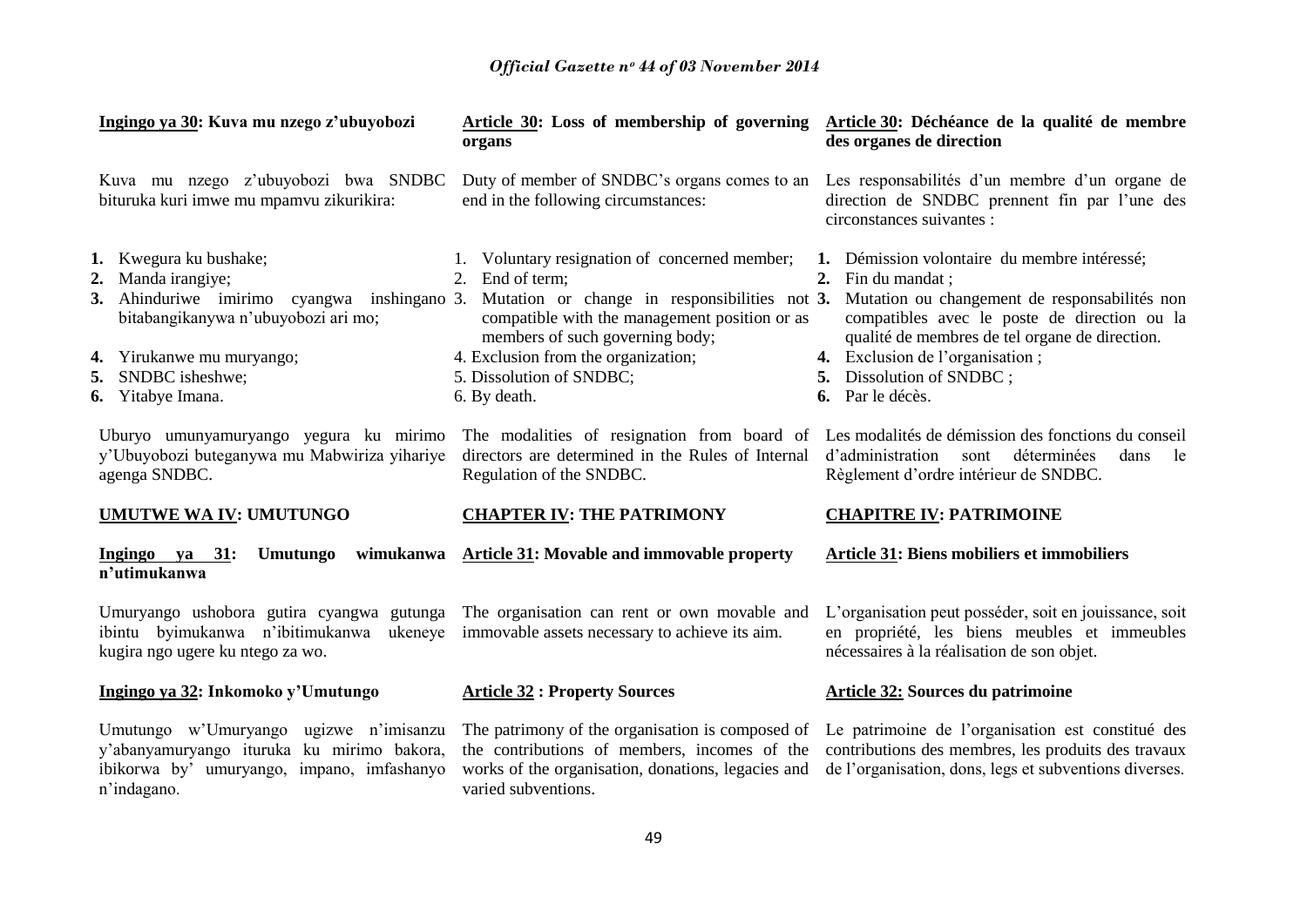**Ingingo ya 30: Kuva mu nzego z'ubuyobozi**

Kuva mu nzego z'ubuyobozi bwa SNDBC bituruka kuri imwe mu mpamvu zikurikira:

1. Kwegura ku bushake;
2. Manda irangiye;
3. Ahinduriwe imirimo cyangwa inshingano bitabangikanywa n'ubuyobozi ari mo;
4. Yirukanwe mu muryango;
5. SNDBC isheshwe;
6. Yitabye Imana.

Uburyo umunyamuryango yegura ku mirimo y'Ubuyobozi buteganywa mu Mabwiriza yihariye agenga SNDBC.

**UMUTWE WA IV: UMUTUNGO**

**Ingingo ya 31: Umutungo wimukanwa n'utimukanwa**

Umuryango ushobora gutira cyangwa gutunga ibintu byimukanwa n'ibitimukanwa ukeneye kugira ngo ugere ku ntego za wo.

**Ingingo ya 32: Inkomoko y'Umutungo**

Umutungo w'Umuryango ugizwe n'imisanzu y'abanyamuryango ituruka ku mirimo bakora, ibikorwa by' umuryango, impano, imfashanyo n'indagano.

**Article 30: Loss of membership of governing organs**

Duty of member of SNDBC's organs comes to an end in the following circumstances:

1. Voluntary resignation of concerned member;
2. End of term;
3. Mutation or change in responsibilities not compatible with the management position or as members of such governing body;
4. Exclusion from the organization;
5. Dissolution of SNDBC;
6. By death.

The modalities of resignation from board of directors are determined in the Rules of Internal Regulation of the SNDBC.

**CHAPTER IV: THE PATRIMONY**

**Article 31: Movable and immovable property**

The organisation can rent or own movable and immovable assets necessary to achieve its aim.

**Article 32 : Property Sources**

The patrimony of the organisation is composed of the contributions of members, incomes of the works of the organisation, donations, legacies and varied subventions.

**Article 30: Déchéance de la qualité de membre des organes de direction**

Les responsabilités d'un membre d'un organe de direction de SNDBC prennent fin par l'une des circonstances suivantes :

1. Démission volontaire du membre intéressé;
2. Fin du mandat ;
3. Mutation ou changement de responsabilités non compatibles avec le poste de direction ou la qualité de membres de tel organe de direction.
4. Exclusion de l'organisation ;
5. Dissolution of SNDBC ;
6. Par le décès.

Les modalités de démission des fonctions du conseil d'administration sont déterminées dans le Règlement d'ordre intérieur de SNDBC.

**CHAPITRE IV: PATRIMOINE**

**Article 31: Biens mobiliers et immobiliers**

L'organisation peut posséder, soit en jouissance, soit en propriété, les biens meubles et immeubles nécessaires à la réalisation de son objet.

**Article 32: Sources du patrimoine**

Le patrimoine de l'organisation est constitué des contributions des membres, les produits des travaux de l'organisation, dons, legs et subventions diverses.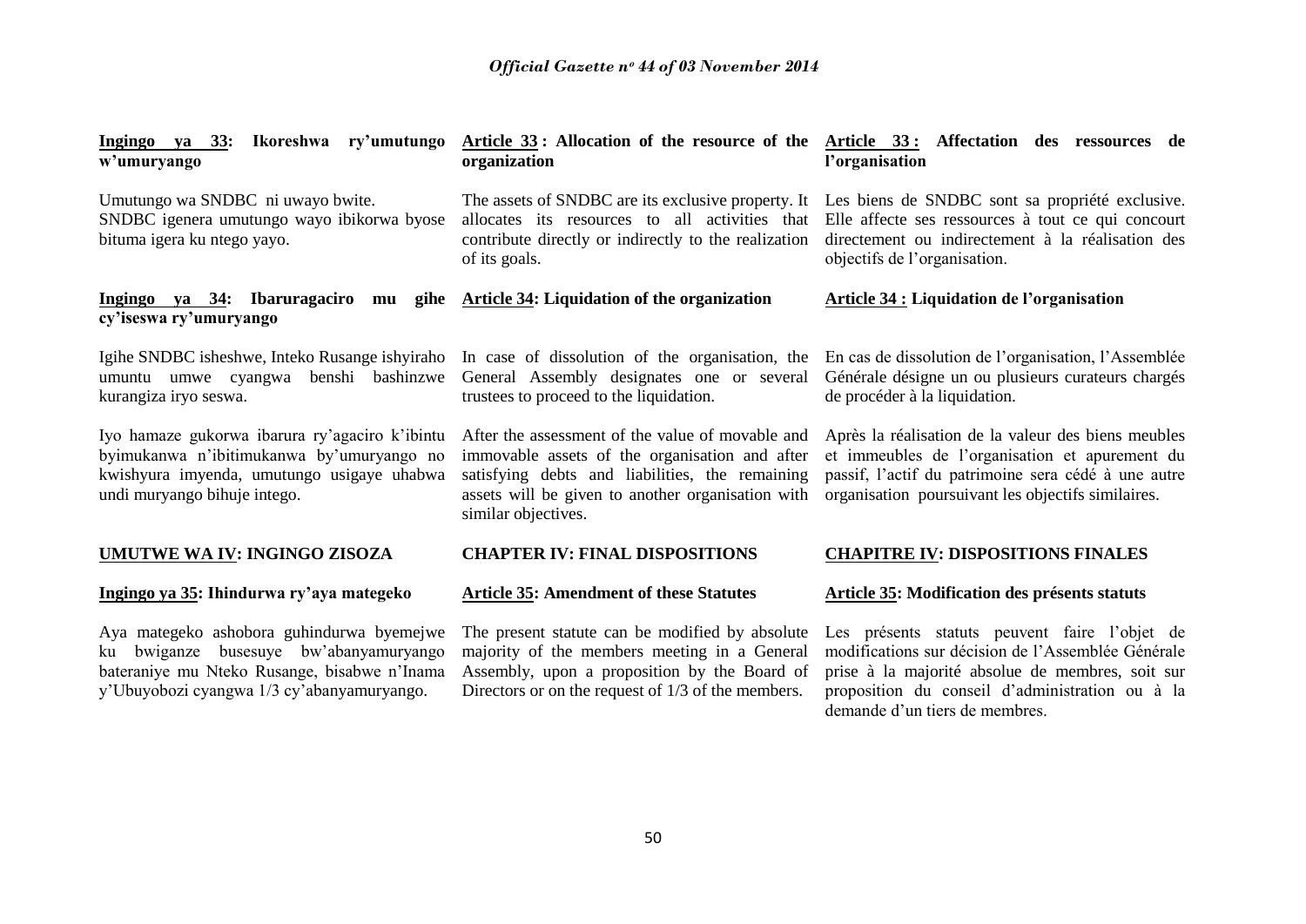**Ingingo ya 33: Ikoreshwa ry'umutungo w'umuryango**

Umutungo wa SNDBC ni uwayo bwite.
SNDBC igenera umutungo wayo ibikorwa byose bituma igera ku ntego yayo.

**Ingingo ya 34: Ibaruragaciro mu gihe cy'iseswa ry'umuryango**

Igihe SNDBC isheshwe, Inteko Rusange ishyiraho umuntu umwe cyangwa benshi bashinzwe kurangiza iryo seswa.

Iyo hamaze gukorwa ibarura ry'agaciro k'ibintu byimukanwa n'ibitimukanwa by'umuryango no kwishyura imyenda, umutungo usigaye uhabwa undi muryango bihuje intego.

**UMUTWE WA IV: INGINGO ZISOZA**

**Ingingo ya 35: Ihindurwa ry'aya mategeko**

Aya mategeko ashobora guhindurwa byemejwe ku bwiganze busesuye bw'abanyamuryango bateraniye mu Nteko Rusange, bisabwe n'Inama y'Ubuyobozi cyangwa 1/3 cy'abanyamuryango.

**Article 33 : Allocation of the resource of the organization**

The assets of SNDBC are its exclusive property. It allocates its resources to all activities that contribute directly or indirectly to the realization of its goals.

**Article 34: Liquidation of the organization**

In case of dissolution of the organisation, the General Assembly designates one or several trustees to proceed to the liquidation.

After the assessment of the value of movable and immovable assets of the organisation and after satisfying debts and liabilities, the remaining assets will be given to another organisation with similar objectives.

**CHAPTER IV: FINAL DISPOSITIONS**

**Article 35: Amendment of these Statutes**

The present statute can be modified by absolute majority of the members meeting in a General Assembly, upon a proposition by the Board of Directors or on the request of 1/3 of the members.

**Article 33 : Affectation des ressources de l'organisation**

Les biens de SNDBC sont sa propriété exclusive. Elle affecte ses ressources à tout ce qui concourt directement ou indirectement à la réalisation des objectifs de l'organisation.

**Article 34 : Liquidation de l'organisation**

En cas de dissolution de l'organisation, l'Assemblée Générale désigne un ou plusieurs curateurs chargés de procéder à la liquidation.

Après la réalisation de la valeur des biens meubles et immeubles de l'organisation et apurement du passif, l'actif du patrimoine sera cédé à une autre organisation poursuivant les objectifs similaires.

**CHAPITRE IV: DISPOSITIONS FINALES**

**Article 35: Modification des présents statuts**

Les présents statuts peuvent faire l'objet de modifications sur décision de l'Assemblée Générale prise à la majorité absolue de membres, soit sur proposition du conseil d'administration ou à la demande d'un tiers de membres.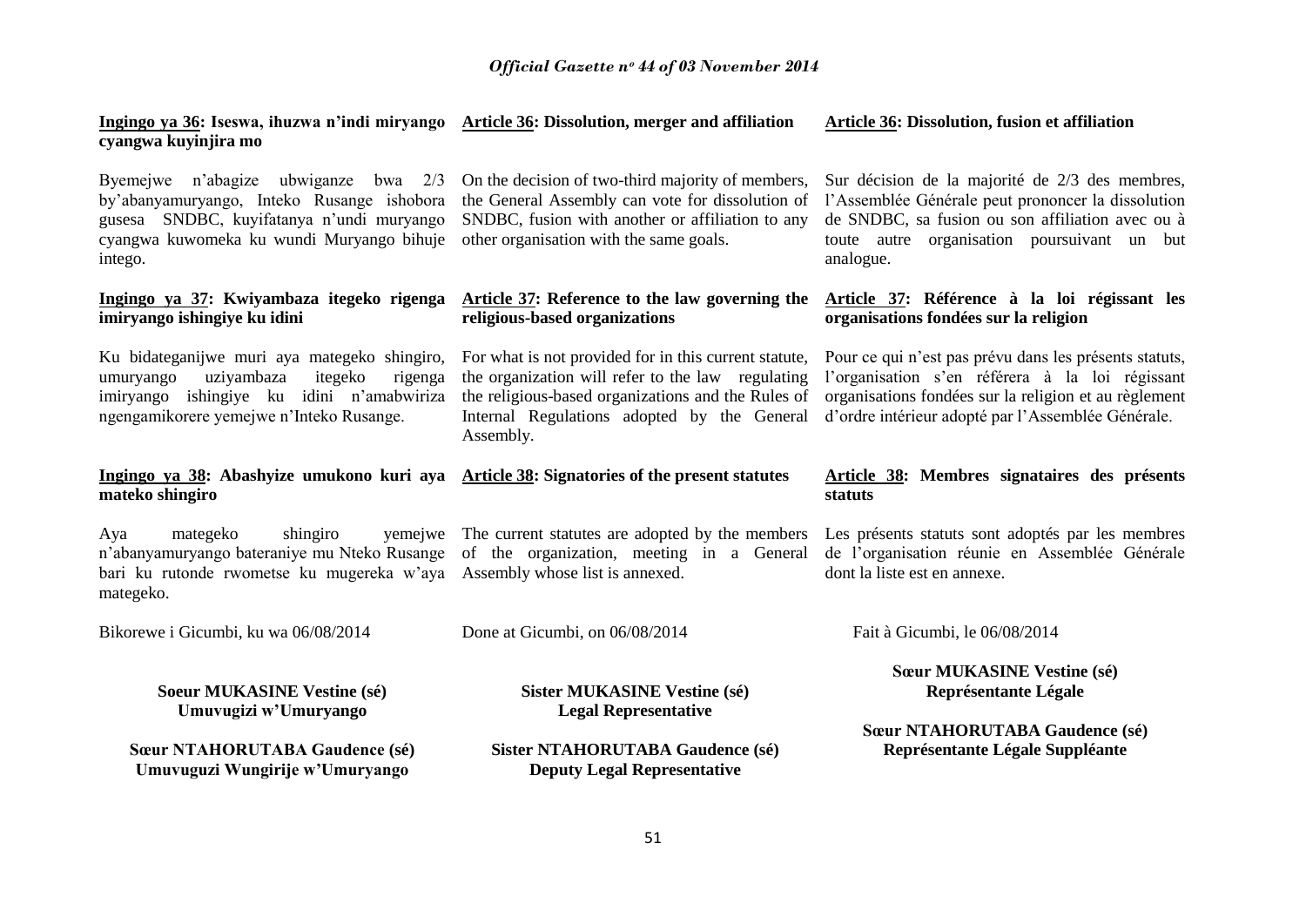**Ingingo ya 36: Iseswa, ihuzwa n'indi miryango cyangwa kuyinjira mo**

Byemejwe n'abagize ubwiganze bwa 2/3 by'abanyamuryango, Inteko Rusange ishobora gusesa SNDBC, kuyifatanya n'undi muryango cyangwa kuwomeka ku wundi Muryango bihuje intego.

**Ingingo ya 37: Kwiyambaza itegeko rigenga imiryango ishingiye ku idini**

Ku bidateganijwe muri aya mategeko shingiro, umuryango uziyambaza itegeko rigenga imiryango ishingiye ku idini n'amabwiriza ngengamikorere yemejwe n'Inteko Rusange.

**Ingingo ya 38: Abashyize umukono kuri aya mateko shingiro**

Aya mategeko shingiro yemejwe n'abanyamuryango bateraniye mu Nteko Rusange bari ku rutonde rwometse ku mugereka w'aya mategeko.

Bikorewe i Gicumbi, ku wa 06/08/2014

**Soeur MUKASINE Vestine (sé)**
**Umuvugizi w'Umuryango**

**Sœur NTAHORUTABA Gaudence (sé)**
**Umuvuguzi Wungirije w'Umuryango**

**Article 36: Dissolution, merger and affiliation**

On the decision of two-third majority of members, the General Assembly can vote for dissolution of SNDBC, fusion with another or affiliation to any other organisation with the same goals.

**Article 37: Reference to the law governing the religious-based organizations**

For what is not provided for in this current statute, the organization will refer to the law regulating the religious-based organizations and the Rules of Internal Regulations adopted by the General Assembly.

**Article 38: Signatories of the present statutes**

The current statutes are adopted by the members of the organization, meeting in a General Assembly whose list is annexed.

Done at Gicumbi, on 06/08/2014

**Sister MUKASINE Vestine (sé)**
**Legal Representative**

**Sister NTAHORUTABA Gaudence (sé)**
**Deputy Legal Representative**

**Article 36: Dissolution, fusion et affiliation**

Sur décision de la majorité de 2/3 des membres, l'Assemblée Générale peut prononcer la dissolution de SNDBC, sa fusion ou son affiliation avec ou à toute autre organisation poursuivant un but analogue.

**Article 37: Référence à la loi régissant les organisations fondées sur la religion**

Pour ce qui n'est pas prévu dans les présents statuts, l'organisation s'en référera à la loi régissant organisations fondées sur la religion et au règlement d'ordre intérieur adopté par l'Assemblée Générale.

**Article 38: Membres signataires des présents statuts**

Les présents statuts sont adoptés par les membres de l'organisation réunie en Assemblée Générale dont la liste est en annexe.

Fait à Gicumbi, le 06/08/2014

**Sœur MUKASINE Vestine (sé)**
**Représentante Légale**

**Sœur NTAHORUTABA Gaudence (sé)**
**Représentante Légale Suppléante**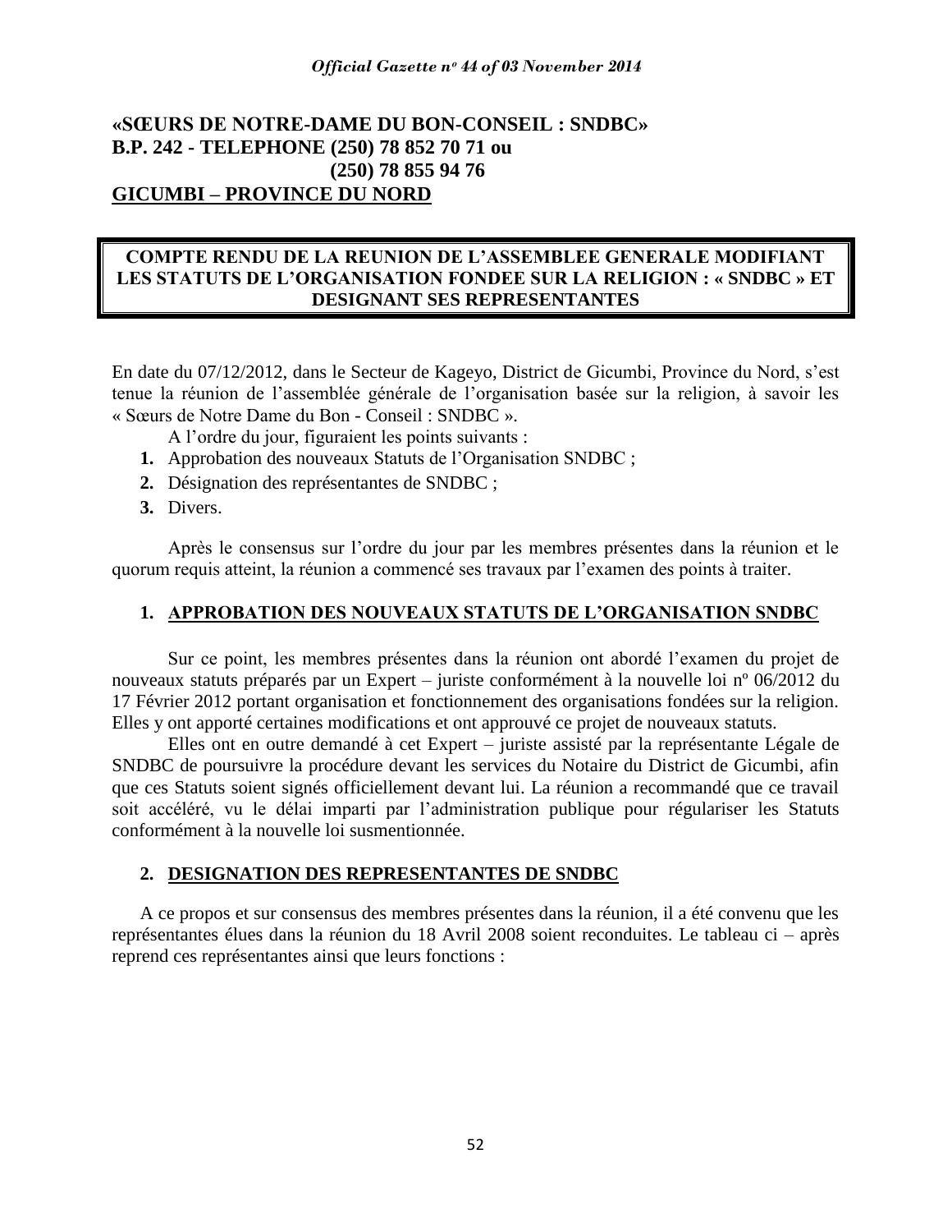**«SŒURS DE NOTRE-DAME DU BON-CONSEIL : SNDBC»**
**B.P. 242 - TELEPHONE (250) 78 852 70 71 ou**
**(250) 78 855 94 76**
**GICUMBI – PROVINCE DU NORD**

**COMPTE RENDU DE LA REUNION DE L'ASSEMBLEE GENERALE MODIFIANT LES STATUTS DE L'ORGANISATION FONDEE SUR LA RELIGION : « SNDBC » ET DESIGNANT SES REPRESENTANTES**

En date du 07/12/2012, dans le Secteur de Kageyo, District de Gicumbi, Province du Nord, s'est tenue la réunion de l'assemblée générale de l'organisation basée sur la religion, à savoir les « Sœurs de Notre Dame du Bon - Conseil : SNDBC ».

A l'ordre du jour, figuraient les points suivants :

1. Approbation des nouveaux Statuts de l'Organisation SNDBC ;
2. Désignation des représentantes de SNDBC ;
3. Divers.

Après le consensus sur l'ordre du jour par les membres présentes dans la réunion et le quorum requis atteint, la réunion a commencé ses travaux par l'examen des points à traiter.

## 1. APPROBATION DES NOUVEAUX STATUTS DE L'ORGANISATION SNDBC

Sur ce point, les membres présentes dans la réunion ont abordé l'examen du projet de nouveaux statuts préparés par un Expert – juriste conformément à la nouvelle loi nº 06/2012 du 17 Février 2012 portant organisation et fonctionnement des organisations fondées sur la religion. Elles y ont apporté certaines modifications et ont approuvé ce projet de nouveaux statuts.

Elles ont en outre demandé à cet Expert – juriste assisté par la représentante Légale de SNDBC de poursuivre la procédure devant les services du Notaire du District de Gicumbi, afin que ces Statuts soient signés officiellement devant lui. La réunion a recommandé que ce travail soit accéléré, vu le délai imparti par l'administration publique pour régulariser les Statuts conformément à la nouvelle loi susmentionnée.

## 2. DESIGNATION DES REPRESENTANTES DE SNDBC

A ce propos et sur consensus des membres présentes dans la réunion, il a été convenu que les représentantes élues dans la réunion du 18 Avril 2008 soient reconduites. Le tableau ci – après reprend ces représentantes ainsi que leurs fonctions :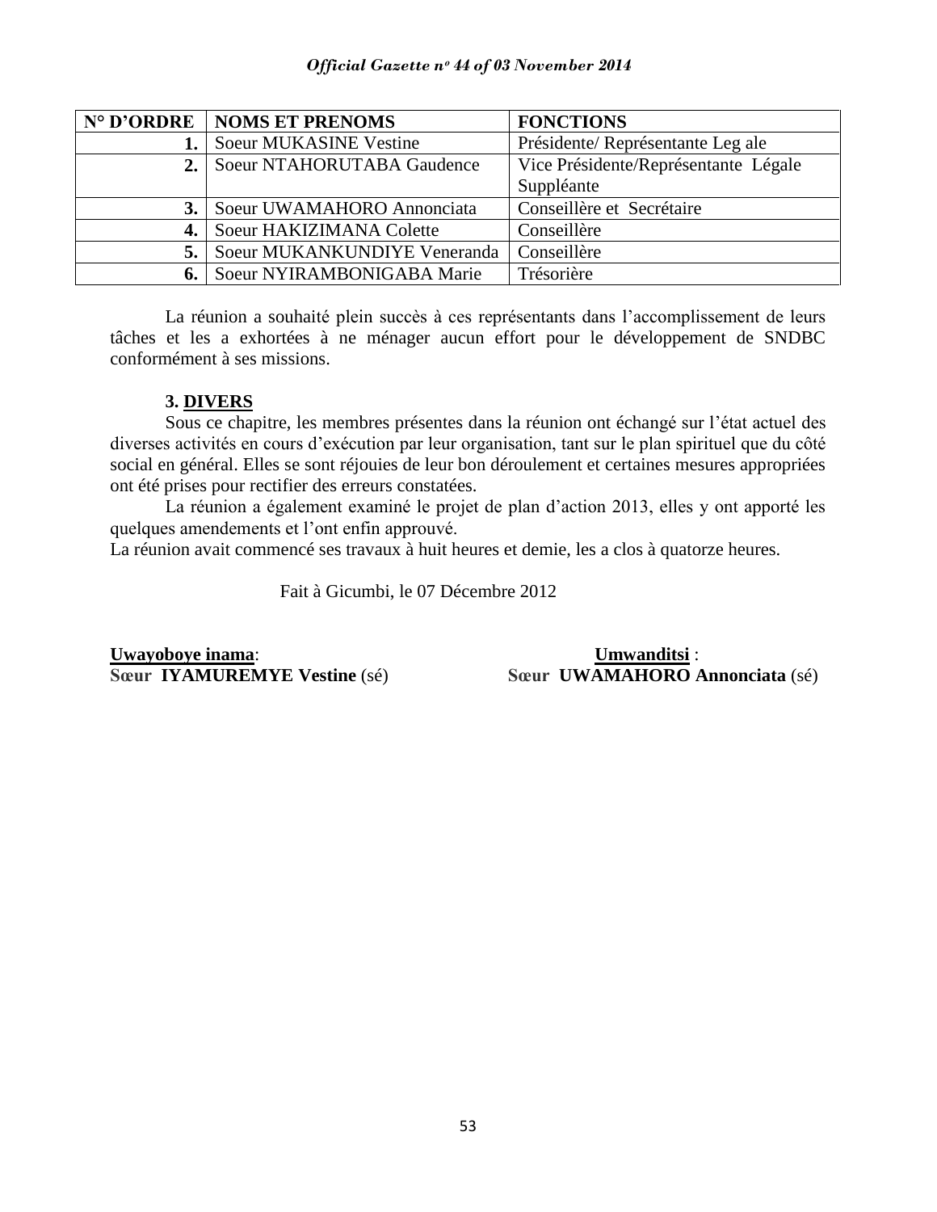| N° D'ORDRE | NOMS ET PRENOMS | FONCTIONS |
|---|---|---|
| **1.** | Soeur MUKASINE Vestine | Présidente/ Représentante Leg ale |
| **2.** | Soeur NTAHORUTABA Gaudence | Vice Présidente/Représentante Légale Suppléante |
| **3.** | Soeur UWAMAHORO Annonciata | Conseillère et Secrétaire |
| **4.** | Soeur HAKIZIMANA Colette | Conseillère |
| **5.** | Soeur MUKANKUNDIYE Veneranda | Conseillère |
| **6.** | Soeur NYIRAMBONIGABA Marie | Trésorière |

La réunion a souhaité plein succès à ces représentants dans l'accomplissement de leurs tâches et les a exhortées à ne ménager aucun effort pour le développement de SNDBC conformément à ses missions.

**3. DIVERS**

Sous ce chapitre, les membres présentes dans la réunion ont échangé sur l'état actuel des diverses activités en cours d'exécution par leur organisation, tant sur le plan spirituel que du côté social en général. Elles se sont réjouies de leur bon déroulement et certaines mesures appropriées ont été prises pour rectifier des erreurs constatées.

La réunion a également examiné le projet de plan d'action 2013, elles y ont apporté les quelques amendements et l'ont enfin approuvé.

La réunion avait commencé ses travaux à huit heures et demie, les a clos à quatorze heures.

Fait à Gicumbi, le 07 Décembre 2012

**Uwayoboye inama**:
**Sœur IYAMUREMYE Vestine** (sé)

**Umwanditsi** :
**Sœur UWAMAHORO Annonciata** (sé)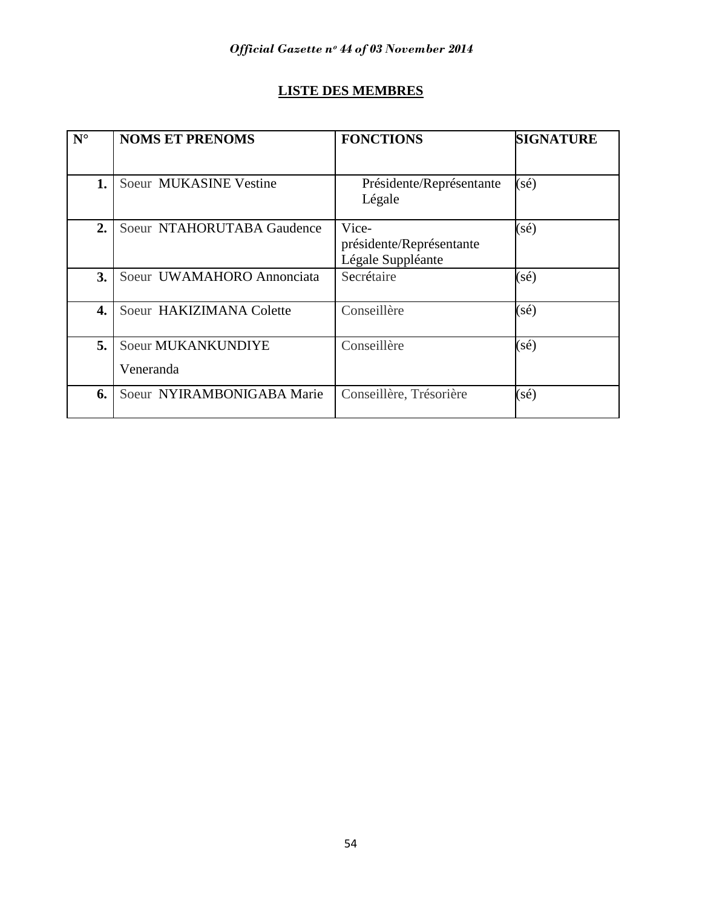## LISTE DES MEMBRES

| N° | NOMS ET PRENOMS | FONCTIONS | SIGNATURE |
|---|---|---|---|
| 1. | Soeur MUKASINE Vestine | Présidente/Représentante Légale | (sé) |
| 2. | Soeur NTAHORUTABA Gaudence | Vice-présidente/Représentante Légale Suppléante | (sé) |
| 3. | Soeur UWAMAHORO Annonciata | Secrétaire | (sé) |
| 4. | Soeur HAKIZIMANA Colette | Conseillère | (sé) |
| 5. | Soeur MUKANKUNDIYE Veneranda | Conseillère | (sé) |
| 6. | Soeur NYIRAMBONIGABA Marie | Conseillère, Trésorière | (sé) |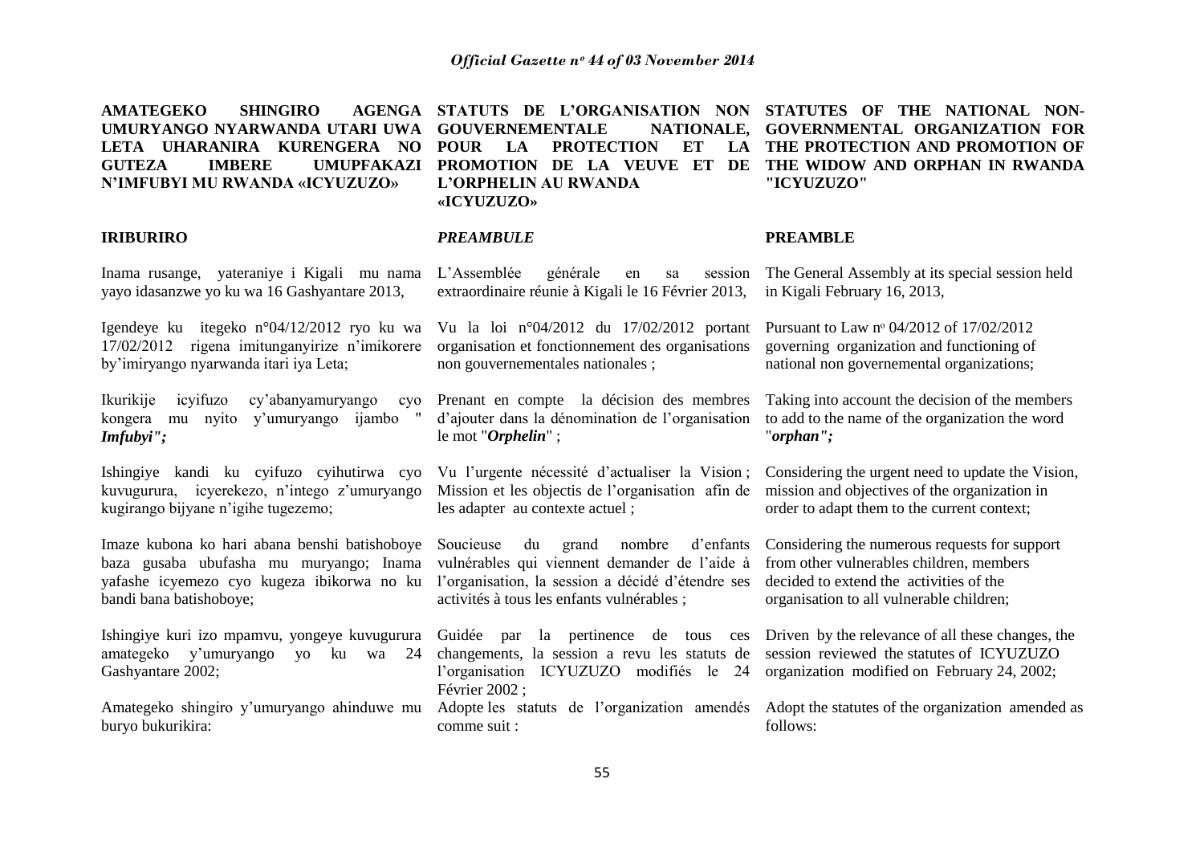**AMATEGEKO SHINGIRO AGENGA UMURYANGO NYARWANDA UTARI UWA LETA UHARANIRA KURENGERA NO GUTEZA IMBERE UMUPFAKAZI N'IMFUBYI MU RWANDA «ICYUZUZO»**

**IRIBURIRO**

Inama rusange, yateraniye i Kigali mu nama yayo idasanzwe yo ku wa 16 Gashyantare 2013,

Igendeye ku itegeko n°04/12/2012 ryo ku wa 17/02/2012 rigena imitunganyirize n'imikorere by'imiryango nyarwanda itari iya Leta;

Ikurikije icyifuzo cy'abanyamuryango cyo kongera mu nyito y'umuryango ijambo "*Imfubyi";*

Ishingiye kandi ku cyifuzo cyihutirwa cyo kuvugurura, icyerekezo, n'intego z'umuryango kugirango bijyane n'igihe tugezemo;

Imaze kubona ko hari abana benshi batishoboye baza gusaba ubufasha mu muryango; Inama yafashe icyemezo cyo kugeza ibikorwa no ku bandi bana batishoboye;

Ishingiye kuri izo mpamvu, yongeye kuvugurura amategeko y'umuryango yo ku wa 24 Gashyantare 2002;

Amategeko shingiro y'umuryango ahinduwe mu buryo bukurikira:

**STATUTS DE L'ORGANISATION NON GOUVERNEMENTALE NATIONALE, POUR LA PROTECTION ET LA PROMOTION DE LA VEUVE ET DE L'ORPHELIN AU RWANDA «ICYUZUZO»**

***PREAMBULE***

L'Assemblée générale en sa session extraordinaire réunie à Kigali le 16 Février 2013,

Vu la loi n°04/2012 du 17/02/2012 portant organisation et fonctionnement des organisations non gouvernementales nationales ;

Prenant en compte la décision des membres d'ajouter dans la dénomination de l'organisation le mot "*Orphelin*" ;

Vu l'urgente nécessité d'actualiser la Vision ; Mission et les objectis de l'organisation afin de les adapter au contexte actuel ;

Soucieuse du grand nombre d'enfants vulnérables qui viennent demander de l'aide à l'organisation, la session a décidé d'étendre ses activités à tous les enfants vulnérables ;

Guidée par la pertinence de tous ces changements, la session a revu les statuts de l'organisation ICYUZUZO modifiés le 24 Février 2002 ;

Adopte les statuts de l'organization amendés comme suit :

**STATUTES OF THE NATIONAL NON-GOVERNMENTAL ORGANIZATION FOR THE PROTECTION AND PROMOTION OF THE WIDOW AND ORPHAN IN RWANDA "ICYUZUZO"**

**PREAMBLE**

The General Assembly at its special session held in Kigali February 16, 2013,

Pursuant to Law n° 04/2012 of 17/02/2012 governing organization and functioning of national non governemental organizations;

Taking into account the decision of the members to add to the name of the organization the word "*orphan";*

Considering the urgent need to update the Vision, mission and objectives of the organization in order to adapt them to the current context;

Considering the numerous requests for support from other vulnerables children, members decided to extend the activities of the organisation to all vulnerable children;

Driven by the relevance of all these changes, the session reviewed the statutes of ICYUZUZO organization modified on February 24, 2002;

Adopt the statutes of the organization amended as follows: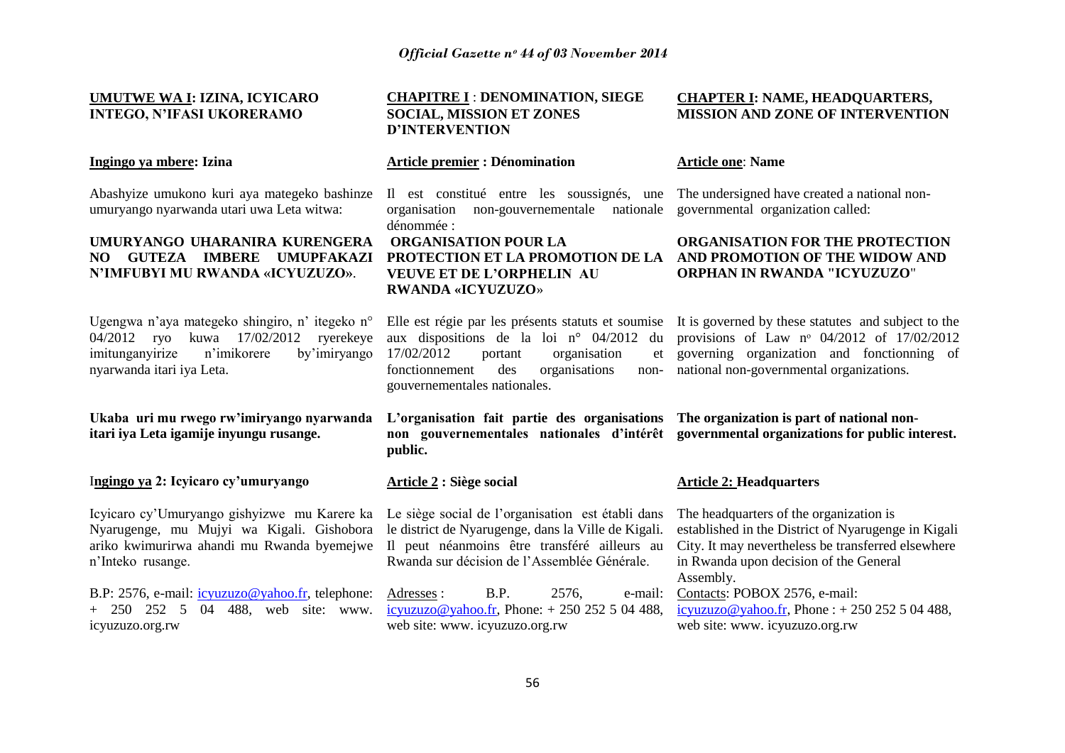## UMUTWE WA I: IZINA, ICYICARO INTEGO, N'IFASI UKORERAMO

### Ingingo ya mbere: Izina

Abashyize umukono kuri aya mategeko bashinze umuryango nyarwanda utari uwa Leta witwa:

**UMURYANGO UHARANIRA KURENGERA NO GUTEZA IMBERE UMUPFAKAZI N'IMFUBYI MU RWANDA «ICYUZUZO»**.

Ugengwa n'aya mategeko shingiro, n' itegeko n° 04/2012 ryo kuwa 17/02/2012 ryerekeye imitunganyirize n'imikorere by'imiryango nyarwanda itari iya Leta.

**Ukaba uri mu rwego rw'imiryango nyarwanda itari iya Leta igamije inyungu rusange.**

### Ingingo ya 2: Icyicaro cy'umuryango

Icyicaro cy'Umuryango gishyizwe mu Karere ka Nyarugenge, mu Mujyi wa Kigali. Gishobora ariko kwimurirwa ahandi mu Rwanda byemejwe n'Inteko rusange.

B.P: 2576, e-mail: icyuzuzo@yahoo.fr, telephone: + 250 252 5 04 488, web site: www. icyuzuzo.org.rw

## CHAPITRE I : DENOMINATION, SIEGE SOCIAL, MISSION ET ZONES D'INTERVENTION

### Article premier : Dénomination

Il est constitué entre les soussignés, une organisation non-gouvernementale nationale dénommée :

**ORGANISATION POUR LA PROTECTION ET LA PROMOTION DE LA VEUVE ET DE L'ORPHELIN AU RWANDA «ICYUZUZO»**

Elle est régie par les présents statuts et soumise aux dispositions de la loi n° 04/2012 du 17/02/2012 portant organisation et fonctionnement des organisations non-gouvernementales nationales.

**L'organisation fait partie des organisations non gouvernementales nationales d'intérêt public.**

### Article 2 : Siège social

Le siège social de l'organisation est établi dans le district de Nyarugenge, dans la Ville de Kigali. Il peut néanmoins être transféré ailleurs au Rwanda sur décision de l'Assemblée Générale.

Adresses : B.P. 2576, e-mail: icyuzuzo@yahoo.fr, Phone: + 250 252 5 04 488, web site: www. icyuzuzo.org.rw

## CHAPTER I: NAME, HEADQUARTERS, MISSION AND ZONE OF INTERVENTION

### Article one: Name

The undersigned have created a national non-governmental organization called:

**ORGANISATION FOR THE PROTECTION AND PROMOTION OF THE WIDOW AND ORPHAN IN RWANDA "ICYUZUZO"**

It is governed by these statutes and subject to the provisions of Law n° 04/2012 of 17/02/2012 governing organization and fonctionning of national non-governmental organizations.

**The organization is part of national non-governmental organizations for public interest.**

### Article 2: Headquarters

The headquarters of the organization is established in the District of Nyarugenge in Kigali City. It may nevertheless be transferred elsewhere in Rwanda upon decision of the General Assembly.

Contacts: POBOX 2576, e-mail: icyuzuzo@yahoo.fr, Phone : + 250 252 5 04 488, web site: www. icyuzuzo.org.rw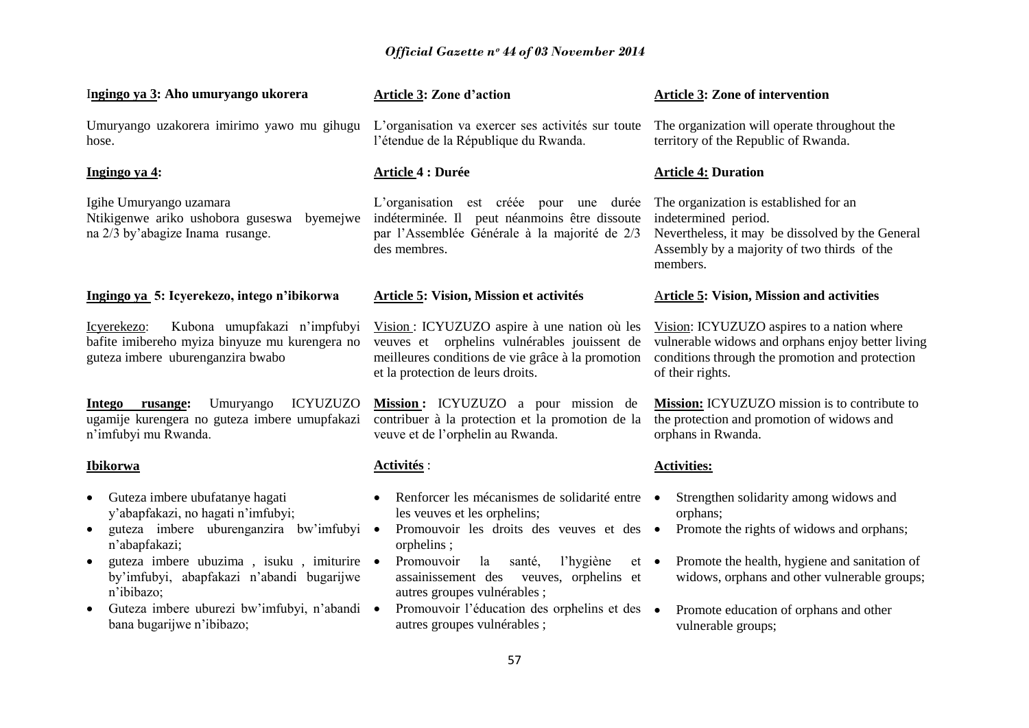**Ingingo ya 3: Aho umuryango ukorera**

Umuryango uzakorera imirimo yawo mu gihugu hose.

**Ingingo ya 4:**

Igihe Umuryango uzamara Ntikigenwe ariko ushobora guseswa byemejwe na 2/3 by'abagize Inama rusange.

**Ingingo ya 5: Icyerekezo, intego n'ibikorwa**

Icyerekezo: Kubona umupfakazi n'impfubyi bafite imibereho myiza binyuze mu kurengera no guteza imbere uburenganzira bwabo

**Intego rusange:** Umuryango ICYUZUZO ugamije kurengera no guteza imbere umupfakazi n'imfubyi mu Rwanda.

**Ibikorwa**

- Guteza imbere ubufatanye hagati y'abapfakazi, no hagati n'imfubyi;
- guteza imbere uburenganzira bw'imfubyi n'abapfakazi;
- guteza imbere ubuzima , isuku , imiturire by'imfubyi, abapfakazi n'abandi bugarijwe n'ibibazo;
- Guteza imbere uburezi bw'imfubyi, n'abandi bana bugarijwe n'ibibazo;

**Article 3: Zone d'action**

L'organisation va exercer ses activités sur toute l'étendue de la République du Rwanda.

**Article 4 : Durée**

L'organisation est créée pour une durée indéterminée. Il peut néanmoins être dissoute par l'Assemblée Générale à la majorité de 2/3 des membres.

**Article 5: Vision, Mission et activités**

Vision : ICYUZUZO aspire à une nation où les veuves et orphelins vulnérables jouissent de meilleures conditions de vie grâce à la promotion et la protection de leurs droits.

**Mission :** ICYUZUZO a pour mission de contribuer à la protection et la promotion de la veuve et de l'orphelin au Rwanda.

**Activités** :

- Renforcer les mécanismes de solidarité entre les veuves et les orphelins;
- Promouvoir les droits des veuves et des orphelins ;
- Promouvoir la santé, l'hygiène et assainissement des veuves, orphelins et autres groupes vulnérables ;
- Promouvoir l'éducation des orphelins et des autres groupes vulnérables ;

**Article 3: Zone of intervention**

The organization will operate throughout the territory of the Republic of Rwanda.

**Article 4: Duration**

The organization is established for an indetermined period.
Nevertheless, it may be dissolved by the General Assembly by a majority of two thirds of the members.

**Article 5: Vision, Mission and activities**

Vision: ICYUZUZO aspires to a nation where vulnerable widows and orphans enjoy better living conditions through the promotion and protection of their rights.

**Mission:** ICYUZUZO mission is to contribute to the protection and promotion of widows and orphans in Rwanda.

**Activities:**

- Strengthen solidarity among widows and orphans;
- Promote the rights of widows and orphans;
- Promote the health, hygiene and sanitation of widows, orphans and other vulnerable groups;
- Promote education of orphans and other vulnerable groups;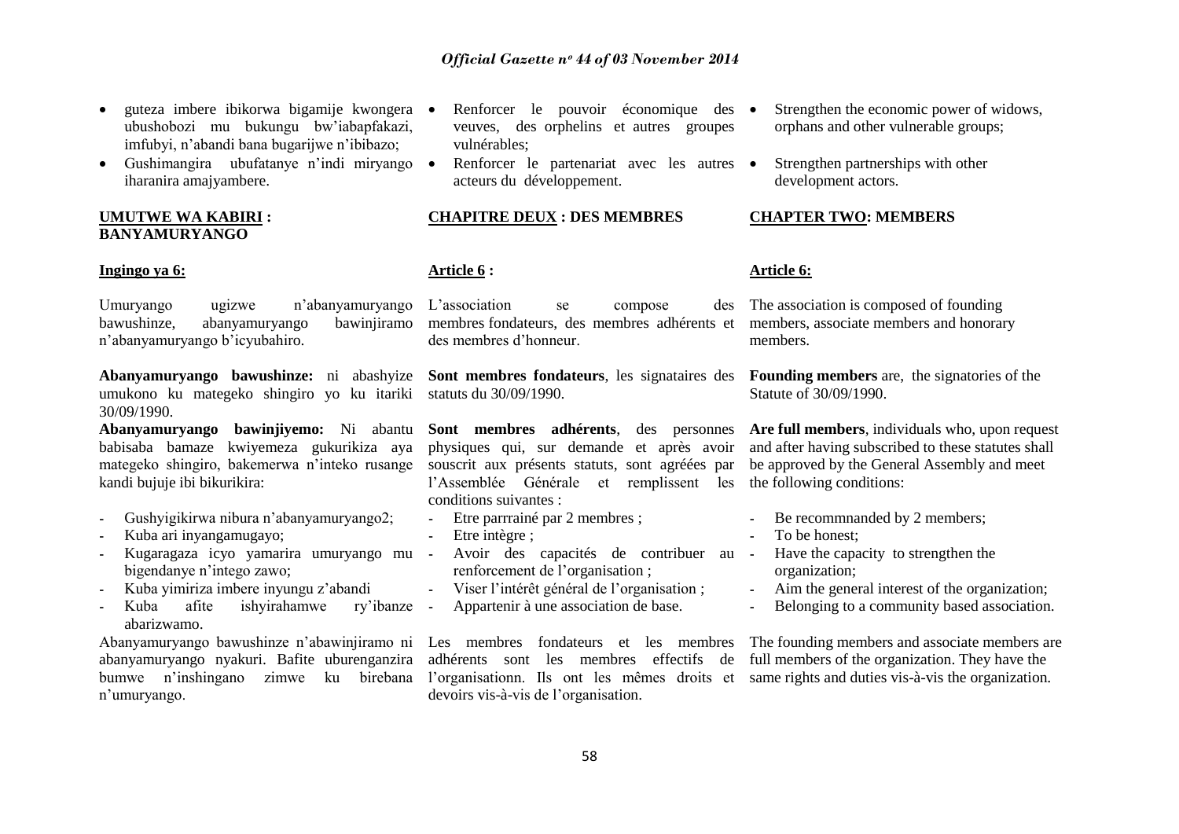- guteza imbere ibikorwa bigamije kwongera ubushobozi mu bukungu bw'iabapfakazi, imfubyi, n'abandi bana bugarijwe n'ibibazo;
- Gushimangira ubufatanye n'indi miryango iharanira amajyambere.

**UMUTWE WA KABIRI : BANYAMURYANGO**

**Ingingo ya 6:**

Umuryango ugizwe n'abanyamuryango bawushinze, abanyamuryango bawinjiramo n'abanyamuryango b'icyubahiro.

**Abanyamuryango bawushinze:** ni abashyize umukono ku mategeko shingiro yo ku itariki 30/09/1990.

**Abanyamuryango bawinjiyemo:** Ni abantu babisaba bamaze kwiyemeza gukurikiza aya mategeko shingiro, bakemerwa n'inteko rusange kandi bujuje ibi bikurikira:

- Gushyigikirwa nibura n'abanyamuryango2;
- Kuba ari inyangamugayo;
- Kugaragaza icyo yamarira umuryango mu bigendanye n'intego zawo;
- Kuba yimiriza imbere inyungu z'abandi
- Kuba afite ishyirahamwe ry'ibanze abarizwamo.

Abanyamuryango bawushinze n'abawinjiramo ni abanyamuryango nyakuri. Bafite uburenganzira bumwe n'inshingano zimwe ku birebana n'umuryango.

- Renforcer le pouvoir économique des veuves, des orphelins et autres groupes vulnérables;
- Renforcer le partenariat avec les autres acteurs du développement.

**CHAPITRE DEUX : DES MEMBRES**

**Article 6 :**

L'association se compose des membres fondateurs, des membres adhérents et des membres d'honneur.

**Sont membres fondateurs**, les signataires des statuts du 30/09/1990.

**Sont membres adhérents**, des personnes physiques qui, sur demande et après avoir souscrit aux présents statuts, sont agréées par l'Assemblée Générale et remplissent les conditions suivantes :

- Etre parrrainé par 2 membres ;
- Etre intègre ;
- Avoir des capacités de contribuer au renforcement de l'organisation ;
- Viser l'intérêt général de l'organisation ;
- Appartenir à une association de base.

Les membres fondateurs et les membres adhérents sont les membres effectifs de l'organisationn. Ils ont les mêmes droits et devoirs vis-à-vis de l'organisation.

- Strengthen the economic power of widows, orphans and other vulnerable groups;
- Strengthen partnerships with other development actors.

**CHAPTER TWO: MEMBERS**

**Article 6:**

The association is composed of founding members, associate members and honorary members.

**Founding members** are, the signatories of the Statute of 30/09/1990.

**Are full members**, individuals who, upon request and after having subscribed to these statutes shall be approved by the General Assembly and meet the following conditions:

- Be recommnanded by 2 members;
- To be honest;
- Have the capacity to strengthen the organization;
- Aim the general interest of the organization;
- Belonging to a community based association.

The founding members and associate members are full members of the organization. They have the same rights and duties vis-à-vis the organization.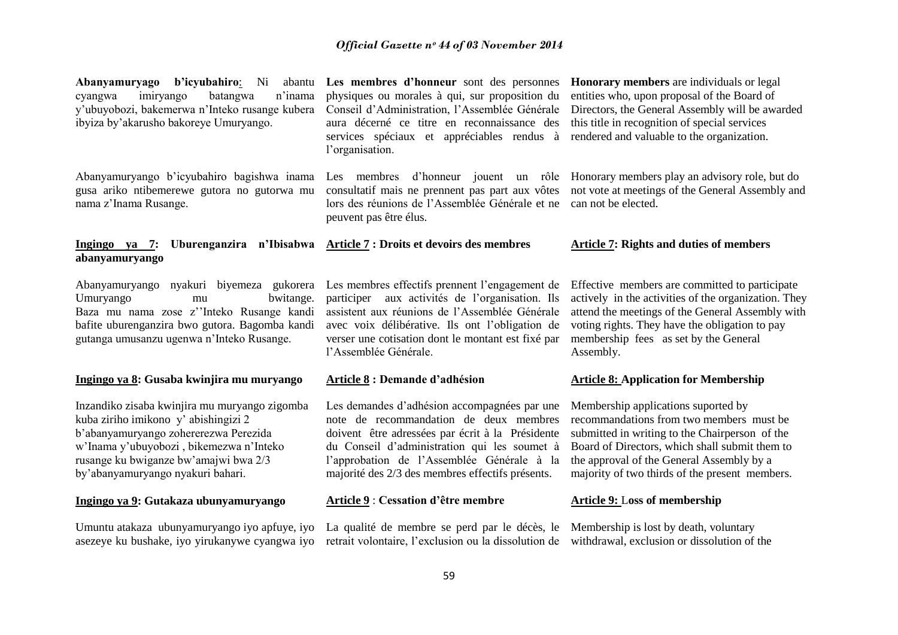**Abanyamuryago b'icyubahiro**: Ni abantu cyangwa imiryango batangwa n'inama y'ubuyobozi, bakemerwa n'Inteko rusange kubera ibyiza by'akarusho bakoreye Umuryango.

Abanyamuryango b'icyubahiro bagishwa inama gusa ariko ntibemerewe gutora no gutorwa mu nama z'Inama Rusange.

**Ingingo ya 7: Uburenganzira n'Ibisabwa abanyamuryango**

Abanyamuryango nyakuri biyemeza gukorera Umuryango mu bwitange. Baza mu nama zose z''Inteko Rusange kandi bafite uburenganzira bwo gutora. Bagomba kandi gutanga umusanzu ugenwa n'Inteko Rusange.

**Ingingo ya 8: Gusaba kwinjira mu muryango**

Inzandiko zisaba kwinjira mu muryango zigomba kuba ziriho imikono y' abishingizi 2 b'abanyamuryango zohererezwa Perezida w'Inama y'ubuyobozi , bikemezwa n'Inteko rusange ku bwiganze bw'amajwi bwa 2/3 by'abanyamuryango nyakuri bahari.

**Ingingo ya 9: Gutakaza ubunyamuryango**

Umuntu atakaza ubunyamuryango iyo apfuye, iyo asezeye ku bushake, iyo yirukanywe cyangwa iyo

**Les membres d'honneur** sont des personnes physiques ou morales à qui, sur proposition du Conseil d'Administration, l'Assemblée Générale aura décerné ce titre en reconnaissance des services spéciaux et appréciables rendus à l'organisation.

Les membres d'honneur jouent un rôle consultatif mais ne prennent pas part aux vôtes lors des réunions de l'Assemblée Générale et ne peuvent pas être élus.

**Article 7 : Droits et devoirs des membres**

Les membres effectifs prennent l'engagement de participer aux activités de l'organisation. Ils assistent aux réunions de l'Assemblée Générale avec voix délibérative. Ils ont l'obligation de verser une cotisation dont le montant est fixé par l'Assemblée Générale.

**Article 8 : Demande d'adhésion**

Les demandes d'adhésion accompagnées par une note de recommandation de deux membres doivent être adressées par écrit à la Présidente du Conseil d'administration qui les soumet à l'approbation de l'Assemblée Générale à la majorité des 2/3 des membres effectifs présents.

**Article 9 : Cessation d'être membre**

La qualité de membre se perd par le décès, le retrait volontaire, l'exclusion ou la dissolution de

**Honorary members** are individuals or legal entities who, upon proposal of the Board of Directors, the General Assembly will be awarded this title in recognition of special services rendered and valuable to the organization.

Honorary members play an advisory role, but do not vote at meetings of the General Assembly and can not be elected.

**Article 7: Rights and duties of members**

Effective members are committed to participate actively in the activities of the organization. They attend the meetings of the General Assembly with voting rights. They have the obligation to pay membership fees as set by the General Assembly.

**Article 8: Application for Membership**

Membership applications suported by recommandations from two members must be submitted in writing to the Chairperson of the Board of Directors, which shall submit them to the approval of the General Assembly by a majority of two thirds of the present members.

**Article 9: Loss of membership**

Membership is lost by death, voluntary withdrawal, exclusion or dissolution of the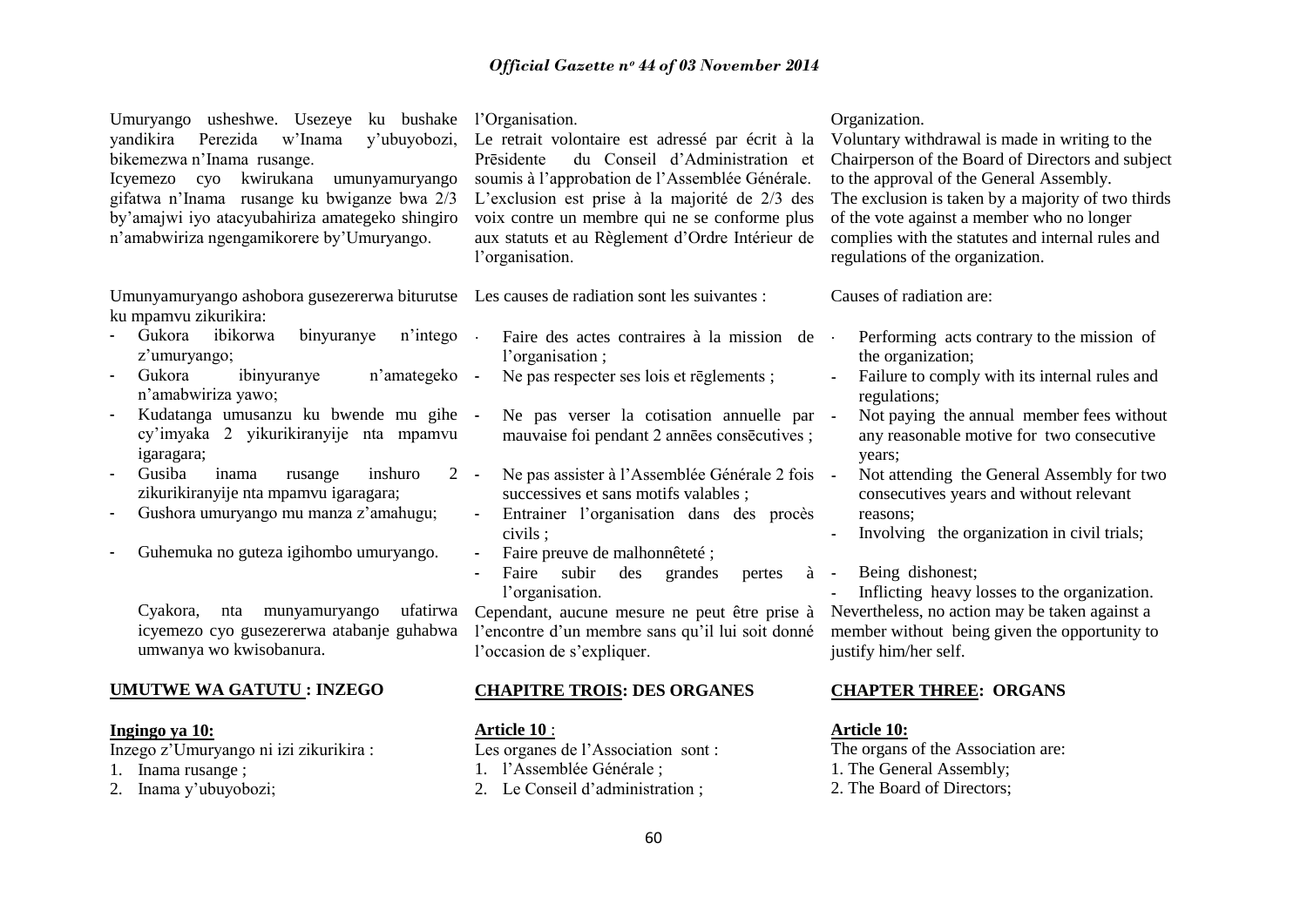Umuryango usheshwe. Usezeye ku bushake yandikira Perezida w'Inama y'ubuyobozi, bikemezwa n'Inama rusange.

Icyemezo cyo kwirukana umunyamuryango gifatwa n'Inama rusange ku bwiganze bwa 2/3 by'amajwi iyo atacyubahiriza amategeko shingiro n'amabwiriza ngengamikorere by'Umuryango.

Umunyamuryango ashobora gusezererwa biturutse ku mpamvu zikurikira:

- Gukora ibikorwa binyuranye n'intego z'umuryango;
- Gukora ibinyuranye n'amategeko n'amabwiriza yawo;
- Kudatanga umusanzu ku bwende mu gihe cy'imyaka 2 yikurikiranyije nta mpamvu igaragara;
- Gusiba inama rusange inshuro 2 zikurikiranyije nta mpamvu igaragara;
- Gushora umuryango mu manza z'amahugu;
- Guhemuka no guteza igihombo umuryango.

Cyakora, nta munyamuryango ufatirwa icyemezo cyo gusezererwa atabanje guhabwa umwanya wo kwisobanura.

## UMUTWE WA GATUTU : INZEGO

**Ingingo ya 10:**

Inzego z'Umuryango ni izi zikurikira :

1. Inama rusange ;
2. Inama y'ubuyobozi;

l'Organisation.

Le retrait volontaire est adressé par écrit à la Prēsidente du Conseil d'Administration et soumis à l'approbation de l'Assemblée Générale.

L'exclusion est prise à la majorité de 2/3 des voix contre un membre qui ne se conforme plus aux statuts et au Règlement d'Ordre Intérieur de l'organisation.

Les causes de radiation sont les suivantes :

- Faire des actes contraires à la mission de l'organisation ;
- Ne pas respecter ses lois et rēglements ;
- Ne pas verser la cotisation annuelle par mauvaise foi pendant 2 annēes consēcutives ;
- Ne pas assister à l'Assemblée Générale 2 fois successives et sans motifs valables ;
- Entrainer l'organisation dans des procès civils ;
- Faire preuve de malhonnêteté ;
- Faire subir des grandes pertes à l'organisation.

Cependant, aucune mesure ne peut être prise à l'encontre d'un membre sans qu'il lui soit donné l'occasion de s'expliquer.

## CHAPITRE TROIS: DES ORGANES

**Article 10** :

Les organes de l'Association sont :

1. l'Assemblée Générale ;
2. Le Conseil d'administration ;

Organization.

Voluntary withdrawal is made in writing to the Chairperson of the Board of Directors and subject to the approval of the General Assembly.

The exclusion is taken by a majority of two thirds of the vote against a member who no longer complies with the statutes and internal rules and regulations of the organization.

Causes of radiation are:

- Performing acts contrary to the mission of the organization;
- Failure to comply with its internal rules and regulations;
- Not paying the annual member fees without any reasonable motive for two consecutive years;
- Not attending the General Assembly for two consecutives years and without relevant reasons;
- Involving the organization in civil trials;
- Being dishonest;
- Inflicting heavy losses to the organization.

Nevertheless, no action may be taken against a member without being given the opportunity to justify him/her self.

## CHAPTER THREE: ORGANS

**Article 10:**

The organs of the Association are:

1. The General Assembly;
2. The Board of Directors;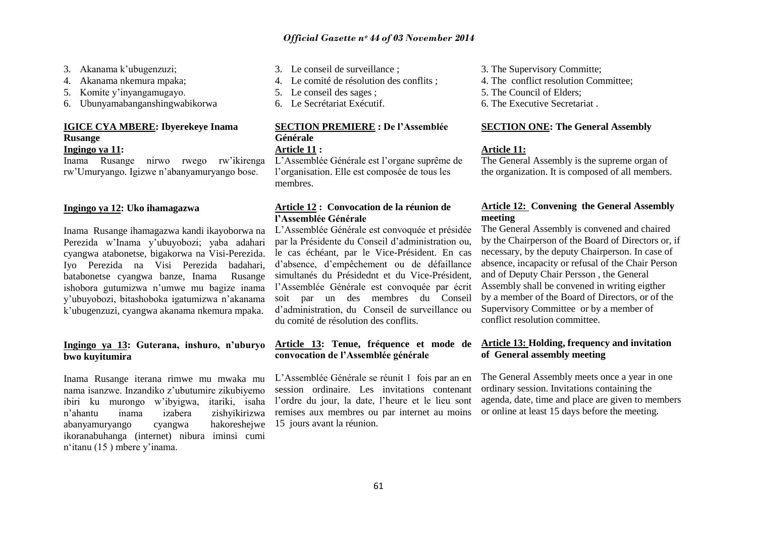3. Akanama k'ubugenzuzi;
4. Akanama nkemura mpaka;
5. Komite y'inyangamugayo.
6. Ubunyamabanganshingwabikorwa

**IGICE CYA MBERE: Ibyerekeye Inama Rusange**

**Ingingo ya 11:**

Inama Rusange nirwo rwego rw'ikirenga rw'Umuryango. Igizwe n'abanyamuryango bose.

**Ingingo ya 12: Uko ihamagazwa**

Inama Rusange ihamagazwa kandi ikayoborwa na Perezida w'Inama y'ubuyobozi; yaba adahari cyangwa atabonetse, bigakorwa na Visi-Perezida. Iyo Perezida na Visi Perezida badahari, batabonetse cyangwa banze, Inama Rusange ishobora gutumizwa n'umwe mu bagize inama y'ubuyobozi, bitashoboka igatumizwa n'akanama k'ubugenzuzi, cyangwa akanama nkemura mpaka.

**Ingingo ya 13: Guterana, inshuro, n'uburyo bwo kuyitumira**

Inama Rusange iterana rimwe mu mwaka mu nama isanzwe. Inzandiko z'ubutumire zikubiyemo ibiri ku murongo w'ibyigwa, itariki, isaha n'ahantu inama izabera zishyikirizwa abanyamuryango cyangwa hakoreshejwe ikoranabuhanga (internet) nibura iminsi cumi n'itanu (15 ) mbere y'inama.

3. Le conseil de surveillance ;
4. Le comité de résolution des conflits ;
5. Le conseil des sages ;
6. Le Secrétariat Exécutif.

**SECTION PREMIERE : De l'Assemblée Générale**

**Article 11 :**

L'Assemblée Générale est l'organe suprême de l'organisation. Elle est composée de tous les membres.

**Article 12 : Convocation de la réunion de l'Assemblée Générale**

L'Assemblée Générale est convoquée et présidée par la Présidente du Conseil d'administration ou, le cas échéant, par le Vice-Président. En cas d'absence, d'empêchement ou de défaillance simultanés du Présidednt et du Vice-Président, l'Assemblée Générale est convoquée par écrit soit par un des membres du Conseil d'administration, du Conseil de surveillance ou du comité de résolution des conflits.

**Article 13: Tenue, fréquence et mode de convocation de l'Assemblée générale**

L'Assemblée Générale se réunit 1 fois par an en session ordinaire. Les invitations contenant l'ordre du jour, la date, l'heure et le lieu sont remises aux membres ou par internet au moins 15 jours avant la réunion.

3. The Supervisory Committe;
4. The conflict resolution Committee;
5. The Council of Elders;
6. The Executive Secretariat .

**SECTION ONE: The General Assembly**

**Article 11:**

The General Assembly is the supreme organ of the organization. It is composed of all members.

**Article 12: Convening the General Assembly meeting**

The General Assembly is convened and chaired by the Chairperson of the Board of Directors or, if necessary, by the deputy Chairperson. In case of absence, incapacity or refusal of the Chair Person and of Deputy Chair Persson , the General Assembly shall be convened in writing eigther by a member of the Board of Directors, or of the Supervisory Committee or by a member of conflict resolution committee.

**Article 13: Holding, frequency and invitation of General assembly meeting**

The General Assembly meets once a year in one ordinary session. Invitations containing the agenda, date, time and place are given to members or online at least 15 days before the meeting.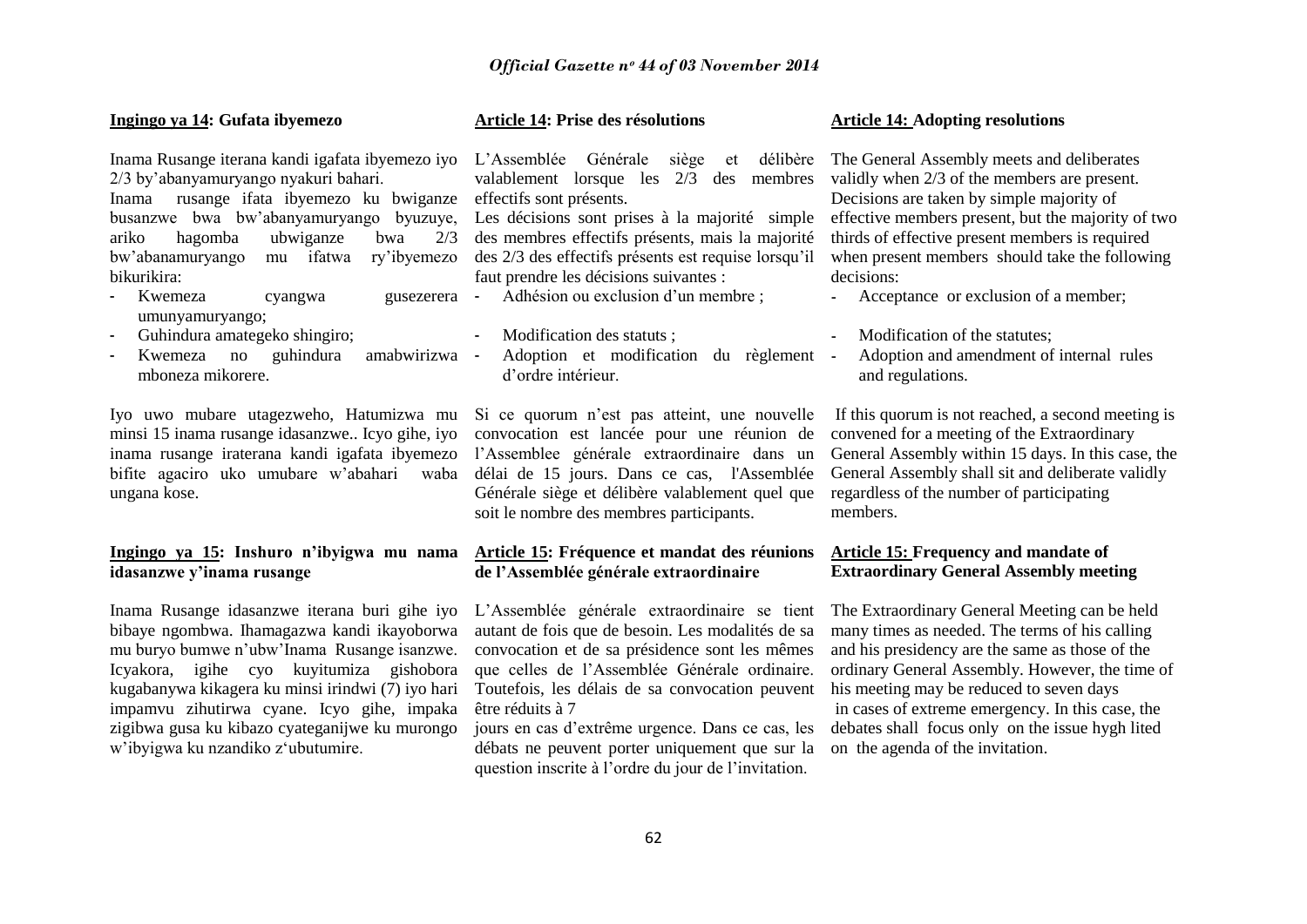**Ingingo ya 14: Gufata ibyemezo**

Inama Rusange iterana kandi igafata ibyemezo iyo 2/3 by'abanyamuryango nyakuri bahari.
Inama rusange ifata ibyemezo ku bwiganze busanzwe bw'abanyamuryango byuzuye, ariko hagomba ubwiganze bwa 2/3 bw'abanamuryango mu ifatwa ry'ibyemezo bikurikira:

- Kwemeza cyangwa gusezerera umunyamuryango;
- Guhindura amategeko shingiro;
- Kwemeza no guhindura amabwirizwa mboneza mikorere.

Iyo uwo mubare utagezweho, Hatumizwa mu minsi 15 inama rusange idasanzwe.. Icyo gihe, iyo inama rusange iraterana kandi igafata ibyemezo bifite agaciro uko umubare w'abahari waba ungana kose.

**Ingingo ya 15: Inshuro n'ibyigwa mu nama idasanzwe y'inama rusange**

Inama Rusange idasanzwe iterana buri gihe iyo bibaye ngombwa. Ihamagazwa kandi ikayoborwa mu buryo bumwe n'ubw'Inama Rusange isanzwe. Icyakora, igihe cyo kuyitumiza gishobora kugabanywa kikagera ku minsi irindwi (7) iyo hari impamvu zihutirwa cyane. Icyo gihe, impaka zigibwa gusa ku kibazo cyateganijwe ku murongo w'ibyigwa ku nzandiko z'ubutumire.

**Article 14: Prise des résolutions**

L'Assemblée Générale siège et délibère valablement lorsque les 2/3 des membres effectifs sont présents.
Les décisions sont prises à la majorité simple des membres effectifs présents, mais la majorité des 2/3 des effectifs présents est requise lorsqu'il faut prendre les décisions suivantes :

- Adhésion ou exclusion d'un membre ;
- Modification des statuts ;
- Adoption et modification du règlement d'ordre intérieur.

Si ce quorum n'est pas atteint, une nouvelle convocation est lancée pour une réunion de l'Assemblee générale extraordinaire dans un délai de 15 jours. Dans ce cas, l'Assemblée Générale siège et délibère valablement quel que soit le nombre des membres participants.

**Article 15: Fréquence et mandat des réunions de l'Assemblée générale extraordinaire**

L'Assemblée générale extraordinaire se tient autant de fois que de besoin. Les modalités de sa convocation et de sa présidence sont les mêmes que celles de l'Assemblée Générale ordinaire. Toutefois, les délais de sa convocation peuvent être réduits à 7 jours en cas d'extrême urgence. Dans ce cas, les débats ne peuvent porter uniquement que sur la question inscrite à l'ordre du jour de l'invitation.

**Article 14: Adopting resolutions**

The General Assembly meets and deliberates validly when 2/3 of the members are present. Decisions are taken by simple majority of effective members present, but the majority of two thirds of effective present members is required when present members should take the following decisions:

- Acceptance or exclusion of a member;
- Modification of the statutes;
- Adoption and amendment of internal rules and regulations.

If this quorum is not reached, a second meeting is convened for a meeting of the Extraordinary General Assembly within 15 days. In this case, the General Assembly shall sit and deliberate validly regardless of the number of participating members.

**Article 15: Frequency and mandate of Extraordinary General Assembly meeting**

The Extraordinary General Meeting can be held many times as needed. The terms of his calling and his presidency are the same as those of the ordinary General Assembly. However, the time of his meeting may be reduced to seven days in cases of extreme emergency. In this case, the debates shall focus only on the issue hygh lited on the agenda of the invitation.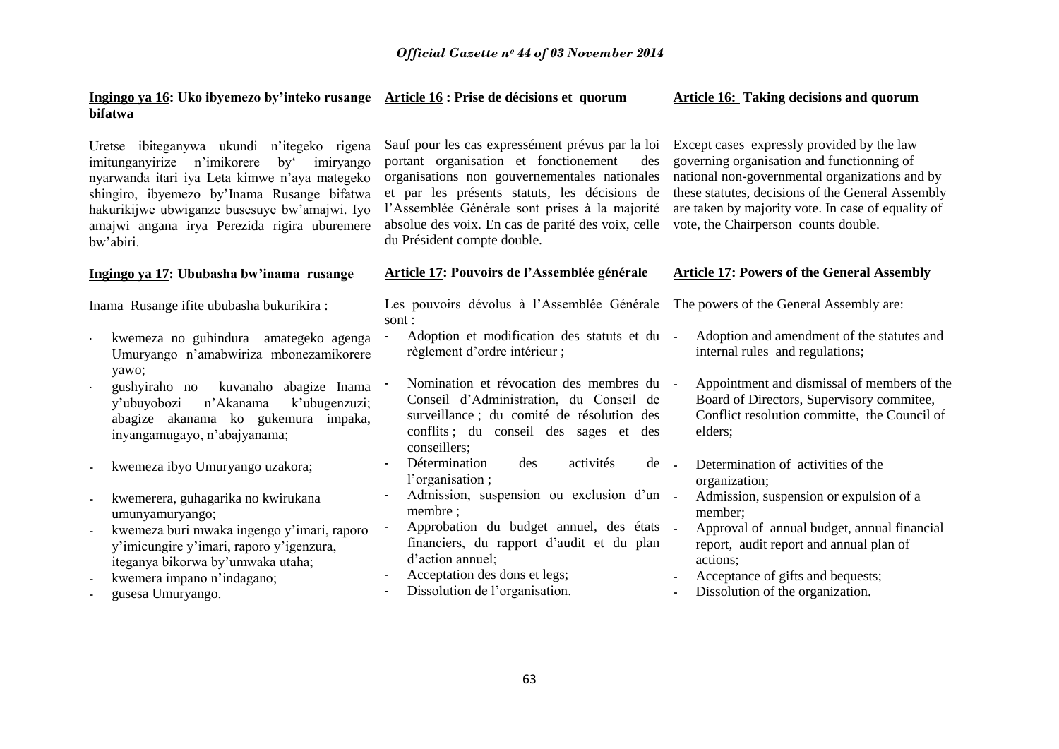**Ingingo ya 16: Uko ibyemezo by'inteko rusange bifatwa**

Uretse ibiteganywa ukundi n'itegeko rigena imitunganyirize n'imikorere by' imiryango nyarwanda itari iya Leta kimwe n'aya mategeko shingiro, ibyemezo by'Inama Rusange bifatwa hakurikijwe ubwiganze busesuye bw'amajwi. Iyo amajwi angana irya Perezida rigira uburemere bw'abiri.

**Ingingo ya 17: Ububasha bw'inama rusange**

Inama Rusange ifite ububasha bukurikira :

- kwemeza no guhindura amategeko agenga Umuryango n'amabwiriza mbonezamikorere yawo;
- gushyiraho no kuvanaho abagize Inama y'ubuyobozi n'Akanama k'ubugenzuzi; abagize akanama ko gukemura impaka, inyangamugayo, n'abajyanama;
- kwemeza ibyo Umuryango uzakora;
- kwemerera, guhagarika no kwirukana umunyamuryango;
- kwemeza buri mwaka ingengo y'imari, raporo y'imicungire y'imari, raporo y'igenzura, iteganya bikorwa by'umwaka utaha;
- kwemera impano n'indagano;
- gusesa Umuryango.

**Article 16 : Prise de décisions et quorum**

Sauf pour les cas expressément prévus par la loi portant organisation et fonctionement des organisations non gouvernementales nationales et par les présents statuts, les décisions de l'Assemblée Générale sont prises à la majorité absolue des voix. En cas de parité des voix, celle du Président compte double.

**Article 17: Pouvoirs de l'Assemblée générale**

Les pouvoirs dévolus à l'Assemblée Générale sont :

- Adoption et modification des statuts et du règlement d'ordre intérieur ;
- Nomination et révocation des membres du Conseil d'Administration, du Conseil de surveillance ; du comité de résolution des conflits ; du conseil des sages et des conseillers;
- Détermination des activités de l'organisation ;
- Admission, suspension ou exclusion d'un membre ;
- Approbation du budget annuel, des états financiers, du rapport d'audit et du plan d'action annuel;
- Acceptation des dons et legs;
- Dissolution de l'organisation.

**Article 16: Taking decisions and quorum**

Except cases expressly provided by the law governing organisation and functionning of national non-governmental organizations and by these statutes, decisions of the General Assembly are taken by majority vote. In case of equality of vote, the Chairperson counts double.

**Article 17: Powers of the General Assembly**

The powers of the General Assembly are:

- Adoption and amendment of the statutes and internal rules and regulations;
- Appointment and dismissal of members of the Board of Directors, Supervisory commitee, Conflict resolution committe, the Council of elders;
- Determination of activities of the organization;
- Admission, suspension or expulsion of a member;
- Approval of annual budget, annual financial report, audit report and annual plan of actions;
- Acceptance of gifts and bequests;
- Dissolution of the organization.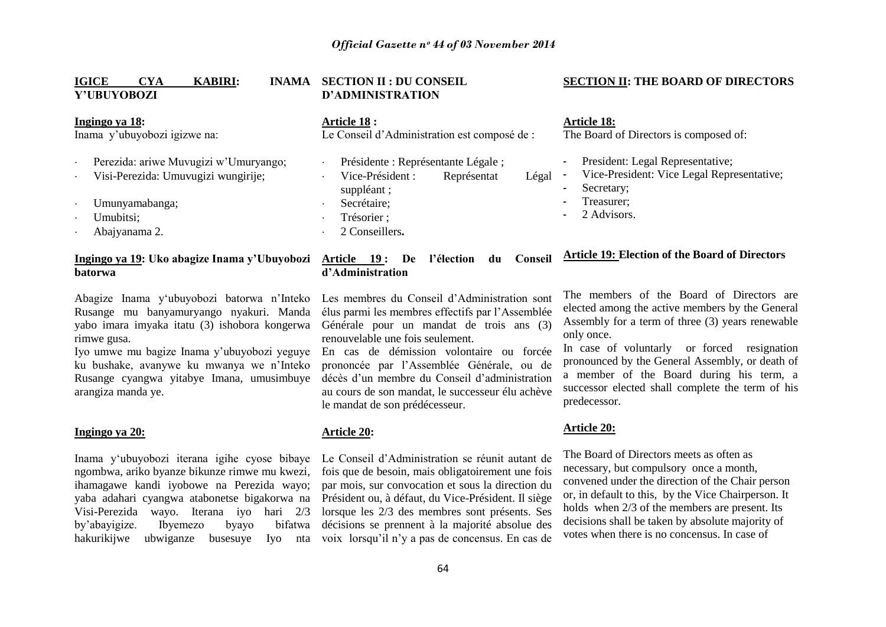**IGICE CYA KABIRI: INAMA Y'UBUYOBOZI**

**Ingingo ya 18:**

Inama y'ubuyobozi igizwe na:

- Perezida: ariwe Muvugizi w'Umuryango;
- Visi-Perezida: Umuvugizi wungirije;
- Umunyamabanga;
- Umubitsi;
- Abajyanama 2.

**Ingingo ya 19: Uko abagize Inama y'Ubuyobozi batorwa**

Abagize Inama y'ubuyobozi batorwa n'Inteko Rusange mu banyamuryango nyakuri. Manda yabo imara imyaka itatu (3) ishobora kongerwa rimwe gusa.

Iyo umwe mu bagize Inama y'ubuyobozi yeguye ku bushake, avanywe ku mwanya we n'Inteko Rusange cyangwa yitabye Imana, umusimbuye arangiza manda ye.

**Ingingo ya 20:**

Inama y'ubuyobozi iterana igihe cyose bibaye ngombwa, ariko byanze bikunze rimwe mu kwezi, ihamagawe kandi iyobowe na Perezida wayo; yaba adahari cyangwa atabonetse bigakorwa na Visi-Perezida wayo. Iterana iyo hari 2/3 by'abayigize. Ibyemezo byayo bifatwa hakurikijwe ubwiganze busesuye Iyo nta

**SECTION II : DU CONSEIL D'ADMINISTRATION**

**Article 18 :**

Le Conseil d'Administration est composé de :

- Présidente : Représentante Légale ;
- Vice-Président : Représentat Légal suppléant ;
- Secrétaire;
- Trésorier ;
- 2 Conseillers**.**

**Article 19 : De l'élection du Conseil d'Administration**

Les membres du Conseil d'Administration sont élus parmi les membres effectifs par l'Assemblée Générale pour un mandat de trois ans (3) renouvelable une fois seulement.

En cas de démission volontaire ou forcée prononcée par l'Assemblée Générale, ou de décès d'un membre du Conseil d'administration au cours de son mandat, le successeur élu achève le mandat de son prédécesseur.

**Article 20:**

Le Conseil d'Administration se réunit autant de fois que de besoin, mais obligatoirement une fois par mois, sur convocation et sous la direction du Président ou, à défaut, du Vice-Président. Il siège lorsque les 2/3 des membres sont présents. Ses décisions se prennent à la majorité absolue des voix lorsqu'il n'y a pas de concensus. En cas de

**SECTION II: THE BOARD OF DIRECTORS**

**Article 18:**

The Board of Directors is composed of:

- President: Legal Representative;
- Vice-President: Vice Legal Representative;
- Secretary;
- Treasurer;
- 2 Advisors.

**Article 19: Election of the Board of Directors**

The members of the Board of Directors are elected among the active members by the General Assembly for a term of three (3) years renewable only once.

In case of voluntarly or forced resignation pronounced by the General Assembly, or death of a member of the Board during his term, a successor elected shall complete the term of his predecessor.

**Article 20:**

The Board of Directors meets as often as necessary, but compulsory once a month, convened under the direction of the Chair person or, in default to this, by the Vice Chairperson. It holds when 2/3 of the members are present. Its decisions shall be taken by absolute majority of votes when there is no concensus. In case of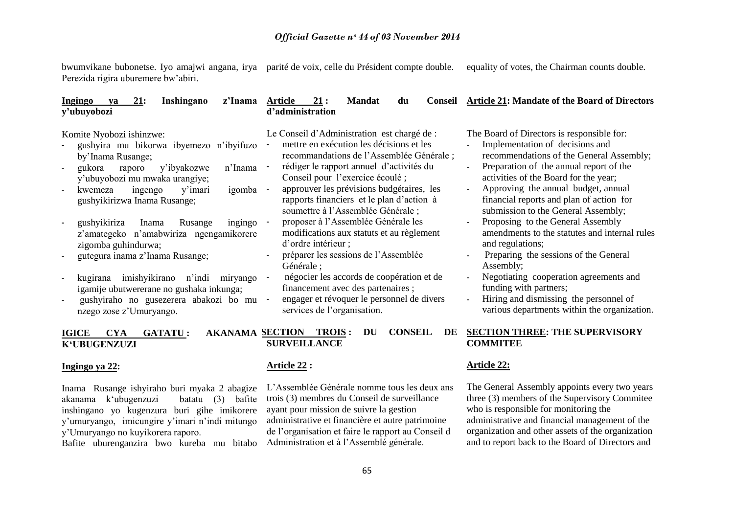bwumvikane bubonetse. Iyo amajwi angana, irya Perezida rigira uburemere bw'abiri.

**Ingingo ya 21: Inshingano z'Inama y'ubuyobozi**

Komite Nyobozi ishinzwe:

- gushyira mu bikorwa ibyemezo n'ibyifuzo by'Inama Rusange;
- gukora raporo y'ibyakozwe n'Inama y'ubuyobozi mu mwaka urangiye;
- kwemeza ingengo y'imari igomba gushyikirizwa Inama Rusange;
- gushyikiriza Inama Rusange ingingo z'amategeko n'amabwiriza ngengamikorere zigomba guhindurwa;
- gutegura inama z'Inama Rusange;
- kugirana imishyikirano n'indi miryango igamije ubutwererane no gushaka inkunga;
- gushyiraho no gusezerera abakozi bo mu nzego zose z'Umuryango.

**IGICE CYA GATATU : AKANAMA K'UBUGENZUZI**

**Ingingo ya 22:**

Inama Rusange ishyiraho buri myaka 2 abagize akanama k'ubugenzuzi batatu (3) bafite inshingano yo kugenzura buri gihe imikorere y'umuryango, imicungire y'imari n'indi mitungo y'Umuryango no kuyikorera raporo.

Bafite uburenganzira bwo kureba mu bitabo

parité de voix, celle du Président compte double.

**Article 21 : Mandat du Conseil d'administration**

Le Conseil d'Administration est chargé de :

- mettre en exécution les décisions et les recommandations de l'Assemblée Générale ;
- rédiger le rapport annuel d'activités du Conseil pour l'exercice écoulé ;
- approuver les prévisions budgétaires, les rapports financiers et le plan d'action à soumettre à l'Assemblée Générale ;
- proposer à l'Assemblée Générale les modifications aux statuts et au règlement d'ordre intérieur ;
- préparer les sessions de l'Assemblée Générale ;
- négocier les accords de coopération et de financement avec des partenaires ;
- engager et révoquer le personnel de divers services de l'organisation.

**SECTION TROIS : DU CONSEIL DE SURVEILLANCE**

**Article 22 :**

L'Assemblée Générale nomme tous les deux ans trois (3) membres du Conseil de surveillance ayant pour mission de suivre la gestion administrative et financière et autre patrimoine de l'organisation et faire le rapport au Conseil d Administration et à l'Assemblé générale.

equality of votes, the Chairman counts double.

**Article 21: Mandate of the Board of Directors**

The Board of Directors is responsible for:

- Implementation of decisions and recommendations of the General Assembly;
- Preparation of the annual report of the activities of the Board for the year;
- Approving the annual budget, annual financial reports and plan of action for submission to the General Assembly;
- Proposing to the General Assembly amendments to the statutes and internal rules and regulations;
- Preparing the sessions of the General Assembly;
- Negotiating cooperation agreements and funding with partners;
- Hiring and dismissing the personnel of various departments within the organization.

**SECTION THREE: THE SUPERVISORY COMMITEE**

**Article 22:**

The General Assembly appoints every two years three (3) members of the Supervisory Commitee who is responsible for monitoring the administrative and financial management of the organization and other assets of the organization and to report back to the Board of Directors and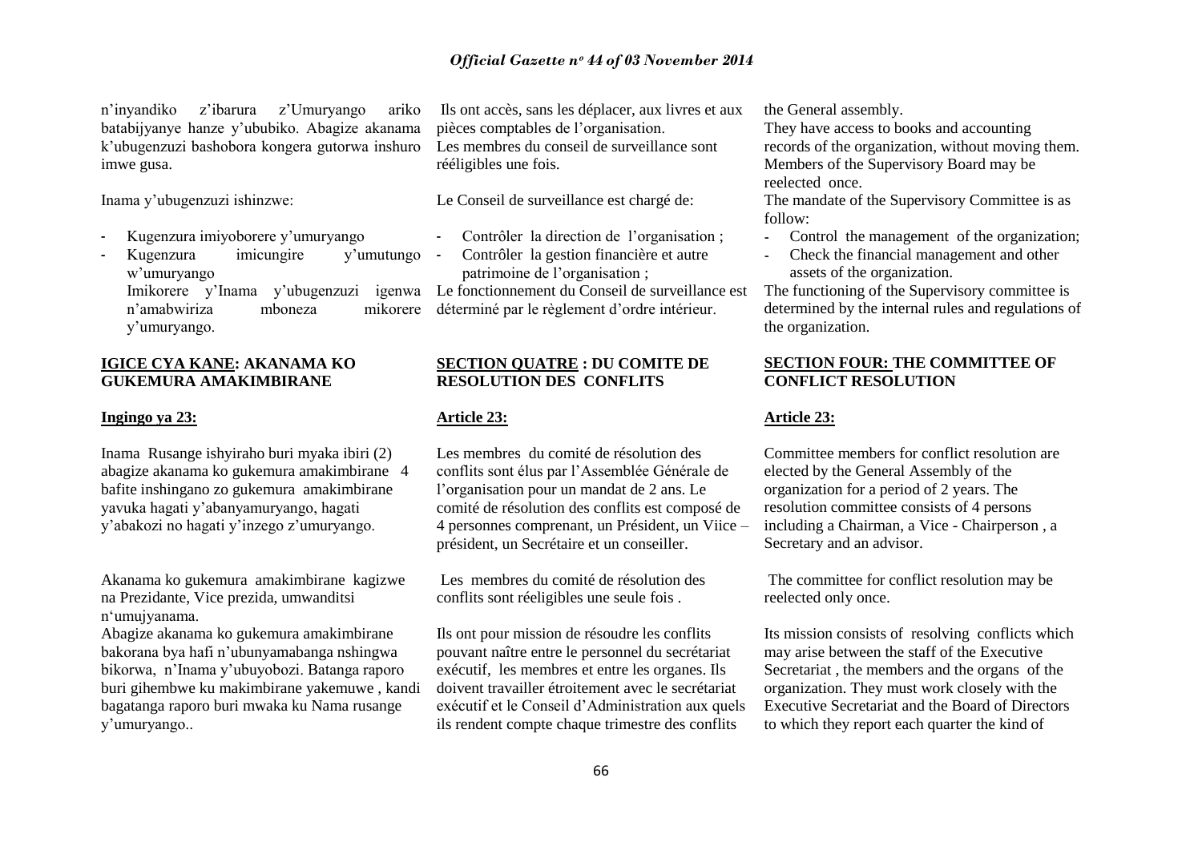n'inyandiko z'ibarura z'Umuryango ariko batabijyanye hanze y'ububiko. Abagize akanama k'ubugenzuzi bashobora kongera gutorwa inshuro imwe gusa.

Inama y'ubugenzuzi ishinzwe:

- Kugenzura imiyoborere y'umuryango
- Kugenzura imicungire y'umutungo w'umuryango

Imikorere y'Inama y'ubugenzuzi igenwa n'amabwiriza mboneza mikorere y'umuryango.

## IGICE CYA KANE: AKANAMA KO GUKEMURA AMAKIMBIRANE

### Ingingo ya 23:

Inama Rusange ishyiraho buri myaka ibiri (2) abagize akanama ko gukemura amakimbirane 4 bafite inshingano zo gukemura amakimbirane yavuka hagati y'abanyamuryango, hagati y'abakozi no hagati y'inzego z'umuryango.

Akanama ko gukemura amakimbirane kagizwe na Prezidante, Vice prezida, umwanditsi n'umujyanama.

Abagize akanama ko gukemura amakimbirane bakorana bya hafi n'ubunyamabanga nshingwa bikorwa, n'Inama y'ubuyobozi. Batanga raporo buri gihembwe ku makimbirane yakemuwe , kandi bagatanga raporo buri mwaka ku Nama rusange y'umuryango..

Ils ont accès, sans les déplacer, aux livres et aux pièces comptables de l'organisation.
Les membres du conseil de surveillance sont rééligibles une fois.

Le Conseil de surveillance est chargé de:

- Contrôler la direction de l'organisation ;
- Contrôler la gestion financière et autre patrimoine de l'organisation ;

Le fonctionnement du Conseil de surveillance est déterminé par le règlement d'ordre intérieur.

## SECTION QUATRE : DU COMITE DE RESOLUTION DES CONFLITS

### Article 23:

Les membres du comité de résolution des conflits sont élus par l'Assemblée Générale de l'organisation pour un mandat de 2 ans. Le comité de résolution des conflits est composé de 4 personnes comprenant, un Président, un Viice – président, un Secrétaire et un conseiller.

Les membres du comité de résolution des conflits sont réeligibles une seule fois .

Ils ont pour mission de résoudre les conflits pouvant naître entre le personnel du secrétariat exécutif, les membres et entre les organes. Ils doivent travailler étroitement avec le secrétariat exécutif et le Conseil d'Administration aux quels ils rendent compte chaque trimestre des conflits

the General assembly.
They have access to books and accounting records of the organization, without moving them.
Members of the Supervisory Board may be reelected once.
The mandate of the Supervisory Committee is as follow:

- Control the management of the organization;
- Check the financial management and other assets of the organization.

The functioning of the Supervisory committee is determined by the internal rules and regulations of the organization.

## SECTION FOUR: THE COMMITTEE OF CONFLICT RESOLUTION

### Article 23:

Committee members for conflict resolution are elected by the General Assembly of the organization for a period of 2 years. The resolution committee consists of 4 persons including a Chairman, a Vice - Chairperson , a Secretary and an advisor.

The committee for conflict resolution may be reelected only once.

Its mission consists of resolving conflicts which may arise between the staff of the Executive Secretariat , the members and the organs of the organization. They must work closely with the Executive Secretariat and the Board of Directors to which they report each quarter the kind of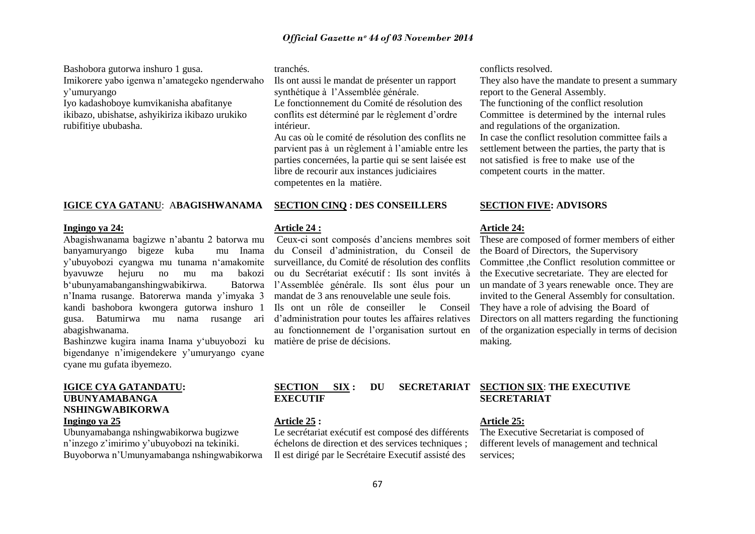Bashobora gutorwa inshuro 1 gusa.
Imikorere yabo igenwa n'amategeko ngenderwaho y'umuryango
Iyo kadashoboye kumvikanisha abafitanye ikibazo, ubishatse, ashyikiriza ikibazo urukiko rubifitiye ububasha.

**IGICE CYA GATANU**: A**BAGISHWANAMA**

**Ingingo ya 24:**

Abagishwanama bagizwe n'abantu 2 batorwa mu banyamuryango bigeze kuba mu Inama y'ubuyobozi cyangwa mu tunama n'amakomite byavuwze hejuru no mu ma bakozi b'ubunyamabanganshingwabikirwa. Batorwa n'Inama rusange. Batorerwa manda y'imyaka 3 kandi bashobora kwongera gutorwa inshuro 1 gusa. Batumirwa mu nama rusange ari abagishwanama.

Bashinzwe kugira inama Inama y'ubuyobozi ku bigendanye n'imigendekere y'umuryango cyane cyane mu gufata ibyemezo.

**IGICE CYA GATANDATU: UBUNYAMABANGA NSHINGWABIKORWA**

**Ingingo ya 25**

Ubunyamabanga nshingwabikorwa bugizwe n'inzego z'imirimo y'ubuyobozi na tekiniki.
Buyoborwa n'Umunyamabanga nshingwabikorwa

tranchés.
Ils ont aussi le mandat de présenter un rapport synthétique à l'Assemblée générale.
Le fonctionnement du Comité de résolution des conflits est déterminé par le règlement d'ordre intérieur.
Au cas où le comité de résolution des conflits ne parvient pas à un règlement à l'amiable entre les parties concernées, la partie qui se sent laisée est libre de recourir aux instances judiciaires competentes en la matière.

**SECTION CINQ : DES CONSEILLERS**

**Article 24 :**

Ceux-ci sont composés d'anciens membres soit du Conseil d'administration, du Conseil de surveillance, du Comité de résolution des conflits ou du Secrétariat exécutif : Ils sont invités à l'Assemblée générale. Ils sont élus pour un mandat de 3 ans renouvelable une seule fois.
Ils ont un rôle de conseiller le Conseil d'administration pour toutes les affaires relatives au fonctionnement de l'organisation surtout en matière de prise de décisions.

**SECTION SIX : DU SECRETARIAT EXECUTIF**

**Article 25 :**

Le secrétariat exécutif est composé des différents échelons de direction et des services techniques ;
Il est dirigé par le Secrétaire Executif assisté des

conflicts resolved.
They also have the mandate to present a summary report to the General Assembly.
The functioning of the conflict resolution Committee is determined by the internal rules and regulations of the organization.
In case the conflict resolution committee fails a settlement between the parties, the party that is not satisfied is free to make use of the competent courts in the matter.

**SECTION FIVE: ADVISORS**

**Article 24:**

These are composed of former members of either the Board of Directors, the Supervisory Committee ,the Conflict resolution committee or the Executive secretariate. They are elected for un mandate of 3 years renewable once. They are invited to the General Assembly for consultation.
They have a role of advising the Board of Directors on all matters regarding the functioning of the organization especially in terms of decision making.

**SECTION SIX: THE EXECUTIVE SECRETARIAT**

**Article 25:**

The Executive Secretariat is composed of different levels of management and technical services;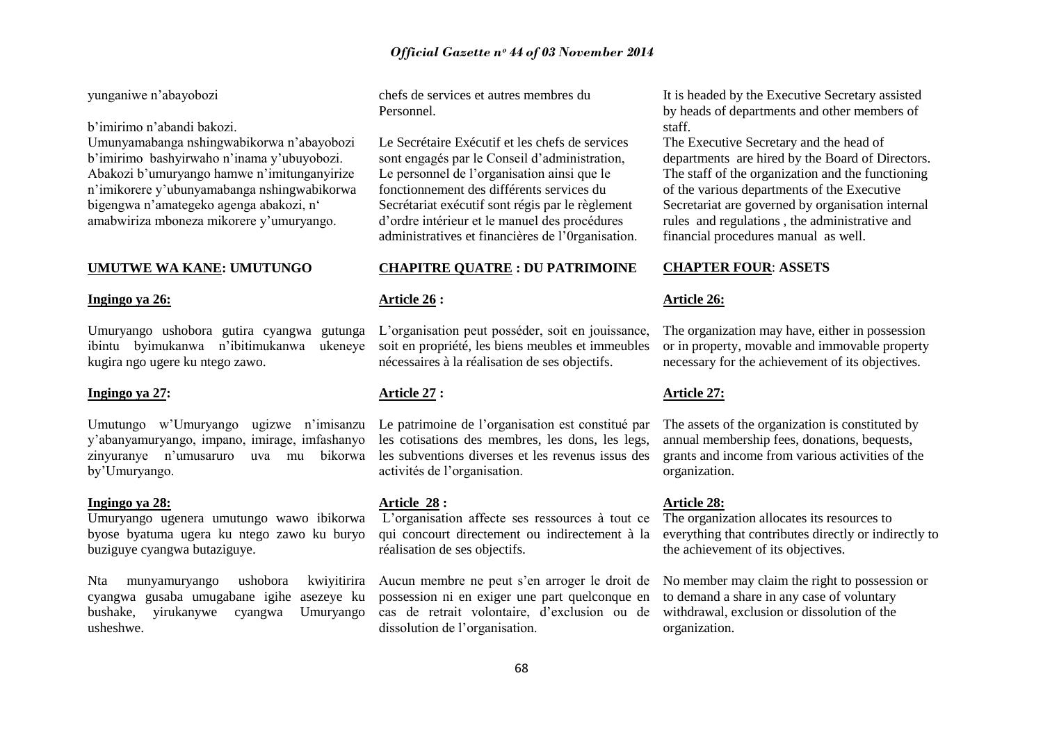yunganiwe n'abayobozi

b'imirimo n'abandi bakozi.

Umunyamabanga nshingwabikorwa n'abayobozi b'imirimo bashyirwaho n'inama y'ubuyobozi. Abakozi b'umuryango hamwe n'imitunganyirize n'imikorere y'ubunyamabanga nshingwabikorwa bigengwa n'amategeko agenga abakozi, n' amabwiriza mboneza mikorere y'umuryango.

**UMUTWE WA KANE: UMUTUNGO**

**Ingingo ya 26:**

Umuryango ushobora gutira cyangwa gutunga ibintu byimukanwa n'ibitimukanwa ukeneye kugira ngo ugere ku ntego zawo.

**Ingingo ya 27:**

Umutungo w'Umuryango ugizwe n'imisanzu y'abanyamuryango, impano, imirage, imfashanyo zinyuranye n'umusaruro uva mu bikorwa by'Umuryango.

**Ingingo ya 28:**

Umuryango ugenera umutungo wawo ibikorwa byose byatuma ugera ku ntego zawo ku buryo buziguye cyangwa butaziguye.

Nta munyamuryango ushobora kwiyitirira cyangwa gusaba umugabane igihe asezeye ku bushake, yirukanywe cyangwa Umuryango usheshwe.

chefs de services et autres membres du Personnel.

Le Secrétaire Exécutif et les chefs de services sont engagés par le Conseil d'administration, Le personnel de l'organisation ainsi que le fonctionnement des différents services du Secrétariat exécutif sont régis par le règlement d'ordre intérieur et le manuel des procédures administratives et financières de l'0rganisation.

**CHAPITRE QUATRE : DU PATRIMOINE**

**Article 26 :**

L'organisation peut posséder, soit en jouissance, soit en propriété, les biens meubles et immeubles nécessaires à la réalisation de ses objectifs.

**Article 27 :**

Le patrimoine de l'organisation est constitué par les cotisations des membres, les dons, les legs, les subventions diverses et les revenus issus des activités de l'organisation.

**Article 28 :**

L'organisation affecte ses ressources à tout ce qui concourt directement ou indirectement à la réalisation de ses objectifs.

Aucun membre ne peut s'en arroger le droit de possession ni en exiger une part quelconque en cas de retrait volontaire, d'exclusion ou de dissolution de l'organisation.

It is headed by the Executive Secretary assisted by heads of departments and other members of staff.

The Executive Secretary and the head of departments are hired by the Board of Directors. The staff of the organization and the functioning of the various departments of the Executive Secretariat are governed by organisation internal rules and regulations , the administrative and financial procedures manual as well.

**CHAPTER FOUR: ASSETS**

**Article 26:**

The organization may have, either in possession or in property, movable and immovable property necessary for the achievement of its objectives.

**Article 27:**

The assets of the organization is constituted by annual membership fees, donations, bequests, grants and income from various activities of the organization.

**Article 28:**

The organization allocates its resources to everything that contributes directly or indirectly to the achievement of its objectives.

No member may claim the right to possession or to demand a share in any case of voluntary withdrawal, exclusion or dissolution of the organization.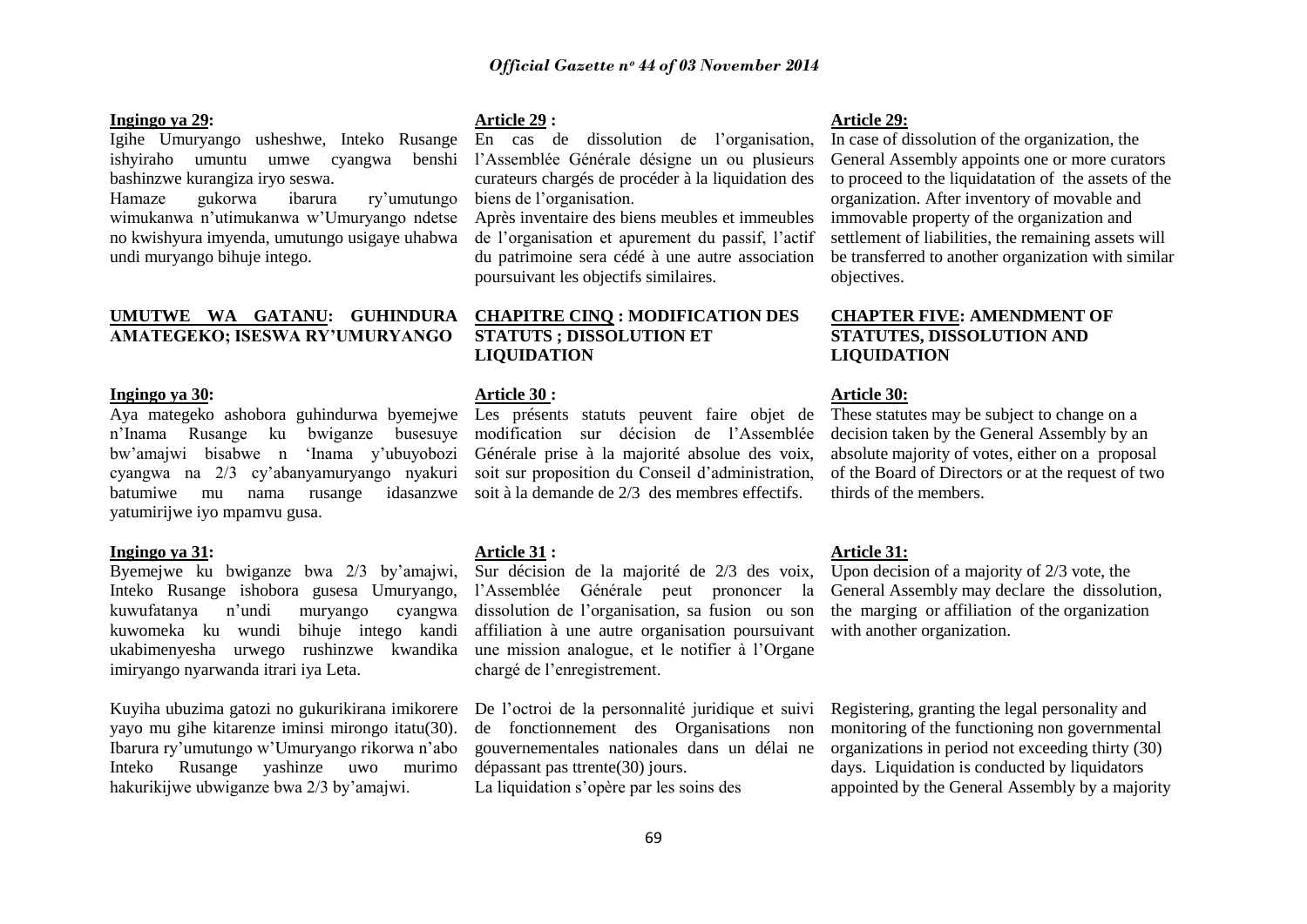**Ingingo ya 29:**

Igihe Umuryango usheshwe, Inteko Rusange ishyiraho umuntu umwe cyangwa benshi bashinzwe kurangiza iryo seswa.

Hamaze gukorwa ibarura ry'umutungo wimukanwa n'utimukanwa w'Umuryango ndetse no kwishyura imyenda, umutungo usigaye uhabwa undi muryango bihuje intego.

**UMUTWE WA GATANU: GUHINDURA AMATEGEKO; ISESWA RY'UMURYANGO**

**Ingingo ya 30:**

Aya mategeko ashobora guhindurwa byemejwe n'Inama Rusange ku bwiganze busesuye bw'amajwi bisabwe n 'Inama y'ubuyobozi cyangwa na 2/3 cy'abanyamuryango nyakuri batumiwe mu nama rusange idasanzwe yatumirijwe iyo mpamvu gusa.

**Ingingo ya 31:**

Byemejwe ku bwiganze bwa 2/3 by'amajwi, Inteko Rusange ishobora gusesa Umuryango, kuwufatanya n'undi muryango cyangwa kuwomeka ku wundi bihuje intego kandi ukabimenyesha urwego rushinzwe kwandika imiryango nyarwanda itrari iya Leta.

Kuyiha ubuzima gatozi no gukurikirana imikorere yayo mu gihe kitarenze iminsi mirongo itatu(30). Ibarura ry'umutungo w'Umuryango rikorwa n'abo Inteko Rusange yashinze uwo murimo hakurikijwe ubwiganze bwa 2/3 by'amajwi.

**Article 29 :**

En cas de dissolution de l'organisation, l'Assemblée Générale désigne un ou plusieurs curateurs chargés de procéder à la liquidation des biens de l'organisation.

Après inventaire des biens meubles et immeubles de l'organisation et apurement du passif, l'actif du patrimoine sera cédé à une autre association poursuivant les objectifs similaires.

**CHAPITRE CINQ : MODIFICATION DES STATUTS ; DISSOLUTION ET LIQUIDATION**

**Article 30 :**

Les présents statuts peuvent faire objet de modification sur décision de l'Assemblée Générale prise à la majorité absolue des voix, soit sur proposition du Conseil d'administration, soit à la demande de 2/3 des membres effectifs.

**Article 31 :**

Sur décision de la majorité de 2/3 des voix, l'Assemblée Générale peut prononcer la dissolution de l'organisation, sa fusion ou son affiliation à une autre organisation poursuivant une mission analogue, et le notifier à l'Organe chargé de l'enregistrement.

De l'octroi de la personnalité juridique et suivi de fonctionnement des Organisations non gouvernementales nationales dans un délai ne dépassant pas ttrente(30) jours.

La liquidation s'opère par les soins des

**Article 29:**

In case of dissolution of the organization, the General Assembly appoints one or more curators to proceed to the liquidatation of the assets of the organization. After inventory of movable and immovable property of the organization and settlement of liabilities, the remaining assets will be transferred to another organization with similar objectives.

**CHAPTER FIVE: AMENDMENT OF STATUTES, DISSOLUTION AND LIQUIDATION**

**Article 30:**

These statutes may be subject to change on a decision taken by the General Assembly by an absolute majority of votes, either on a proposal of the Board of Directors or at the request of two thirds of the members.

**Article 31:**

Upon decision of a majority of 2/3 vote, the General Assembly may declare the dissolution, the marging or affiliation of the organization with another organization.

Registering, granting the legal personality and monitoring of the functioning non governmental organizations in period not exceeding thirty (30) days. Liquidation is conducted by liquidators appointed by the General Assembly by a majority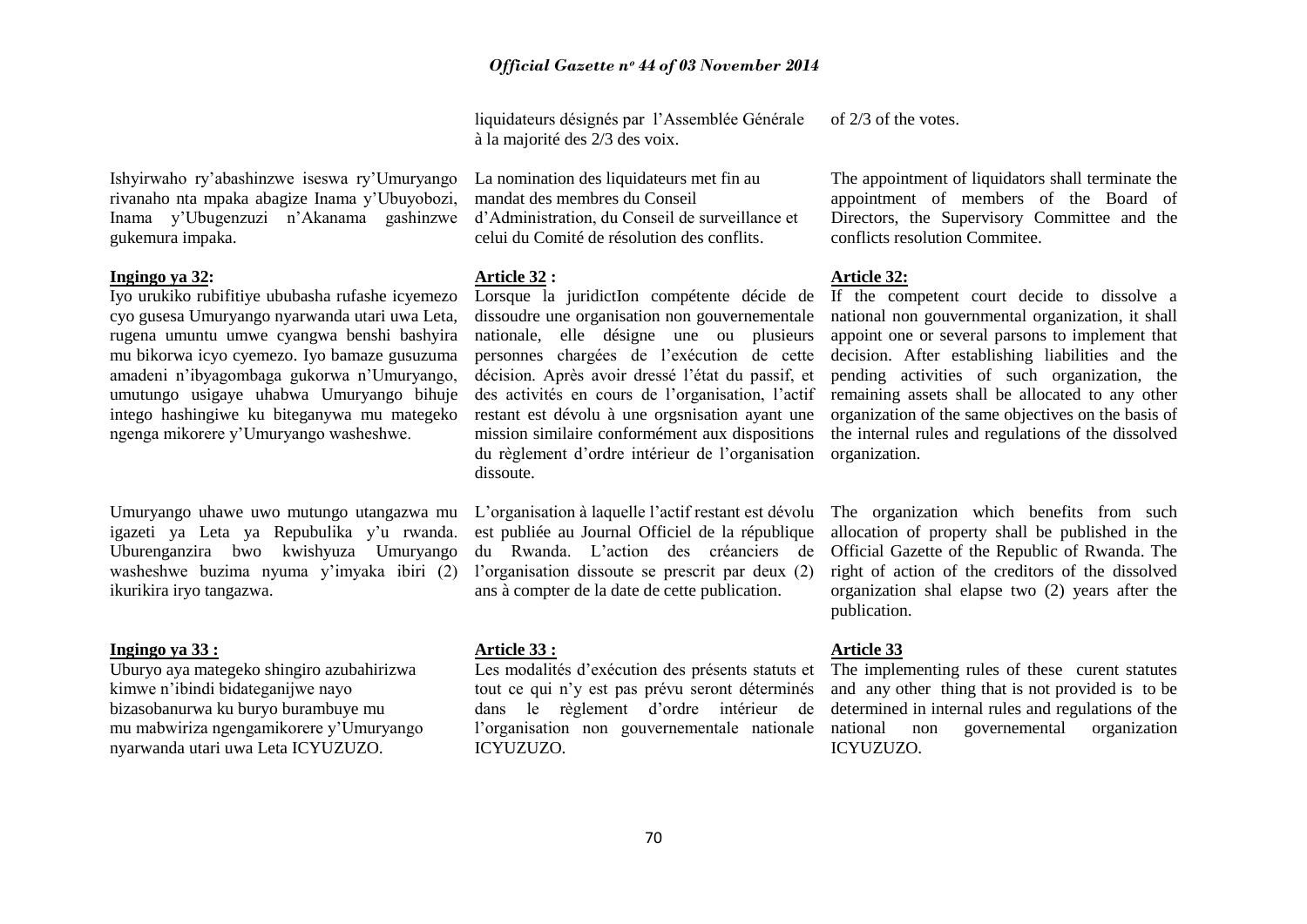liquidateurs désignés par l'Assemblée Générale à la majorité des 2/3 des voix.

of 2/3 of the votes.

Ishyirwaho ry'abashinzwe iseswa ry'Umuryango rivanaho nta mpaka abagize Inama y'Ubuyobozi, Inama y'Ubugenzuzi n'Akanama gashinzwe gukemura impaka.

La nomination des liquidateurs met fin au mandat des membres du Conseil d'Administration, du Conseil de surveillance et celui du Comité de résolution des conflits.

The appointment of liquidators shall terminate the appointment of members of the Board of Directors, the Supervisory Committee and the conflicts resolution Commitee.

**Ingingo ya 32:**

Iyo urukiko rubifitiye ububasha rufashe icyemezo cyo gusesa Umuryango nyarwanda utari uwa Leta, rugena umuntu umwe cyangwa benshi bashyira mu bikorwa icyo cyemezo. Iyo bamaze gusuzuma amadeni n'ibyagombaga gukorwa n'Umuryango, umutungo usigaye uhabwa Umuryango bihuje intego hashingiwe ku biteganywa mu mategeko ngenga mikorere y'Umuryango washeshwe.

Umuryango uhawe uwo mutungo utangazwa mu igazeti ya Leta ya Repubulika y'u rwanda. Uburenganzira bwo kwishyuza Umuryango washeshwe buzima nyuma y'imyaka ibiri (2) ikurikira iryo tangazwa.

**Article 32 :**

Lorsque la juridictIon compétente décide de dissoudre une organisation non gouvernementale nationale, elle désigne une ou plusieurs personnes chargées de l'exécution de cette décision. Après avoir dressé l'état du passif, et des activités en cours de l'organisation, l'actif restant est dévolu à une orgsnisation ayant une mission similaire conformément aux dispositions du règlement d'ordre intérieur de l'organisation dissoute.

L'organisation à laquelle l'actif restant est dévolu est publiée au Journal Officiel de la république du Rwanda. L'action des créanciers de l'organisation dissoute se prescrit par deux (2) ans à compter de la date de cette publication.

**Article 32:**

If the competent court decide to dissolve a national non gouvernmental organization, it shall appoint one or several parsons to implement that decision. After establishing liabilities and the pending activities of such organization, the remaining assets shall be allocated to any other organization of the same objectives on the basis of the internal rules and regulations of the dissolved organization.

The organization which benefits from such allocation of property shall be published in the Official Gazette of the Republic of Rwanda. The right of action of the creditors of the dissolved organization shal elapse two (2) years after the publication.

**Ingingo ya 33 :**

Uburyo aya mategeko shingiro azubahirizwa kimwe n'ibindi bidateganijwe nayo bizasobanurwa ku buryo burambuye mu mu mabwiriza ngengamikorere y'Umuryango nyarwanda utari uwa Leta ICYUZUZO.

**Article 33 :**

Les modalités d'exécution des présents statuts et tout ce qui n'y est pas prévu seront déterminés dans le règlement d'ordre intérieur de l'organisation non gouvernementale nationale ICYUZUZO.

**Article 33**

The implementing rules of these curent statutes and any other thing that is not provided is to be determined in internal rules and regulations of the national non governemental organization ICYUZUZO.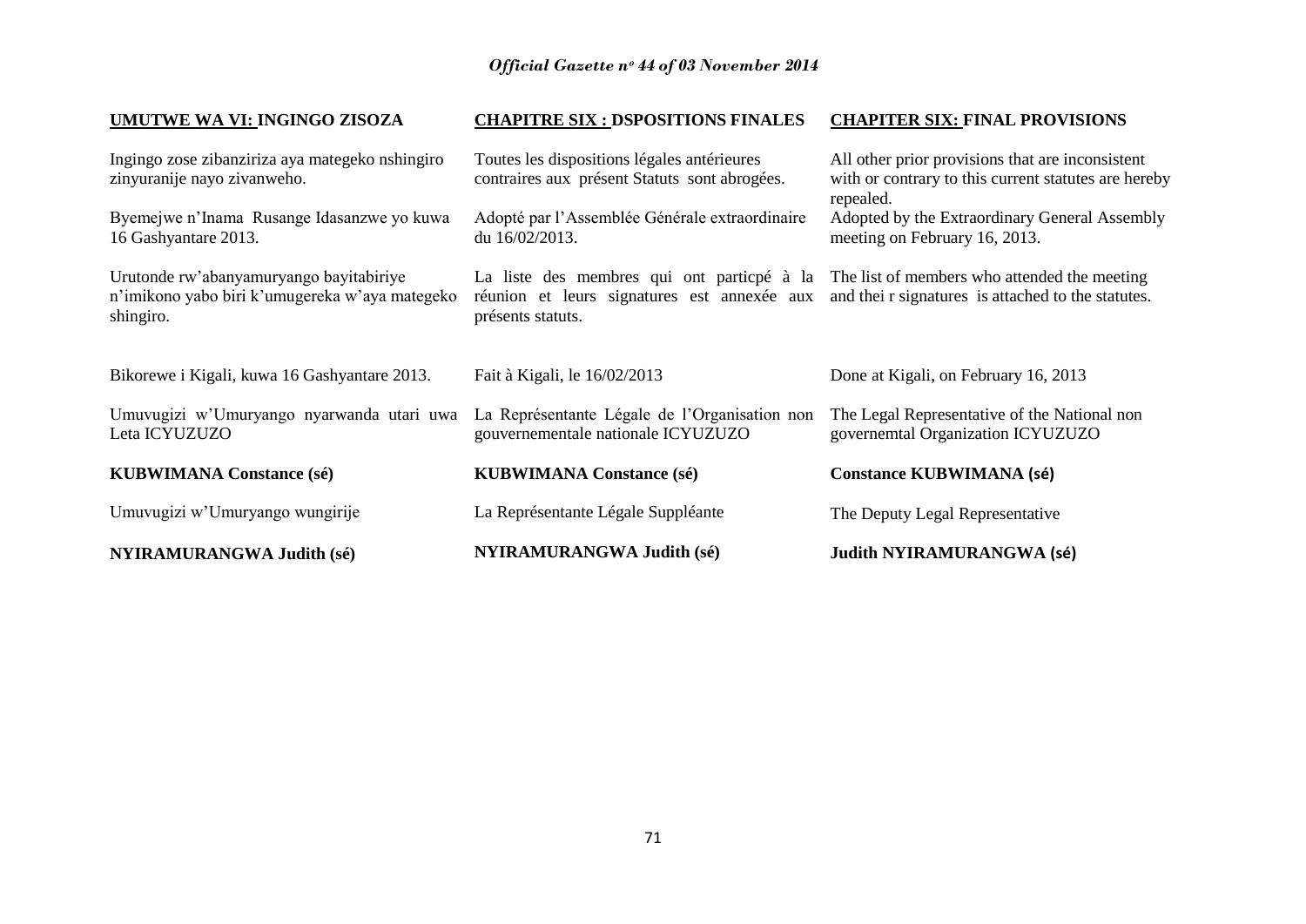**UMUTWE WA VI: INGINGO ZISOZA**

Ingingo zose zibanziriza aya mategeko nshingiro zinyuranije nayo zivanweho.

Byemejwe n'Inama Rusange Idasanzwe yo kuwa 16 Gashyantare 2013.

Urutonde rw'abanyamuryango bayitabiriye n'imikono yabo biri k'umugereka w'aya mategeko shingiro.

Bikorewe i Kigali, kuwa 16 Gashyantare 2013.

Umuvugizi w'Umuryango nyarwanda utari uwa Leta ICYUZUZO

**KUBWIMANA Constance (sé)**

Umuvugizi w'Umuryango wungirije

**NYIRAMURANGWA Judith (sé)**

**CHAPITRE SIX : DSPOSITIONS FINALES**

Toutes les dispositions légales antérieures contraires aux présent Statuts sont abrogées.

Adopté par l'Assemblée Générale extraordinaire du 16/02/2013.

La liste des membres qui ont particpé à la réunion et leurs signatures est annexée aux présents statuts.

Fait à Kigali, le 16/02/2013

La Représentante Légale de l'Organisation non gouvernementale nationale ICYUZUZO

**KUBWIMANA Constance (sé)**

La Représentante Légale Suppléante

**NYIRAMURANGWA Judith (sé)**

**CHAPITER SIX: FINAL PROVISIONS**

All other prior provisions that are inconsistent with or contrary to this current statutes are hereby repealed.

Adopted by the Extraordinary General Assembly meeting on February 16, 2013.

The list of members who attended the meeting and thei r signatures is attached to the statutes.

Done at Kigali, on February 16, 2013

The Legal Representative of the National non governemtal Organization ICYUZUZO

**Constance KUBWIMANA (sé)**

The Deputy Legal Representative

**Judith NYIRAMURANGWA (sé)**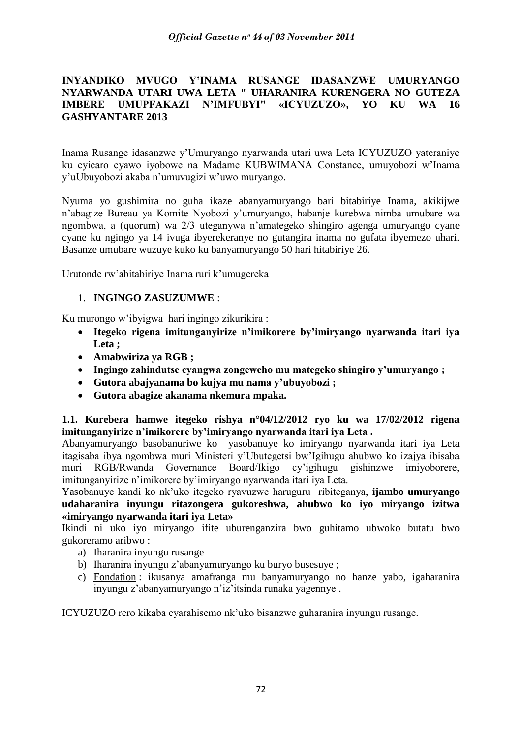**INYANDIKO MVUGO Y'INAMA RUSANGE IDASANZWE UMURYANGO NYARWANDA UTARI UWA LETA " UHARANIRA KURENGERA NO GUTEZA IMBERE UMUPFAKAZI N'IMFUBYI" «ICYUZUZO», YO KU WA 16 GASHYANTARE 2013**

Inama Rusange idasanzwe y'Umuryango nyarwanda utari uwa Leta ICYUZUZO yateraniye ku cyicaro cyawo iyobowe na Madame KUBWIMANA Constance, umuyobozi w'Inama y'uUbuyobozi akaba n'umuvugizi w'uwo muryango.

Nyuma yo gushimira no guha ikaze abanyamuryango bari bitabiriye Inama, akikijwe n'abagize Bureau ya Komite Nyobozi y'umuryango, habanje kurebwa nimba umubare wa ngombwa, a (quorum) wa 2/3 uteganywa n'amategeko shingiro agenga umuryango cyane cyane ku ngingo ya 14 ivuga ibyerekeranye no gutangira inama no gufata ibyemezo uhari. Basanze umubare wuzuye kuko ku banyamuryango 50 hari hitabiriye 26.

Urutonde rw'abitabiriye Inama ruri k'umugereka

1. **INGINGO ZASUZUMWE** :

Ku murongo w'ibyigwa hari ingingo zikurikira :

- **Itegeko rigena imitunganyirize n'imikorere by'imiryango nyarwanda itari iya Leta ;**
- **Amabwiriza ya RGB ;**
- **Ingingo zahindutse cyangwa zongeweho mu mategeko shingiro y'umuryango ;**
- **Gutora abajyanama bo kujya mu nama y'ubuyobozi ;**
- **Gutora abagize akanama nkemura mpaka.**

**1.1. Kurebera hamwe itegeko rishya n°04/12/2012 ryo ku wa 17/02/2012 rigena imitunganyirize n'imikorere by'imiryango nyarwanda itari iya Leta .**

Abanyamuryango basobanuriwe ko yasobanuye ko imiryango nyarwanda itari iya Leta itagisaba ibya ngombwa muri Ministeri y'Ubutegetsi bw'Igihugu ahubwo ko izajya ibisaba muri RGB/Rwanda Governance Board/Ikigo cy'igihugu gishinzwe imiyoborere, imitunganyirize n'imikorere by'imiryango nyarwanda itari iya Leta.

Yasobanuye kandi ko nk'uko itegeko ryavuzwe haruguru ribiteganya, **ijambo umuryango udaharanira inyungu ritazongera gukoreshwa, ahubwo ko iyo miryango izitwa «imiryango nyarwanda itari iya Leta»**

Ikindi ni uko iyo miryango ifite uburenganzira bwo guhitamo ubwoko butatu bwo gukoreramo aribwo :

a) Iharanira inyungu rusange
b) Iharanira inyungu z'abanyamuryango ku buryo busesuye ;
c) Fondation : ikusanya amafranga mu banyamuryango no hanze yabo, igaharanira inyungu z'abanyamuryango n'iz'itsinda runaka yagennye .

ICYUZUZO rero kikaba cyarahisemo nk'uko bisanzwe guharanira inyungu rusange.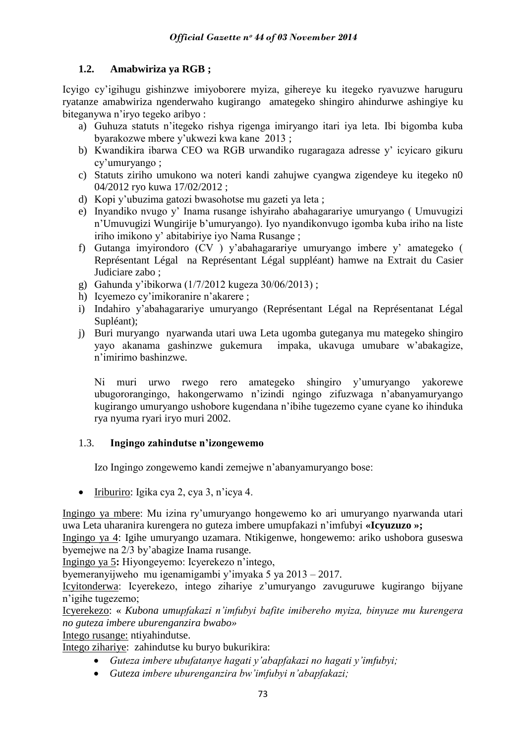### 1.2. Amabwiriza ya RGB ;

Icyigo cy'igihugu gishinzwe imiyoborere myiza, gihereye ku itegeko ryavuzwe haruguru ryatanze amabwiriza ngenderwaho kugirango amategeko shingiro ahindurwe ashingiye ku biteganywa n'iryo tegeko aribyo :

a) Guhuza statuts n'itegeko rishya rigenga imiryango itari iya leta. Ibi bigomba kuba byarakozwe mbere y'ukwezi kwa kane 2013 ;
b) Kwandikira ibarwa CEO wa RGB urwandiko rugaragaza adresse y' icyicaro gikuru cy'umuryango ;
c) Statuts ziriho umukono wa noteri kandi zahujwe cyangwa zigendeye ku itegeko n0 04/2012 ryo kuwa 17/02/2012 ;
d) Kopi y'ubuzima gatozi bwasohotse mu gazeti ya leta ;
e) Inyandiko nvugo y' Inama rusange ishyiraho abahagarariye umuryango ( Umuvugizi n'Umuvugizi Wungirije b'umuryango). Iyo nyandikonvugo igomba kuba iriho na liste iriho imikono y' abitabiriye iyo Nama Rusange ;
f) Gutanga imyirondoro (CV ) y'abahagarariye umuryango imbere y' amategeko ( Représentant Légal na Représentant Légal suppléant) hamwe na Extrait du Casier Judiciare zabo ;
g) Gahunda y'ibikorwa (1/7/2012 kugeza 30/06/2013) ;
h) Icyemezo cy'imikoranire n'akarere ;
i) Indahiro y'abahagarariye umuryango (Représentant Légal na Représentanat Légal Supléant);
j) Buri muryango nyarwanda utari uwa Leta ugomba guteganya mu mategeko shingiro yayo akanama gashinzwe gukemura impaka, ukavuga umubare w'abakagize, n'imirimo bashinzwe.

Ni muri urwo rwego rero amategeko shingiro y'umuryango yakorewe ubugororangingo, hakongerwamo n'izindi ngingo zifuzwaga n'abanyamuryango kugirango umuryango ushobore kugendana n'ibihe tugezemo cyane cyane ko ihinduka rya nyuma ryari iryo muri 2002.

### 1.3. Ingingo zahindutse n'izongewemo

Izo Ingingo zongewemo kandi zemejwe n'abanyamuryango bose:

- Iriburiro: Igika cya 2, cya 3, n'icya 4.

Ingingo ya mbere: Mu izina ry'umuryango hongewemo ko ari umuryango nyarwanda utari uwa Leta uharanira kurengera no guteza imbere umupfakazi n'imfubyi **«Icyuzuzo »;**

Ingingo ya 4: Igihe umuryango uzamara. Ntikigenwe, hongewemo: ariko ushobora guseswa byemejwe na 2/3 by'abagize Inama rusange.

Ingingo ya 5**:** Hiyongeyemo: Icyerekezo n'intego,

byemeranyijweho mu igenamigambi y'imyaka 5 ya 2013 – 2017.

Icyitonderwa: Icyerekezo, intego zihariye z'umuryango zavuguruwe kugirango bijyane n'igihe tugezemo;

Icyerekezo: « *Kubona umupfakazi n'imfubyi bafite imibereho myiza, binyuze mu kurengera no guteza imbere uburenganzira bwabo»*

Intego rusange: ntiyahindutse.

Intego zihariye: zahindutse ku buryo bukurikira:

- *Guteza imbere ubufatanye hagati y'abapfakazi no hagati y'imfubyi;*
- *Guteza imbere uburenganzira bw'imfubyi n'abapfakazi;*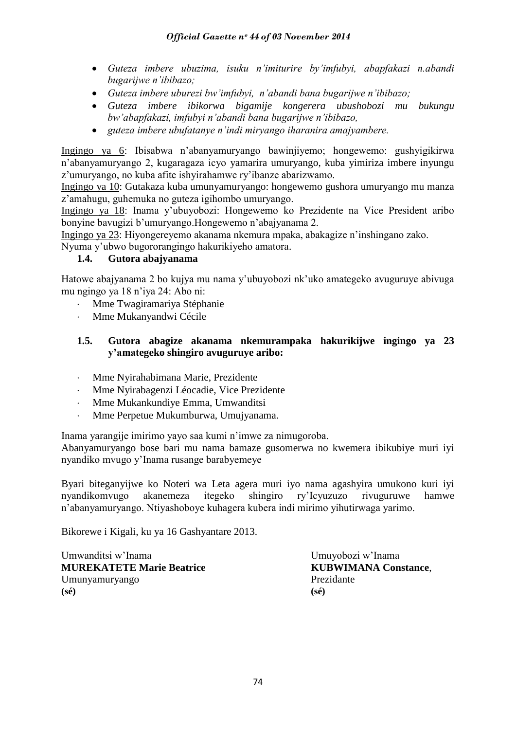- *Guteza imbere ubuzima, isuku n'imiturire by'imfubyi, abapfakazi n.abandi bugarijwe n'ibibazo;*
- *Guteza imbere uburezi bw'imfubyi, n'abandi bana bugarijwe n'ibibazo;*
- *Guteza imbere ibikorwa bigamije kongerera ubushobozi mu bukungu bw'abapfakazi, imfubyi n'abandi bana bugarijwe n'ibibazo,*
- *guteza imbere ubufatanye n'indi miryango iharanira amajyambere.*

Ingingo ya 6: Ibisabwa n'abanyamuryango bawinjiyemo; hongewemo: gushyigikirwa n'abanyamuryango 2, kugaragaza icyo yamarira umuryango, kuba yimiriza imbere inyungu z'umuryango, no kuba afite ishyirahamwe ry'ibanze abarizwamo.

Ingingo ya 10: Gutakaza kuba umunyamuryango: hongewemo gushora umuryango mu manza z'amahugu, guhemuka no guteza igihombo umuryango.

Ingingo ya 18: Inama y'ubuyobozi: Hongewemo ko Prezidente na Vice President aribo bonyine bavugizi b'umuryango.Hongewemo n'abajyanama 2.

Ingingo ya 23: Hiyongereyemo akanama nkemura mpaka, abakagize n'inshingano zako.

Nyuma y'ubwo bugororangingo hakurikiyeho amatora.

**1.4. Gutora abajyanama**

Hatowe abajyanama 2 bo kujya mu nama y'ubuyobozi nk'uko amategeko avuguruye abivuga mu ngingo ya 18 n'iya 24: Abo ni:

- Mme Twagiramariya Stéphanie
- Mme Mukanyandwi Cécile

**1.5. Gutora abagize akanama nkemurampaka hakurikijwe ingingo ya 23 y'amategeko shingiro avuguruye aribo:**

- Mme Nyirahabimana Marie, Prezidente
- Mme Nyirabagenzi Léocadie, Vice Prezidente
- Mme Mukankundiye Emma, Umwanditsi
- Mme Perpetue Mukumburwa, Umujyanama.

Inama yarangije imirimo yayo saa kumi n'imwe za nimugoroba.

Abanyamuryango bose bari mu nama bamaze gusomerwa no kwemera ibikubiye muri iyi nyandiko mvugo y'Inama rusange barabyemeye

Byari biteganyijwe ko Noteri wa Leta agera muri iyo nama agashyira umukono kuri iyi nyandikomvugo akanemeza itegeko shingiro ry'Icyuzuzo rivuguruwe hamwe n'abanyamuryango. Ntiyashoboye kuhagera kubera indi mirimo yihutirwaga yarimo.

Bikorewe i Kigali, ku ya 16 Gashyantare 2013.

Umwanditsi w'Inama
**MUREKATETE Marie Beatrice**
Umunyamuryango
**(sé)**

Umuyobozi w'Inama
**KUBWIMANA Constance**,
Prezidante
**(sé)**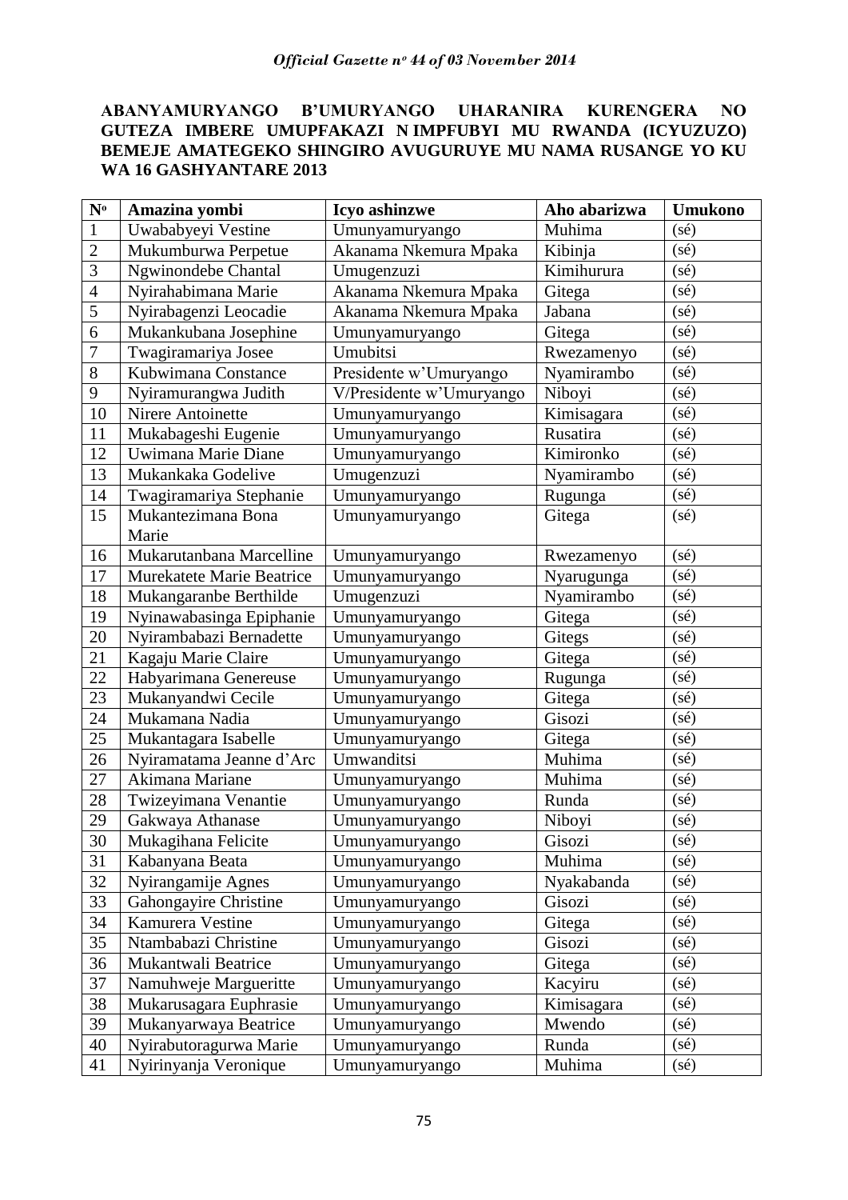**ABANYAMURYANGO B'UMURYANGO UHARANIRA KURENGERA NO GUTEZA IMBERE UMUPFAKAZI N IMPFUBYI MU RWANDA (ICYUZUZO) BEMEJE AMATEGEKO SHINGIRO AVUGURUYE MU NAMA RUSANGE YO KU WA 16 GASHYANTARE 2013**

| Nº | Amazina yombi | Icyo ashinzwe | Aho abarizwa | Umukono |
|---|---|---|---|---|
| 1 | Uwababyeyi Vestine | Umunyamuryango | Muhima | (sé) |
| 2 | Mukumburwa Perpetue | Akanama Nkemura Mpaka | Kibinja | (sé) |
| 3 | Ngwinondebe Chantal | Umugenzuzi | Kimihurura | (sé) |
| 4 | Nyirahabimana Marie | Akanama Nkemura Mpaka | Gitega | (sé) |
| 5 | Nyirabagenzi Leocadie | Akanama Nkemura Mpaka | Jabana | (sé) |
| 6 | Mukankubana Josephine | Umunyamuryango | Gitega | (sé) |
| 7 | Twagiramariya Josee | Umubitsi | Rwezamenyo | (sé) |
| 8 | Kubwimana Constance | Presidente w'Umuryango | Nyamirambo | (sé) |
| 9 | Nyiramurangwa Judith | V/Presidente w'Umuryango | Niboyi | (sé) |
| 10 | Nirere Antoinette | Umunyamuryango | Kimisagara | (sé) |
| 11 | Mukabageshi Eugenie | Umunyamuryango | Rusatira | (sé) |
| 12 | Uwimana Marie Diane | Umunyamuryango | Kimironko | (sé) |
| 13 | Mukankaka Godelive | Umugenzuzi | Nyamirambo | (sé) |
| 14 | Twagiramariya Stephanie | Umunyamuryango | Rugunga | (sé) |
| 15 | Mukantezimana Bona Marie | Umunyamuryango | Gitega | (sé) |
| 16 | Mukarutanbana Marcelline | Umunyamuryango | Rwezamenyo | (sé) |
| 17 | Murekatete Marie Beatrice | Umunyamuryango | Nyarugunga | (sé) |
| 18 | Mukangaranbe Berthilde | Umugenzuzi | Nyamirambo | (sé) |
| 19 | Nyinawabasinga Epiphanie | Umunyamuryango | Gitega | (sé) |
| 20 | Nyirambabazi Bernadette | Umunyamuryango | Gitegs | (sé) |
| 21 | Kagaju Marie Claire | Umunyamuryango | Gitega | (sé) |
| 22 | Habyarimana Genereuse | Umunyamuryango | Rugunga | (sé) |
| 23 | Mukanyandwi Cecile | Umunyamuryango | Gitega | (sé) |
| 24 | Mukamana Nadia | Umunyamuryango | Gisozi | (sé) |
| 25 | Mukantagara Isabelle | Umunyamuryango | Gitega | (sé) |
| 26 | Nyiramatama Jeanne d'Arc | Umwanditsi | Muhima | (sé) |
| 27 | Akimana Mariane | Umunyamuryango | Muhima | (sé) |
| 28 | Twizeyimana Venantie | Umunyamuryango | Runda | (sé) |
| 29 | Gakwaya Athanase | Umunyamuryango | Niboyi | (sé) |
| 30 | Mukagihana Felicite | Umunyamuryango | Gisozi | (sé) |
| 31 | Kabanyana Beata | Umunyamuryango | Muhima | (sé) |
| 32 | Nyirangamije Agnes | Umunyamuryango | Nyakabanda | (sé) |
| 33 | Gahongayire Christine | Umunyamuryango | Gisozi | (sé) |
| 34 | Kamurera Vestine | Umunyamuryango | Gitega | (sé) |
| 35 | Ntambabazi Christine | Umunyamuryango | Gisozi | (sé) |
| 36 | Mukantwali Beatrice | Umunyamuryango | Gitega | (sé) |
| 37 | Namuhweje Margueritte | Umunyamuryango | Kacyiru | (sé) |
| 38 | Mukarusagara Euphrasie | Umunyamuryango | Kimisagara | (sé) |
| 39 | Mukanyarwaya Beatrice | Umunyamuryango | Mwendo | (sé) |
| 40 | Nyirabutoragurwa Marie | Umunyamuryango | Runda | (sé) |
| 41 | Nyirinyanja Veronique | Umunyamuryango | Muhima | (sé) |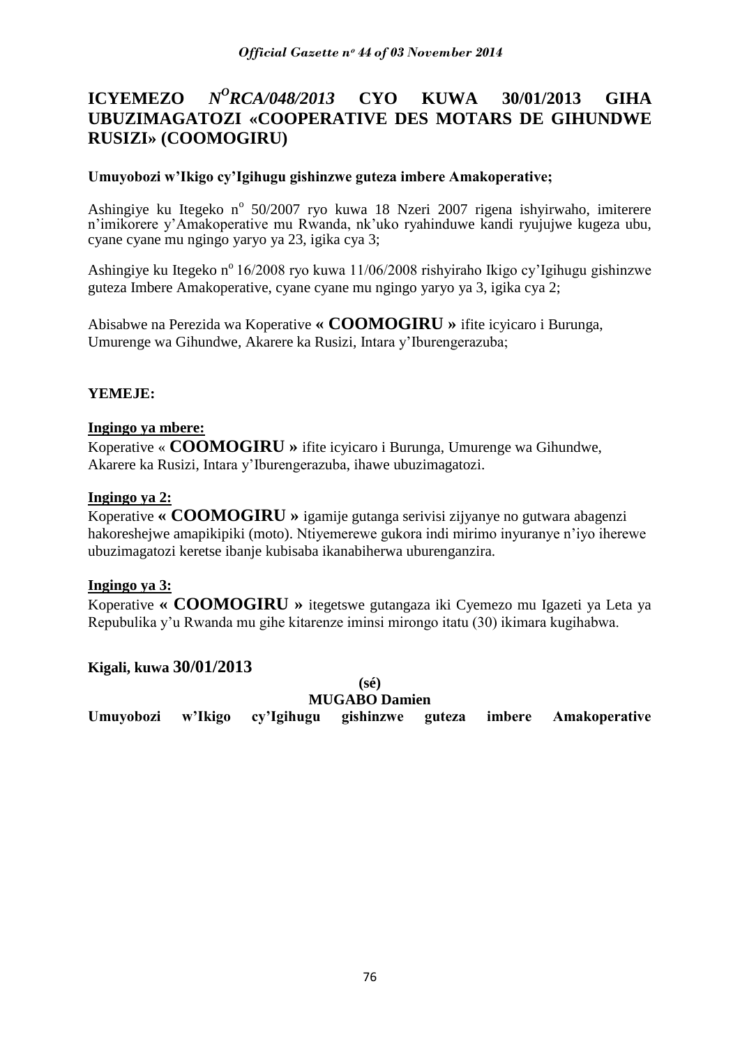# ICYEMEZO *N^O^RCA/048/2013* CYO KUWA 30/01/2013 GIHA UBUZIMAGATOZI «COOPERATIVE DES MOTARS DE GIHUNDWE RUSIZI» (COOMOGIRU)

**Umuyobozi w'Ikigo cy'Igihugu gishinzwe guteza imbere Amakoperative;**

Ashingiye ku Itegeko n° 50/2007 ryo kuwa 18 Nzeri 2007 rigena ishyirwaho, imiterere n'imikorere y'Amakoperative mu Rwanda, nk'uko ryahinduwe kandi ryujujwe kugeza ubu, cyane cyane mu ngingo yaryo ya 23, igika cya 3;

Ashingiye ku Itegeko n° 16/2008 ryo kuwa 11/06/2008 rishyiraho Ikigo cy'Igihugu gishinzwe guteza Imbere Amakoperative, cyane cyane mu ngingo yaryo ya 3, igika cya 2;

Abisabwe na Perezida wa Koperative **« COOMOGIRU »** ifite icyicaro i Burunga, Umurenge wa Gihundwe, Akarere ka Rusizi, Intara y'Iburengerazuba;

**YEMEJE:**

**Ingingo ya mbere:**

Koperative « **COOMOGIRU »** ifite icyicaro i Burunga, Umurenge wa Gihundwe, Akarere ka Rusizi, Intara y'Iburengerazuba, ihawe ubuzimagatozi.

**Ingingo ya 2:**

Koperative **« COOMOGIRU »** igamije gutanga serivisi zijyanye no gutwara abagenzi hakoreshejwe amapikipiki (moto). Ntiyemerewe gukora indi mirimo inyuranye n'iyo iherewe ubuzimagatozi keretse ibanje kubisaba ikanabiherwa uburenganzira.

**Ingingo ya 3:**

Koperative **« COOMOGIRU »** itegetswe gutangaza iki Cyemezo mu Igazeti ya Leta ya Repubulika y'u Rwanda mu gihe kitarenze iminsi mirongo itatu (30) ikimara kugihabwa.

**Kigali, kuwa 30/01/2013**

**(sé)**

**MUGABO Damien**

**Umuyobozi w'Ikigo cy'Igihugu gishinzwe guteza imbere Amakoperative**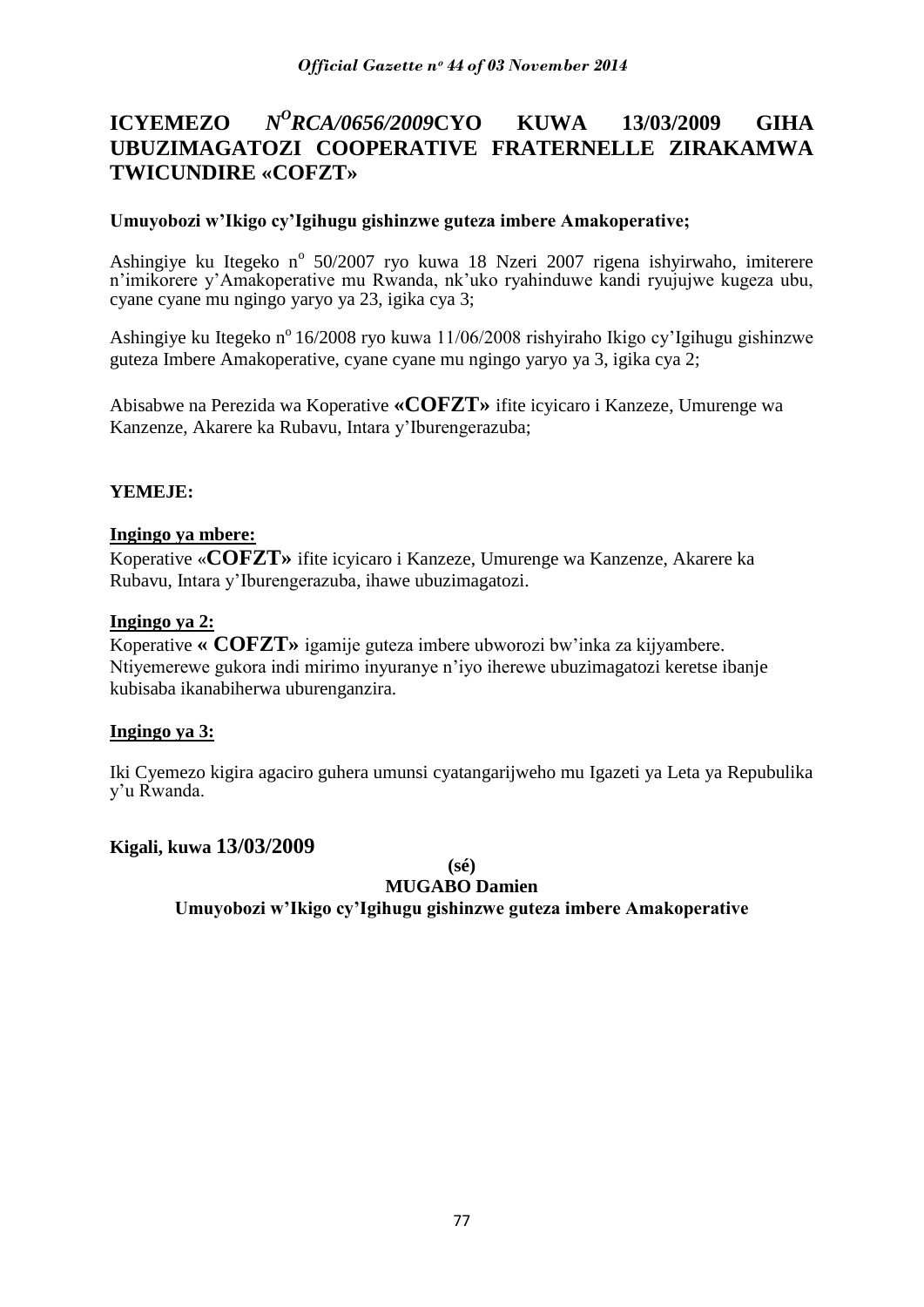# ICYEMEZO *N^O RCA/0656/2009* CYO KUWA 13/03/2009 GIHA UBUZIMAGATOZI COOPERATIVE FRATERNELLE ZIRAKAMWA TWICUNDIRE «COFZT»

**Umuyobozi w'Ikigo cy'Igihugu gishinzwe guteza imbere Amakoperative;**

Ashingiye ku Itegeko n° 50/2007 ryo kuwa 18 Nzeri 2007 rigena ishyirwaho, imiterere n'imikorere y'Amakoperative mu Rwanda, nk'uko ryahinduwe kandi ryujujwe kugeza ubu, cyane cyane mu ngingo yaryo ya 23, igika cya 3;

Ashingiye ku Itegeko n° 16/2008 ryo kuwa 11/06/2008 rishyiraho Ikigo cy'Igihugu gishinzwe guteza Imbere Amakoperative, cyane cyane mu ngingo yaryo ya 3, igika cya 2;

Abisabwe na Perezida wa Koperative **«COFZT»** ifite icyicaro i Kanzeze, Umurenge wa Kanzenze, Akarere ka Rubavu, Intara y'Iburengerazuba;

**YEMEJE:**

**Ingingo ya mbere:**
Koperative «**COFZT»** ifite icyicaro i Kanzeze, Umurenge wa Kanzenze, Akarere ka Rubavu, Intara y'Iburengerazuba, ihawe ubuzimagatozi.

**Ingingo ya 2:**
Koperative **« COFZT»** igamije guteza imbere ubworozi bw'inka za kijyambere. Ntiyemerewe gukora indi mirimo inyuranye n'iyo iherewe ubuzimagatozi keretse ibanje kubisaba ikanabiherwa uburenganzira.

**Ingingo ya 3:**

Iki Cyemezo kigira agaciro guhera umunsi cyatangarijweho mu Igazeti ya Leta ya Repubulika y'u Rwanda.

**Kigali, kuwa 13/03/2009**

**(sé)**

**MUGABO Damien**

**Umuyobozi w'Ikigo cy'Igihugu gishinzwe guteza imbere Amakoperative**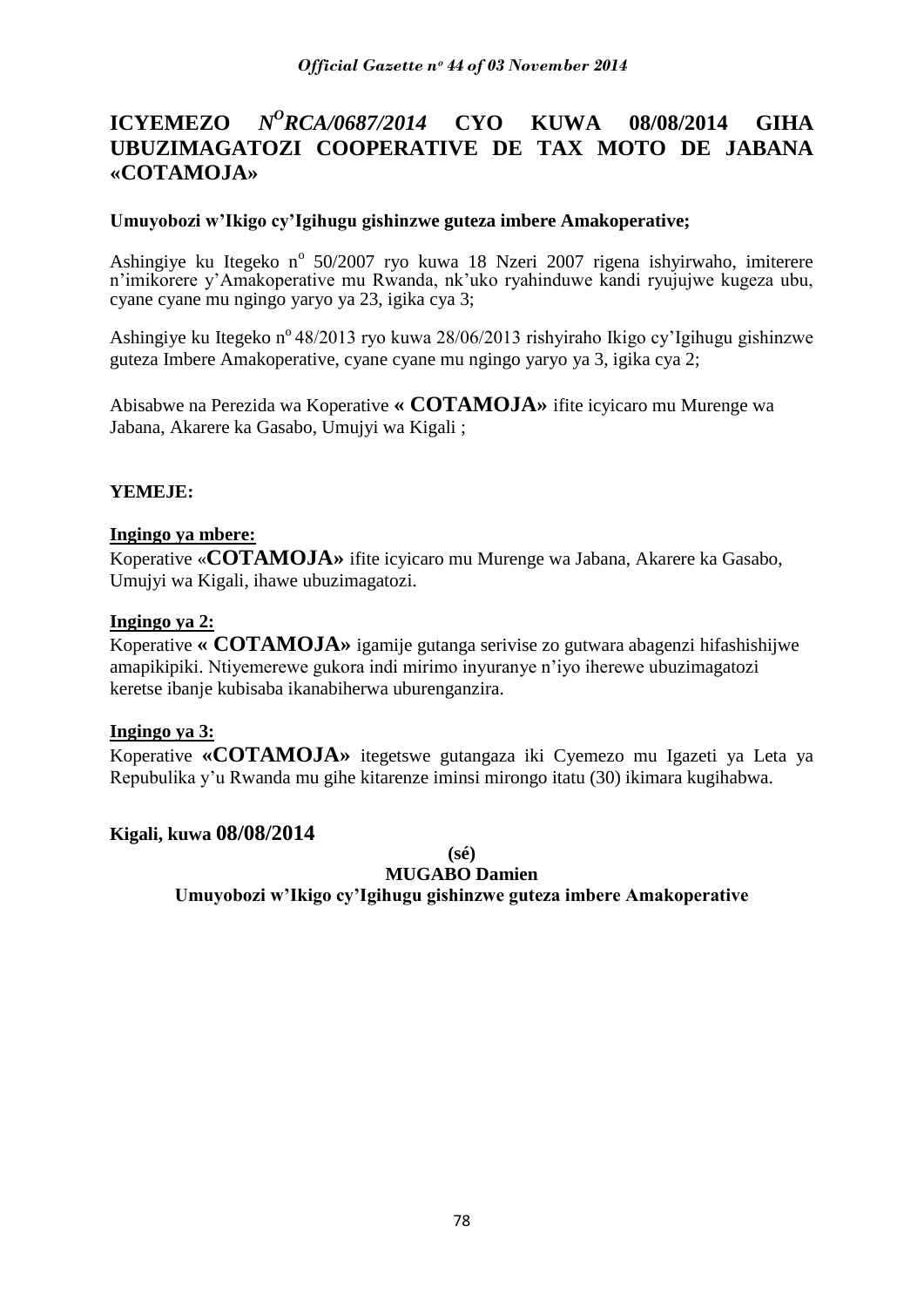# ICYEMEZO *N$^{O}$RCA/0687/2014* CYO KUWA 08/08/2014 GIHA UBUZIMAGATOZI COOPERATIVE DE TAX MOTO DE JABANA «COTAMOJA»

**Umuyobozi w'Ikigo cy'Igihugu gishinzwe guteza imbere Amakoperative;**

Ashingiye ku Itegeko n$^{o}$ 50/2007 ryo kuwa 18 Nzeri 2007 rigena ishyirwaho, imiterere n'imikorere y'Amakoperative mu Rwanda, nk'uko ryahinduwe kandi ryujujwe kugeza ubu, cyane cyane mu ngingo yaryo ya 23, igika cya 3;

Ashingiye ku Itegeko n$^{o}$ 48/2013 ryo kuwa 28/06/2013 rishyiraho Ikigo cy'Igihugu gishinzwe guteza Imbere Amakoperative, cyane cyane mu ngingo yaryo ya 3, igika cya 2;

Abisabwe na Perezida wa Koperative **« COTAMOJA»** ifite icyicaro mu Murenge wa Jabana, Akarere ka Gasabo, Umujyi wa Kigali ;

**YEMEJE:**

**Ingingo ya mbere:**
Koperative «**COTAMOJA»** ifite icyicaro mu Murenge wa Jabana, Akarere ka Gasabo, Umujyi wa Kigali, ihawe ubuzimagatozi.

**Ingingo ya 2:**
Koperative **« COTAMOJA»** igamije gutanga serivise zo gutwara abagenzi hifashishijwe amapikipiki. Ntiyemerewe gukora indi mirimo inyuranye n'iyo iherewe ubuzimagatozi keretse ibanje kubisaba ikanabiherwa uburenganzira.

**Ingingo ya 3:**
Koperative **«COTAMOJA»** itegetswe gutangaza iki Cyemezo mu Igazeti ya Leta ya Repubulika y'u Rwanda mu gihe kitarenze iminsi mirongo itatu (30) ikimara kugihabwa.

**Kigali, kuwa 08/08/2014**

**(sé)**

**MUGABO Damien**

**Umuyobozi w'Ikigo cy'Igihugu gishinzwe guteza imbere Amakoperative**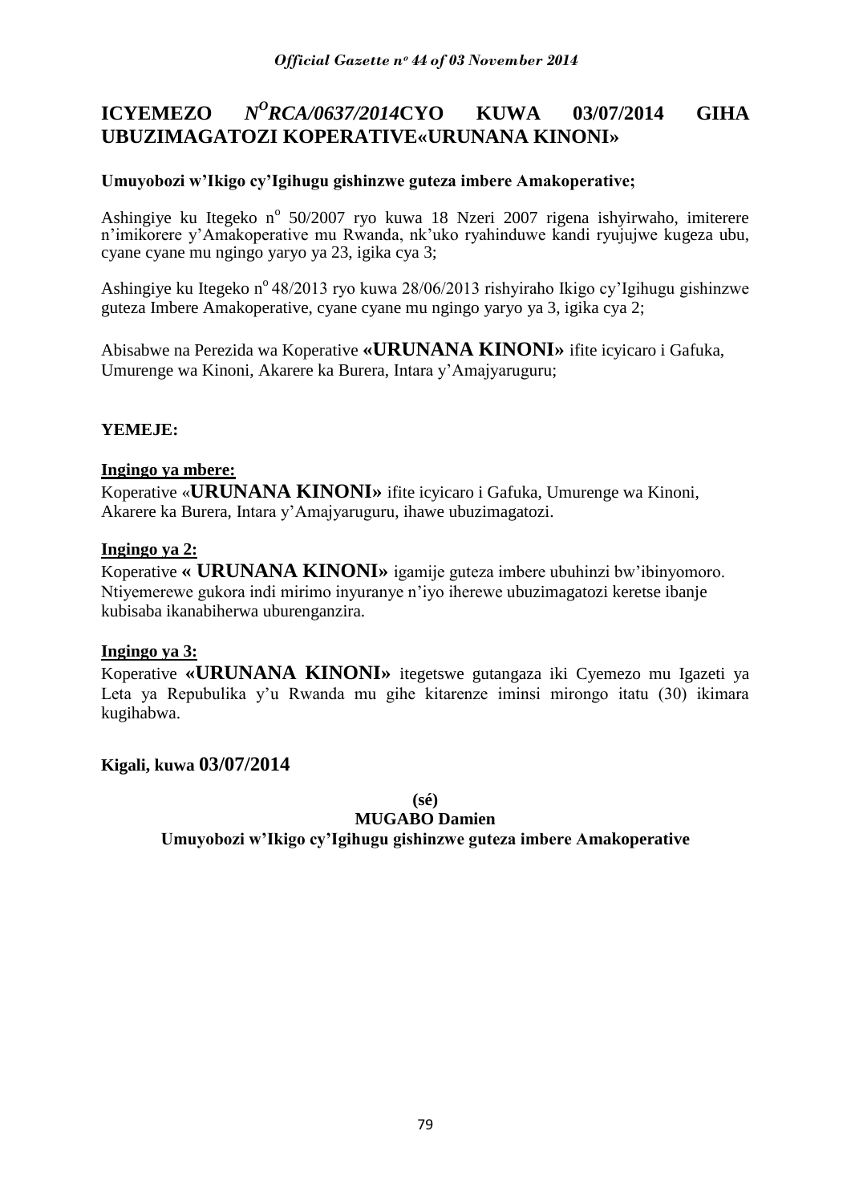# ICYEMEZO *N^O RCA/0637/2014* CYO KUWA 03/07/2014 GIHA UBUZIMAGATOZI KOPERATIVE«URUNANA KINONI»

**Umuyobozi w'Ikigo cy'Igihugu gishinzwe guteza imbere Amakoperative;**

Ashingiye ku Itegeko n° 50/2007 ryo kuwa 18 Nzeri 2007 rigena ishyirwaho, imiterere n'imikorere y'Amakoperative mu Rwanda, nk'uko ryahinduwe kandi ryujujwe kugeza ubu, cyane cyane mu ngingo yaryo ya 23, igika cya 3;

Ashingiye ku Itegeko n° 48/2013 ryo kuwa 28/06/2013 rishyiraho Ikigo cy'Igihugu gishinzwe guteza Imbere Amakoperative, cyane cyane mu ngingo yaryo ya 3, igika cya 2;

Abisabwe na Perezida wa Koperative **«URUNANA KINONI»** ifite icyicaro i Gafuka, Umurenge wa Kinoni, Akarere ka Burera, Intara y'Amajyaruguru;

**YEMEJE:**

**Ingingo ya mbere:**
Koperative «**URUNANA KINONI»** ifite icyicaro i Gafuka, Umurenge wa Kinoni, Akarere ka Burera, Intara y'Amajyaruguru, ihawe ubuzimagatozi.

**Ingingo ya 2:**
Koperative **« URUNANA KINONI»** igamije guteza imbere ubuhinzi bw'ibinyomoro. Ntiyemerewe gukora indi mirimo inyuranye n'iyo iherewe ubuzimagatozi keretse ibanje kubisaba ikanabiherwa uburenganzira.

**Ingingo ya 3:**
Koperative **«URUNANA KINONI»** itegetswe gutangaza iki Cyemezo mu Igazeti ya Leta ya Repubulika y'u Rwanda mu gihe kitarenze iminsi mirongo itatu (30) ikimara kugihabwa.

**Kigali, kuwa 03/07/2014**

**(sé)**
**MUGABO Damien**
**Umuyobozi w'Ikigo cy'Igihugu gishinzwe guteza imbere Amakoperative**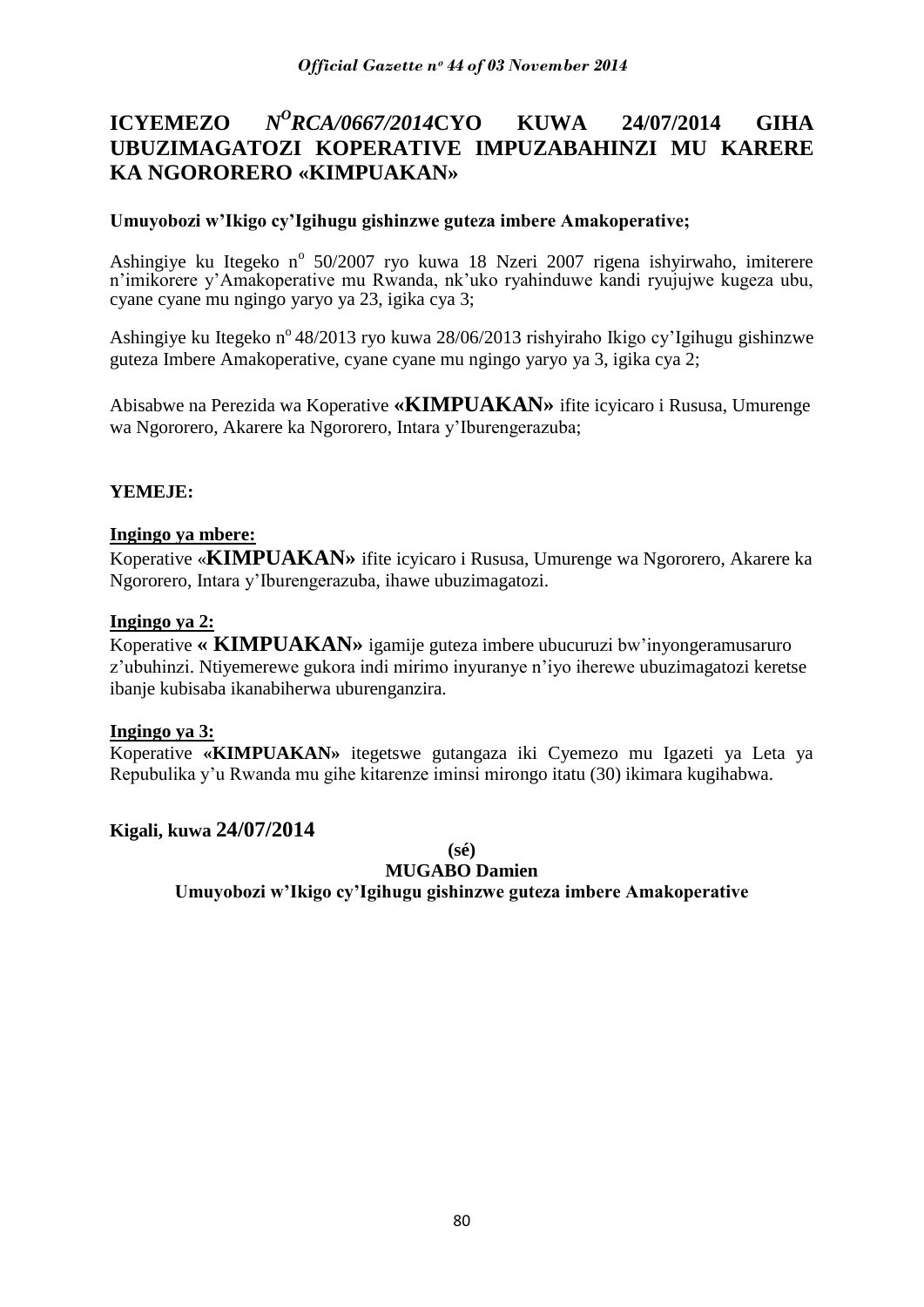# ICYEMEZO N$^{O}$RCA/0667/2014CYO KUWA 24/07/2014 GIHA UBUZIMAGATOZI KOPERATIVE IMPUZABAHINZI MU KARERE KA NGORORERO «KIMPUAKAN»

**Umuyobozi w'Ikigo cy'Igihugu gishinzwe guteza imbere Amakoperative;**

Ashingiye ku Itegeko n° 50/2007 ryo kuwa 18 Nzeri 2007 rigena ishyirwaho, imiterere n'imikorere y'Amakoperative mu Rwanda, nk'uko ryahinduwe kandi ryujujwe kugeza ubu, cyane cyane mu ngingo yaryo ya 23, igika cya 3;

Ashingiye ku Itegeko n° 48/2013 ryo kuwa 28/06/2013 rishyiraho Ikigo cy'Igihugu gishinzwe guteza Imbere Amakoperative, cyane cyane mu ngingo yaryo ya 3, igika cya 2;

Abisabwe na Perezida wa Koperative **«KIMPUAKAN»** ifite icyicaro i Rususa, Umurenge wa Ngororero, Akarere ka Ngororero, Intara y'Iburengerazuba;

**YEMEJE:**

**Ingingo ya mbere:**
Koperative «**KIMPUAKAN»** ifite icyicaro i Rususa, Umurenge wa Ngororero, Akarere ka Ngororero, Intara y'Iburengerazuba, ihawe ubuzimagatozi.

**Ingingo ya 2:**
Koperative **« KIMPUAKAN»** igamije guteza imbere ubucuruzi bw'inyongeramusaruro z'ubuhinzi. Ntiyemerewe gukora indi mirimo inyuranye n'iyo iherewe ubuzimagatozi keretse ibanje kubisaba ikanabiherwa uburenganzira.

**Ingingo ya 3:**
Koperative **«KIMPUAKAN»** itegetswe gutangaza iki Cyemezo mu Igazeti ya Leta ya Repubulika y'u Rwanda mu gihe kitarenze iminsi mirongo itatu (30) ikimara kugihabwa.

**Kigali, kuwa 24/07/2014**

**(sé)**

**MUGABO Damien**

**Umuyobozi w'Ikigo cy'Igihugu gishinzwe guteza imbere Amakoperative**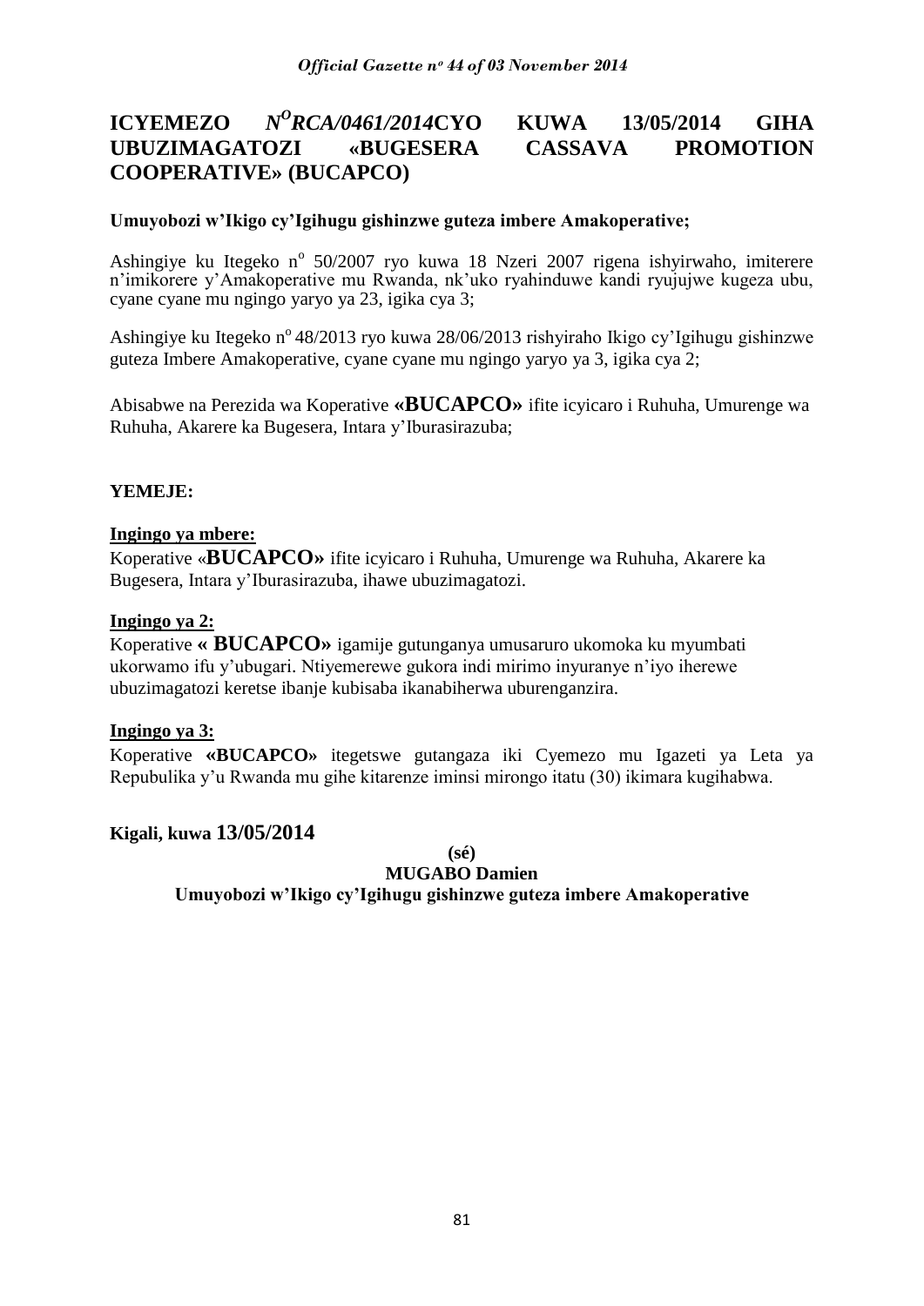# ICYEMEZO N° RCA/0461/2014CYO KUWA 13/05/2014 GIHA UBUZIMAGATOZI «BUGESERA CASSAVA PROMOTION COOPERATIVE» (BUCAPCO)

**Umuyobozi w'Ikigo cy'Igihugu gishinzwe guteza imbere Amakoperative;**

Ashingiye ku Itegeko n° 50/2007 ryo kuwa 18 Nzeri 2007 rigena ishyirwaho, imiterere n'imikorere y'Amakoperative mu Rwanda, nk'uko ryahinduwe kandi ryujujwe kugeza ubu, cyane cyane mu ngingo yaryo ya 23, igika cya 3;

Ashingiye ku Itegeko n° 48/2013 ryo kuwa 28/06/2013 rishyiraho Ikigo cy'Igihugu gishinzwe guteza Imbere Amakoperative, cyane cyane mu ngingo yaryo ya 3, igika cya 2;

Abisabwe na Perezida wa Koperative **«BUCAPCO»** ifite icyicaro i Ruhuha, Umurenge wa Ruhuha, Akarere ka Bugesera, Intara y'Iburasirazuba;

**YEMEJE:**

**Ingingo ya mbere:**

Koperative «**BUCAPCO»** ifite icyicaro i Ruhuha, Umurenge wa Ruhuha, Akarere ka Bugesera, Intara y'Iburasirazuba, ihawe ubuzimagatozi.

**Ingingo ya 2:**

Koperative **« BUCAPCO»** igamije gutunganya umusaruro ukomoka ku myumbati ukorwamo ifu y'ubugari. Ntiyemerewe gukora indi mirimo inyuranye n'iyo iherewe ubuzimagatozi keretse ibanje kubisaba ikanabiherwa uburenganzira.

**Ingingo ya 3:**

Koperative **«BUCAPCO»** itegetswe gutangaza iki Cyemezo mu Igazeti ya Leta ya Repubulika y'u Rwanda mu gihe kitarenze iminsi mirongo itatu (30) ikimara kugihabwa.

**Kigali, kuwa 13/05/2014**

**(sé)**

**MUGABO Damien**

**Umuyobozi w'Ikigo cy'Igihugu gishinzwe guteza imbere Amakoperative**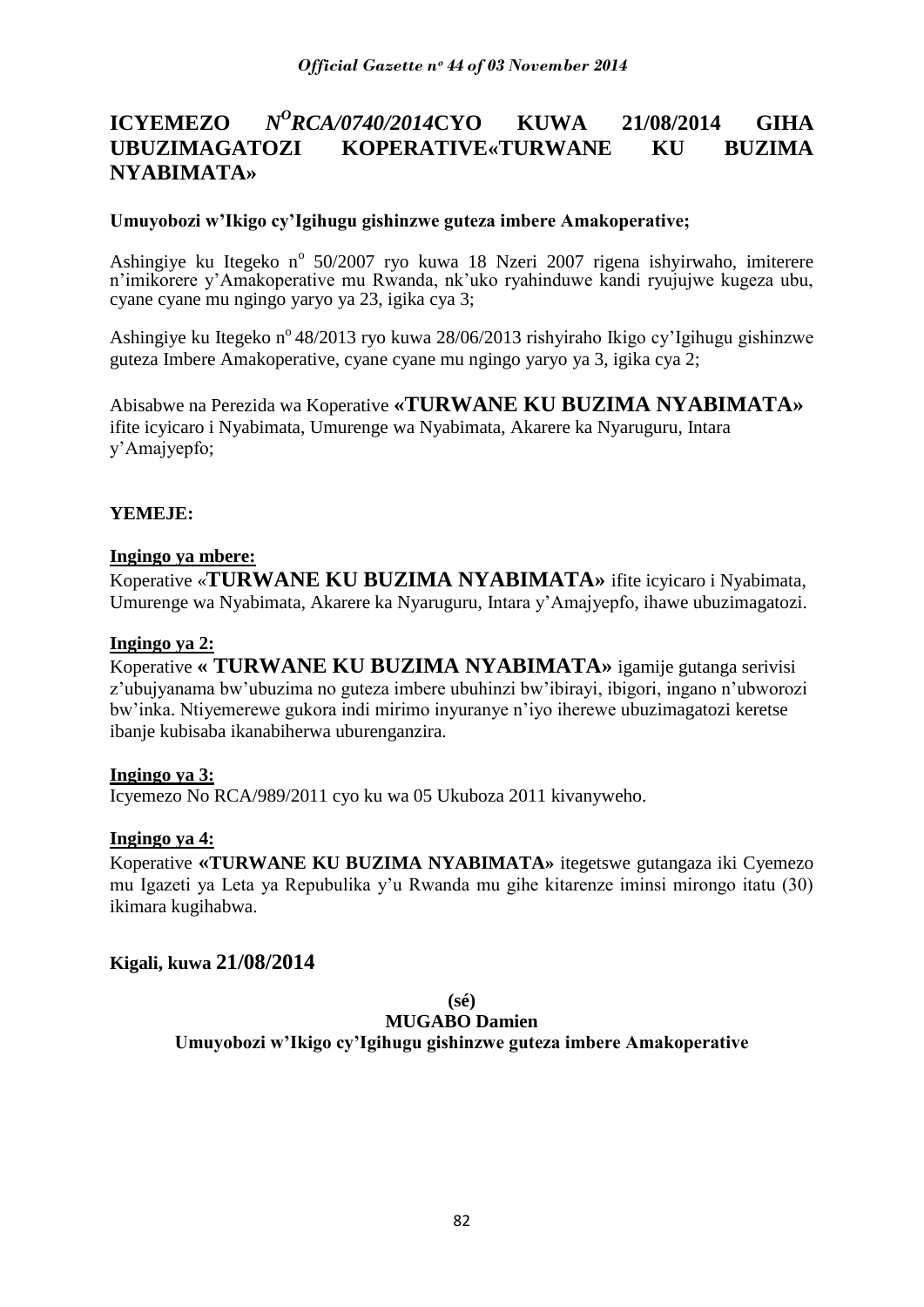# ICYEMEZO N$^{O}$RCA/0740/2014CYO KUWA 21/08/2014 GIHA UBUZIMAGATOZI KOPERATIVE«TURWANE KU BUZIMA NYABIMATA»

**Umuyobozi w'Ikigo cy'Igihugu gishinzwe guteza imbere Amakoperative;**

Ashingiye ku Itegeko n$^{o}$ 50/2007 ryo kuwa 18 Nzeri 2007 rigena ishyirwaho, imiterere n'imikorere y'Amakoperative mu Rwanda, nk'uko ryahinduwe kandi ryujujwe kugeza ubu, cyane cyane mu ngingo yaryo ya 23, igika cya 3;

Ashingiye ku Itegeko n$^{o}$ 48/2013 ryo kuwa 28/06/2013 rishyiraho Ikigo cy'Igihugu gishinzwe guteza Imbere Amakoperative, cyane cyane mu ngingo yaryo ya 3, igika cya 2;

Abisabwe na Perezida wa Koperative **«TURWANE KU BUZIMA NYABIMATA»** ifite icyicaro i Nyabimata, Umurenge wa Nyabimata, Akarere ka Nyaruguru, Intara y'Amajyepfo;

**YEMEJE:**

**Ingingo ya mbere:**

Koperative «**TURWANE KU BUZIMA NYABIMATA»** ifite icyicaro i Nyabimata, Umurenge wa Nyabimata, Akarere ka Nyaruguru, Intara y'Amajyepfo, ihawe ubuzimagatozi.

**Ingingo ya 2:**

Koperative **« TURWANE KU BUZIMA NYABIMATA»** igamije gutanga serivisi z'ubujyanama bw'ubuzima no guteza imbere ubuhinzi bw'ibirayi, ibigori, ingano n'ubworozi bw'inka. Ntiyemerewe gukora indi mirimo inyuranye n'iyo iherewe ubuzimagatozi keretse ibanje kubisaba ikanabiherwa uburenganzira.

**Ingingo ya 3:**

Icyemezo No RCA/989/2011 cyo ku wa 05 Ukuboza 2011 kivanyweho.

**Ingingo ya 4:**

Koperative **«TURWANE KU BUZIMA NYABIMATA»** itegetswe gutangaza iki Cyemezo mu Igazeti ya Leta ya Repubulika y'u Rwanda mu gihe kitarenze iminsi mirongo itatu (30) ikimara kugihabwa.

**Kigali, kuwa 21/08/2014**

**(sé)**

**MUGABO Damien**

**Umuyobozi w'Ikigo cy'Igihugu gishinzwe guteza imbere Amakoperative**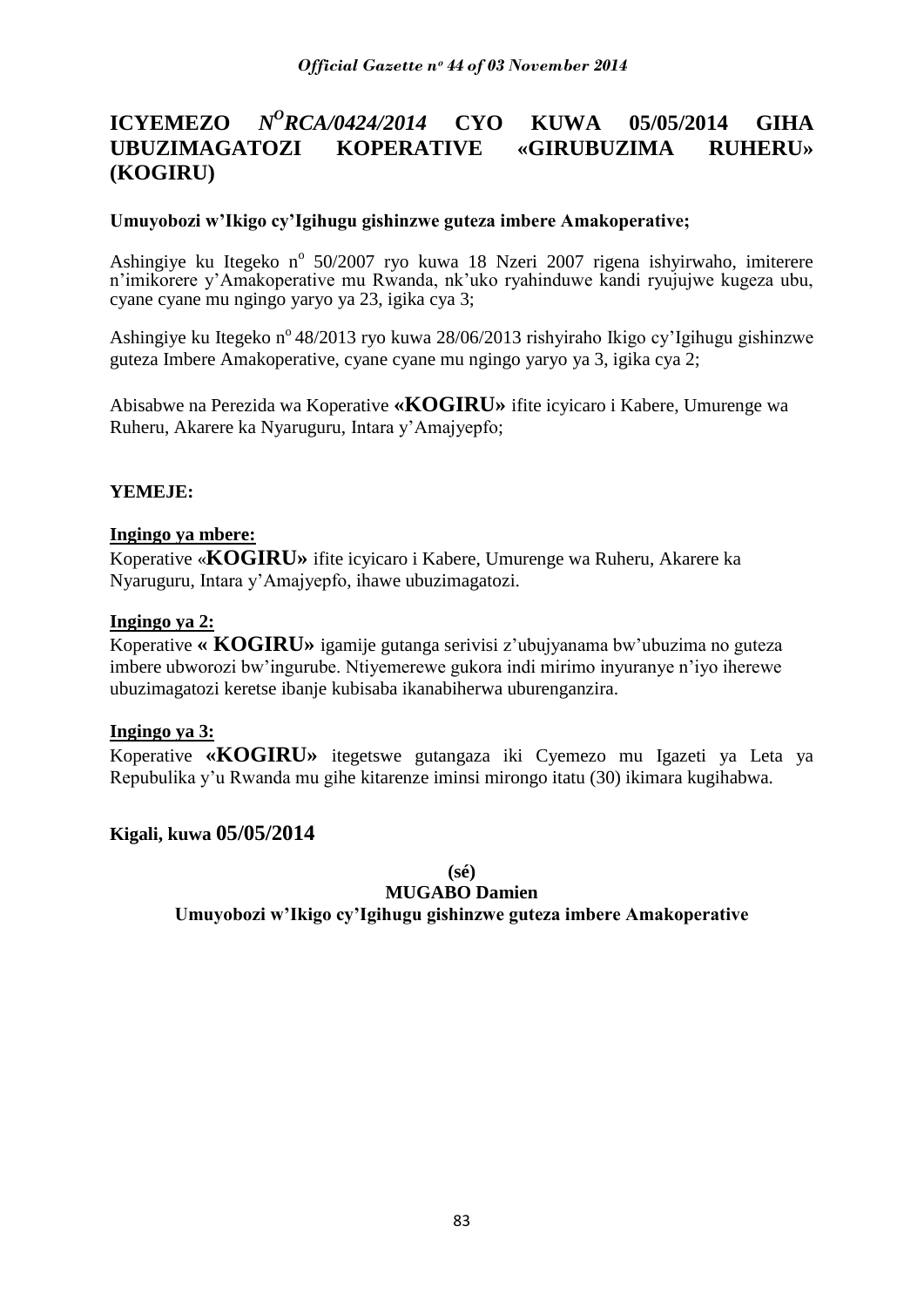# ICYEMEZO *N^O RCA/0424/2014* CYO KUWA 05/05/2014 GIHA UBUZIMAGATOZI KOPERATIVE «GIRUBUZIMA RUHERU» (KOGIRU)

**Umuyobozi w'Ikigo cy'Igihugu gishinzwe guteza imbere Amakoperative;**

Ashingiye ku Itegeko n° 50/2007 ryo kuwa 18 Nzeri 2007 rigena ishyirwaho, imiterere n'imikorere y'Amakoperative mu Rwanda, nk'uko ryahinduwe kandi ryujujwe kugeza ubu, cyane cyane mu ngingo yaryo ya 23, igika cya 3;

Ashingiye ku Itegeko n° 48/2013 ryo kuwa 28/06/2013 rishyiraho Ikigo cy'Igihugu gishinzwe guteza Imbere Amakoperative, cyane cyane mu ngingo yaryo ya 3, igika cya 2;

Abisabwe na Perezida wa Koperative **«KOGIRU»** ifite icyicaro i Kabere, Umurenge wa Ruheru, Akarere ka Nyaruguru, Intara y'Amajyepfo;

**YEMEJE:**

**Ingingo ya mbere:**
Koperative «**KOGIRU»** ifite icyicaro i Kabere, Umurenge wa Ruheru, Akarere ka Nyaruguru, Intara y'Amajyepfo, ihawe ubuzimagatozi.

**Ingingo ya 2:**
Koperative **« KOGIRU»** igamije gutanga serivisi z'ubujyanama bw'ubuzima no guteza imbere ubworozi bw'ingurube. Ntiyemerewe gukora indi mirimo inyuranye n'iyo iherewe ubuzimagatozi keretse ibanje kubisaba ikanabiherwa uburenganzira.

**Ingingo ya 3:**
Koperative **«KOGIRU»** itegetswe gutangaza iki Cyemezo mu Igazeti ya Leta ya Repubulika y'u Rwanda mu gihe kitarenze iminsi mirongo itatu (30) ikimara kugihabwa.

**Kigali, kuwa 05/05/2014**

**(sé)**
**MUGABO Damien**
**Umuyobozi w'Ikigo cy'Igihugu gishinzwe guteza imbere Amakoperative**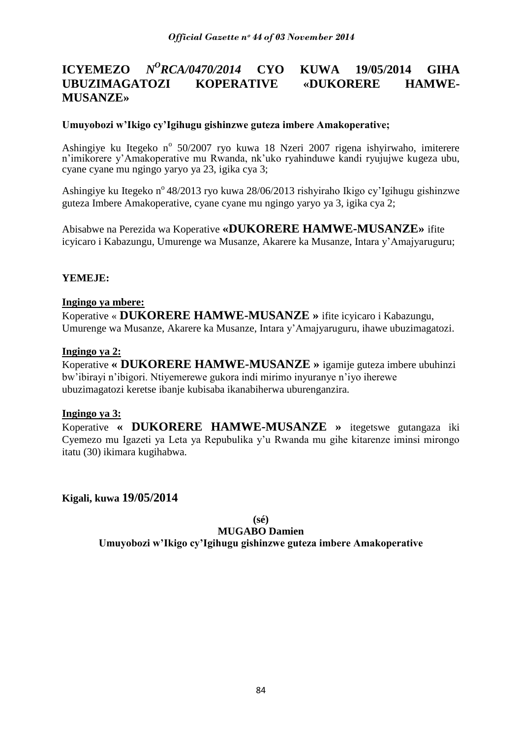# ICYEMEZO *N^O RCA/0470/2014* CYO KUWA 19/05/2014 GIHA UBUZIMAGATOZI KOPERATIVE «DUKORERE HAMWE-MUSANZE»

**Umuyobozi w'Ikigo cy'Igihugu gishinzwe guteza imbere Amakoperative;**

Ashingiye ku Itegeko n° 50/2007 ryo kuwa 18 Nzeri 2007 rigena ishyirwaho, imiterere n'imikorere y'Amakoperative mu Rwanda, nk'uko ryahinduwe kandi ryujujwe kugeza ubu, cyane cyane mu ngingo yaryo ya 23, igika cya 3;

Ashingiye ku Itegeko n° 48/2013 ryo kuwa 28/06/2013 rishyiraho Ikigo cy'Igihugu gishinzwe guteza Imbere Amakoperative, cyane cyane mu ngingo yaryo ya 3, igika cya 2;

Abisabwe na Perezida wa Koperative **«DUKORERE HAMWE-MUSANZE»** ifite icyicaro i Kabazungu, Umurenge wa Musanze, Akarere ka Musanze, Intara y'Amajyaruguru;

**YEMEJE:**

**Ingingo ya mbere:**

Koperative « **DUKORERE HAMWE-MUSANZE »** ifite icyicaro i Kabazungu, Umurenge wa Musanze, Akarere ka Musanze, Intara y'Amajyaruguru, ihawe ubuzimagatozi.

**Ingingo ya 2:**

Koperative **« DUKORERE HAMWE-MUSANZE »** igamije guteza imbere ubuhinzi bw'ibirayi n'ibigori. Ntiyemerewe gukora indi mirimo inyuranye n'iyo iherewe ubuzimagatozi keretse ibanje kubisaba ikanabiherwa uburenganzira.

**Ingingo ya 3:**

Koperative **« DUKORERE HAMWE-MUSANZE »** itegetswe gutangaza iki Cyemezo mu Igazeti ya Leta ya Repubulika y'u Rwanda mu gihe kitarenze iminsi mirongo itatu (30) ikimara kugihabwa.

**Kigali, kuwa 19/05/2014**

**(sé)**

**MUGABO Damien**

**Umuyobozi w'Ikigo cy'Igihugu gishinzwe guteza imbere Amakoperative**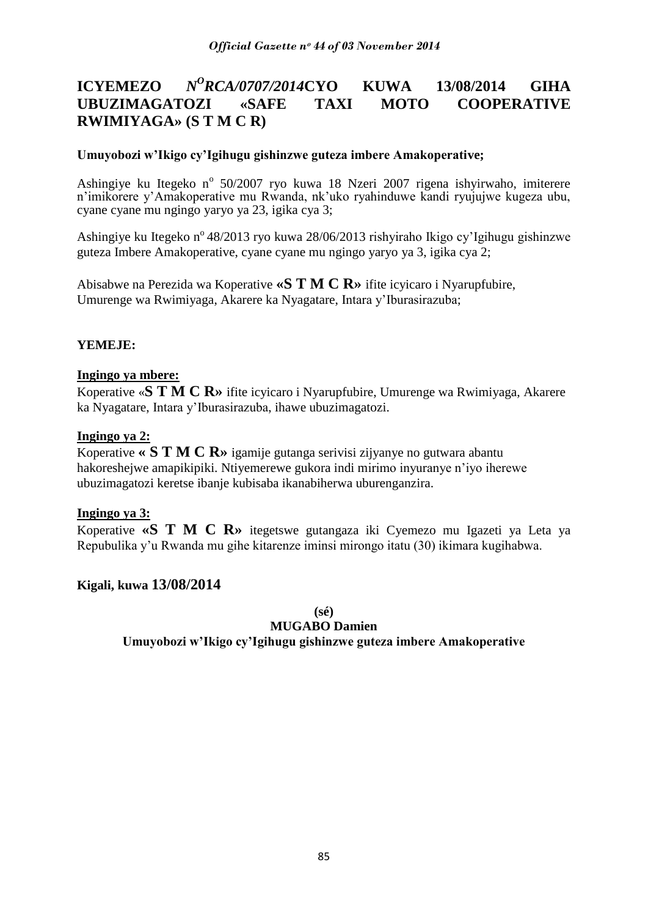# ICYEMEZO N[O]RCA/0707/2014CYO KUWA 13/08/2014 GIHA UBUZIMAGATOZI «SAFE TAXI MOTO COOPERATIVE RWIMIYAGA» (S T M C R)

**Umuyobozi w'Ikigo cy'Igihugu gishinzwe guteza imbere Amakoperative;**

Ashingiye ku Itegeko n° 50/2007 ryo kuwa 18 Nzeri 2007 rigena ishyirwaho, imiterere n'imikorere y'Amakoperative mu Rwanda, nk'uko ryahinduwe kandi ryujujwe kugeza ubu, cyane cyane mu ngingo yaryo ya 23, igika cya 3;

Ashingiye ku Itegeko n° 48/2013 ryo kuwa 28/06/2013 rishyiraho Ikigo cy'Igihugu gishinzwe guteza Imbere Amakoperative, cyane cyane mu ngingo yaryo ya 3, igika cya 2;

Abisabwe na Perezida wa Koperative **«S T M C R»** ifite icyicaro i Nyarupfubire, Umurenge wa Rwimiyaga, Akarere ka Nyagatare, Intara y'Iburasirazuba;

**YEMEJE:**

**Ingingo ya mbere:**
Koperative «**S T M C R»** ifite icyicaro i Nyarupfubire, Umurenge wa Rwimiyaga, Akarere ka Nyagatare, Intara y'Iburasirazuba, ihawe ubuzimagatozi.

**Ingingo ya 2:**
Koperative **« S T M C R»** igamije gutanga serivisi zijyanye no gutwara abantu hakoreshejwe amapikipiki. Ntiyemerewe gukora indi mirimo inyuranye n'iyo iherewe ubuzimagatozi keretse ibanje kubisaba ikanabiherwa uburenganzira.

**Ingingo ya 3:**
Koperative **«S T M C R»** itegetswe gutangaza iki Cyemezo mu Igazeti ya Leta ya Repubulika y'u Rwanda mu gihe kitarenze iminsi mirongo itatu (30) ikimara kugihabwa.

**Kigali, kuwa 13/08/2014**

**(sé)**
**MUGABO Damien**
**Umuyobozi w'Ikigo cy'Igihugu gishinzwe guteza imbere Amakoperative**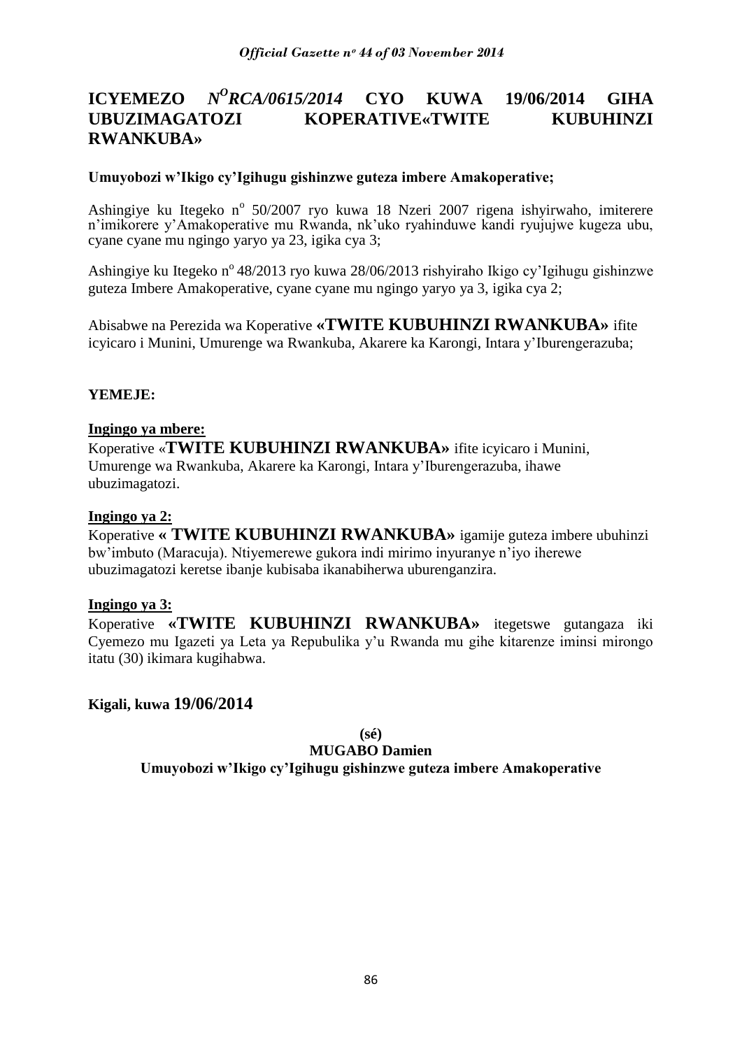# ICYEMEZO *N^O RCA/0615/2014* CYO KUWA 19/06/2014 GIHA UBUZIMAGATOZI KOPERATIVE«TWITE KUBUHINZI RWANKUBA»

**Umuyobozi w'Ikigo cy'Igihugu gishinzwe guteza imbere Amakoperative;**

Ashingiye ku Itegeko n° 50/2007 ryo kuwa 18 Nzeri 2007 rigena ishyirwaho, imiterere n'imikorere y'Amakoperative mu Rwanda, nk'uko ryahinduwe kandi ryujujwe kugeza ubu, cyane cyane mu ngingo yaryo ya 23, igika cya 3;

Ashingiye ku Itegeko n° 48/2013 ryo kuwa 28/06/2013 rishyiraho Ikigo cy'Igihugu gishinzwe guteza Imbere Amakoperative, cyane cyane mu ngingo yaryo ya 3, igika cya 2;

Abisabwe na Perezida wa Koperative **«TWITE KUBUHINZI RWANKUBA»** ifite icyicaro i Munini, Umurenge wa Rwankuba, Akarere ka Karongi, Intara y'Iburengerazuba;

**YEMEJE:**

**Ingingo ya mbere:**

Koperative «**TWITE KUBUHINZI RWANKUBA»** ifite icyicaro i Munini, Umurenge wa Rwankuba, Akarere ka Karongi, Intara y'Iburengerazuba, ihawe ubuzimagatozi.

**Ingingo ya 2:**

Koperative **« TWITE KUBUHINZI RWANKUBA»** igamije guteza imbere ubuhinzi bw'imbuto (Maracuja). Ntiyemerewe gukora indi mirimo inyuranye n'iyo iherewe ubuzimagatozi keretse ibanje kubisaba ikanabiherwa uburenganzira.

**Ingingo ya 3:**

Koperative **«TWITE KUBUHINZI RWANKUBA»** itegetswe gutangaza iki Cyemezo mu Igazeti ya Leta ya Repubulika y'u Rwanda mu gihe kitarenze iminsi mirongo itatu (30) ikimara kugihabwa.

**Kigali, kuwa 19/06/2014**

**(sé)**

**MUGABO Damien**

**Umuyobozi w'Ikigo cy'Igihugu gishinzwe guteza imbere Amakoperative**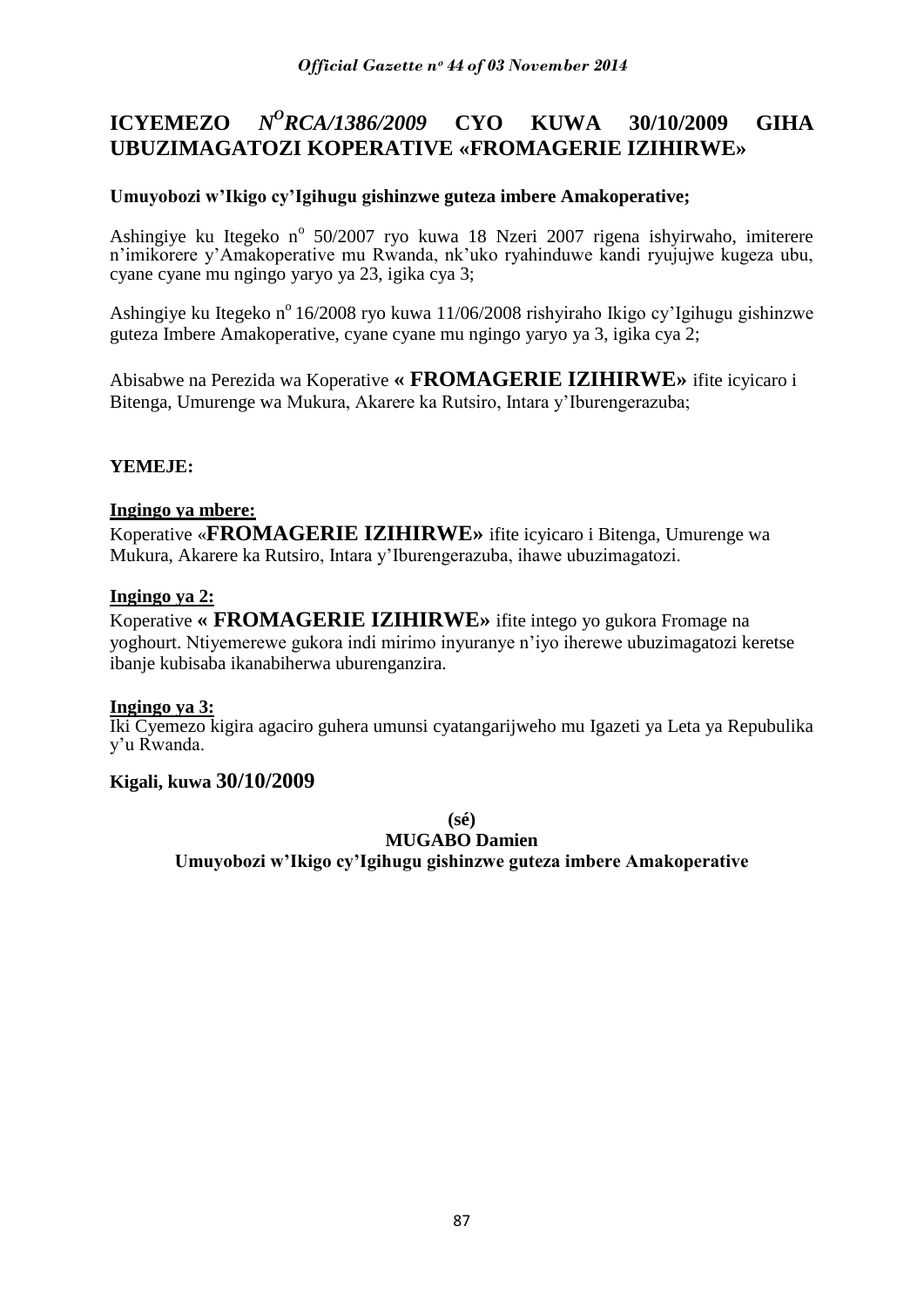# ICYEMEZO *N^O RCA/1386/2009* CYO KUWA 30/10/2009 GIHA UBUZIMAGATOZI KOPERATIVE «FROMAGERIE IZIHIRWE»

**Umuyobozi w'Ikigo cy'Igihugu gishinzwe guteza imbere Amakoperative;**

Ashingiye ku Itegeko n° 50/2007 ryo kuwa 18 Nzeri 2007 rigena ishyirwaho, imiterere n'imikorere y'Amakoperative mu Rwanda, nk'uko ryahinduwe kandi ryujujwe kugeza ubu, cyane cyane mu ngingo yaryo ya 23, igika cya 3;

Ashingiye ku Itegeko n° 16/2008 ryo kuwa 11/06/2008 rishyiraho Ikigo cy'Igihugu gishinzwe guteza Imbere Amakoperative, cyane cyane mu ngingo yaryo ya 3, igika cya 2;

Abisabwe na Perezida wa Koperative **« FROMAGERIE IZIHIRWE»** ifite icyicaro i Bitenga, Umurenge wa Mukura, Akarere ka Rutsiro, Intara y'Iburengerazuba;

**YEMEJE:**

**Ingingo ya mbere:**

Koperative «**FROMAGERIE IZIHIRWE»** ifite icyicaro i Bitenga, Umurenge wa Mukura, Akarere ka Rutsiro, Intara y'Iburengerazuba, ihawe ubuzimagatozi.

**Ingingo ya 2:**

Koperative **« FROMAGERIE IZIHIRWE»** ifite intego yo gukora Fromage na yoghourt. Ntiyemerewe gukora indi mirimo inyuranye n'iyo iherewe ubuzimagatozi keretse ibanje kubisaba ikanabiherwa uburenganzira.

**Ingingo ya 3:**

Iki Cyemezo kigira agaciro guhera umunsi cyatangarijweho mu Igazeti ya Leta ya Repubulika y'u Rwanda.

**Kigali, kuwa 30/10/2009**

**(sé)**

**MUGABO Damien**

**Umuyobozi w'Ikigo cy'Igihugu gishinzwe guteza imbere Amakoperative**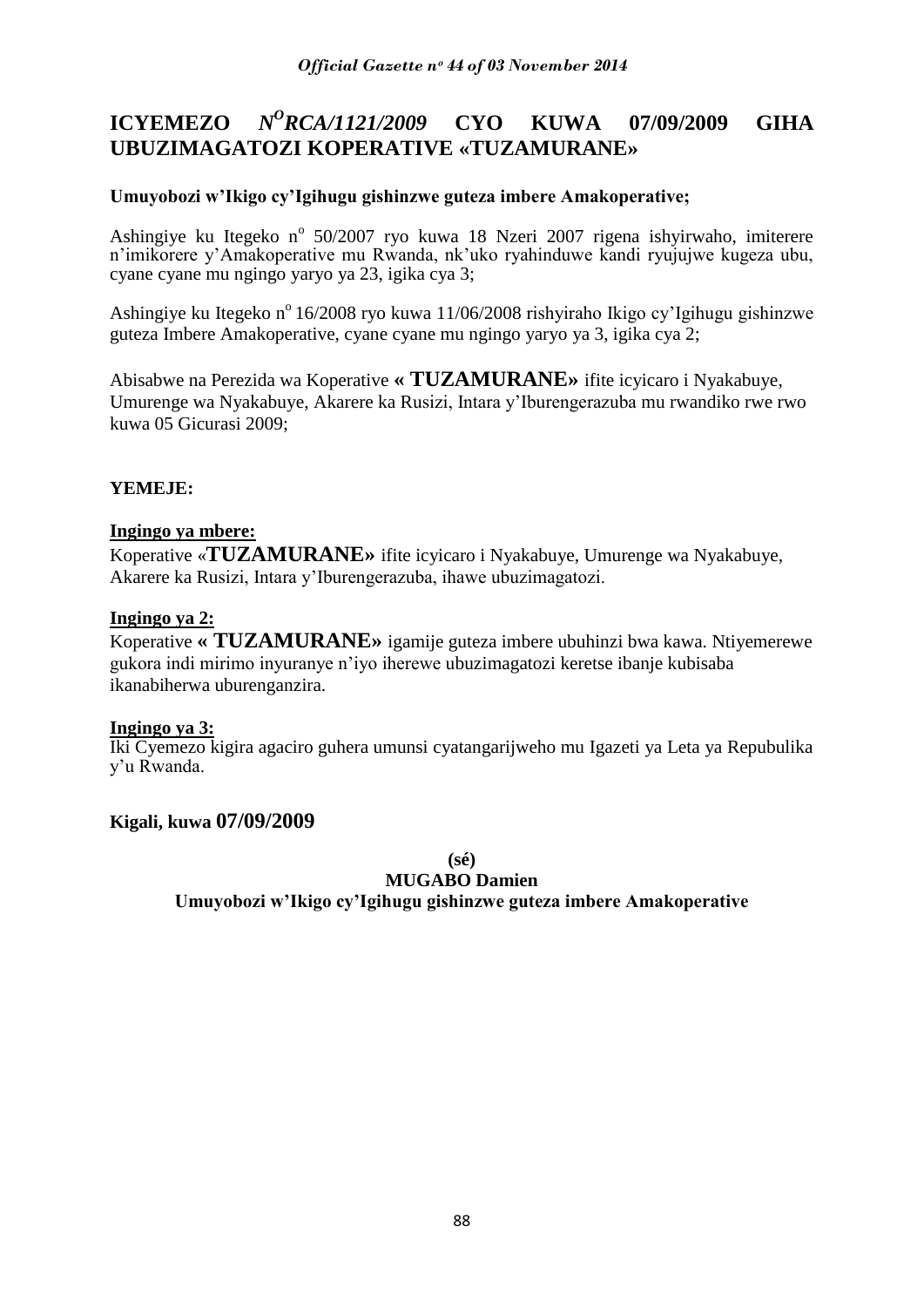# ICYEMEZO *N^O^RCA/1121/2009* CYO KUWA 07/09/2009 GIHA UBUZIMAGATOZI KOPERATIVE «TUZAMURANE»

**Umuyobozi w'Ikigo cy'Igihugu gishinzwe guteza imbere Amakoperative;**

Ashingiye ku Itegeko n° 50/2007 ryo kuwa 18 Nzeri 2007 rigena ishyirwaho, imiterere n'imikorere y'Amakoperative mu Rwanda, nk'uko ryahinduwe kandi ryujujwe kugeza ubu, cyane cyane mu ngingo yaryo ya 23, igika cya 3;

Ashingiye ku Itegeko n° 16/2008 ryo kuwa 11/06/2008 rishyiraho Ikigo cy'Igihugu gishinzwe guteza Imbere Amakoperative, cyane cyane mu ngingo yaryo ya 3, igika cya 2;

Abisabwe na Perezida wa Koperative **« TUZAMURANE»** ifite icyicaro i Nyakabuye, Umurenge wa Nyakabuye, Akarere ka Rusizi, Intara y'Iburengerazuba mu rwandiko rwe rwo kuwa 05 Gicurasi 2009;

**YEMEJE:**

**<u>Ingingo ya mbere:</u>**
Koperative «**TUZAMURANE»** ifite icyicaro i Nyakabuye, Umurenge wa Nyakabuye, Akarere ka Rusizi, Intara y'Iburengerazuba, ihawe ubuzimagatozi.

**<u>Ingingo ya 2:</u>**
Koperative **« TUZAMURANE»** igamije guteza imbere ubuhinzi bwa kawa. Ntiyemerewe gukora indi mirimo inyuranye n'iyo iherewe ubuzimagatozi keretse ibanje kubisaba ikanabiherwa uburenganzira.

**<u>Ingingo ya 3:</u>**
Iki Cyemezo kigira agaciro guhera umunsi cyatangarijweho mu Igazeti ya Leta ya Repubulika y'u Rwanda.

**Kigali, kuwa 07/09/2009**

**(sé)**
**MUGABO Damien**
**Umuyobozi w'Ikigo cy'Igihugu gishinzwe guteza imbere Amakoperative**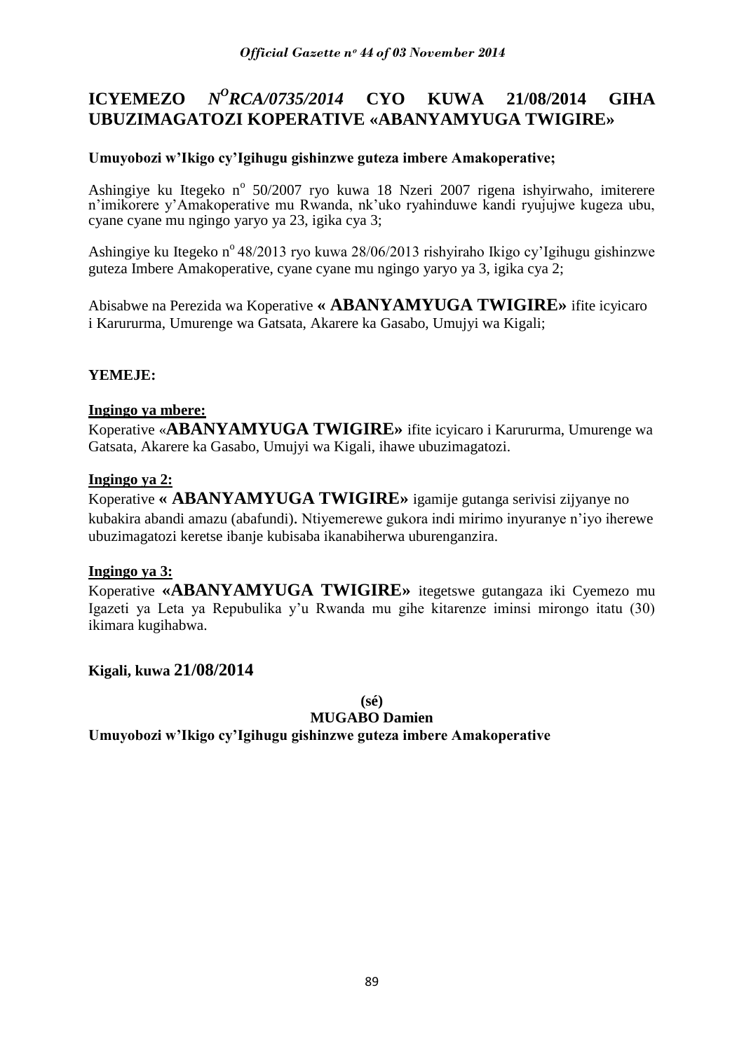# ICYEMEZO *N$^{O}$RCA/0735/2014* CYO KUWA 21/08/2014 GIHA UBUZIMAGATOZI KOPERATIVE «ABANYAMYUGA TWIGIRE»

**Umuyobozi w'Ikigo cy'Igihugu gishinzwe guteza imbere Amakoperative;**

Ashingiye ku Itegeko n$^{o}$ 50/2007 ryo kuwa 18 Nzeri 2007 rigena ishyirwaho, imiterere n'imikorere y'Amakoperative mu Rwanda, nk'uko ryahinduwe kandi ryujujwe kugeza ubu, cyane cyane mu ngingo yaryo ya 23, igika cya 3;

Ashingiye ku Itegeko n$^{o}$ 48/2013 ryo kuwa 28/06/2013 rishyiraho Ikigo cy'Igihugu gishinzwe guteza Imbere Amakoperative, cyane cyane mu ngingo yaryo ya 3, igika cya 2;

Abisabwe na Perezida wa Koperative **« ABANYAMYUGA TWIGIRE»** ifite icyicaro i Karururma, Umurenge wa Gatsata, Akarere ka Gasabo, Umujyi wa Kigali;

**YEMEJE:**

**Ingingo ya mbere:**

Koperative «**ABANYAMYUGA TWIGIRE»** ifite icyicaro i Karururma, Umurenge wa Gatsata, Akarere ka Gasabo, Umujyi wa Kigali, ihawe ubuzimagatozi.

**Ingingo ya 2:**

Koperative **« ABANYAMYUGA TWIGIRE»** igamije gutanga serivisi zijyanye no kubakira abandi amazu (abafundi). Ntiyemerewe gukora indi mirimo inyuranye n'iyo iherewe ubuzimagatozi keretse ibanje kubisaba ikanabiherwa uburenganzira.

**Ingingo ya 3:**

Koperative **«ABANYAMYUGA TWIGIRE»** itegetswe gutangaza iki Cyemezo mu Igazeti ya Leta ya Repubulika y'u Rwanda mu gihe kitarenze iminsi mirongo itatu (30) ikimara kugihabwa.

**Kigali, kuwa 21/08/2014**

**(sé)**

**MUGABO Damien**

**Umuyobozi w'Ikigo cy'Igihugu gishinzwe guteza imbere Amakoperative**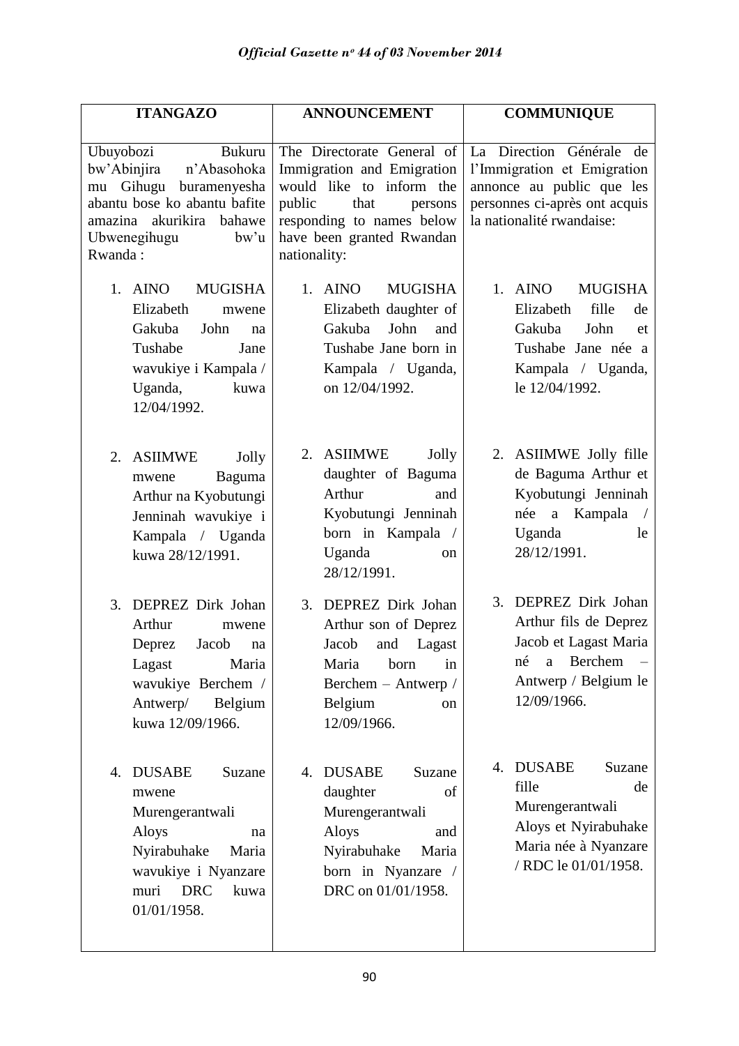| ITANGAZO | ANNOUNCEMENT | COMMUNIQUE |
|---|---|---|
| Ubuyobozi Bukuru bw'Abinjira n'Abasohoka mu Gihugu buramenyesha abantu bose ko abantu bafite amazina akurikira bahawe Ubwenegihugu bw'u Rwanda : | The Directorate General of Immigration and Emigration would like to inform the public that persons responding to names below have been granted Rwandan nationality: | La Direction Générale de l'Immigration et Emigration annonce au public que les personnes ci-après ont acquis la nationalité rwandaise: |
| 1. AINO MUGISHA Elizabeth mwene Gakuba John na Tushabe Jane wavukiye i Kampala / Uganda, kuwa 12/04/1992. | 1. AINO MUGISHA Elizabeth daughter of Gakuba John and Tushabe Jane born in Kampala / Uganda, on 12/04/1992. | 1. AINO MUGISHA Elizabeth fille de Gakuba John et Tushabe Jane née a Kampala / Uganda, le 12/04/1992. |
| 2. ASIIMWE Jolly mwene Baguma Arthur na Kyobutungi Jenninah wavukiye i Kampala / Uganda kuwa 28/12/1991. | 2. ASIIMWE Jolly daughter of Baguma Arthur and Kyobutungi Jenninah born in Kampala / Uganda on 28/12/1991. | 2. ASIIMWE Jolly fille de Baguma Arthur et Kyobutungi Jenninah née a Kampala / Uganda le 28/12/1991. |
| 3. DEPREZ Dirk Johan Arthur mwene Deprez Jacob na Lagast Maria wavukiye Berchem / Antwerp/ Belgium kuwa 12/09/1966. | 3. DEPREZ Dirk Johan Arthur son of Deprez Jacob and Lagast Maria born in Berchem – Antwerp / Belgium on 12/09/1966. | 3. DEPREZ Dirk Johan Arthur fils de Deprez Jacob et Lagast Maria né a Berchem – Antwerp / Belgium le 12/09/1966. |
| 4. DUSABE Suzane mwene Murengerantwali Aloys na Nyirabuhake Maria wavukiye i Nyanzare muri DRC kuwa 01/01/1958. | 4. DUSABE Suzane daughter of Murengerantwali Aloys and Nyirabuhake Maria born in Nyanzare / DRC on 01/01/1958. | 4. DUSABE Suzane fille de Murengerantwali Aloys et Nyirabuhake Maria née à Nyanzare / RDC le 01/01/1958. |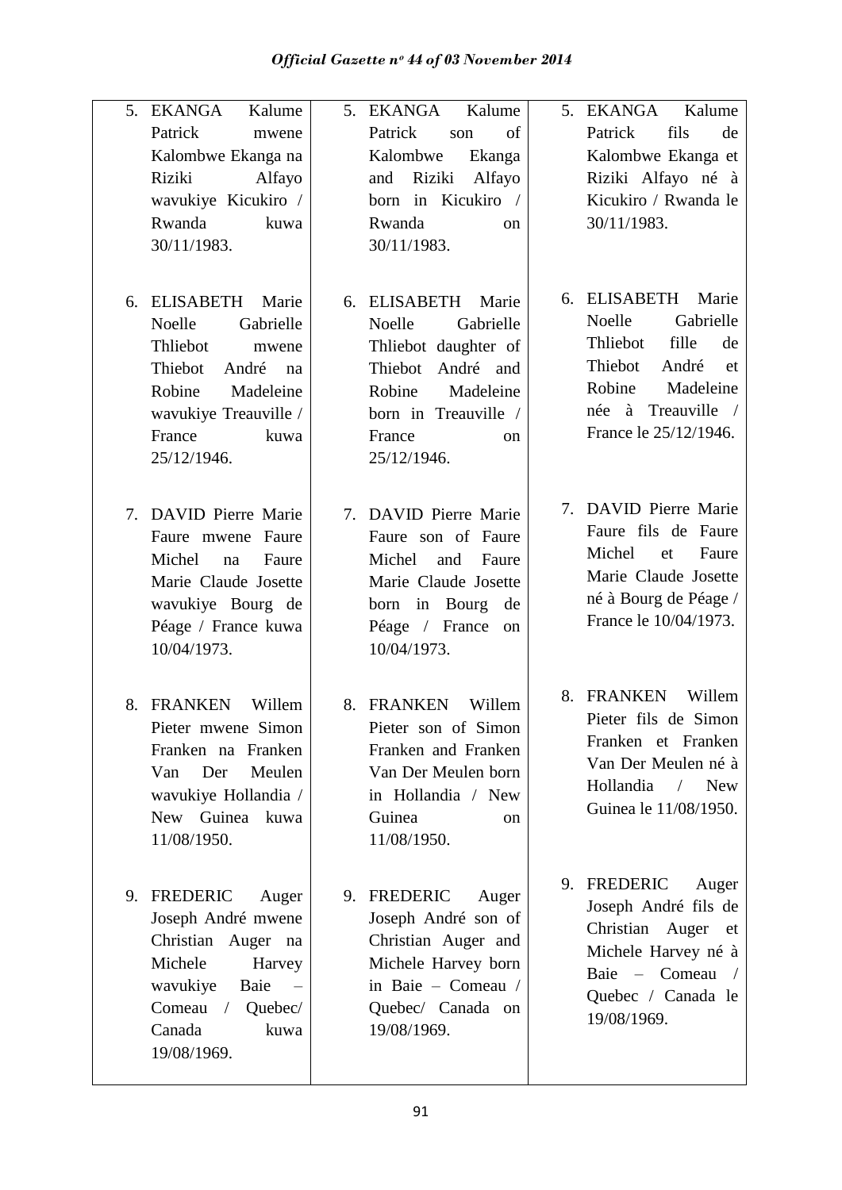| Kinyarwanda | English | Français |
|---|---|---|
| 5. EKANGA Kalume Patrick mwene Kalombwe Ekanga na Riziki Alfayo wavukiye Kicukiro / Rwanda kuwa 30/11/1983. | 5. EKANGA Kalume Patrick son of Kalombwe Ekanga and Riziki Alfayo born in Kicukiro / Rwanda on 30/11/1983. | 5. EKANGA Kalume Patrick fils de Kalombwe Ekanga et Riziki Alfayo né à Kicukiro / Rwanda le 30/11/1983. |
| 6. ELISABETH Marie Noelle Gabrielle Thliebot mwene Thiebot André na Robine Madeleine wavukiye Treauville / France kuwa 25/12/1946. | 6. ELISABETH Marie Noelle Gabrielle Thliebot daughter of Thiebot André and Robine Madeleine born in Treauville / France on 25/12/1946. | 6. ELISABETH Marie Noelle Gabrielle Thliebot fille de Thiebot André et Robine Madeleine née à Treauville / France le 25/12/1946. |
| 7. DAVID Pierre Marie Faure mwene Faure Michel na Faure Marie Claude Josette wavukiye Bourg de Péage / France kuwa 10/04/1973. | 7. DAVID Pierre Marie Faure son of Faure Michel and Faure Marie Claude Josette born in Bourg de Péage / France on 10/04/1973. | 7. DAVID Pierre Marie Faure fils de Faure Michel et Faure Marie Claude Josette né à Bourg de Péage / France le 10/04/1973. |
| 8. FRANKEN Willem Pieter mwene Simon Franken na Franken Van Der Meulen wavukiye Hollandia / New Guinea kuwa 11/08/1950. | 8. FRANKEN Willem Pieter son of Simon Franken and Franken Van Der Meulen born in Hollandia / New Guinea on 11/08/1950. | 8. FRANKEN Willem Pieter fils de Simon Franken et Franken Van Der Meulen né à Hollandia / New Guinea le 11/08/1950. |
| 9. FREDERIC Auger Joseph André mwene Christian Auger na Michele Harvey wavukiye Baie – Comeau / Quebec/ Canada kuwa 19/08/1969. | 9. FREDERIC Auger Joseph André son of Christian Auger and Michele Harvey born in Baie – Comeau / Quebec/ Canada on 19/08/1969. | 9. FREDERIC Auger Joseph André fils de Christian Auger et Michele Harvey né à Baie – Comeau / Quebec / Canada le 19/08/1969. |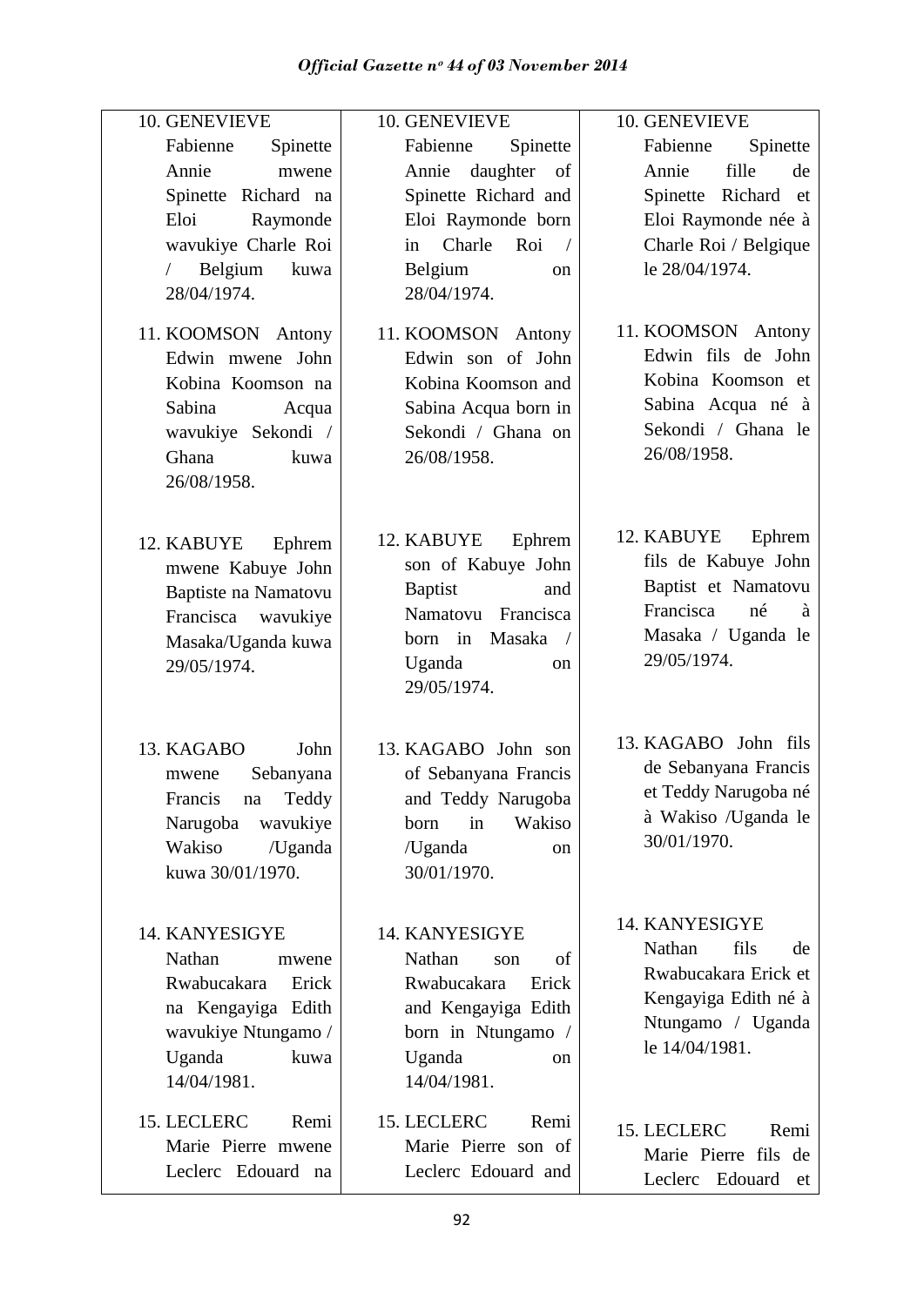| | | |
|---|---|---|
| 10. GENEVIEVE Fabienne Spinette Annie mwene Spinette Richard na Eloi Raymonde wavukiye Charle Roi / Belgium kuwa 28/04/1974. | 10. GENEVIEVE Fabienne Spinette Annie daughter of Spinette Richard and Eloi Raymonde born in Charle Roi / Belgium on 28/04/1974. | 10. GENEVIEVE Fabienne Spinette Annie fille de Spinette Richard et Eloi Raymonde née à Charle Roi / Belgique le 28/04/1974. |
| 11. KOOMSON Antony Edwin mwene John Kobina Koomson na Sabina Acqua wavukiye Sekondi / Ghana kuwa 26/08/1958. | 11. KOOMSON Antony Edwin son of John Kobina Koomson and Sabina Acqua born in Sekondi / Ghana on 26/08/1958. | 11. KOOMSON Antony Edwin fils de John Kobina Koomson et Sabina Acqua né à Sekondi / Ghana le 26/08/1958. |
| 12. KABUYE Ephrem mwene Kabuye John Baptiste na Namatovu Francisca wavukiye Masaka/Uganda kuwa 29/05/1974. | 12. KABUYE Ephrem son of Kabuye John Baptist and Namatovu Francisca born in Masaka / Uganda on 29/05/1974. | 12. KABUYE Ephrem fils de Kabuye John Baptist et Namatovu Francisca né à Masaka / Uganda le 29/05/1974. |
| 13. KAGABO John mwene Sebanyana Francis na Teddy Narugoba wavukiye Wakiso /Uganda kuwa 30/01/1970. | 13. KAGABO John son of Sebanyana Francis and Teddy Narugoba born in Wakiso /Uganda on 30/01/1970. | 13. KAGABO John fils de Sebanyana Francis et Teddy Narugoba né à Wakiso /Uganda le 30/01/1970. |
| 14. KANYESIGYE Nathan mwene Rwabucakara Erick na Kengayiga Edith wavukiye Ntungamo / Uganda kuwa 14/04/1981. | 14. KANYESIGYE Nathan son of Rwabucakara Erick and Kengayiga Edith born in Ntungamo / Uganda on 14/04/1981. | 14. KANYESIGYE Nathan fils de Rwabucakara Erick et Kengayiga Edith né à Ntungamo / Uganda le 14/04/1981. |
| 15. LECLERC Remi Marie Pierre mwene Leclerc Edouard na | 15. LECLERC Remi Marie Pierre son of Leclerc Edouard and | 15. LECLERC Remi Marie Pierre fils de Leclerc Edouard et |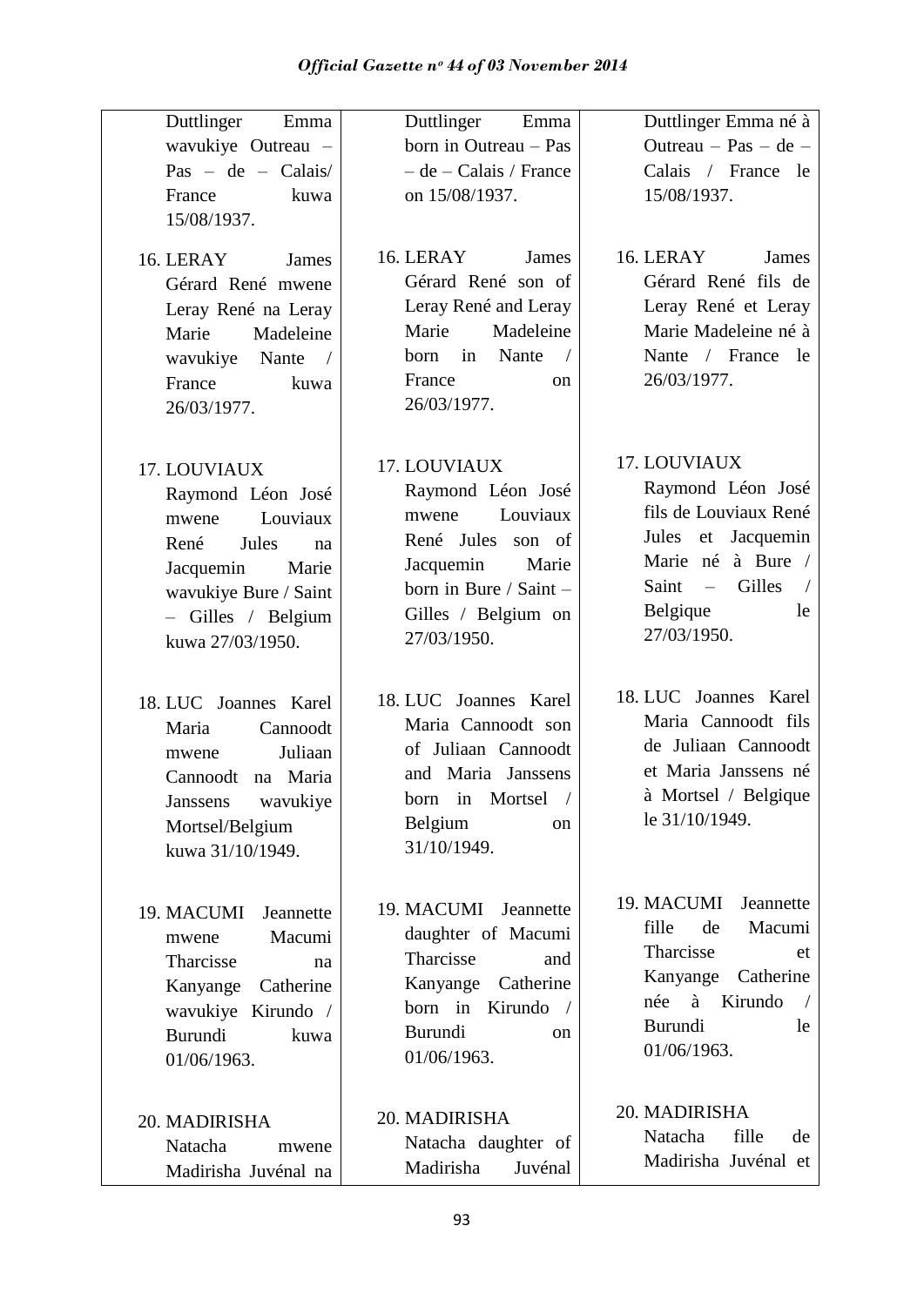| Kinyarwanda | English | Français |
|---|---|---|
| Duttlinger Emma wavukiye Outreau – Pas – de – Calais/ France kuwa 15/08/1937. | Duttlinger Emma born in Outreau – Pas – de – Calais / France on 15/08/1937. | Duttlinger Emma né à Outreau – Pas – de – Calais / France le 15/08/1937. |
| 16. LERAY James Gérard René mwene Leray René na Leray Marie Madeleine wavukiye Nante / France kuwa 26/03/1977. | 16. LERAY James Gérard René son of Leray René and Leray Marie Madeleine born in Nante / France on 26/03/1977. | 16. LERAY James Gérard René fils de Leray René et Leray Marie Madeleine né à Nante / France le 26/03/1977. |
| 17. LOUVIAUX Raymond Léon José mwene Louviaux René Jules na Jacquemin Marie wavukiye Bure / Saint – Gilles / Belgium kuwa 27/03/1950. | 17. LOUVIAUX Raymond Léon José mwene Louviaux René Jules son of Jacquemin Marie born in Bure / Saint – Gilles / Belgium on 27/03/1950. | 17. LOUVIAUX Raymond Léon José fils de Louviaux René Jules et Jacquemin Marie né à Bure / Saint – Gilles / Belgique le 27/03/1950. |
| 18. LUC Joannes Karel Maria Cannoodt mwene Juliaan Cannoodt na Maria Janssens wavukiye Mortsel/Belgium kuwa 31/10/1949. | 18. LUC Joannes Karel Maria Cannoodt son of Juliaan Cannoodt and Maria Janssens born in Mortsel / Belgium on 31/10/1949. | 18. LUC Joannes Karel Maria Cannoodt fils de Juliaan Cannoodt et Maria Janssens né à Mortsel / Belgique le 31/10/1949. |
| 19. MACUMI Jeannette mwene Macumi Tharcisse na Kanyange Catherine wavukiye Kirundo / Burundi kuwa 01/06/1963. | 19. MACUMI Jeannette daughter of Macumi Tharcisse and Kanyange Catherine born in Kirundo / Burundi on 01/06/1963. | 19. MACUMI Jeannette fille de Macumi Tharcisse et Kanyange Catherine née à Kirundo / Burundi le 01/06/1963. |
| 20. MADIRISHA Natacha mwene Madirisha Juvénal na | 20. MADIRISHA Natacha daughter of Madirisha Juvénal | 20. MADIRISHA Natacha fille de Madirisha Juvénal et |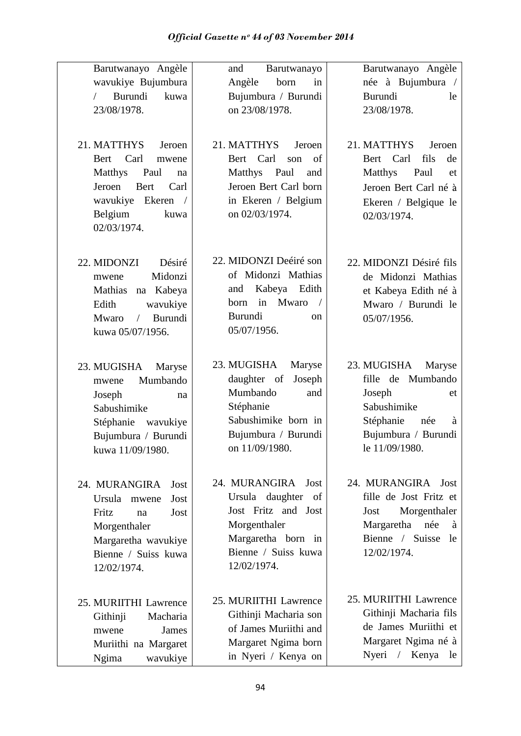| | | |
|---|---|---|
| Barutwanayo Angèle wavukiye Bujumbura / Burundi kuwa 23/08/1978. | and Barutwanayo Angèle born in Bujumbura / Burundi on 23/08/1978. | Barutwanayo Angèle née à Bujumbura / Burundi le 23/08/1978. |
| 21. MATTHYS Jeroen Bert Carl mwene Matthys Paul na Jeroen Bert Carl wavukiye Ekeren / Belgium kuwa 02/03/1974. | 21. MATTHYS Jeroen Bert Carl son of Matthys Paul and Jeroen Bert Carl born in Ekeren / Belgium on 02/03/1974. | 21. MATTHYS Jeroen Bert Carl fils de Matthys Paul et Jeroen Bert Carl né à Ekeren / Belgique le 02/03/1974. |
| 22. MIDONZI Désiré mwene Midonzi Mathias na Kabeya Edith wavukiye Mwaro / Burundi kuwa 05/07/1956. | 22. MIDONZI Deéiré son of Midonzi Mathias and Kabeya Edith born in Mwaro / Burundi on 05/07/1956. | 22. MIDONZI Désiré fils de Midonzi Mathias et Kabeya Edith né à Mwaro / Burundi le 05/07/1956. |
| 23. MUGISHA Maryse mwene Mumbando Joseph na Sabushimike Stéphanie wavukiye Bujumbura / Burundi kuwa 11/09/1980. | 23. MUGISHA Maryse daughter of Joseph Mumbando and Stéphanie Sabushimike born in Bujumbura / Burundi on 11/09/1980. | 23. MUGISHA Maryse fille de Mumbando Joseph et Sabushimike Stéphanie née à Bujumbura / Burundi le 11/09/1980. |
| 24. MURANGIRA Jost Ursula mwene Jost Fritz na Jost Morgenthaler Margaretha wavukiye Bienne / Suiss kuwa 12/02/1974. | 24. MURANGIRA Jost Ursula daughter of Jost Fritz and Jost Morgenthaler Margaretha born in Bienne / Suiss kuwa 12/02/1974. | 24. MURANGIRA Jost fille de Jost Fritz et Jost Morgenthaler Margaretha née à Bienne / Suisse le 12/02/1974. |
| 25. MURIITHI Lawrence Githinji Macharia mwene James Muriithi na Margaret Ngima wavukiye | 25. MURIITHI Lawrence Githinji Macharia son of James Muriithi and Margaret Ngima born in Nyeri / Kenya on | 25. MURIITHI Lawrence Githinji Macharia fils de James Muriithi et Margaret Ngima né à Nyeri / Kenya le |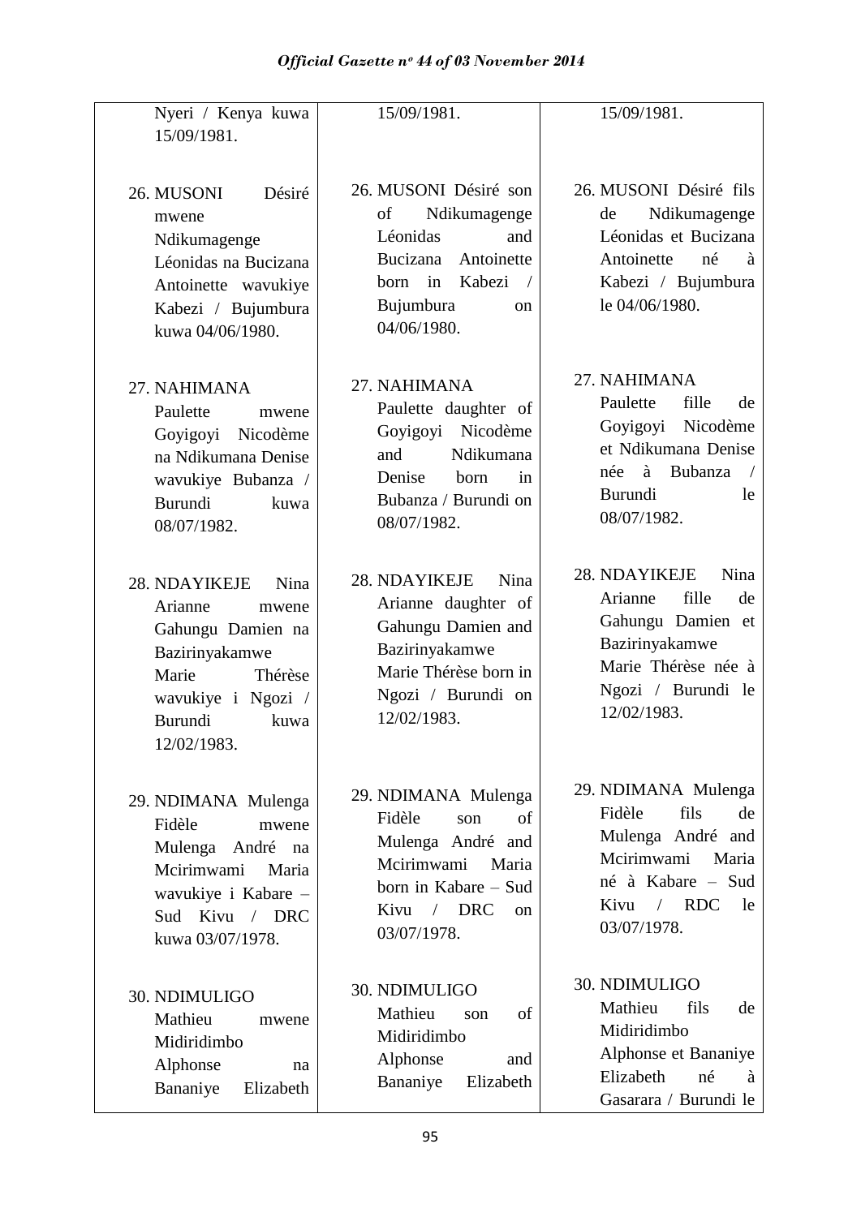| | | |
|---|---|---|
| Nyeri / Kenya kuwa 15/09/1981. | 15/09/1981. | 15/09/1981. |
| 26. MUSONI Désiré mwene Ndikumagenge Léonidas na Bucizana Antoinette wavukiye Kabezi / Bujumbura kuwa 04/06/1980. | 26. MUSONI Désiré son of Ndikumagenge Léonidas and Bucizana Antoinette born in Kabezi / Bujumbura on 04/06/1980. | 26. MUSONI Désiré fils de Ndikumagenge Léonidas et Bucizana Antoinette né à Kabezi / Bujumbura le 04/06/1980. |
| 27. NAHIMANA Paulette mwene Goyigoyi Nicodème na Ndikumana Denise wavukiye Bubanza / Burundi kuwa 08/07/1982. | 27. NAHIMANA Paulette daughter of Goyigoyi Nicodème and Ndikumana Denise born in Bubanza / Burundi on 08/07/1982. | 27. NAHIMANA Paulette fille de Goyigoyi Nicodème et Ndikumana Denise née à Bubanza / Burundi le 08/07/1982. |
| 28. NDAYIKEJE Nina Arianne mwene Gahungu Damien na Bazirinyakamwe Marie Thérèse wavukiye i Ngozi / Burundi kuwa 12/02/1983. | 28. NDAYIKEJE Nina Arianne daughter of Gahungu Damien and Bazirinyakamwe Marie Thérèse born in Ngozi / Burundi on 12/02/1983. | 28. NDAYIKEJE Nina Arianne fille de Gahungu Damien et Bazirinyakamwe Marie Thérèse née à Ngozi / Burundi le 12/02/1983. |
| 29. NDIMANA Mulenga Fidèle mwene Mulenga André na Mcirimwami Maria wavukiye i Kabare – Sud Kivu / DRC kuwa 03/07/1978. | 29. NDIMANA Mulenga Fidèle son of Mulenga André and Mcirimwami Maria born in Kabare – Sud Kivu / DRC on 03/07/1978. | 29. NDIMANA Mulenga Fidèle fils de Mulenga André and Mcirimwami Maria né à Kabare – Sud Kivu / RDC le 03/07/1978. |
| 30. NDIMULIGO Mathieu mwene Midiridimbo Alphonse na Bananiye Elizabeth | 30. NDIMULIGO Mathieu son of Midiridimbo Alphonse and Bananiye Elizabeth | 30. NDIMULIGO Mathieu fils de Midiridimbo Alphonse et Bananiye Elizabeth né à Gasarara / Burundi le |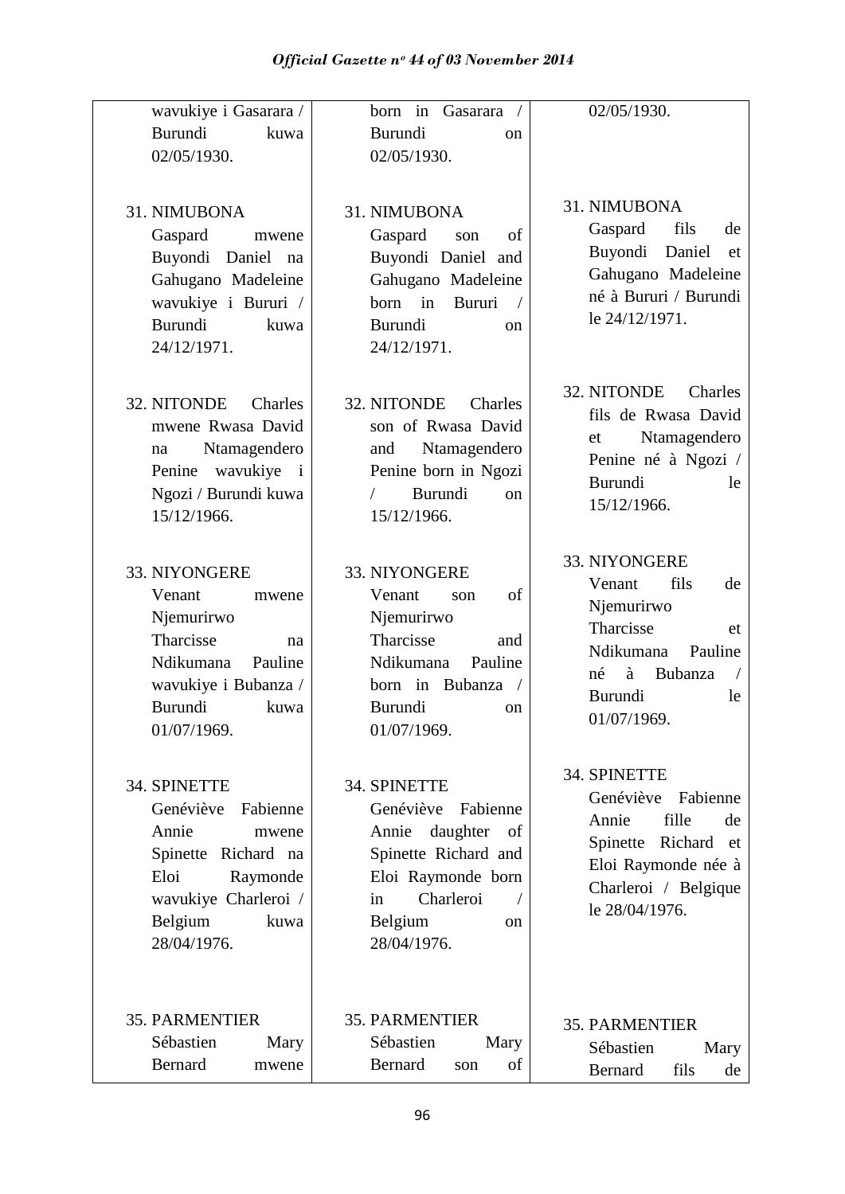| Kinyarwanda | English | Français |
|---|---|---|
| wavukiye i Gasarara / Burundi kuwa 02/05/1930. | born in Gasarara / Burundi on 02/05/1930. | 02/05/1930. |
| 31. NIMUBONA Gaspard mwene Buyondi Daniel na Gahugano Madeleine wavukiye i Bururi / Burundi kuwa 24/12/1971. | 31. NIMUBONA Gaspard son of Buyondi Daniel and Gahugano Madeleine born in Bururi / Burundi on 24/12/1971. | 31. NIMUBONA Gaspard fils de Buyondi Daniel et Gahugano Madeleine né à Bururi / Burundi le 24/12/1971. |
| 32. NITONDE Charles mwene Rwasa David na Ntamagendero Penine wavukiye i Ngozi / Burundi kuwa 15/12/1966. | 32. NITONDE Charles son of Rwasa David and Ntamagendero Penine born in Ngozi / Burundi on 15/12/1966. | 32. NITONDE Charles fils de Rwasa David et Ntamagendero Penine né à Ngozi / Burundi le 15/12/1966. |
| 33. NIYONGERE Venant mwene Njemurirwo Tharcisse na Ndikumana Pauline wavukiye i Bubanza / Burundi kuwa 01/07/1969. | 33. NIYONGERE Venant son of Njemurirwo Tharcisse and Ndikumana Pauline born in Bubanza / Burundi on 01/07/1969. | 33. NIYONGERE Venant fils de Njemurirwo Tharcisse et Ndikumana Pauline né à Bubanza / Burundi le 01/07/1969. |
| 34. SPINETTE Geneviève Fabienne Annie mwene Spinette Richard na Eloi Raymonde wavukiye Charleroi / Belgium kuwa 28/04/1976. | 34. SPINETTE Geneviève Fabienne Annie daughter of Spinette Richard and Eloi Raymonde born in Charleroi / Belgium on 28/04/1976. | 34. SPINETTE Geneviève Fabienne Annie fille de Spinette Richard et Eloi Raymonde née à Charleroi / Belgique le 28/04/1976. |
| 35. PARMENTIER Sébastien Mary Bernard mwene | 35. PARMENTIER Sébastien Mary Bernard son of | 35. PARMENTIER Sébastien Mary Bernard fils de |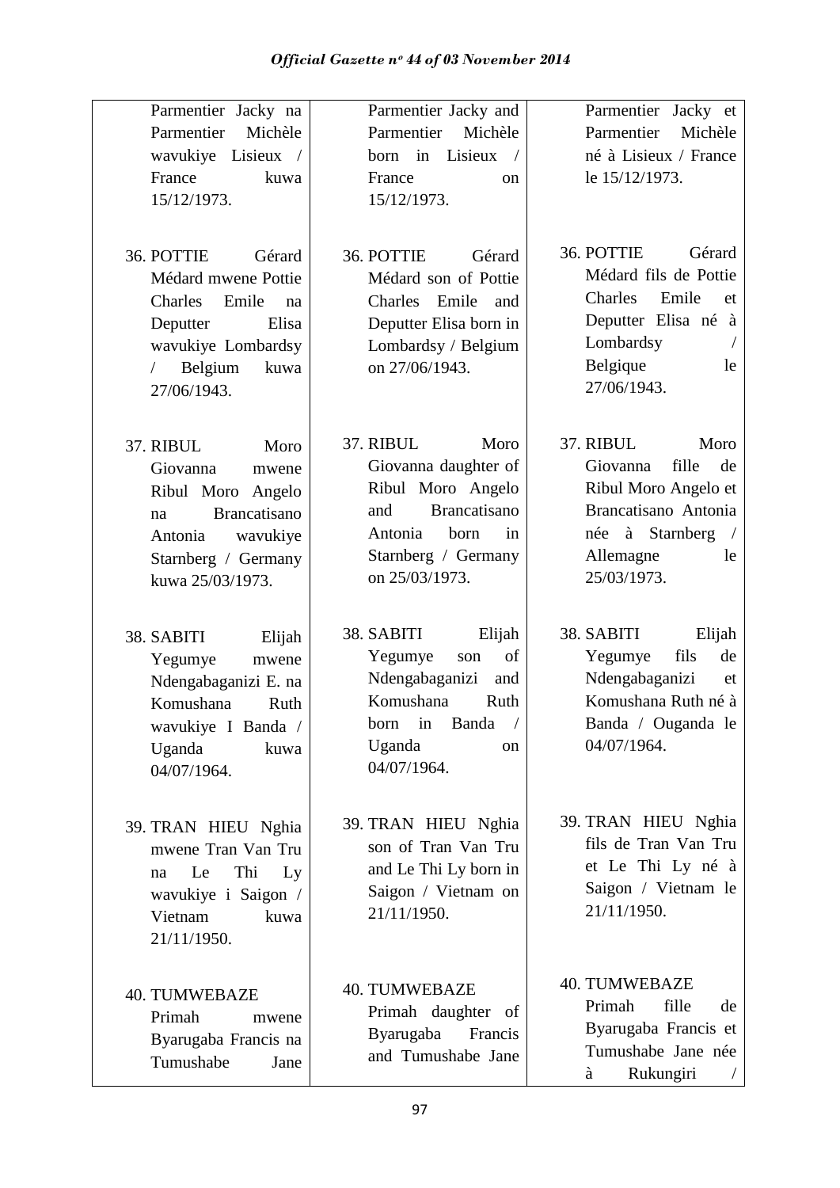| Parmentier Jacky na Parmentier Michèle wavukiye Lisieux / France kuwa 15/12/1973. | Parmentier Jacky and Parmentier Michèle born in Lisieux / France on 15/12/1973. | Parmentier Jacky et Parmentier Michèle né à Lisieux / France le 15/12/1973. |
|---|---|---|
| 36. POTTIE Gérard Médard mwene Pottie Charles Emile na Deputter Elisa wavukiye Lombardsy / Belgium kuwa 27/06/1943. | 36. POTTIE Gérard Médard son of Pottie Charles Emile and Deputter Elisa born in Lombardsy / Belgium on 27/06/1943. | 36. POTTIE Gérard Médard fils de Pottie Charles Emile et Deputter Elisa né à Lombardsy / Belgique le 27/06/1943. |
| 37. RIBUL Moro Giovanna mwene Ribul Moro Angelo na Brancatisano Antonia wavukiye Starnberg / Germany kuwa 25/03/1973. | 37. RIBUL Moro Giovanna daughter of Ribul Moro Angelo and Brancatisano Antonia born in Starnberg / Germany on 25/03/1973. | 37. RIBUL Moro Giovanna fille de Ribul Moro Angelo et Brancatisano Antonia née à Starnberg / Allemagne le 25/03/1973. |
| 38. SABITI Elijah Yegumye mwene Ndengabaganizi E. na Komushana Ruth wavukiye I Banda / Uganda kuwa 04/07/1964. | 38. SABITI Elijah Yegumye son of Ndengabaganizi and Komushana Ruth born in Banda / Uganda on 04/07/1964. | 38. SABITI Elijah Yegumye fils de Ndengabaganizi et Komushana Ruth né à Banda / Ouganda le 04/07/1964. |
| 39. TRAN HIEU Nghia mwene Tran Van Tru na Le Thi Ly wavukiye i Saigon / Vietnam kuwa 21/11/1950. | 39. TRAN HIEU Nghia son of Tran Van Tru and Le Thi Ly born in Saigon / Vietnam on 21/11/1950. | 39. TRAN HIEU Nghia fils de Tran Van Tru et Le Thi Ly né à Saigon / Vietnam le 21/11/1950. |
| 40. TUMWEBAZE Primah mwene Byarugaba Francis na Tumushabe Jane | 40. TUMWEBAZE Primah daughter of Byarugaba Francis and Tumushabe Jane | 40. TUMWEBAZE Primah fille de Byarugaba Francis et Tumushabe Jane née à Rukungiri / |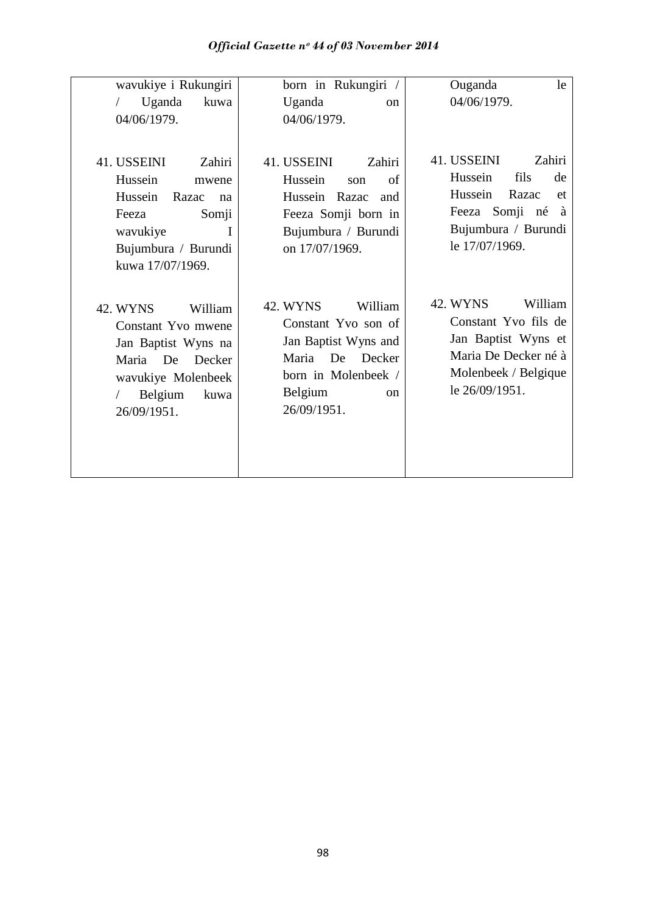| wavukiye i Rukungiri / Uganda kuwa 04/06/1979. | born in Rukungiri / Uganda on 04/06/1979. | Ouganda le 04/06/1979. |
|---|---|---|
| 41. USSEINI Zahiri Hussein mwene Hussein Razac na Feeza Somji wavukiye I Bujumbura / Burundi kuwa 17/07/1969. | 41. USSEINI Zahiri Hussein son of Hussein Razac and Feeza Somji born in Bujumbura / Burundi on 17/07/1969. | 41. USSEINI Zahiri Hussein fils de Hussein Razac et Feeza Somji né à Bujumbura / Burundi le 17/07/1969. |
| 42. WYNS William Constant Yvo mwene Jan Baptist Wyns na Maria De Decker wavukiye Molenbeek / Belgium kuwa 26/09/1951. | 42. WYNS William Constant Yvo son of Jan Baptist Wyns and Maria De Decker born in Molenbeek / Belgium on 26/09/1951. | 42. WYNS William Constant Yvo fils de Jan Baptist Wyns et Maria De Decker né à Molenbeek / Belgique le 26/09/1951. |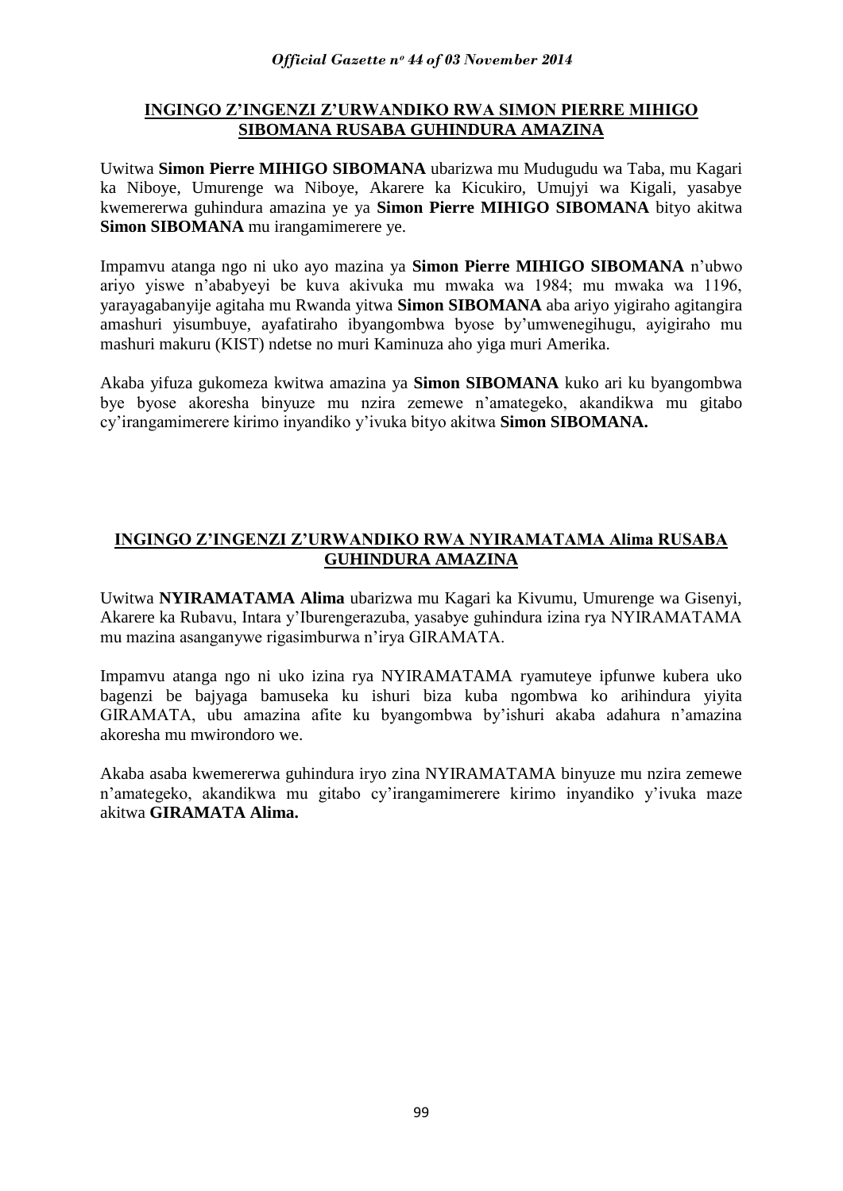**INGINGO Z'INGENZI Z'URWANDIKO RWA SIMON PIERRE MIHIGO SIBOMANA RUSABA GUHINDURA AMAZINA**

Uwitwa **Simon Pierre MIHIGO SIBOMANA** ubarizwa mu Mudugudu wa Taba, mu Kagari ka Niboye, Umurenge wa Niboye, Akarere ka Kicukiro, Umujyi wa Kigali, yasabye kwemererwa guhindura amazina ye ya **Simon Pierre MIHIGO SIBOMANA** bityo akitwa **Simon SIBOMANA** mu irangamimerere ye.

Impamvu atanga ngo ni uko ayo mazina ya **Simon Pierre MIHIGO SIBOMANA** n'ubwo ariyo yiswe n'ababyeyi be kuva akivuka mu mwaka wa 1984; mu mwaka wa 1196, yarayagabanyije agitaha mu Rwanda yitwa **Simon SIBOMANA** aba ariyo yigiraho agitangira amashuri yisumbuye, ayafatiraho ibyangombwa byose by'umwenegihugu, ayigiraho mu mashuri makuru (KIST) ndetse no muri Kaminuza aho yiga muri Amerika.

Akaba yifuza gukomeza kwitwa amazina ya **Simon SIBOMANA** kuko ari ku byangombwa bye byose akoresha binyuze mu nzira zemewe n'amategeko, akandikwa mu gitabo cy'irangamimerere kirimo inyandiko y'ivuka bityo akitwa **Simon SIBOMANA.**

**INGINGO Z'INGENZI Z'URWANDIKO RWA NYIRAMATAMA Alima RUSABA GUHINDURA AMAZINA**

Uwitwa **NYIRAMATAMA Alima** ubarizwa mu Kagari ka Kivumu, Umurenge wa Gisenyi, Akarere ka Rubavu, Intara y'Iburengerazuba, yasabye guhindura izina rya NYIRAMATAMA mu mazina asanganywe rigasimburwa n'irya GIRAMATA.

Impamvu atanga ngo ni uko izina rya NYIRAMATAMA ryamuteye ipfunwe kubera uko bagenzi be bajyaga bamuseka ku ishuri biza kuba ngombwa ko arihindura yiyita GIRAMATA, ubu amazina afite ku byangombwa by'ishuri akaba adahura n'amazina akoresha mu mwirondoro we.

Akaba asaba kwemererwa guhindura iryo zina NYIRAMATAMA binyuze mu nzira zemewe n'amategeko, akandikwa mu gitabo cy'irangamimerere kirimo inyandiko y'ivuka maze akitwa **GIRAMATA Alima.**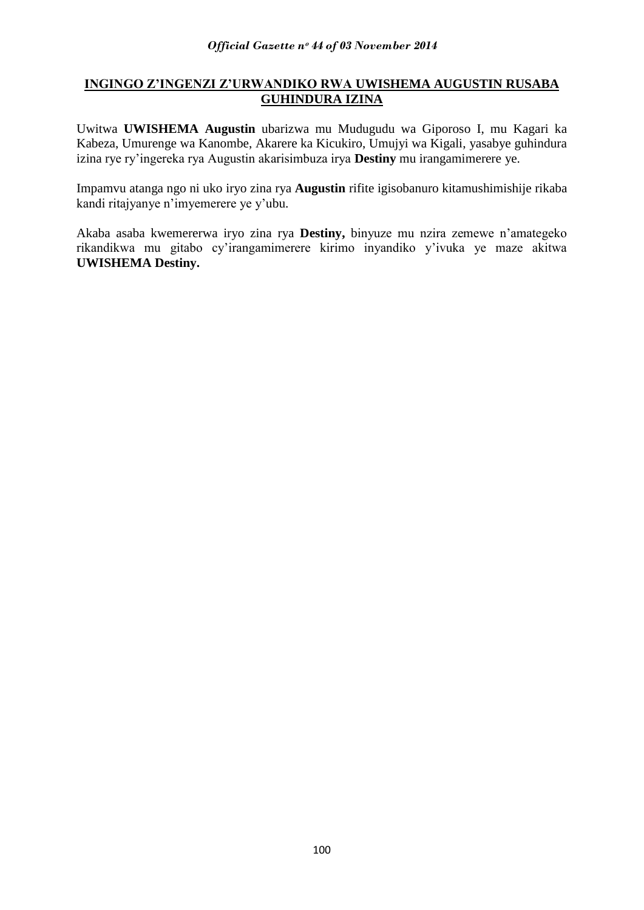**INGINGO Z'INGENZI Z'URWANDIKO RWA UWISHEMA AUGUSTIN RUSABA GUHINDURA IZINA**

Uwitwa **UWISHEMA Augustin** ubarizwa mu Mudugudu wa Giporoso I, mu Kagari ka Kabeza, Umurenge wa Kanombe, Akarere ka Kicukiro, Umujyi wa Kigali, yasabye guhindura izina rye ry'ingereka rya Augustin akarisimbuza irya **Destiny** mu irangamimerere ye.

Impamvu atanga ngo ni uko iryo zina rya **Augustin** rifite igisobanuro kitamushimishije rikaba kandi ritajyanye n'imyemerere ye y'ubu.

Akaba asaba kwemererwa iryo zina rya **Destiny,** binyuze mu nzira zemewe n'amategeko rikandikwa mu gitabo cy'irangamimerere kirimo inyandiko y'ivuka ye maze akitwa **UWISHEMA Destiny.**